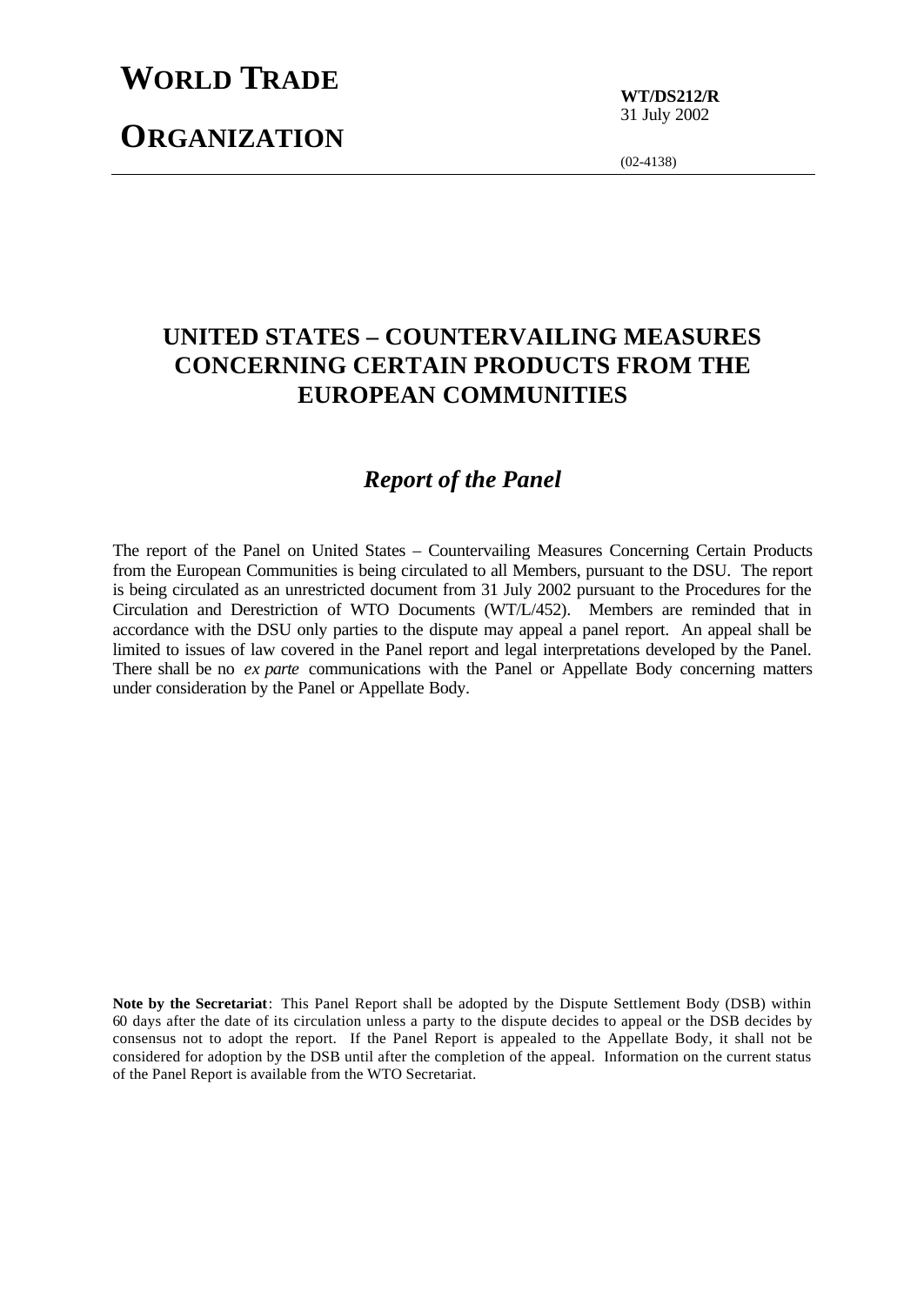# WORLD TRADE ORGANIZATION

**WT/DS212/R**
31 July 2002

(02-4138)

## UNITED STATES – COUNTERVAILING MEASURES CONCERNING CERTAIN PRODUCTS FROM THE EUROPEAN COMMUNITIES

### *Report of the Panel*

The report of the Panel on United States – Countervailing Measures Concerning Certain Products from the European Communities is being circulated to all Members, pursuant to the DSU. The report is being circulated as an unrestricted document from 31 July 2002 pursuant to the Procedures for the Circulation and Derestriction of WTO Documents (WT/L/452). Members are reminded that in accordance with the DSU only parties to the dispute may appeal a panel report. An appeal shall be limited to issues of law covered in the Panel report and legal interpretations developed by the Panel. There shall be no *ex parte* communications with the Panel or Appellate Body concerning matters under consideration by the Panel or Appellate Body.

**Note by the Secretariat**: This Panel Report shall be adopted by the Dispute Settlement Body (DSB) within 60 days after the date of its circulation unless a party to the dispute decides to appeal or the DSB decides by consensus not to adopt the report. If the Panel Report is appealed to the Appellate Body, it shall not be considered for adoption by the DSB until after the completion of the appeal. Information on the current status of the Panel Report is available from the WTO Secretariat.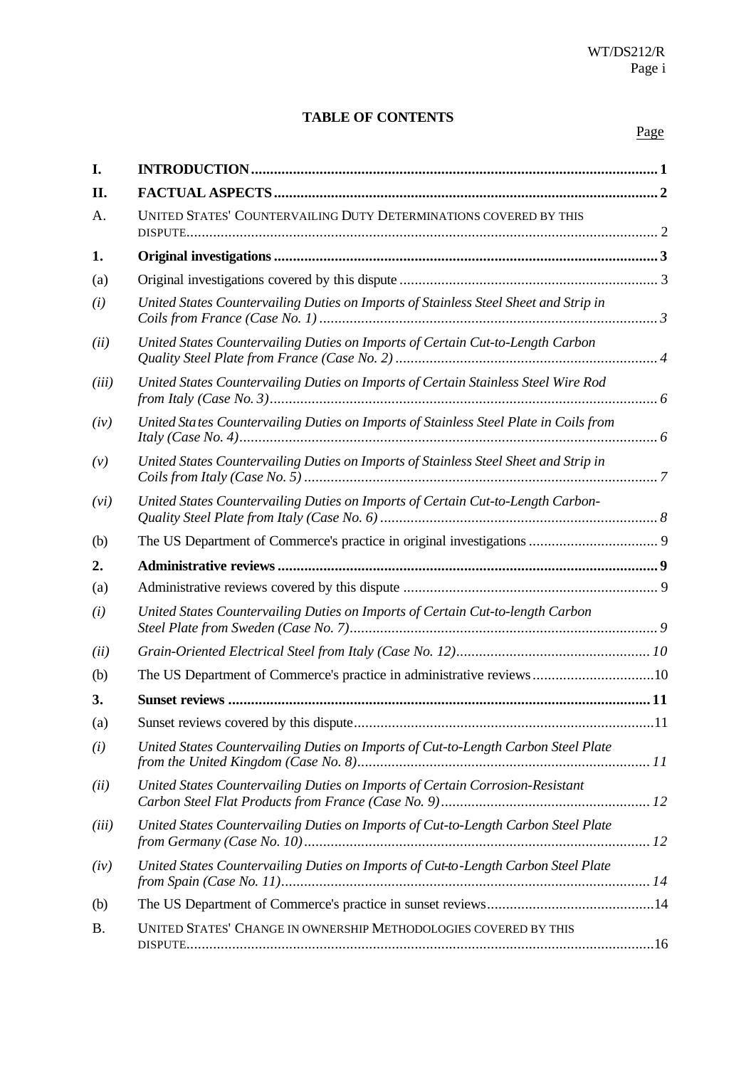**TABLE OF CONTENTS**

| | | Page |
|---|---|---|
| **I.** | **INTRODUCTION** | **1** |
| **II.** | **FACTUAL ASPECTS** | **2** |
| A. | UNITED STATES' COUNTERVAILING DUTY DETERMINATIONS COVERED BY THIS DISPUTE | 2 |
| **1.** | **Original investigations** | **3** |
| (a) | Original investigations covered by this dispute | 3 |
| *(i)* | *United States Countervailing Duties on Imports of Stainless Steel Sheet and Strip in Coils from France (Case No. 1)* | *3* |
| *(ii)* | *United States Countervailing Duties on Imports of Certain Cut-to-Length Carbon Quality Steel Plate from France (Case No. 2)* | *4* |
| *(iii)* | *United States Countervailing Duties on Imports of Certain Stainless Steel Wire Rod from Italy (Case No. 3)* | *6* |
| *(iv)* | *United States Countervailing Duties on Imports of Stainless Steel Plate in Coils from Italy (Case No. 4)* | *6* |
| *(v)* | *United States Countervailing Duties on Imports of Stainless Steel Sheet and Strip in Coils from Italy (Case No. 5)* | *7* |
| *(vi)* | *United States Countervailing Duties on Imports of Certain Cut-to-Length Carbon-Quality Steel Plate from Italy (Case No. 6)* | *8* |
| (b) | The US Department of Commerce's practice in original investigations | 9 |
| **2.** | **Administrative reviews** | **9** |
| (a) | Administrative reviews covered by this dispute | 9 |
| *(i)* | *United States Countervailing Duties on Imports of Certain Cut-to-length Carbon Steel Plate from Sweden (Case No. 7)* | *9* |
| *(ii)* | *Grain-Oriented Electrical Steel from Italy (Case No. 12)* | *10* |
| (b) | The US Department of Commerce's practice in administrative reviews | 10 |
| **3.** | **Sunset reviews** | **11** |
| (a) | Sunset reviews covered by this dispute | 11 |
| *(i)* | *United States Countervailing Duties on Imports of Cut-to-Length Carbon Steel Plate from the United Kingdom (Case No. 8)* | *11* |
| *(ii)* | *United States Countervailing Duties on Imports of Certain Corrosion-Resistant Carbon Steel Flat Products from France (Case No. 9)* | *12* |
| *(iii)* | *United States Countervailing Duties on Imports of Cut-to-Length Carbon Steel Plate from Germany (Case No. 10)* | *12* |
| *(iv)* | *United States Countervailing Duties on Imports of Cut-to-Length Carbon Steel Plate from Spain (Case No. 11)* | *14* |
| (b) | The US Department of Commerce's practice in sunset reviews | 14 |
| B. | UNITED STATES' CHANGE IN OWNERSHIP METHODOLOGIES COVERED BY THIS DISPUTE | 16 |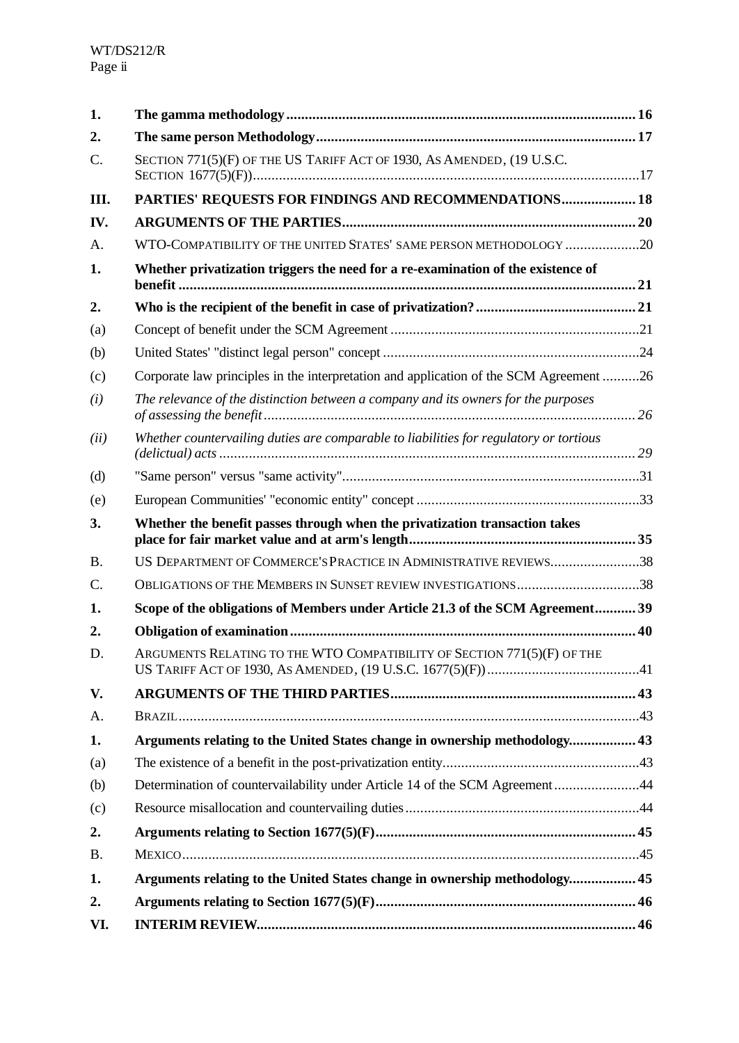| | | |
|---|---|---|
| **1.** | **The gamma methodology** | **16** |
| **2.** | **The same person Methodology** | **17** |
| C. | SECTION 771(5)(F) OF THE US TARIFF ACT OF 1930, AS AMENDED, (19 U.S.C. SECTION 1677(5)(F)) | 17 |
| **III.** | **PARTIES' REQUESTS FOR FINDINGS AND RECOMMENDATIONS** | **18** |
| **IV.** | **ARGUMENTS OF THE PARTIES** | **20** |
| A. | WTO-COMPATIBILITY OF THE UNITED STATES' SAME PERSON METHODOLOGY | 20 |
| **1.** | **Whether privatization triggers the need for a re-examination of the existence of benefit** | **21** |
| **2.** | **Who is the recipient of the benefit in case of privatization?** | **21** |
| (a) | Concept of benefit under the SCM Agreement | 21 |
| (b) | United States' "distinct legal person" concept | 24 |
| (c) | Corporate law principles in the interpretation and application of the SCM Agreement | 26 |
| *(i)* | *The relevance of the distinction between a company and its owners for the purposes of assessing the benefit* | *26* |
| *(ii)* | *Whether countervailing duties are comparable to liabilities for regulatory or tortious (delictual) acts* | *29* |
| (d) | "Same person" versus "same activity" | 31 |
| (e) | European Communities' "economic entity" concept | 33 |
| **3.** | **Whether the benefit passes through when the privatization transaction takes place for fair market value and at arm's length** | **35** |
| B. | US DEPARTMENT OF COMMERCE'S PRACTICE IN ADMINISTRATIVE REVIEWS | 38 |
| C. | OBLIGATIONS OF THE MEMBERS IN SUNSET REVIEW INVESTIGATIONS | 38 |
| **1.** | **Scope of the obligations of Members under Article 21.3 of the SCM Agreement** | **39** |
| **2.** | **Obligation of examination** | **40** |
| D. | ARGUMENTS RELATING TO THE WTO COMPATIBILITY OF SECTION 771(5)(F) OF THE US TARIFF ACT OF 1930, AS AMENDED, (19 U.S.C. 1677(5)(F)) | 41 |
| **V.** | **ARGUMENTS OF THE THIRD PARTIES** | **43** |
| A. | BRAZIL | 43 |
| **1.** | **Arguments relating to the United States change in ownership methodology** | **43** |
| (a) | The existence of a benefit in the post-privatization entity | 43 |
| (b) | Determination of countervailability under Article 14 of the SCM Agreement | 44 |
| (c) | Resource misallocation and countervailing duties | 44 |
| **2.** | **Arguments relating to Section 1677(5)(F)** | **45** |
| B. | MEXICO | 45 |
| **1.** | **Arguments relating to the United States change in ownership methodology** | **45** |
| **2.** | **Arguments relating to Section 1677(5)(F)** | **46** |
| **VI.** | **INTERIM REVIEW** | **46** |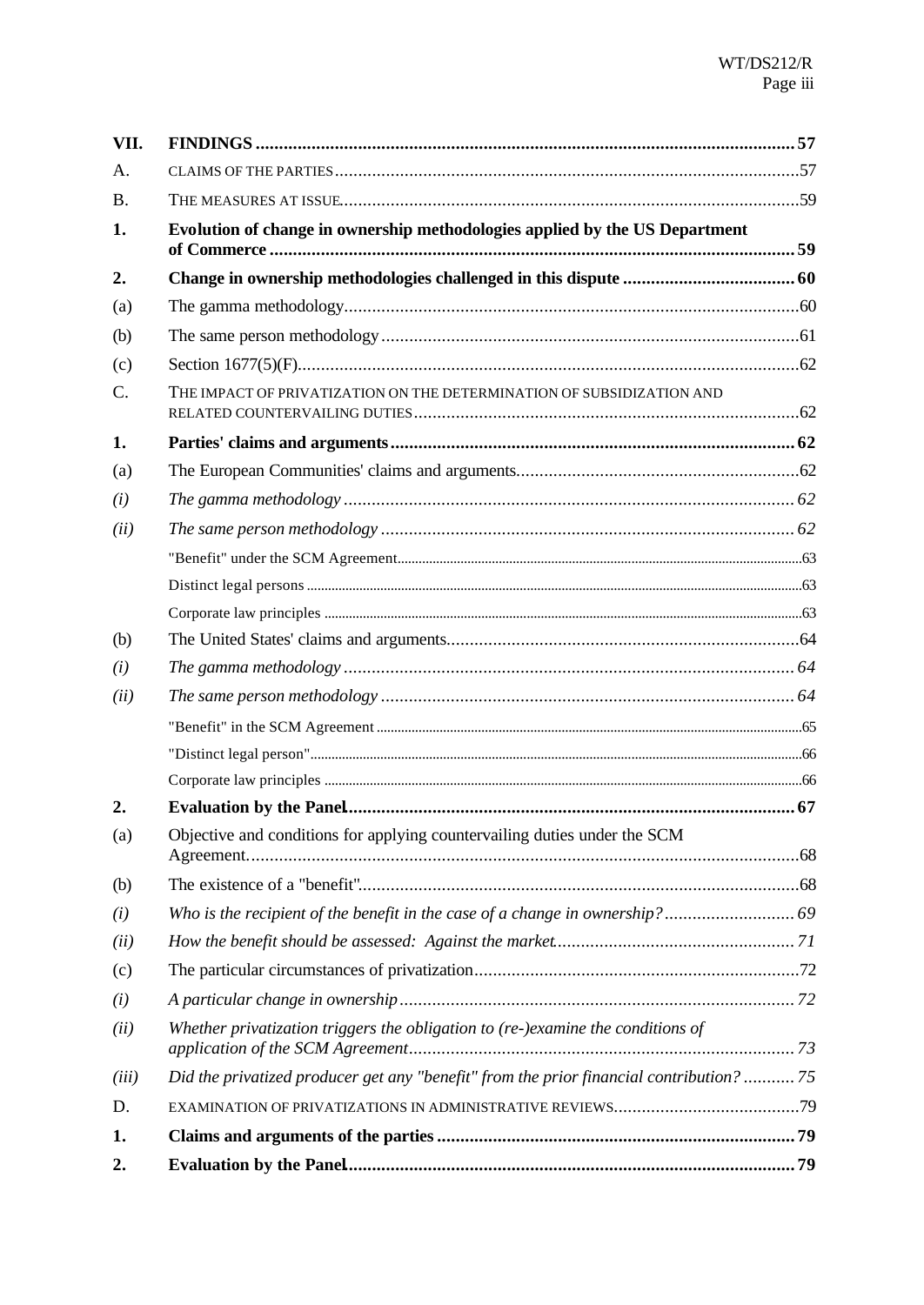| | | |
|---|---|---|
| **VII.** | **FINDINGS** | **57** |
| A. | CLAIMS OF THE PARTIES | 57 |
| B. | THE MEASURES AT ISSUE | 59 |
| **1.** | **Evolution of change in ownership methodologies applied by the US Department of Commerce** | **59** |
| **2.** | **Change in ownership methodologies challenged in this dispute** | **60** |
| (a) | The gamma methodology | 60 |
| (b) | The same person methodology | 61 |
| (c) | Section 1677(5)(F) | 62 |
| C. | THE IMPACT OF PRIVATIZATION ON THE DETERMINATION OF SUBSIDIZATION AND RELATED COUNTERVAILING DUTIES | 62 |
| **1.** | **Parties' claims and arguments** | **62** |
| (a) | The European Communities' claims and arguments | 62 |
| *(i)* | *The gamma methodology* | *62* |
| *(ii)* | *The same person methodology* | *62* |
| | "Benefit" under the SCM Agreement | 63 |
| | Distinct legal persons | 63 |
| | Corporate law principles | 63 |
| (b) | The United States' claims and arguments | 64 |
| *(i)* | *The gamma methodology* | *64* |
| *(ii)* | *The same person methodology* | *64* |
| | "Benefit" in the SCM Agreement | 65 |
| | "Distinct legal person" | 66 |
| | Corporate law principles | 66 |
| **2.** | **Evaluation by the Panel** | **67** |
| (a) | Objective and conditions for applying countervailing duties under the SCM Agreement | 68 |
| (b) | The existence of a "benefit" | 68 |
| *(i)* | *Who is the recipient of the benefit in the case of a change in ownership?* | *69* |
| *(ii)* | *How the benefit should be assessed: Against the market* | *71* |
| (c) | The particular circumstances of privatization | 72 |
| *(i)* | *A particular change in ownership* | *72* |
| *(ii)* | *Whether privatization triggers the obligation to (re-)examine the conditions of application of the SCM Agreement* | *73* |
| *(iii)* | *Did the privatized producer get any "benefit" from the prior financial contribution?* | *75* |
| D. | EXAMINATION OF PRIVATIZATIONS IN ADMINISTRATIVE REVIEWS | 79 |
| **1.** | **Claims and arguments of the parties** | **79** |
| **2.** | **Evaluation by the Panel** | **79** |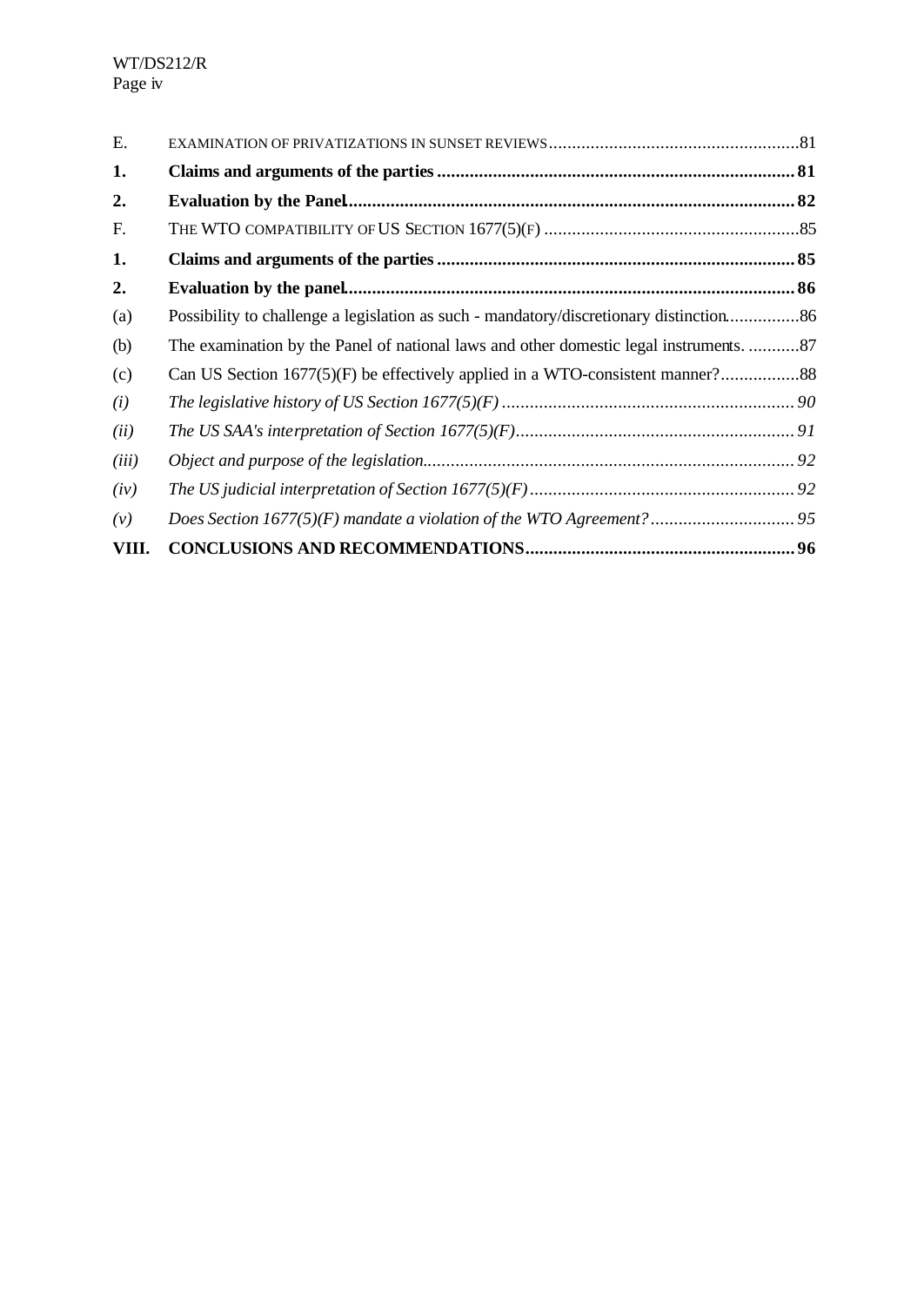| | | |
|---|---|---|
| E. | EXAMINATION OF PRIVATIZATIONS IN SUNSET REVIEWS | 81 |
| **1.** | **Claims and arguments of the parties** | **81** |
| **2.** | **Evaluation by the Panel** | **82** |
| F. | THE WTO COMPATIBILITY OF US SECTION 1677(5)(F) | 85 |
| **1.** | **Claims and arguments of the parties** | **85** |
| **2.** | **Evaluation by the panel** | **86** |
| (a) | Possibility to challenge a legislation as such - mandatory/discretionary distinction | 86 |
| (b) | The examination by the Panel of national laws and other domestic legal instruments. | 87 |
| (c) | Can US Section 1677(5)(F) be effectively applied in a WTO-consistent manner? | 88 |
| *(i)* | *The legislative history of US Section 1677(5)(F)* | *90* |
| *(ii)* | *The US SAA's interpretation of Section 1677(5)(F)* | *91* |
| *(iii)* | *Object and purpose of the legislation* | *92* |
| *(iv)* | *The US judicial interpretation of Section 1677(5)(F)* | *92* |
| *(v)* | *Does Section 1677(5)(F) mandate a violation of the WTO Agreement?* | *95* |
| **VIII.** | **CONCLUSIONS AND RECOMMENDATIONS** | **96** |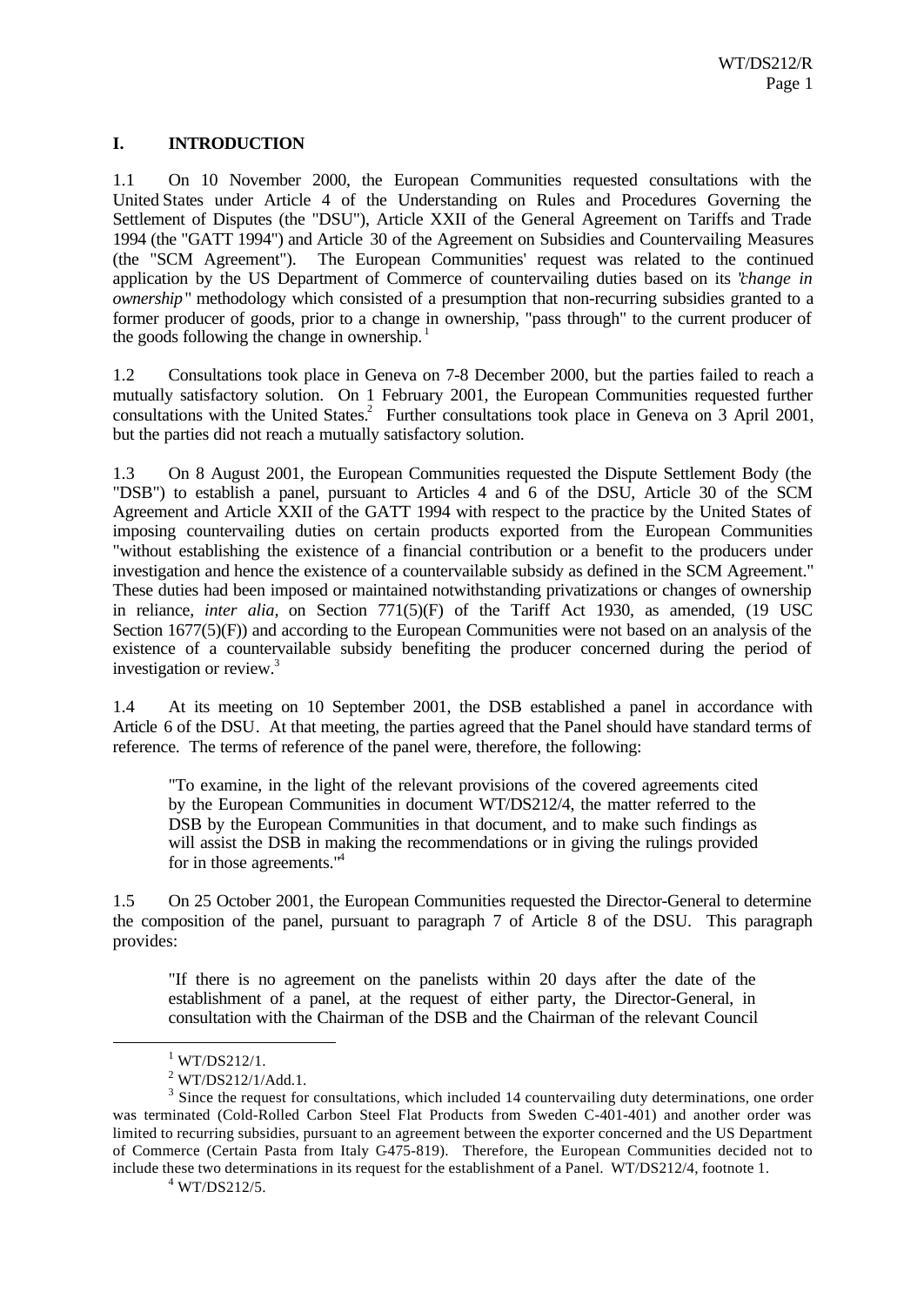## I. INTRODUCTION

1.1 On 10 November 2000, the European Communities requested consultations with the United States under Article 4 of the Understanding on Rules and Procedures Governing the Settlement of Disputes (the "DSU"), Article XXII of the General Agreement on Tariffs and Trade 1994 (the "GATT 1994") and Article 30 of the Agreement on Subsidies and Countervailing Measures (the "SCM Agreement"). The European Communities' request was related to the continued application by the US Department of Commerce of countervailing duties based on its "*change in ownership*" methodology which consisted of a presumption that non-recurring subsidies granted to a former producer of goods, prior to a change in ownership, "pass through" to the current producer of the goods following the change in ownership.[1]

1.2 Consultations took place in Geneva on 7-8 December 2000, but the parties failed to reach a mutually satisfactory solution. On 1 February 2001, the European Communities requested further consultations with the United States.[2] Further consultations took place in Geneva on 3 April 2001, but the parties did not reach a mutually satisfactory solution.

1.3 On 8 August 2001, the European Communities requested the Dispute Settlement Body (the "DSB") to establish a panel, pursuant to Articles 4 and 6 of the DSU, Article 30 of the SCM Agreement and Article XXII of the GATT 1994 with respect to the practice by the United States of imposing countervailing duties on certain products exported from the European Communities "without establishing the existence of a financial contribution or a benefit to the producers under investigation and hence the existence of a countervailable subsidy as defined in the SCM Agreement." These duties had been imposed or maintained notwithstanding privatizations or changes of ownership in reliance, *inter alia,* on Section 771(5)(F) of the Tariff Act 1930, as amended, (19 USC Section 1677(5)(F)) and according to the European Communities were not based on an analysis of the existence of a countervailable subsidy benefiting the producer concerned during the period of investigation or review.[3]

1.4 At its meeting on 10 September 2001, the DSB established a panel in accordance with Article 6 of the DSU. At that meeting, the parties agreed that the Panel should have standard terms of reference. The terms of reference of the panel were, therefore, the following:

> "To examine, in the light of the relevant provisions of the covered agreements cited by the European Communities in document WT/DS212/4, the matter referred to the DSB by the European Communities in that document, and to make such findings as will assist the DSB in making the recommendations or in giving the rulings provided for in those agreements."[4]

1.5 On 25 October 2001, the European Communities requested the Director-General to determine the composition of the panel, pursuant to paragraph 7 of Article 8 of the DSU. This paragraph provides:

> "If there is no agreement on the panelists within 20 days after the date of the establishment of a panel, at the request of either party, the Director-General, in consultation with the Chairman of the DSB and the Chairman of the relevant Council

---

[1] WT/DS212/1.

[2] WT/DS212/1/Add.1.

[3] Since the request for consultations, which included 14 countervailing duty determinations, one order was terminated (Cold-Rolled Carbon Steel Flat Products from Sweden C-401-401) and another order was limited to recurring subsidies, pursuant to an agreement between the exporter concerned and the US Department of Commerce (Certain Pasta from Italy C-475-819). Therefore, the European Communities decided not to include these two determinations in its request for the establishment of a Panel. WT/DS212/4, footnote 1.

[4] WT/DS212/5.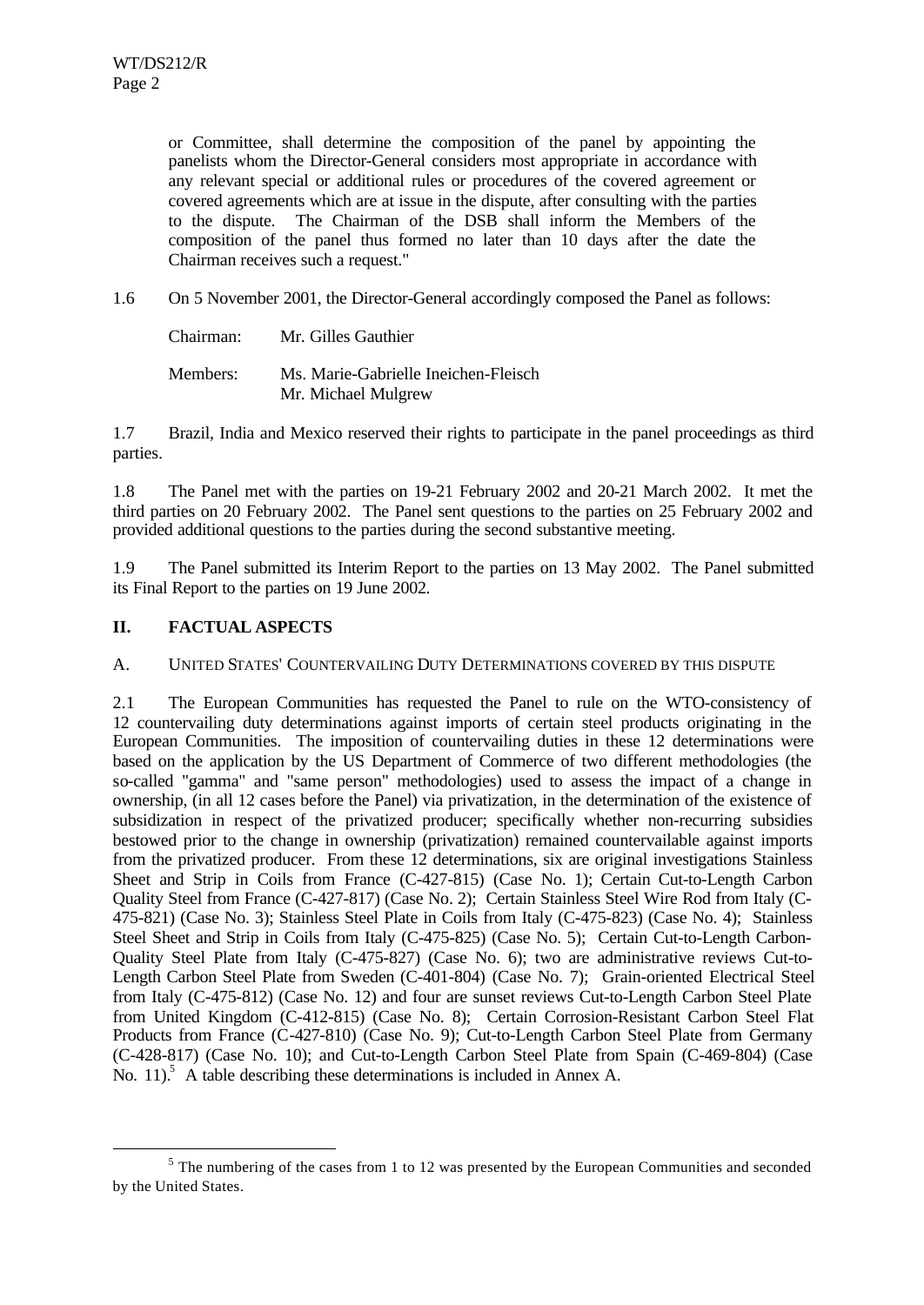or Committee, shall determine the composition of the panel by appointing the panelists whom the Director-General considers most appropriate in accordance with any relevant special or additional rules or procedures of the covered agreement or covered agreements which are at issue in the dispute, after consulting with the parties to the dispute. The Chairman of the DSB shall inform the Members of the composition of the panel thus formed no later than 10 days after the date the Chairman receives such a request."

1.6 On 5 November 2001, the Director-General accordingly composed the Panel as follows:

Chairman: Mr. Gilles Gauthier

Members: Ms. Marie-Gabrielle Ineichen-Fleisch
Mr. Michael Mulgrew

1.7 Brazil, India and Mexico reserved their rights to participate in the panel proceedings as third parties.

1.8 The Panel met with the parties on 19-21 February 2002 and 20-21 March 2002. It met the third parties on 20 February 2002. The Panel sent questions to the parties on 25 February 2002 and provided additional questions to the parties during the second substantive meeting.

1.9 The Panel submitted its Interim Report to the parties on 13 May 2002. The Panel submitted its Final Report to the parties on 19 June 2002.

## II. FACTUAL ASPECTS

### A. UNITED STATES' COUNTERVAILING DUTY DETERMINATIONS COVERED BY THIS DISPUTE

2.1 The European Communities has requested the Panel to rule on the WTO-consistency of 12 countervailing duty determinations against imports of certain steel products originating in the European Communities. The imposition of countervailing duties in these 12 determinations were based on the application by the US Department of Commerce of two different methodologies (the so-called "gamma" and "same person" methodologies) used to assess the impact of a change in ownership, (in all 12 cases before the Panel) via privatization, in the determination of the existence of subsidization in respect of the privatized producer; specifically whether non-recurring subsidies bestowed prior to the change in ownership (privatization) remained countervailable against imports from the privatized producer. From these 12 determinations, six are original investigations Stainless Sheet and Strip in Coils from France (C-427-815) (Case No. 1); Certain Cut-to-Length Carbon Quality Steel from France (C-427-817) (Case No. 2); Certain Stainless Steel Wire Rod from Italy (C-475-821) (Case No. 3); Stainless Steel Plate in Coils from Italy (C-475-823) (Case No. 4); Stainless Steel Sheet and Strip in Coils from Italy (C-475-825) (Case No. 5); Certain Cut-to-Length Carbon-Quality Steel Plate from Italy (C-475-827) (Case No. 6); two are administrative reviews Cut-to-Length Carbon Steel Plate from Sweden (C-401-804) (Case No. 7); Grain-oriented Electrical Steel from Italy (C-475-812) (Case No. 12) and four are sunset reviews Cut-to-Length Carbon Steel Plate from United Kingdom (C-412-815) (Case No. 8); Certain Corrosion-Resistant Carbon Steel Flat Products from France (C-427-810) (Case No. 9); Cut-to-Length Carbon Steel Plate from Germany (C-428-817) (Case No. 10); and Cut-to-Length Carbon Steel Plate from Spain (C-469-804) (Case No. 11).[5] A table describing these determinations is included in Annex A.

[5] The numbering of the cases from 1 to 12 was presented by the European Communities and seconded by the United States.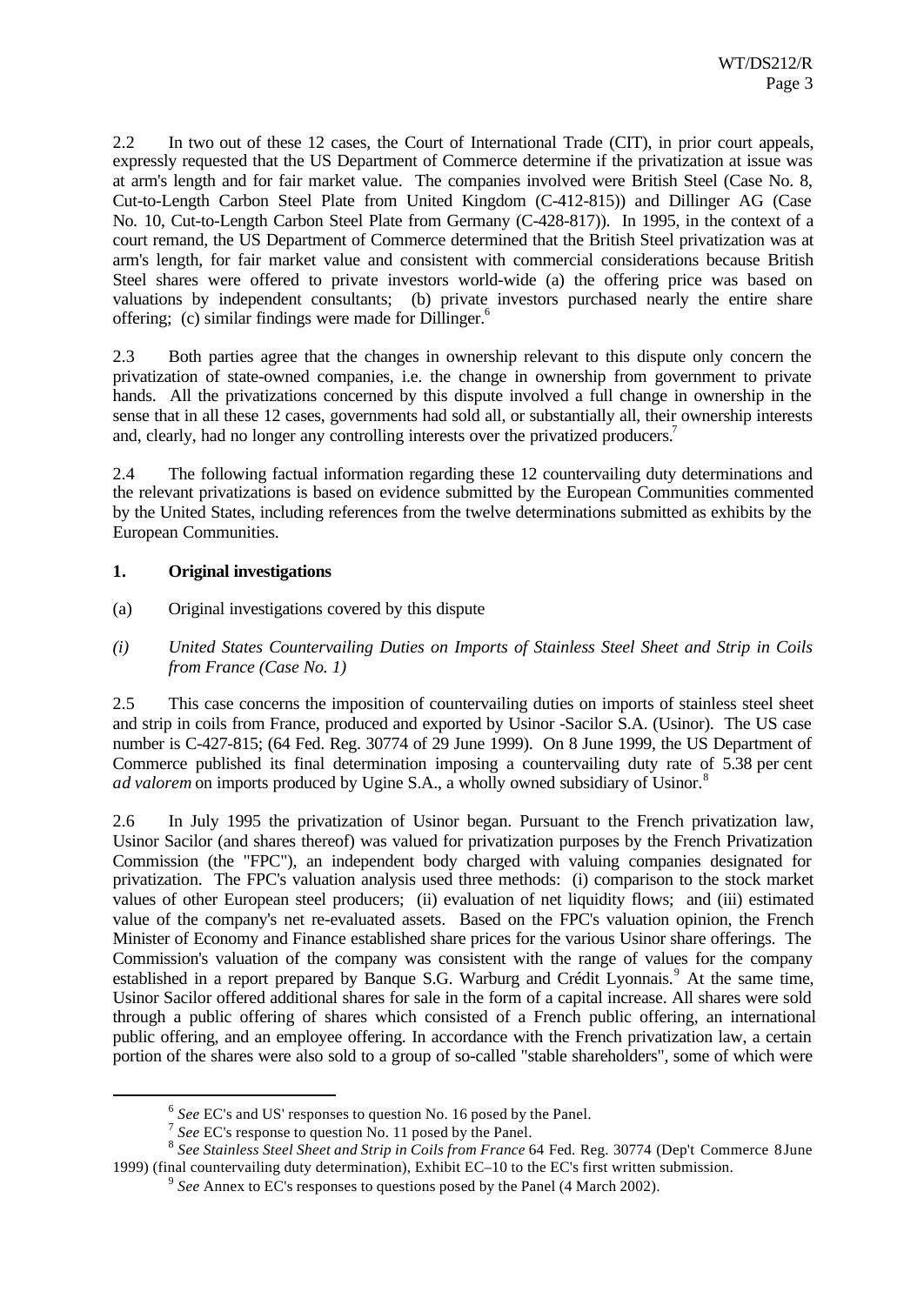2.2 In two out of these 12 cases, the Court of International Trade (CIT), in prior court appeals, expressly requested that the US Department of Commerce determine if the privatization at issue was at arm's length and for fair market value. The companies involved were British Steel (Case No. 8, Cut-to-Length Carbon Steel Plate from United Kingdom (C-412-815)) and Dillinger AG (Case No. 10, Cut-to-Length Carbon Steel Plate from Germany (C-428-817)). In 1995, in the context of a court remand, the US Department of Commerce determined that the British Steel privatization was at arm's length, for fair market value and consistent with commercial considerations because British Steel shares were offered to private investors world-wide (a) the offering price was based on valuations by independent consultants; (b) private investors purchased nearly the entire share offering; (c) similar findings were made for Dillinger.[6]

2.3 Both parties agree that the changes in ownership relevant to this dispute only concern the privatization of state-owned companies, i.e. the change in ownership from government to private hands. All the privatizations concerned by this dispute involved a full change in ownership in the sense that in all these 12 cases, governments had sold all, or substantially all, their ownership interests and, clearly, had no longer any controlling interests over the privatized producers.[7]

2.4 The following factual information regarding these 12 countervailing duty determinations and the relevant privatizations is based on evidence submitted by the European Communities commented by the United States, including references from the twelve determinations submitted as exhibits by the European Communities.

### 1. Original investigations

(a) Original investigations covered by this dispute

*(i) United States Countervailing Duties on Imports of Stainless Steel Sheet and Strip in Coils from France (Case No. 1)*

2.5 This case concerns the imposition of countervailing duties on imports of stainless steel sheet and strip in coils from France, produced and exported by Usinor -Sacilor S.A. (Usinor). The US case number is C-427-815; (64 Fed. Reg. 30774 of 29 June 1999). On 8 June 1999, the US Department of Commerce published its final determination imposing a countervailing duty rate of 5.38 per cent *ad valorem* on imports produced by Ugine S.A., a wholly owned subsidiary of Usinor.[8]

2.6 In July 1995 the privatization of Usinor began. Pursuant to the French privatization law, Usinor Sacilor (and shares thereof) was valued for privatization purposes by the French Privatization Commission (the "FPC"), an independent body charged with valuing companies designated for privatization. The FPC's valuation analysis used three methods: (i) comparison to the stock market values of other European steel producers; (ii) evaluation of net liquidity flows; and (iii) estimated value of the company's net re-evaluated assets. Based on the FPC's valuation opinion, the French Minister of Economy and Finance established share prices for the various Usinor share offerings. The Commission's valuation of the company was consistent with the range of values for the company established in a report prepared by Banque S.G. Warburg and Crédit Lyonnais.[9] At the same time, Usinor Sacilor offered additional shares for sale in the form of a capital increase. All shares were sold through a public offering of shares which consisted of a French public offering, an international public offering, and an employee offering. In accordance with the French privatization law, a certain portion of the shares were also sold to a group of so-called "stable shareholders", some of which were

---

[6] *See* EC's and US' responses to question No. 16 posed by the Panel.

[7] *See* EC's response to question No. 11 posed by the Panel.

[8] *See Stainless Steel Sheet and Strip in Coils from France* 64 Fed. Reg. 30774 (Dep't Commerce 8 June 1999) (final countervailing duty determination), Exhibit EC–10 to the EC's first written submission.

[9] *See* Annex to EC's responses to questions posed by the Panel (4 March 2002).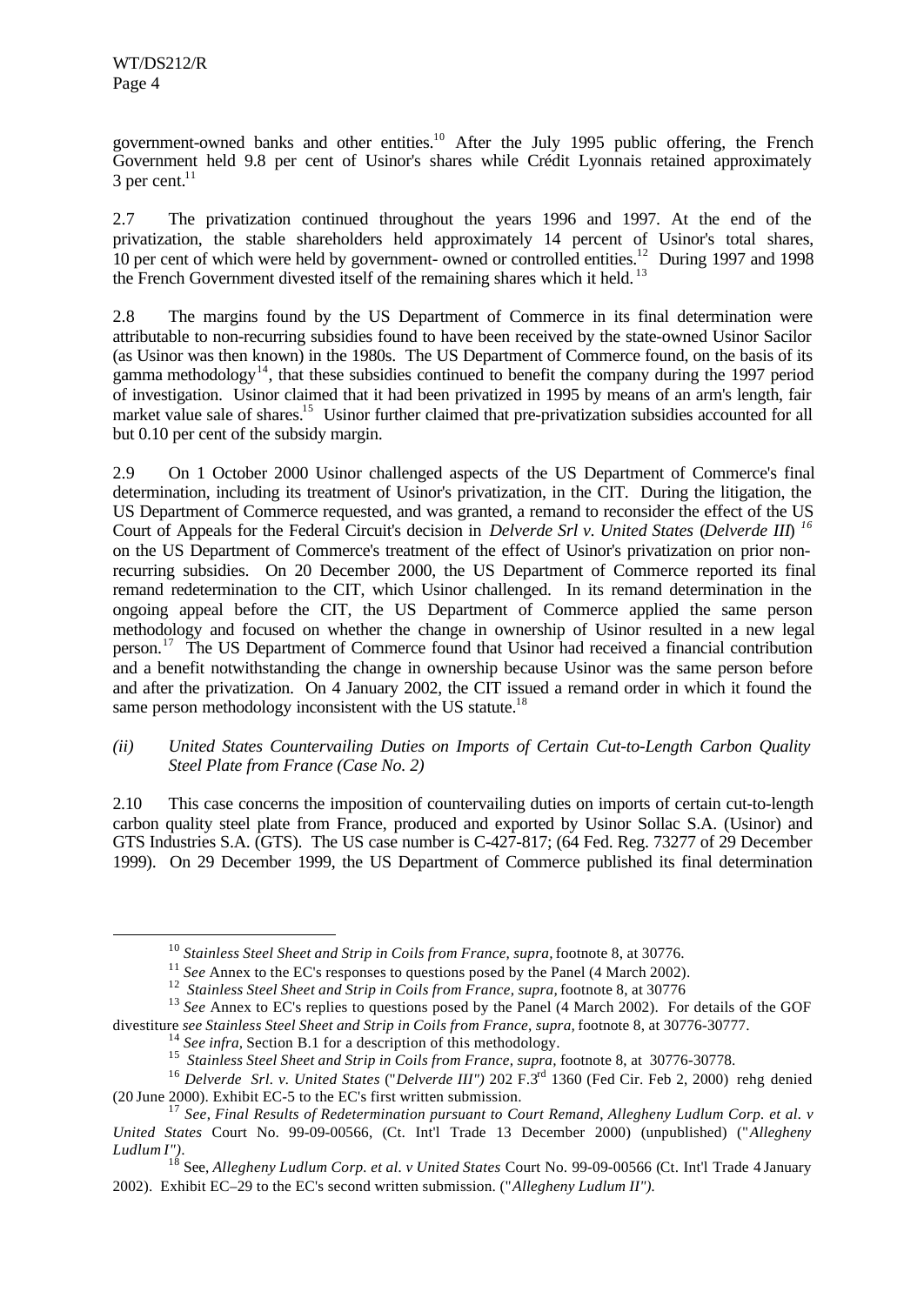government-owned banks and other entities.[10] After the July 1995 public offering, the French Government held 9.8 per cent of Usinor's shares while Crédit Lyonnais retained approximately 3 per cent.[11]

2.7 The privatization continued throughout the years 1996 and 1997. At the end of the privatization, the stable shareholders held approximately 14 percent of Usinor's total shares, 10 per cent of which were held by government- owned or controlled entities.[12] During 1997 and 1998 the French Government divested itself of the remaining shares which it held.[13]

2.8 The margins found by the US Department of Commerce in its final determination were attributable to non-recurring subsidies found to have been received by the state-owned Usinor Sacilor (as Usinor was then known) in the 1980s. The US Department of Commerce found, on the basis of its gamma methodology[14], that these subsidies continued to benefit the company during the 1997 period of investigation. Usinor claimed that it had been privatized in 1995 by means of an arm's length, fair market value sale of shares.[15] Usinor further claimed that pre-privatization subsidies accounted for all but 0.10 per cent of the subsidy margin.

2.9 On 1 October 2000 Usinor challenged aspects of the US Department of Commerce's final determination, including its treatment of Usinor's privatization, in the CIT. During the litigation, the US Department of Commerce requested, and was granted, a remand to reconsider the effect of the US Court of Appeals for the Federal Circuit's decision in *Delverde Srl v. United States* (*Delverde III*)[16] on the US Department of Commerce's treatment of the effect of Usinor's privatization on prior non-recurring subsidies. On 20 December 2000, the US Department of Commerce reported its final remand redetermination to the CIT, which Usinor challenged. In its remand determination in the ongoing appeal before the CIT, the US Department of Commerce applied the same person methodology and focused on whether the change in ownership of Usinor resulted in a new legal person.[17] The US Department of Commerce found that Usinor had received a financial contribution and a benefit notwithstanding the change in ownership because Usinor was the same person before and after the privatization. On 4 January 2002, the CIT issued a remand order in which it found the same person methodology inconsistent with the US statute.[18]

*(ii) United States Countervailing Duties on Imports of Certain Cut-to-Length Carbon Quality Steel Plate from France (Case No. 2)*

2.10 This case concerns the imposition of countervailing duties on imports of certain cut-to-length carbon quality steel plate from France, produced and exported by Usinor Sollac S.A. (Usinor) and GTS Industries S.A. (GTS). The US case number is C-427-817; (64 Fed. Reg. 73277 of 29 December 1999). On 29 December 1999, the US Department of Commerce published its final determination

---

[10] *Stainless Steel Sheet and Strip in Coils from France, supra,* footnote 8, at 30776.

[11] *See* Annex to the EC's responses to questions posed by the Panel (4 March 2002).

[12] *Stainless Steel Sheet and Strip in Coils from France, supra,* footnote 8, at 30776

[13] *See* Annex to EC's replies to questions posed by the Panel (4 March 2002). For details of the GOF divestiture *see Stainless Steel Sheet and Strip in Coils from France, supra,* footnote 8, at 30776-30777.

[14] *See infra,* Section B.1 for a description of this methodology.

[15] *Stainless Steel Sheet and Strip in Coils from France, supra,* footnote 8, at 30776-30778.

[16] *Delverde Srl. v. United States* ("*Delverde III*") 202 F.3rd 1360 (Fed Cir. Feb 2, 2000) rehg denied (20 June 2000). Exhibit EC-5 to the EC's first written submission.

[17] *See*, *Final Results of Redetermination pursuant to Court Remand, Allegheny Ludlum Corp. et al. v United States* Court No. 99-09-00566, (Ct. Int'l Trade 13 December 2000) (unpublished) ("*Allegheny Ludlum I*").

[18] See, *Allegheny Ludlum Corp. et al. v United States* Court No. 99-09-00566 (Ct. Int'l Trade 4 January 2002). Exhibit EC–29 to the EC's second written submission. ("*Allegheny Ludlum II*").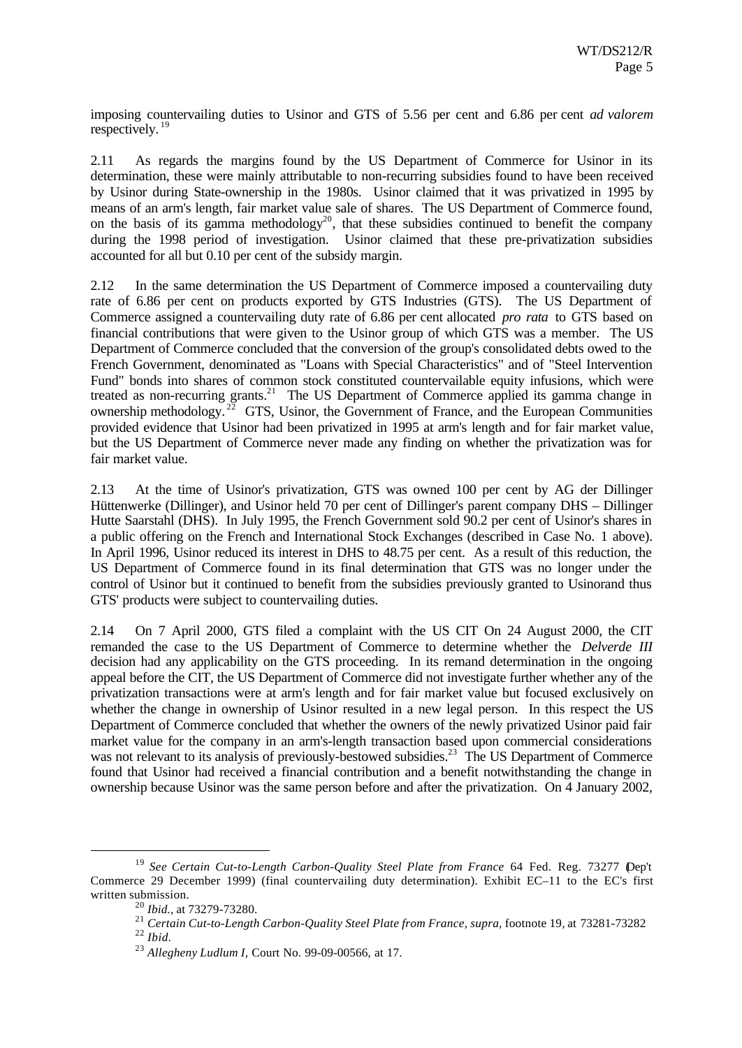imposing countervailing duties to Usinor and GTS of 5.56 per cent and 6.86 per cent *ad valorem* respectively.[19]

2.11 As regards the margins found by the US Department of Commerce for Usinor in its determination, these were mainly attributable to non-recurring subsidies found to have been received by Usinor during State-ownership in the 1980s. Usinor claimed that it was privatized in 1995 by means of an arm's length, fair market value sale of shares. The US Department of Commerce found, on the basis of its gamma methodology[20], that these subsidies continued to benefit the company during the 1998 period of investigation. Usinor claimed that these pre-privatization subsidies accounted for all but 0.10 per cent of the subsidy margin.

2.12 In the same determination the US Department of Commerce imposed a countervailing duty rate of 6.86 per cent on products exported by GTS Industries (GTS). The US Department of Commerce assigned a countervailing duty rate of 6.86 per cent allocated *pro rata* to GTS based on financial contributions that were given to the Usinor group of which GTS was a member. The US Department of Commerce concluded that the conversion of the group's consolidated debts owed to the French Government, denominated as "Loans with Special Characteristics" and of "Steel Intervention Fund" bonds into shares of common stock constituted countervailable equity infusions, which were treated as non-recurring grants.[21] The US Department of Commerce applied its gamma change in ownership methodology.[22] GTS, Usinor, the Government of France, and the European Communities provided evidence that Usinor had been privatized in 1995 at arm's length and for fair market value, but the US Department of Commerce never made any finding on whether the privatization was for fair market value.

2.13 At the time of Usinor's privatization, GTS was owned 100 per cent by AG der Dillinger Hüttenwerke (Dillinger), and Usinor held 70 per cent of Dillinger's parent company DHS – Dillinger Hutte Saarstahl (DHS). In July 1995, the French Government sold 90.2 per cent of Usinor's shares in a public offering on the French and International Stock Exchanges (described in Case No. 1 above). In April 1996, Usinor reduced its interest in DHS to 48.75 per cent. As a result of this reduction, the US Department of Commerce found in its final determination that GTS was no longer under the control of Usinor but it continued to benefit from the subsidies previously granted to Usinorand thus GTS' products were subject to countervailing duties.

2.14 On 7 April 2000, GTS filed a complaint with the US CIT On 24 August 2000, the CIT remanded the case to the US Department of Commerce to determine whether the *Delverde III* decision had any applicability on the GTS proceeding. In its remand determination in the ongoing appeal before the CIT, the US Department of Commerce did not investigate further whether any of the privatization transactions were at arm's length and for fair market value but focused exclusively on whether the change in ownership of Usinor resulted in a new legal person. In this respect the US Department of Commerce concluded that whether the owners of the newly privatized Usinor paid fair market value for the company in an arm's-length transaction based upon commercial considerations was not relevant to its analysis of previously-bestowed subsidies.[23] The US Department of Commerce found that Usinor had received a financial contribution and a benefit notwithstanding the change in ownership because Usinor was the same person before and after the privatization. On 4 January 2002,

---

[19] *See Certain Cut-to-Length Carbon-Quality Steel Plate from France* 64 Fed. Reg. 73277 (Dep't Commerce 29 December 1999) (final countervailing duty determination). Exhibit EC–11 to the EC's first written submission.

[20] *Ibid.*, at 73279-73280.

[21] *Certain Cut-to-Length Carbon-Quality Steel Plate from France, supra*, footnote 19, at 73281-73282

[22] *Ibid.*

[23] *Allegheny Ludlum I*, Court No. 99-09-00566, at 17.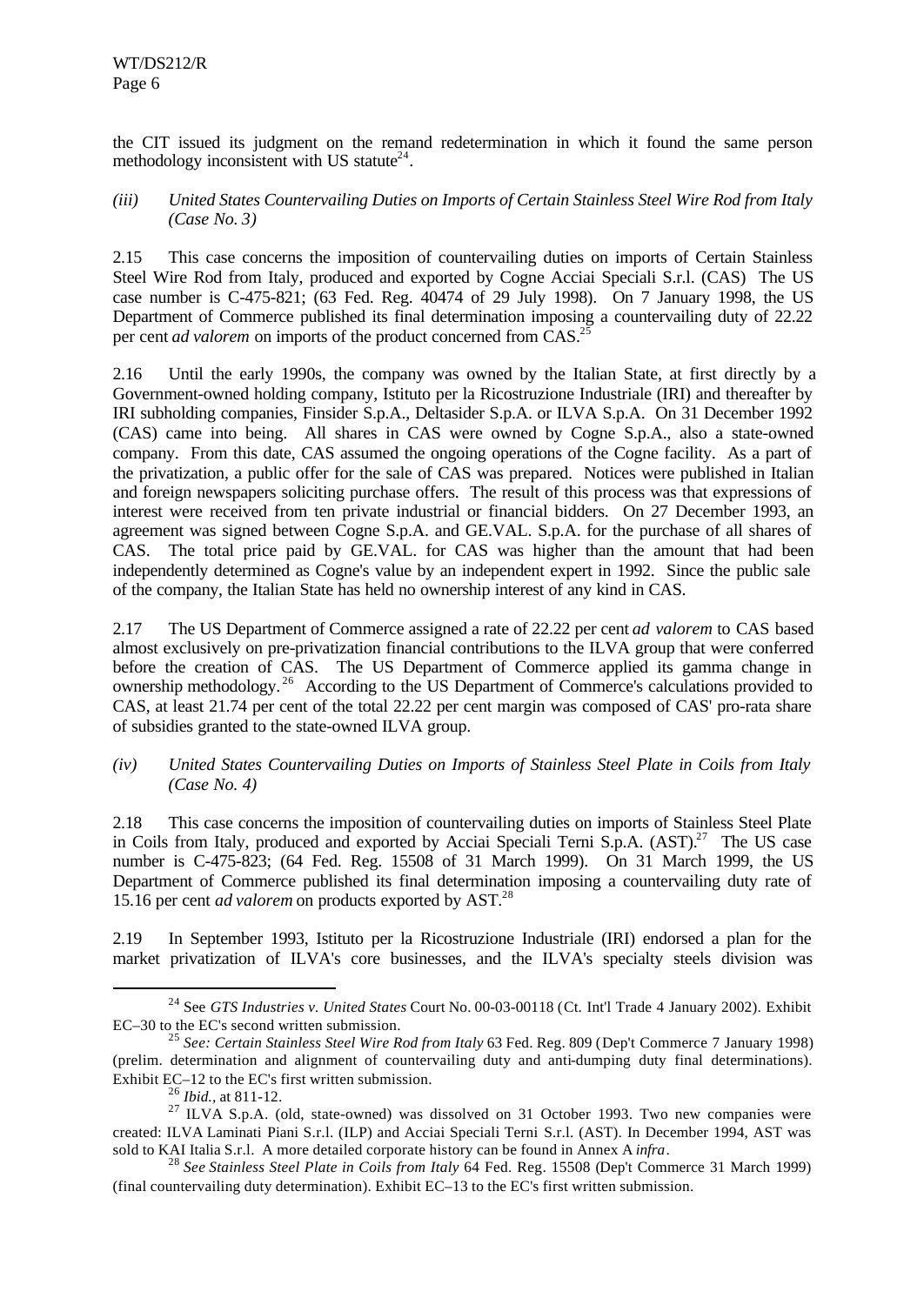the CIT issued its judgment on the remand redetermination in which it found the same person methodology inconsistent with US statute[24].

*(iii) United States Countervailing Duties on Imports of Certain Stainless Steel Wire Rod from Italy (Case No. 3)*

2.15 This case concerns the imposition of countervailing duties on imports of Certain Stainless Steel Wire Rod from Italy, produced and exported by Cogne Acciai Speciali S.r.l. (CAS) The US case number is C-475-821; (63 Fed. Reg. 40474 of 29 July 1998). On 7 January 1998, the US Department of Commerce published its final determination imposing a countervailing duty of 22.22 per cent *ad valorem* on imports of the product concerned from CAS.[25]

2.16 Until the early 1990s, the company was owned by the Italian State, at first directly by a Government-owned holding company, Istituto per la Ricostruzione Industriale (IRI) and thereafter by IRI subholding companies, Finsider S.p.A., Deltasider S.p.A. or ILVA S.p.A. On 31 December 1992 (CAS) came into being. All shares in CAS were owned by Cogne S.p.A., also a state-owned company. From this date, CAS assumed the ongoing operations of the Cogne facility. As a part of the privatization, a public offer for the sale of CAS was prepared. Notices were published in Italian and foreign newspapers soliciting purchase offers. The result of this process was that expressions of interest were received from ten private industrial or financial bidders. On 27 December 1993, an agreement was signed between Cogne S.p.A. and GE.VAL. S.p.A. for the purchase of all shares of CAS. The total price paid by GE.VAL. for CAS was higher than the amount that had been independently determined as Cogne's value by an independent expert in 1992. Since the public sale of the company, the Italian State has held no ownership interest of any kind in CAS.

2.17 The US Department of Commerce assigned a rate of 22.22 per cent *ad valorem* to CAS based almost exclusively on pre-privatization financial contributions to the ILVA group that were conferred before the creation of CAS. The US Department of Commerce applied its gamma change in ownership methodology.[26] According to the US Department of Commerce's calculations provided to CAS, at least 21.74 per cent of the total 22.22 per cent margin was composed of CAS' pro-rata share of subsidies granted to the state-owned ILVA group.

*(iv) United States Countervailing Duties on Imports of Stainless Steel Plate in Coils from Italy (Case No. 4)*

2.18 This case concerns the imposition of countervailing duties on imports of Stainless Steel Plate in Coils from Italy, produced and exported by Acciai Speciali Terni S.p.A. (AST).[27] The US case number is C-475-823; (64 Fed. Reg. 15508 of 31 March 1999). On 31 March 1999, the US Department of Commerce published its final determination imposing a countervailing duty rate of 15.16 per cent *ad valorem* on products exported by AST.[28]

2.19 In September 1993, Istituto per la Ricostruzione Industriale (IRI) endorsed a plan for the market privatization of ILVA's core businesses, and the ILVA's specialty steels division was

---

[24] See *GTS Industries v. United States* Court No. 00-03-00118 (Ct. Int'l Trade 4 January 2002). Exhibit EC–30 to the EC's second written submission.

[25] *See: Certain Stainless Steel Wire Rod from Italy* 63 Fed. Reg. 809 (Dep't Commerce 7 January 1998) (prelim. determination and alignment of countervailing duty and anti-dumping duty final determinations). Exhibit EC–12 to the EC's first written submission.

[26] *Ibid.*, at 811-12.

[27] ILVA S.p.A. (old, state-owned) was dissolved on 31 October 1993. Two new companies were created: ILVA Laminati Piani S.r.l. (ILP) and Acciai Speciali Terni S.r.l. (AST). In December 1994, AST was sold to KAI Italia S.r.l. A more detailed corporate history can be found in Annex A *infra*.

[28] *See Stainless Steel Plate in Coils from Italy* 64 Fed. Reg. 15508 (Dep't Commerce 31 March 1999) (final countervailing duty determination). Exhibit EC–13 to the EC's first written submission.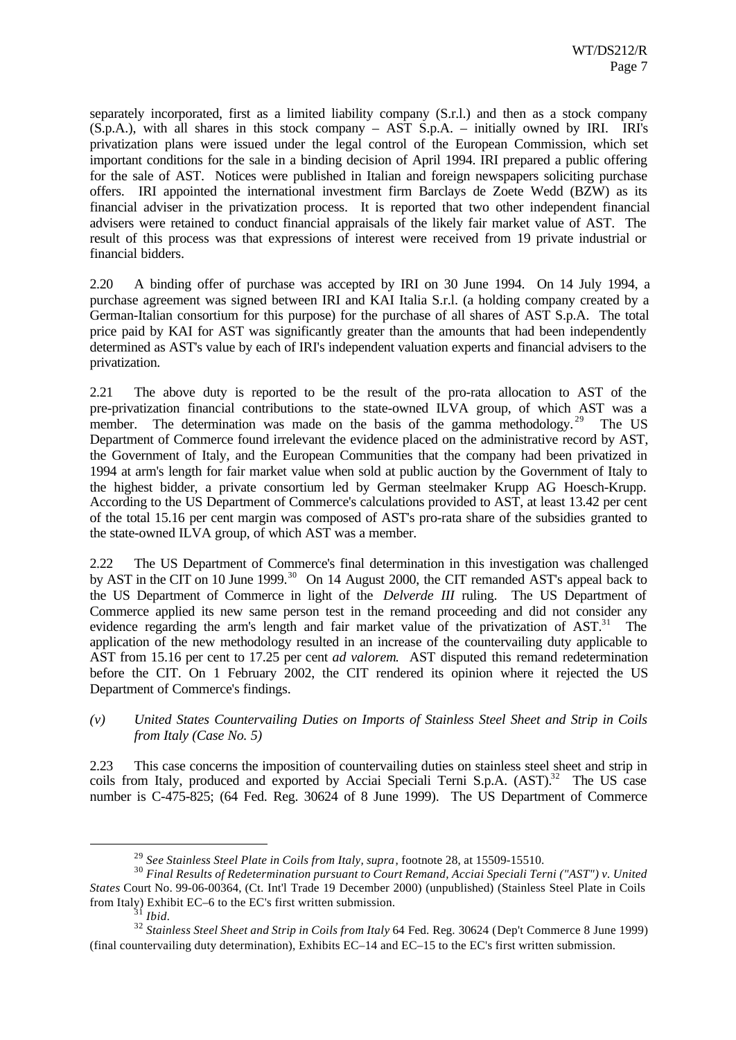separately incorporated, first as a limited liability company (S.r.l.) and then as a stock company (S.p.A.), with all shares in this stock company – AST S.p.A. – initially owned by IRI. IRI's privatization plans were issued under the legal control of the European Commission, which set important conditions for the sale in a binding decision of April 1994. IRI prepared a public offering for the sale of AST. Notices were published in Italian and foreign newspapers soliciting purchase offers. IRI appointed the international investment firm Barclays de Zoete Wedd (BZW) as its financial adviser in the privatization process. It is reported that two other independent financial advisers were retained to conduct financial appraisals of the likely fair market value of AST. The result of this process was that expressions of interest were received from 19 private industrial or financial bidders.

2.20 A binding offer of purchase was accepted by IRI on 30 June 1994. On 14 July 1994, a purchase agreement was signed between IRI and KAI Italia S.r.l. (a holding company created by a German-Italian consortium for this purpose) for the purchase of all shares of AST S.p.A. The total price paid by KAI for AST was significantly greater than the amounts that had been independently determined as AST's value by each of IRI's independent valuation experts and financial advisers to the privatization.

2.21 The above duty is reported to be the result of the pro-rata allocation to AST of the pre-privatization financial contributions to the state-owned ILVA group, of which AST was a member. The determination was made on the basis of the gamma methodology.[29] The US Department of Commerce found irrelevant the evidence placed on the administrative record by AST, the Government of Italy, and the European Communities that the company had been privatized in 1994 at arm's length for fair market value when sold at public auction by the Government of Italy to the highest bidder, a private consortium led by German steelmaker Krupp AG Hoesch-Krupp. According to the US Department of Commerce's calculations provided to AST, at least 13.42 per cent of the total 15.16 per cent margin was composed of AST's pro-rata share of the subsidies granted to the state-owned ILVA group, of which AST was a member.

2.22 The US Department of Commerce's final determination in this investigation was challenged by AST in the CIT on 10 June 1999.[30] On 14 August 2000, the CIT remanded AST's appeal back to the US Department of Commerce in light of the *Delverde III* ruling. The US Department of Commerce applied its new same person test in the remand proceeding and did not consider any evidence regarding the arm's length and fair market value of the privatization of AST.[31] The application of the new methodology resulted in an increase of the countervailing duty applicable to AST from 15.16 per cent to 17.25 per cent *ad valorem*. AST disputed this remand redetermination before the CIT. On 1 February 2002, the CIT rendered its opinion where it rejected the US Department of Commerce's findings.

*(v) United States Countervailing Duties on Imports of Stainless Steel Sheet and Strip in Coils from Italy (Case No. 5)*

2.23 This case concerns the imposition of countervailing duties on stainless steel sheet and strip in coils from Italy, produced and exported by Acciai Speciali Terni S.p.A. (AST).[32] The US case number is C-475-825; (64 Fed. Reg. 30624 of 8 June 1999). The US Department of Commerce

---

[29] *See Stainless Steel Plate in Coils from Italy, supra*, footnote 28, at 15509-15510.

[30] *Final Results of Redetermination pursuant to Court Remand, Acciai Speciali Terni ("AST") v. United States* Court No. 99-06-00364, (Ct. Int'l Trade 19 December 2000) (unpublished) (Stainless Steel Plate in Coils from Italy) Exhibit EC–6 to the EC's first written submission.

[31] *Ibid.*

[32] *Stainless Steel Sheet and Strip in Coils from Italy* 64 Fed. Reg. 30624 (Dep't Commerce 8 June 1999) (final countervailing duty determination), Exhibits EC–14 and EC–15 to the EC's first written submission.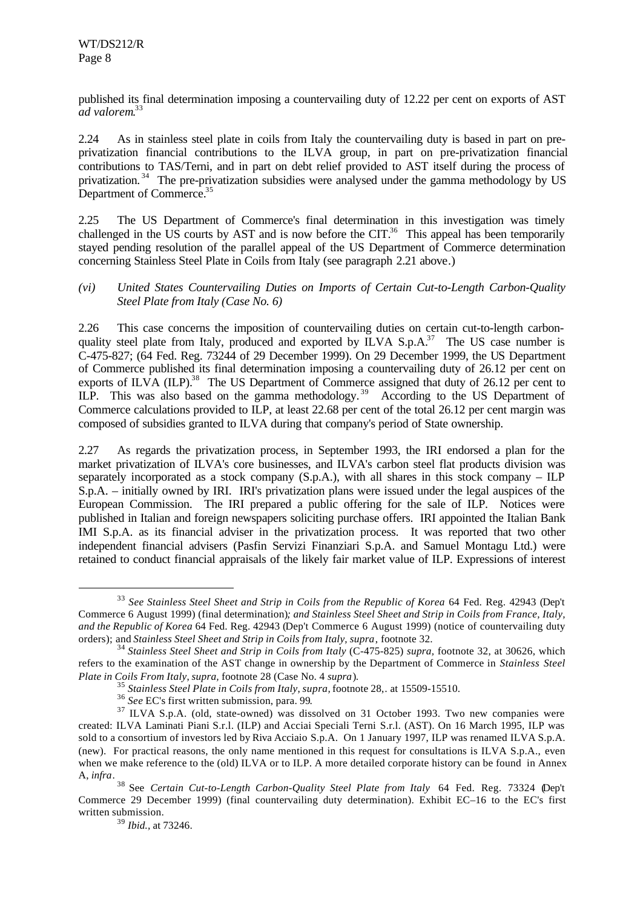published its final determination imposing a countervailing duty of 12.22 per cent on exports of AST *ad valorem*.[33]

2.24 As in stainless steel plate in coils from Italy the countervailing duty is based in part on pre-privatization financial contributions to the ILVA group, in part on pre-privatization financial contributions to TAS/Terni, and in part on debt relief provided to AST itself during the process of privatization.[34] The pre-privatization subsidies were analysed under the gamma methodology by US Department of Commerce.[35]

2.25 The US Department of Commerce's final determination in this investigation was timely challenged in the US courts by AST and is now before the CIT.[36] This appeal has been temporarily stayed pending resolution of the parallel appeal of the US Department of Commerce determination concerning Stainless Steel Plate in Coils from Italy (see paragraph 2.21 above.)

*(vi) United States Countervailing Duties on Imports of Certain Cut-to-Length Carbon-Quality Steel Plate from Italy (Case No. 6)*

2.26 This case concerns the imposition of countervailing duties on certain cut-to-length carbon-quality steel plate from Italy, produced and exported by ILVA S.p.A.[37] The US case number is C-475-827; (64 Fed. Reg. 73244 of 29 December 1999). On 29 December 1999, the US Department of Commerce published its final determination imposing a countervailing duty of 26.12 per cent on exports of ILVA (ILP).[38] The US Department of Commerce assigned that duty of 26.12 per cent to ILP. This was also based on the gamma methodology.[39] According to the US Department of Commerce calculations provided to ILP, at least 22.68 per cent of the total 26.12 per cent margin was composed of subsidies granted to ILVA during that company's period of State ownership.

2.27 As regards the privatization process, in September 1993, the IRI endorsed a plan for the market privatization of ILVA's core businesses, and ILVA's carbon steel flat products division was separately incorporated as a stock company (S.p.A.), with all shares in this stock company – ILP S.p.A. – initially owned by IRI. IRI's privatization plans were issued under the legal auspices of the European Commission. The IRI prepared a public offering for the sale of ILP. Notices were published in Italian and foreign newspapers soliciting purchase offers. IRI appointed the Italian Bank IMI S.p.A. as its financial adviser in the privatization process. It was reported that two other independent financial advisers (Pasfin Servizi Finanziari S.p.A. and Samuel Montagu Ltd.) were retained to conduct financial appraisals of the likely fair market value of ILP. Expressions of interest

---

[33] *See Stainless Steel Sheet and Strip in Coils from the Republic of Korea* 64 Fed. Reg. 42943 (Dep't Commerce 6 August 1999) (final determination)*; and Stainless Steel Sheet and Strip in Coils from France, Italy, and the Republic of Korea* 64 Fed. Reg. 42943 (Dep't Commerce 6 August 1999) (notice of countervailing duty orders); and *Stainless Steel Sheet and Strip in Coils from Italy, supra*, footnote 32.

[34] *Stainless Steel Sheet and Strip in Coils from Italy* (C-475-825) *supra*, footnote 32, at 30626, which refers to the examination of the AST change in ownership by the Department of Commerce in *Stainless Steel Plate in Coils From Italy, supra,* footnote 28 (Case No. 4 *supra*).

[35] *Stainless Steel Plate in Coils from Italy, supra,* footnote 28,. at 15509-15510.

[36] *See* EC's first written submission, para. 99.

[37] ILVA S.p.A. (old, state-owned) was dissolved on 31 October 1993. Two new companies were created: ILVA Laminati Piani S.r.l. (ILP) and Acciai Speciali Terni S.r.l. (AST). On 16 March 1995, ILP was sold to a consortium of investors led by Riva Acciaio S.p.A. On 1 January 1997, ILP was renamed ILVA S.p.A. (new). For practical reasons, the only name mentioned in this request for consultations is ILVA S.p.A., even when we make reference to the (old) ILVA or to ILP. A more detailed corporate history can be found in Annex A, *infra*.

[38] See *Certain Cut-to-Length Carbon-Quality Steel Plate from Italy* 64 Fed. Reg. 73324 (Dep't Commerce 29 December 1999) (final countervailing duty determination). Exhibit EC–16 to the EC's first written submission.

[39] *Ibid.*, at 73246.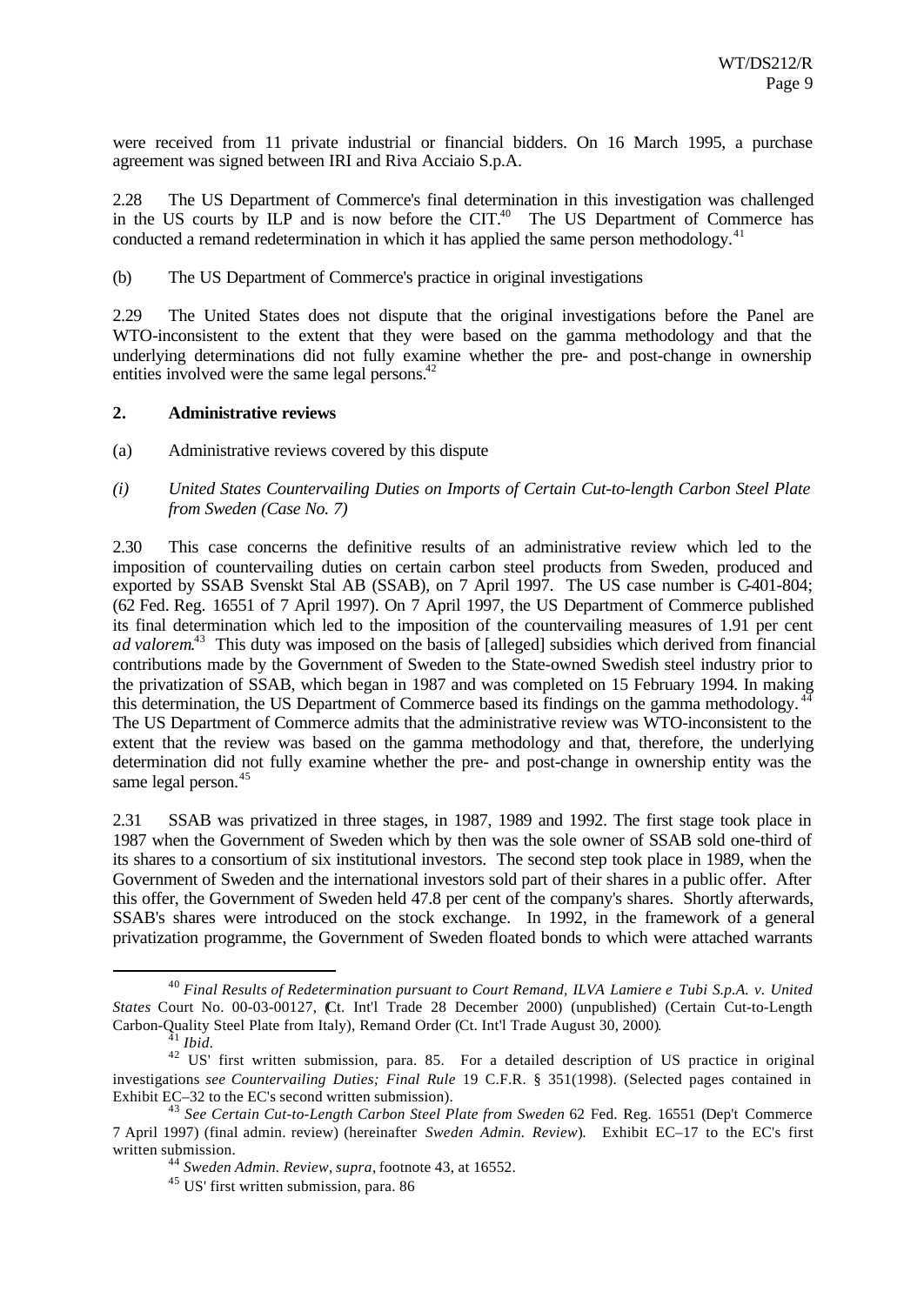were received from 11 private industrial or financial bidders. On 16 March 1995, a purchase agreement was signed between IRI and Riva Acciaio S.p.A.

2.28 The US Department of Commerce's final determination in this investigation was challenged in the US courts by ILP and is now before the CIT.[40] The US Department of Commerce has conducted a remand redetermination in which it has applied the same person methodology.[41]

(b) The US Department of Commerce's practice in original investigations

2.29 The United States does not dispute that the original investigations before the Panel are WTO-inconsistent to the extent that they were based on the gamma methodology and that the underlying determinations did not fully examine whether the pre- and post-change in ownership entities involved were the same legal persons.[42]

**2. Administrative reviews**

(a) Administrative reviews covered by this dispute

*(i) United States Countervailing Duties on Imports of Certain Cut-to-length Carbon Steel Plate from Sweden (Case No. 7)*

2.30 This case concerns the definitive results of an administrative review which led to the imposition of countervailing duties on certain carbon steel products from Sweden, produced and exported by SSAB Svenskt Stal AB (SSAB), on 7 April 1997. The US case number is C-401-804; (62 Fed. Reg. 16551 of 7 April 1997). On 7 April 1997, the US Department of Commerce published its final determination which led to the imposition of the countervailing measures of 1.91 per cent *ad valorem*.[43] This duty was imposed on the basis of [alleged] subsidies which derived from financial contributions made by the Government of Sweden to the State-owned Swedish steel industry prior to the privatization of SSAB, which began in 1987 and was completed on 15 February 1994. In making this determination, the US Department of Commerce based its findings on the gamma methodology.[44] The US Department of Commerce admits that the administrative review was WTO-inconsistent to the extent that the review was based on the gamma methodology and that, therefore, the underlying determination did not fully examine whether the pre- and post-change in ownership entity was the same legal person.[45]

2.31 SSAB was privatized in three stages, in 1987, 1989 and 1992. The first stage took place in 1987 when the Government of Sweden which by then was the sole owner of SSAB sold one-third of its shares to a consortium of six institutional investors. The second step took place in 1989, when the Government of Sweden and the international investors sold part of their shares in a public offer. After this offer, the Government of Sweden held 47.8 per cent of the company's shares. Shortly afterwards, SSAB's shares were introduced on the stock exchange. In 1992, in the framework of a general privatization programme, the Government of Sweden floated bonds to which were attached warrants

---

[40] *Final Results of Redetermination pursuant to Court Remand, ILVA Lamiere e Tubi S.p.A. v. United States* Court No. 00-03-00127, (Ct. Int'l Trade 28 December 2000) (unpublished) (Certain Cut-to-Length Carbon-Quality Steel Plate from Italy), Remand Order (Ct. Int'l Trade August 30, 2000).

[41] *Ibid.*

[42] US' first written submission, para. 85. For a detailed description of US practice in original investigations *see Countervailing Duties; Final Rule* 19 C.F.R. § 351(1998). (Selected pages contained in Exhibit EC–32 to the EC's second written submission).

[43] *See Certain Cut-to-Length Carbon Steel Plate from Sweden* 62 Fed. Reg. 16551 (Dep't Commerce 7 April 1997) (final admin. review) (hereinafter *Sweden Admin. Review*). Exhibit EC–17 to the EC's first written submission.

[44] *Sweden Admin. Review*, *supra*, footnote 43, at 16552.

[45] US' first written submission, para. 86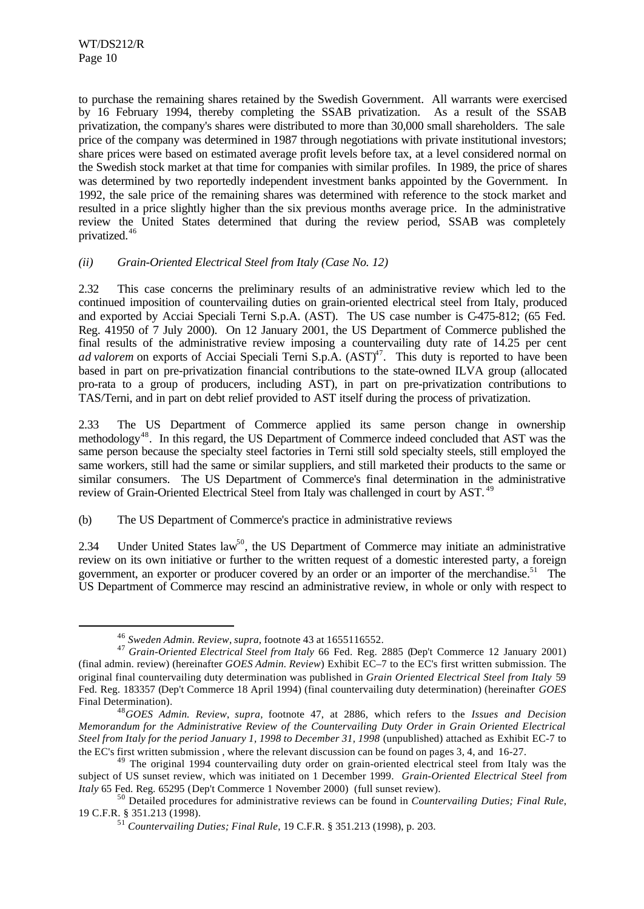to purchase the remaining shares retained by the Swedish Government. All warrants were exercised by 16 February 1994, thereby completing the SSAB privatization. As a result of the SSAB privatization, the company's shares were distributed to more than 30,000 small shareholders. The sale price of the company was determined in 1987 through negotiations with private institutional investors; share prices were based on estimated average profit levels before tax, at a level considered normal on the Swedish stock market at that time for companies with similar profiles. In 1989, the price of shares was determined by two reportedly independent investment banks appointed by the Government. In 1992, the sale price of the remaining shares was determined with reference to the stock market and resulted in a price slightly higher than the six previous months average price. In the administrative review the United States determined that during the review period, SSAB was completely privatized.[46]

*(ii) Grain-Oriented Electrical Steel from Italy (Case No. 12)*

2.32 This case concerns the preliminary results of an administrative review which led to the continued imposition of countervailing duties on grain-oriented electrical steel from Italy, produced and exported by Acciai Speciali Terni S.p.A. (AST). The US case number is C-475-812; (65 Fed. Reg. 41950 of 7 July 2000). On 12 January 2001, the US Department of Commerce published the final results of the administrative review imposing a countervailing duty rate of 14.25 per cent *ad valorem* on exports of Acciai Speciali Terni S.p.A. (AST)[47]. This duty is reported to have been based in part on pre-privatization financial contributions to the state-owned ILVA group (allocated pro-rata to a group of producers, including AST), in part on pre-privatization contributions to TAS/Terni, and in part on debt relief provided to AST itself during the process of privatization.

2.33 The US Department of Commerce applied its same person change in ownership methodology[48]. In this regard, the US Department of Commerce indeed concluded that AST was the same person because the specialty steel factories in Terni still sold specialty steels, still employed the same workers, still had the same or similar suppliers, and still marketed their products to the same or similar consumers. The US Department of Commerce's final determination in the administrative review of Grain-Oriented Electrical Steel from Italy was challenged in court by AST.[49]

(b) The US Department of Commerce's practice in administrative reviews

2.34 Under United States law[50], the US Department of Commerce may initiate an administrative review on its own initiative or further to the written request of a domestic interested party, a foreign government, an exporter or producer covered by an order or an importer of the merchandise.[51] The US Department of Commerce may rescind an administrative review, in whole or only with respect to

---

[46] *Sweden Admin. Review*, *supra*, footnote 43 at 1655116552.

[47] *Grain-Oriented Electrical Steel from Italy* 66 Fed. Reg. 2885 (Dep't Commerce 12 January 2001) (final admin. review) (hereinafter *GOES Admin. Review*) Exhibit EC–7 to the EC's first written submission. The original final countervailing duty determination was published in *Grain Oriented Electrical Steel from Italy* 59 Fed. Reg. 183357 (Dep't Commerce 18 April 1994) (final countervailing duty determination) (hereinafter *GOES* Final Determination).

[48] *GOES Admin. Review*, *supra*, footnote 47, at 2886, which refers to the *Issues and Decision Memorandum for the Administrative Review of the Countervailing Duty Order in Grain Oriented Electrical Steel from Italy for the period January 1, 1998 to December 31, 1998* (unpublished) attached as Exhibit EC-7 to the EC's first written submission , where the relevant discussion can be found on pages 3, 4, and 16-27.

[49] The original 1994 countervailing duty order on grain-oriented electrical steel from Italy was the subject of US sunset review, which was initiated on 1 December 1999. *Grain-Oriented Electrical Steel from Italy* 65 Fed. Reg. 65295 (Dep't Commerce 1 November 2000) (full sunset review).

[50] Detailed procedures for administrative reviews can be found in *Countervailing Duties; Final Rule*, 19 C.F.R. § 351.213 (1998).

[51] *Countervailing Duties; Final Rule*, 19 C.F.R. § 351.213 (1998), p. 203.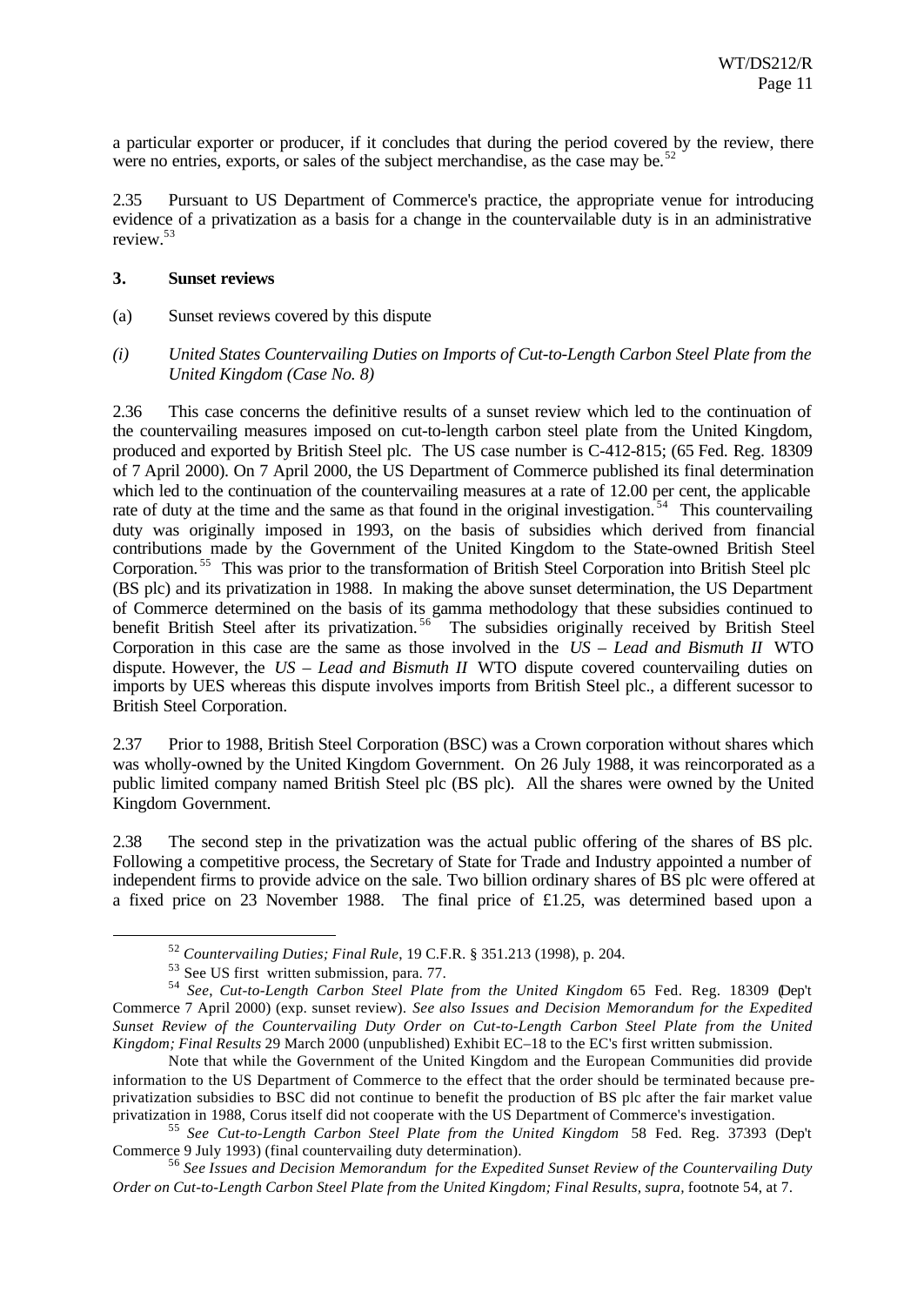a particular exporter or producer, if it concludes that during the period covered by the review, there were no entries, exports, or sales of the subject merchandise, as the case may be.[52]

2.35 Pursuant to US Department of Commerce's practice, the appropriate venue for introducing evidence of a privatization as a basis for a change in the countervailable duty is in an administrative review.[53]

### 3. Sunset reviews

(a) Sunset reviews covered by this dispute

*(i) United States Countervailing Duties on Imports of Cut-to-Length Carbon Steel Plate from the United Kingdom (Case No. 8)*

2.36 This case concerns the definitive results of a sunset review which led to the continuation of the countervailing measures imposed on cut-to-length carbon steel plate from the United Kingdom, produced and exported by British Steel plc. The US case number is C-412-815; (65 Fed. Reg. 18309 of 7 April 2000). On 7 April 2000, the US Department of Commerce published its final determination which led to the continuation of the countervailing measures at a rate of 12.00 per cent, the applicable rate of duty at the time and the same as that found in the original investigation.[54] This countervailing duty was originally imposed in 1993, on the basis of subsidies which derived from financial contributions made by the Government of the United Kingdom to the State-owned British Steel Corporation.[55] This was prior to the transformation of British Steel Corporation into British Steel plc (BS plc) and its privatization in 1988. In making the above sunset determination, the US Department of Commerce determined on the basis of its gamma methodology that these subsidies continued to benefit British Steel after its privatization.[56] The subsidies originally received by British Steel Corporation in this case are the same as those involved in the *US – Lead and Bismuth II* WTO dispute. However, the *US – Lead and Bismuth II* WTO dispute covered countervailing duties on imports by UES whereas this dispute involves imports from British Steel plc., a different sucessor to British Steel Corporation.

2.37 Prior to 1988, British Steel Corporation (BSC) was a Crown corporation without shares which was wholly-owned by the United Kingdom Government. On 26 July 1988, it was reincorporated as a public limited company named British Steel plc (BS plc). All the shares were owned by the United Kingdom Government.

2.38 The second step in the privatization was the actual public offering of the shares of BS plc. Following a competitive process, the Secretary of State for Trade and Industry appointed a number of independent firms to provide advice on the sale. Two billion ordinary shares of BS plc were offered at a fixed price on 23 November 1988. The final price of £1.25, was determined based upon a

---

[52] *Countervailing Duties; Final Rule*, 19 C.F.R. § 351.213 (1998), p. 204.

[53] See US first written submission, para. 77.

[54] *See*, *Cut-to-Length Carbon Steel Plate from the United Kingdom* 65 Fed. Reg. 18309 (Dep't Commerce 7 April 2000) (exp. sunset review). *See also Issues and Decision Memorandum for the Expedited Sunset Review of the Countervailing Duty Order on Cut-to-Length Carbon Steel Plate from the United Kingdom; Final Results* 29 March 2000 (unpublished) Exhibit EC–18 to the EC's first written submission.

Note that while the Government of the United Kingdom and the European Communities did provide information to the US Department of Commerce to the effect that the order should be terminated because pre-privatization subsidies to BSC did not continue to benefit the production of BS plc after the fair market value privatization in 1988, Corus itself did not cooperate with the US Department of Commerce's investigation.

[55] *See Cut-to-Length Carbon Steel Plate from the United Kingdom* 58 Fed. Reg. 37393 (Dep't Commerce 9 July 1993) (final countervailing duty determination).

[56] *See Issues and Decision Memorandum for the Expedited Sunset Review of the Countervailing Duty Order on Cut-to-Length Carbon Steel Plate from the United Kingdom; Final Results, supra*, footnote 54, at 7.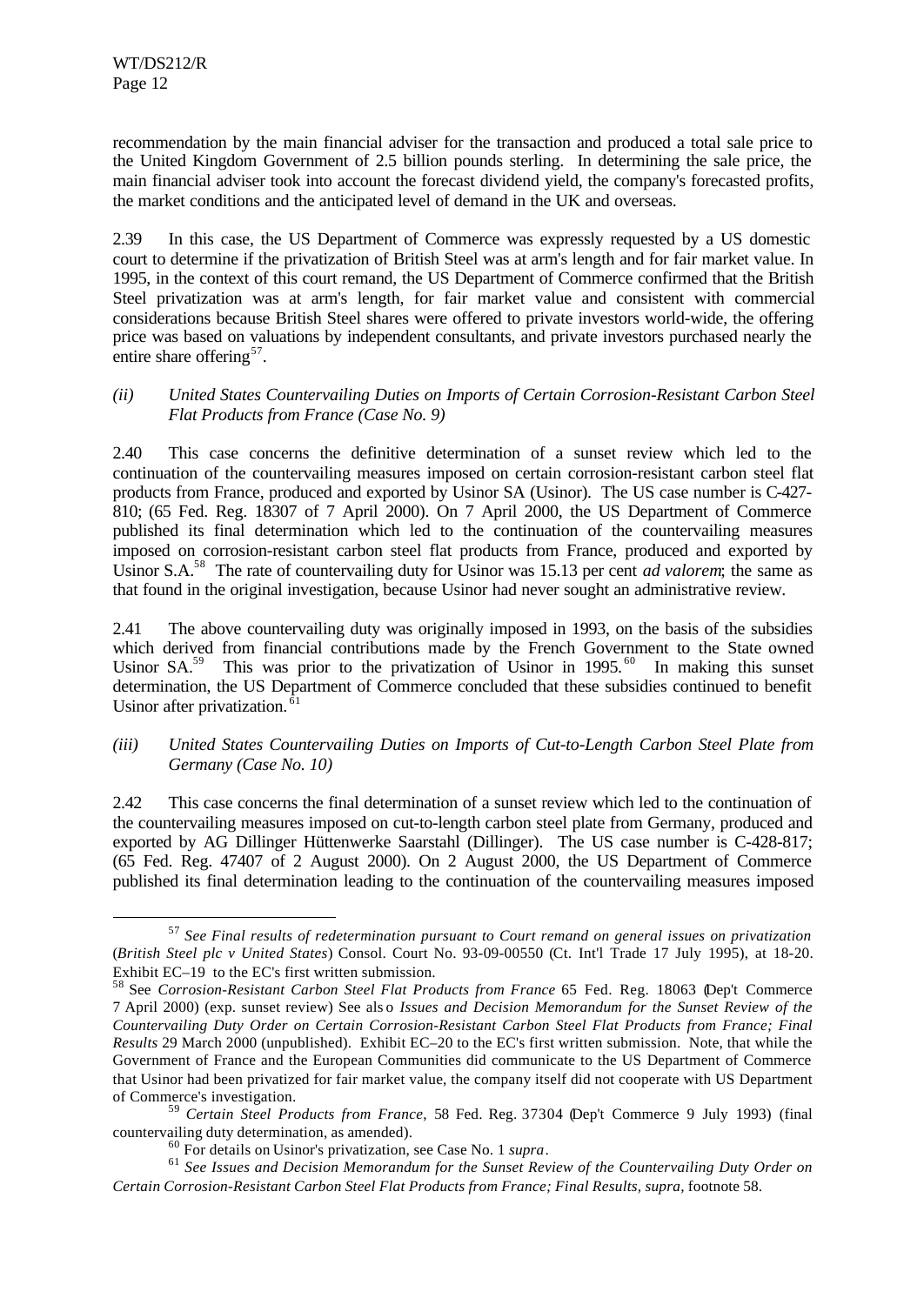recommendation by the main financial adviser for the transaction and produced a total sale price to the United Kingdom Government of 2.5 billion pounds sterling. In determining the sale price, the main financial adviser took into account the forecast dividend yield, the company's forecasted profits, the market conditions and the anticipated level of demand in the UK and overseas.

2.39 In this case, the US Department of Commerce was expressly requested by a US domestic court to determine if the privatization of British Steel was at arm's length and for fair market value. In 1995, in the context of this court remand, the US Department of Commerce confirmed that the British Steel privatization was at arm's length, for fair market value and consistent with commercial considerations because British Steel shares were offered to private investors world-wide, the offering price was based on valuations by independent consultants, and private investors purchased nearly the entire share offering[57].

*(ii) United States Countervailing Duties on Imports of Certain Corrosion-Resistant Carbon Steel Flat Products from France (Case No. 9)*

2.40 This case concerns the definitive determination of a sunset review which led to the continuation of the countervailing measures imposed on certain corrosion-resistant carbon steel flat products from France, produced and exported by Usinor SA (Usinor). The US case number is C-427-810; (65 Fed. Reg. 18307 of 7 April 2000). On 7 April 2000, the US Department of Commerce published its final determination which led to the continuation of the countervailing measures imposed on corrosion-resistant carbon steel flat products from France, produced and exported by Usinor S.A.[58] The rate of countervailing duty for Usinor was 15.13 per cent *ad valorem*; the same as that found in the original investigation, because Usinor had never sought an administrative review.

2.41 The above countervailing duty was originally imposed in 1993, on the basis of the subsidies which derived from financial contributions made by the French Government to the State owned Usinor SA.[59] This was prior to the privatization of Usinor in 1995.[60] In making this sunset determination, the US Department of Commerce concluded that these subsidies continued to benefit Usinor after privatization.[61]

*(iii) United States Countervailing Duties on Imports of Cut-to-Length Carbon Steel Plate from Germany (Case No. 10)*

2.42 This case concerns the final determination of a sunset review which led to the continuation of the countervailing measures imposed on cut-to-length carbon steel plate from Germany, produced and exported by AG Dillinger Hüttenwerke Saarstahl (Dillinger). The US case number is C-428-817; (65 Fed. Reg. 47407 of 2 August 2000). On 2 August 2000, the US Department of Commerce published its final determination leading to the continuation of the countervailing measures imposed

---

[57] *See Final results of redetermination pursuant to Court remand on general issues on privatization* (*British Steel plc v United States*) Consol. Court No. 93-09-00550 (Ct. Int'l Trade 17 July 1995), at 18-20. Exhibit EC–19 to the EC's first written submission.

[58] See *Corrosion-Resistant Carbon Steel Flat Products from France* 65 Fed. Reg. 18063 (Dep't Commerce 7 April 2000) (exp. sunset review) See also *Issues and Decision Memorandum for the Sunset Review of the Countervailing Duty Order on Certain Corrosion-Resistant Carbon Steel Flat Products from France; Final Results* 29 March 2000 (unpublished). Exhibit EC–20 to the EC's first written submission. Note, that while the Government of France and the European Communities did communicate to the US Department of Commerce that Usinor had been privatized for fair market value, the company itself did not cooperate with US Department of Commerce's investigation.

[59] *Certain Steel Products from France*, 58 Fed. Reg. 37304 (Dep't Commerce 9 July 1993) (final countervailing duty determination, as amended).

[60] For details on Usinor's privatization, see Case No. 1 *supra*.

[61] *See Issues and Decision Memorandum for the Sunset Review of the Countervailing Duty Order on Certain Corrosion-Resistant Carbon Steel Flat Products from France; Final Results, supra*, footnote 58.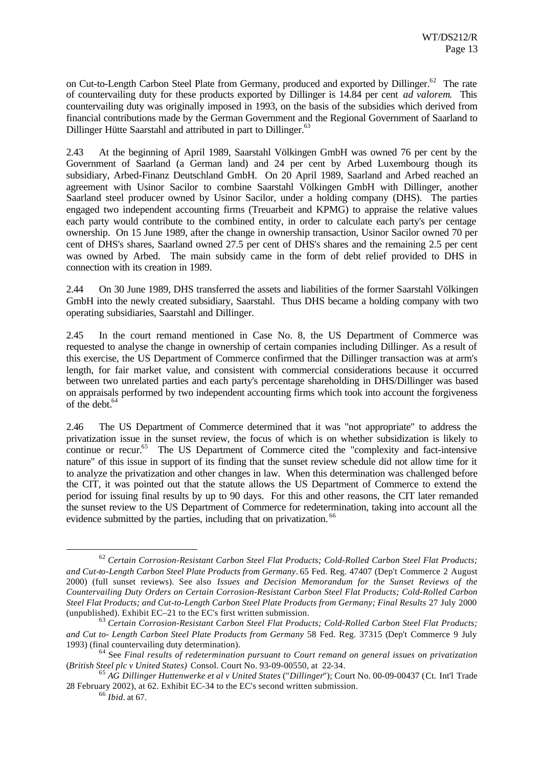on Cut-to-Length Carbon Steel Plate from Germany, produced and exported by Dillinger.[62] The rate of countervailing duty for these products exported by Dillinger is 14.84 per cent *ad valorem*. This countervailing duty was originally imposed in 1993, on the basis of the subsidies which derived from financial contributions made by the German Government and the Regional Government of Saarland to Dillinger Hütte Saarstahl and attributed in part to Dillinger.[63]

2.43 At the beginning of April 1989, Saarstahl Völkingen GmbH was owned 76 per cent by the Government of Saarland (a German land) and 24 per cent by Arbed Luxembourg though its subsidiary, Arbed-Finanz Deutschland GmbH. On 20 April 1989, Saarland and Arbed reached an agreement with Usinor Sacilor to combine Saarstahl Völkingen GmbH with Dillinger, another Saarland steel producer owned by Usinor Sacilor, under a holding company (DHS). The parties engaged two independent accounting firms (Treuarbeit and KPMG) to appraise the relative values each party would contribute to the combined entity, in order to calculate each party's per centage ownership. On 15 June 1989, after the change in ownership transaction, Usinor Sacilor owned 70 per cent of DHS's shares, Saarland owned 27.5 per cent of DHS's shares and the remaining 2.5 per cent was owned by Arbed. The main subsidy came in the form of debt relief provided to DHS in connection with its creation in 1989.

2.44 On 30 June 1989, DHS transferred the assets and liabilities of the former Saarstahl Völkingen GmbH into the newly created subsidiary, Saarstahl. Thus DHS became a holding company with two operating subsidiaries, Saarstahl and Dillinger.

2.45 In the court remand mentioned in Case No. 8, the US Department of Commerce was requested to analyse the change in ownership of certain companies including Dillinger. As a result of this exercise, the US Department of Commerce confirmed that the Dillinger transaction was at arm's length, for fair market value, and consistent with commercial considerations because it occurred between two unrelated parties and each party's percentage shareholding in DHS/Dillinger was based on appraisals performed by two independent accounting firms which took into account the forgiveness of the debt.[64]

2.46 The US Department of Commerce determined that it was "not appropriate" to address the privatization issue in the sunset review, the focus of which is on whether subsidization is likely to continue or recur.[65] The US Department of Commerce cited the "complexity and fact-intensive nature" of this issue in support of its finding that the sunset review schedule did not allow time for it to analyze the privatization and other changes in law. When this determination was challenged before the CIT, it was pointed out that the statute allows the US Department of Commerce to extend the period for issuing final results by up to 90 days. For this and other reasons, the CIT later remanded the sunset review to the US Department of Commerce for redetermination, taking into account all the evidence submitted by the parties, including that on privatization.[66]

---

[62] *Certain Corrosion-Resistant Carbon Steel Flat Products; Cold-Rolled Carbon Steel Flat Products; and Cut-to-Length Carbon Steel Plate Products from Germany*. 65 Fed. Reg. 47407 (Dep't Commerce 2 August 2000) (full sunset reviews). See also *Issues and Decision Memorandum for the Sunset Reviews of the Countervailing Duty Orders on Certain Corrosion-Resistant Carbon Steel Flat Products; Cold-Rolled Carbon Steel Flat Products; and Cut-to-Length Carbon Steel Plate Products from Germany; Final Results* 27 July 2000 (unpublished). Exhibit EC–21 to the EC's first written submission.

[63] *Certain Corrosion-Resistant Carbon Steel Flat Products; Cold-Rolled Carbon Steel Flat Products; and Cut to- Length Carbon Steel Plate Products from Germany* 58 Fed. Reg. 37315 (Dep't Commerce 9 July 1993) (final countervailing duty determination).

[64] See *Final results of redetermination pursuant to Court remand on general issues on privatization* (*British Steel plc v United States)* Consol. Court No. 93-09-00550, at 22-34.

[65] *AG Dillinger Huttenwerke et al v United States* ("*Dillinger*"); Court No. 00-09-00437 (Ct. Int'l Trade 28 February 2002), at 62. Exhibit EC-34 to the EC's second written submission.

[66] *Ibid.* at 67.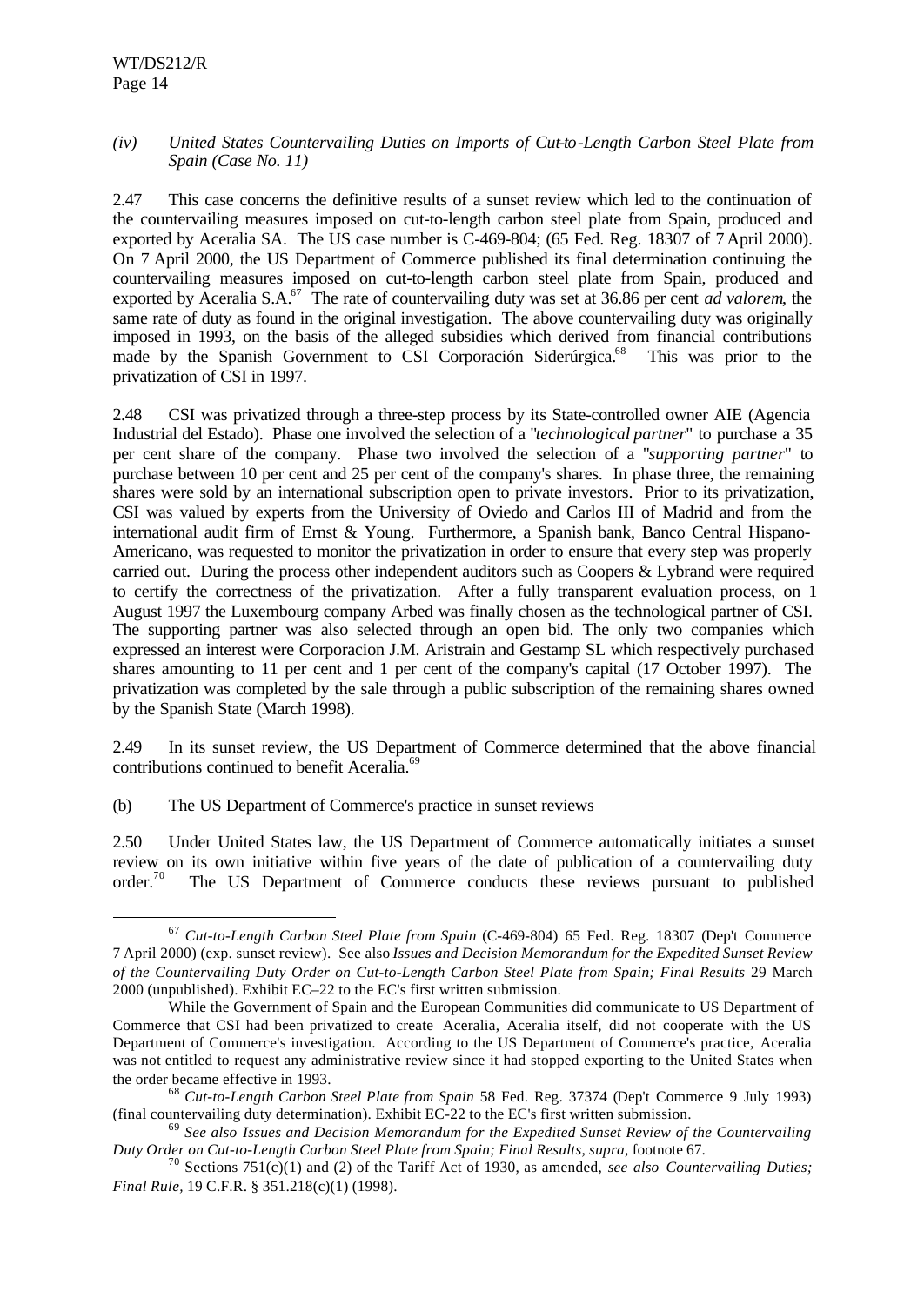*(iv) United States Countervailing Duties on Imports of Cut-to-Length Carbon Steel Plate from Spain (Case No. 11)*

2.47 This case concerns the definitive results of a sunset review which led to the continuation of the countervailing measures imposed on cut-to-length carbon steel plate from Spain, produced and exported by Aceralia SA. The US case number is C-469-804; (65 Fed. Reg. 18307 of 7 April 2000). On 7 April 2000, the US Department of Commerce published its final determination continuing the countervailing measures imposed on cut-to-length carbon steel plate from Spain, produced and exported by Aceralia S.A.[67] The rate of countervailing duty was set at 36.86 per cent *ad valorem*, the same rate of duty as found in the original investigation. The above countervailing duty was originally imposed in 1993, on the basis of the alleged subsidies which derived from financial contributions made by the Spanish Government to CSI Corporación Siderúrgica.[68] This was prior to the privatization of CSI in 1997.

2.48 CSI was privatized through a three-step process by its State-controlled owner AIE (Agencia Industrial del Estado). Phase one involved the selection of a "*technological partner*" to purchase a 35 per cent share of the company. Phase two involved the selection of a "*supporting partner*" to purchase between 10 per cent and 25 per cent of the company's shares. In phase three, the remaining shares were sold by an international subscription open to private investors. Prior to its privatization, CSI was valued by experts from the University of Oviedo and Carlos III of Madrid and from the international audit firm of Ernst & Young. Furthermore, a Spanish bank, Banco Central Hispano-Americano, was requested to monitor the privatization in order to ensure that every step was properly carried out. During the process other independent auditors such as Coopers & Lybrand were required to certify the correctness of the privatization. After a fully transparent evaluation process, on 1 August 1997 the Luxembourg company Arbed was finally chosen as the technological partner of CSI. The supporting partner was also selected through an open bid. The only two companies which expressed an interest were Corporacion J.M. Aristrain and Gestamp SL which respectively purchased shares amounting to 11 per cent and 1 per cent of the company's capital (17 October 1997). The privatization was completed by the sale through a public subscription of the remaining shares owned by the Spanish State (March 1998).

2.49 In its sunset review, the US Department of Commerce determined that the above financial contributions continued to benefit Aceralia.[69]

(b) The US Department of Commerce's practice in sunset reviews

2.50 Under United States law, the US Department of Commerce automatically initiates a sunset review on its own initiative within five years of the date of publication of a countervailing duty order.[70] The US Department of Commerce conducts these reviews pursuant to published

---

[67] *Cut-to-Length Carbon Steel Plate from Spain* (C-469-804) 65 Fed. Reg. 18307 (Dep't Commerce 7 April 2000) (exp. sunset review). See also *Issues and Decision Memorandum for the Expedited Sunset Review of the Countervailing Duty Order on Cut-to-Length Carbon Steel Plate from Spain; Final Results* 29 March 2000 (unpublished). Exhibit EC–22 to the EC's first written submission.

While the Government of Spain and the European Communities did communicate to US Department of Commerce that CSI had been privatized to create Aceralia, Aceralia itself, did not cooperate with the US Department of Commerce's investigation. According to the US Department of Commerce's practice, Aceralia was not entitled to request any administrative review since it had stopped exporting to the United States when the order became effective in 1993.

[68] *Cut-to-Length Carbon Steel Plate from Spain* 58 Fed. Reg. 37374 (Dep't Commerce 9 July 1993) (final countervailing duty determination). Exhibit EC-22 to the EC's first written submission.

[69] *See also Issues and Decision Memorandum for the Expedited Sunset Review of the Countervailing Duty Order on Cut-to-Length Carbon Steel Plate from Spain; Final Results, supra*, footnote 67.

[70] Sections 751(c)(1) and (2) of the Tariff Act of 1930, as amended, *see also Countervailing Duties; Final Rule*, 19 C.F.R. § 351.218(c)(1) (1998).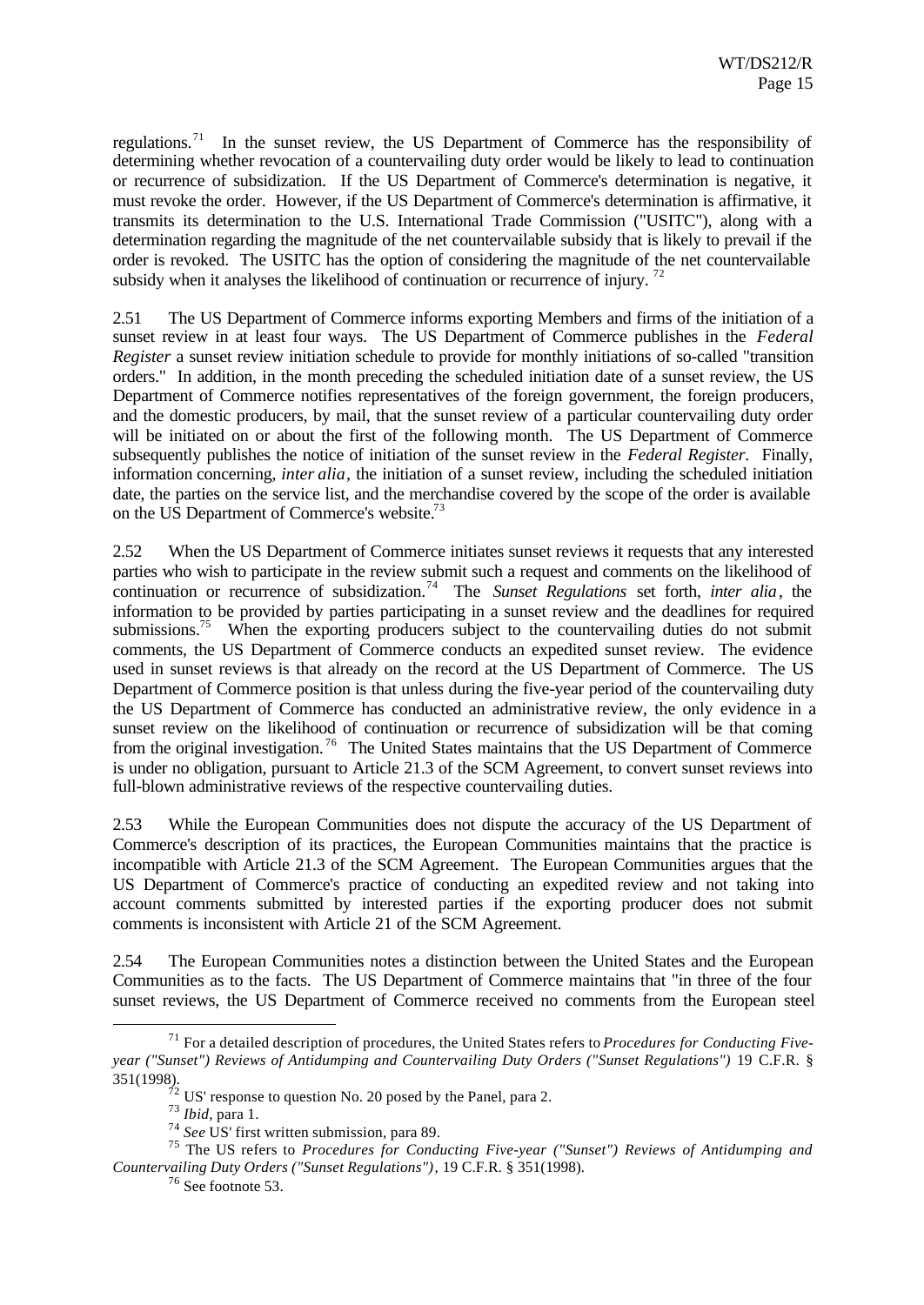regulations.[71] In the sunset review, the US Department of Commerce has the responsibility of determining whether revocation of a countervailing duty order would be likely to lead to continuation or recurrence of subsidization. If the US Department of Commerce's determination is negative, it must revoke the order. However, if the US Department of Commerce's determination is affirmative, it transmits its determination to the U.S. International Trade Commission ("USITC"), along with a determination regarding the magnitude of the net countervailable subsidy that is likely to prevail if the order is revoked. The USITC has the option of considering the magnitude of the net countervailable subsidy when it analyses the likelihood of continuation or recurrence of injury. [72]

2.51 The US Department of Commerce informs exporting Members and firms of the initiation of a sunset review in at least four ways. The US Department of Commerce publishes in the *Federal Register* a sunset review initiation schedule to provide for monthly initiations of so-called "transition orders." In addition, in the month preceding the scheduled initiation date of a sunset review, the US Department of Commerce notifies representatives of the foreign government, the foreign producers, and the domestic producers, by mail, that the sunset review of a particular countervailing duty order will be initiated on or about the first of the following month. The US Department of Commerce subsequently publishes the notice of initiation of the sunset review in the *Federal Register*. Finally, information concerning, *inter alia*, the initiation of a sunset review, including the scheduled initiation date, the parties on the service list, and the merchandise covered by the scope of the order is available on the US Department of Commerce's website.[73]

2.52 When the US Department of Commerce initiates sunset reviews it requests that any interested parties who wish to participate in the review submit such a request and comments on the likelihood of continuation or recurrence of subsidization.[74] The *Sunset Regulations* set forth, *inter alia*, the information to be provided by parties participating in a sunset review and the deadlines for required submissions.[75] When the exporting producers subject to the countervailing duties do not submit comments, the US Department of Commerce conducts an expedited sunset review. The evidence used in sunset reviews is that already on the record at the US Department of Commerce. The US Department of Commerce position is that unless during the five-year period of the countervailing duty the US Department of Commerce has conducted an administrative review, the only evidence in a sunset review on the likelihood of continuation or recurrence of subsidization will be that coming from the original investigation.[76] The United States maintains that the US Department of Commerce is under no obligation, pursuant to Article 21.3 of the SCM Agreement, to convert sunset reviews into full-blown administrative reviews of the respective countervailing duties.

2.53 While the European Communities does not dispute the accuracy of the US Department of Commerce's description of its practices, the European Communities maintains that the practice is incompatible with Article 21.3 of the SCM Agreement. The European Communities argues that the US Department of Commerce's practice of conducting an expedited review and not taking into account comments submitted by interested parties if the exporting producer does not submit comments is inconsistent with Article 21 of the SCM Agreement.

2.54 The European Communities notes a distinction between the United States and the European Communities as to the facts. The US Department of Commerce maintains that "in three of the four sunset reviews, the US Department of Commerce received no comments from the European steel

---

[71] For a detailed description of procedures, the United States refers to *Procedures for Conducting Five-year ("Sunset") Reviews of Antidumping and Countervailing Duty Orders ("Sunset Regulations")* 19 C.F.R. § 351(1998).

[72] US' response to question No. 20 posed by the Panel, para 2.

[73] *Ibid*, para 1.

[74] *See* US' first written submission, para 89.

[75] The US refers to *Procedures for Conducting Five-year ("Sunset") Reviews of Antidumping and Countervailing Duty Orders ("Sunset Regulations")*, 19 C.F.R. § 351(1998).

[76] See footnote 53.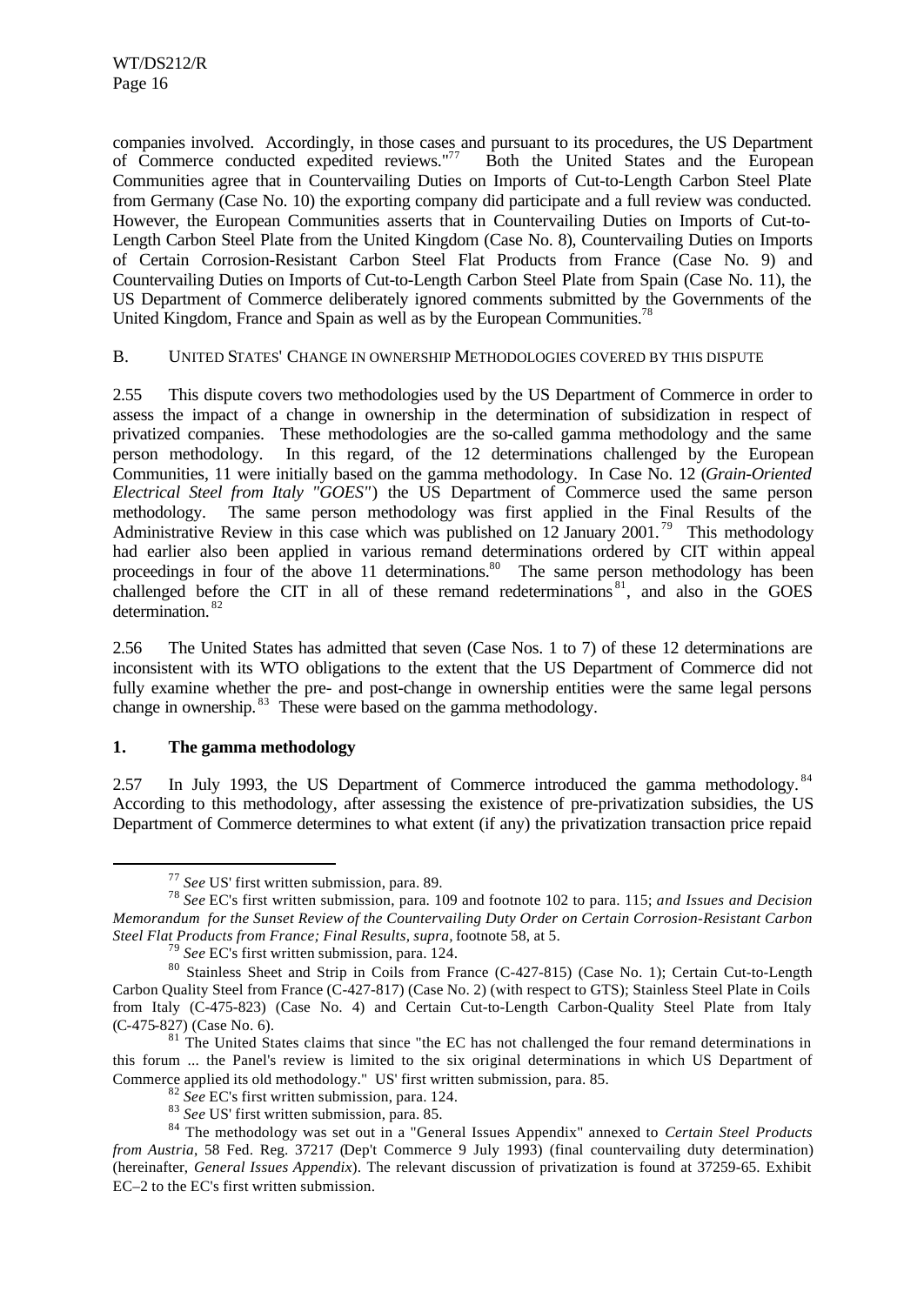companies involved. Accordingly, in those cases and pursuant to its procedures, the US Department of Commerce conducted expedited reviews."[77] Both the United States and the European Communities agree that in Countervailing Duties on Imports of Cut-to-Length Carbon Steel Plate from Germany (Case No. 10) the exporting company did participate and a full review was conducted. However, the European Communities asserts that in Countervailing Duties on Imports of Cut-to-Length Carbon Steel Plate from the United Kingdom (Case No. 8), Countervailing Duties on Imports of Certain Corrosion-Resistant Carbon Steel Flat Products from France (Case No. 9) and Countervailing Duties on Imports of Cut-to-Length Carbon Steel Plate from Spain (Case No. 11), the US Department of Commerce deliberately ignored comments submitted by the Governments of the United Kingdom, France and Spain as well as by the European Communities.[78]

## B. UNITED STATES' CHANGE IN OWNERSHIP METHODOLOGIES COVERED BY THIS DISPUTE

2.55 This dispute covers two methodologies used by the US Department of Commerce in order to assess the impact of a change in ownership in the determination of subsidization in respect of privatized companies. These methodologies are the so-called gamma methodology and the same person methodology. In this regard, of the 12 determinations challenged by the European Communities, 11 were initially based on the gamma methodology. In Case No. 12 (*Grain-Oriented Electrical Steel from Italy "GOES"*) the US Department of Commerce used the same person methodology. The same person methodology was first applied in the Final Results of the Administrative Review in this case which was published on 12 January 2001.[79] This methodology had earlier also been applied in various remand determinations ordered by CIT within appeal proceedings in four of the above 11 determinations.[80] The same person methodology has been challenged before the CIT in all of these remand redeterminations[81], and also in the GOES determination.[82]

2.56 The United States has admitted that seven (Case Nos. 1 to 7) of these 12 determinations are inconsistent with its WTO obligations to the extent that the US Department of Commerce did not fully examine whether the pre- and post-change in ownership entities were the same legal persons change in ownership.[83] These were based on the gamma methodology.

### 1. The gamma methodology

2.57 In July 1993, the US Department of Commerce introduced the gamma methodology.[84] According to this methodology, after assessing the existence of pre-privatization subsidies, the US Department of Commerce determines to what extent (if any) the privatization transaction price repaid

---

[77] *See* US' first written submission, para. 89.

[78] *See* EC's first written submission, para. 109 and footnote 102 to para. 115; *and Issues and Decision Memorandum for the Sunset Review of the Countervailing Duty Order on Certain Corrosion-Resistant Carbon Steel Flat Products from France; Final Results, supra,* footnote 58, at 5.

[79] *See* EC's first written submission, para. 124.

[80] Stainless Sheet and Strip in Coils from France (C-427-815) (Case No. 1); Certain Cut-to-Length Carbon Quality Steel from France (C-427-817) (Case No. 2) (with respect to GTS); Stainless Steel Plate in Coils from Italy (C-475-823) (Case No. 4) and Certain Cut-to-Length Carbon-Quality Steel Plate from Italy (C-475-827) (Case No. 6).

[81] The United States claims that since "the EC has not challenged the four remand determinations in this forum ... the Panel's review is limited to the six original determinations in which US Department of Commerce applied its old methodology." US' first written submission, para. 85.

[82] *See* EC's first written submission, para. 124.

[83] *See* US' first written submission, para. 85.

[84] The methodology was set out in a "General Issues Appendix" annexed to *Certain Steel Products from Austria*, 58 Fed. Reg. 37217 (Dep't Commerce 9 July 1993) (final countervailing duty determination) (hereinafter, *General Issues Appendix*). The relevant discussion of privatization is found at 37259-65. Exhibit EC–2 to the EC's first written submission.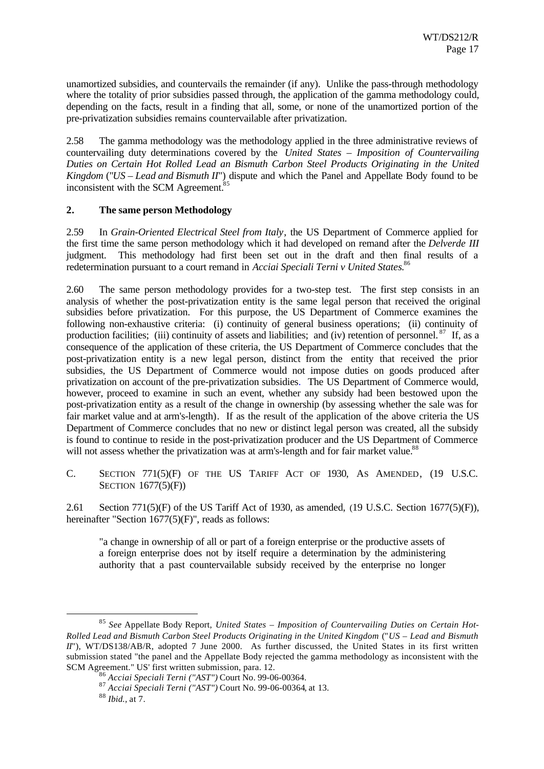unamortized subsidies, and countervails the remainder (if any). Unlike the pass-through methodology where the totality of prior subsidies passed through, the application of the gamma methodology could, depending on the facts, result in a finding that all, some, or none of the unamortized portion of the pre-privatization subsidies remains countervailable after privatization.

2.58 The gamma methodology was the methodology applied in the three administrative reviews of countervailing duty determinations covered by the *United States – Imposition of Countervailing Duties on Certain Hot Rolled Lead an Bismuth Carbon Steel Products Originating in the United Kingdom* ("*US – Lead and Bismuth II*") dispute and which the Panel and Appellate Body found to be inconsistent with the SCM Agreement.[85]

## 2. The same person Methodology

2.59 In *Grain-Oriented Electrical Steel from Italy*, the US Department of Commerce applied for the first time the same person methodology which it had developed on remand after the *Delverde III* judgment. This methodology had first been set out in the draft and then final results of a redetermination pursuant to a court remand in *Acciai Speciali Terni v United States*.[86]

2.60 The same person methodology provides for a two-step test. The first step consists in an analysis of whether the post-privatization entity is the same legal person that received the original subsidies before privatization. For this purpose, the US Department of Commerce examines the following non-exhaustive criteria: (i) continuity of general business operations; (ii) continuity of production facilities; (iii) continuity of assets and liabilities; and (iv) retention of personnel.[87] If, as a consequence of the application of these criteria, the US Department of Commerce concludes that the post-privatization entity is a new legal person, distinct from the entity that received the prior subsidies, the US Department of Commerce would not impose duties on goods produced after privatization on account of the pre-privatization subsidies. The US Department of Commerce would, however, proceed to examine in such an event, whether any subsidy had been bestowed upon the post-privatization entity as a result of the change in ownership (by assessing whether the sale was for fair market value and at arm's-length). If as the result of the application of the above criteria the US Department of Commerce concludes that no new or distinct legal person was created, all the subsidy is found to continue to reside in the post-privatization producer and the US Department of Commerce will not assess whether the privatization was at arm's-length and for fair market value.[88]

## C. Section 771(5)(F) of the US Tariff Act of 1930, As Amended, (19 U.S.C. Section 1677(5)(F))

2.61 Section 771(5)(F) of the US Tariff Act of 1930, as amended, (19 U.S.C. Section 1677(5)(F)), hereinafter "Section 1677(5)(F)", reads as follows:

> "a change in ownership of all or part of a foreign enterprise or the productive assets of a foreign enterprise does not by itself require a determination by the administering authority that a past countervailable subsidy received by the enterprise no longer

---

[85] *See* Appellate Body Report, *United States – Imposition of Countervailing Duties on Certain Hot-Rolled Lead and Bismuth Carbon Steel Products Originating in the United Kingdom* ("*US – Lead and Bismuth II*"), WT/DS138/AB/R, adopted 7 June 2000. As further discussed, the United States in its first written submission stated "the panel and the Appellate Body rejected the gamma methodology as inconsistent with the SCM Agreement." US' first written submission, para. 12.

[86] *Acciai Speciali Terni ("AST")* Court No. 99-06-00364.

[87] *Acciai Speciali Terni ("AST")* Court No. 99-06-00364, at 13.

[88] *Ibid.*, at 7.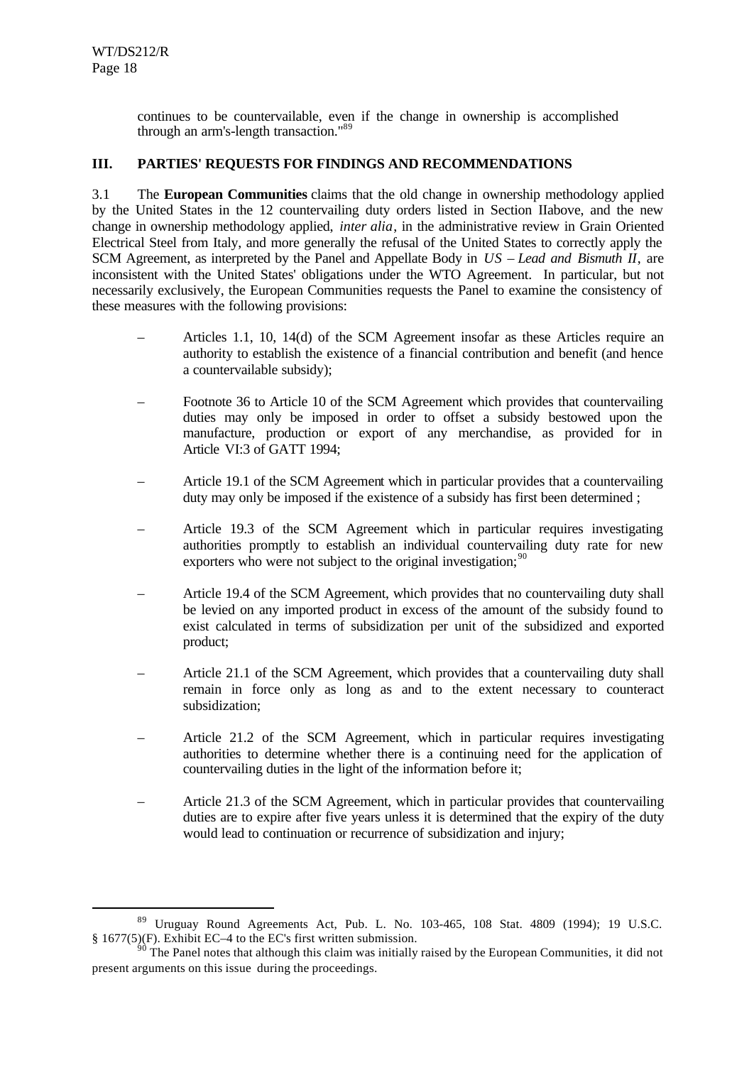continues to be countervailable, even if the change in ownership is accomplished through an arm's-length transaction."[89]

## III. PARTIES' REQUESTS FOR FINDINGS AND RECOMMENDATIONS

3.1 The **European Communities** claims that the old change in ownership methodology applied by the United States in the 12 countervailing duty orders listed in Section IIabove, and the new change in ownership methodology applied, *inter alia*, in the administrative review in Grain Oriented Electrical Steel from Italy, and more generally the refusal of the United States to correctly apply the SCM Agreement, as interpreted by the Panel and Appellate Body in *US – Lead and Bismuth II*, are inconsistent with the United States' obligations under the WTO Agreement. In particular, but not necessarily exclusively, the European Communities requests the Panel to examine the consistency of these measures with the following provisions:

- Articles 1.1, 10, 14(d) of the SCM Agreement insofar as these Articles require an authority to establish the existence of a financial contribution and benefit (and hence a countervailable subsidy);
- Footnote 36 to Article 10 of the SCM Agreement which provides that countervailing duties may only be imposed in order to offset a subsidy bestowed upon the manufacture, production or export of any merchandise, as provided for in Article VI:3 of GATT 1994;
- Article 19.1 of the SCM Agreement which in particular provides that a countervailing duty may only be imposed if the existence of a subsidy has first been determined ;
- Article 19.3 of the SCM Agreement which in particular requires investigating authorities promptly to establish an individual countervailing duty rate for new exporters who were not subject to the original investigation;[90]
- Article 19.4 of the SCM Agreement, which provides that no countervailing duty shall be levied on any imported product in excess of the amount of the subsidy found to exist calculated in terms of subsidization per unit of the subsidized and exported product;
- Article 21.1 of the SCM Agreement, which provides that a countervailing duty shall remain in force only as long as and to the extent necessary to counteract subsidization;
- Article 21.2 of the SCM Agreement, which in particular requires investigating authorities to determine whether there is a continuing need for the application of countervailing duties in the light of the information before it;
- Article 21.3 of the SCM Agreement, which in particular provides that countervailing duties are to expire after five years unless it is determined that the expiry of the duty would lead to continuation or recurrence of subsidization and injury;

---

[89] Uruguay Round Agreements Act, Pub. L. No. 103-465, 108 Stat. 4809 (1994); 19 U.S.C. § 1677(5)(F). Exhibit EC–4 to the EC's first written submission.

[90] The Panel notes that although this claim was initially raised by the European Communities, it did not present arguments on this issue during the proceedings.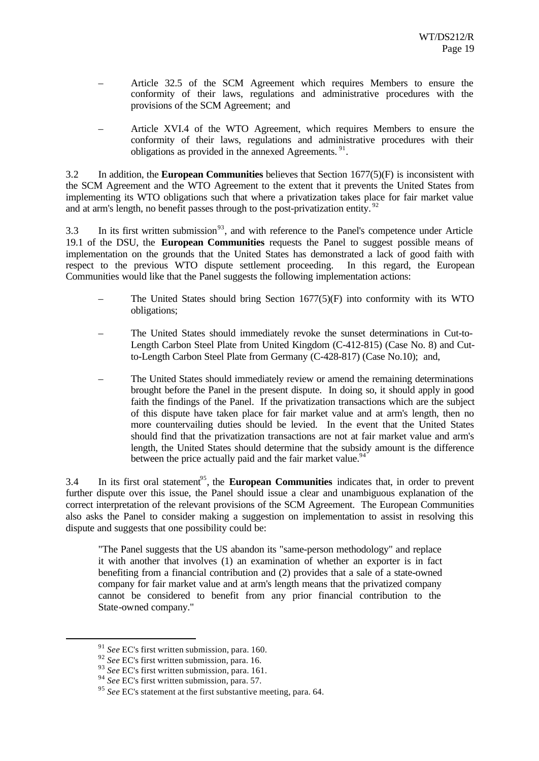- Article 32.5 of the SCM Agreement which requires Members to ensure the conformity of their laws, regulations and administrative procedures with the provisions of the SCM Agreement; and

- Article XVI.4 of the WTO Agreement, which requires Members to ensure the conformity of their laws, regulations and administrative procedures with their obligations as provided in the annexed Agreements. [91].

3.2 In addition, the **European Communities** believes that Section 1677(5)(F) is inconsistent with the SCM Agreement and the WTO Agreement to the extent that it prevents the United States from implementing its WTO obligations such that where a privatization takes place for fair market value and at arm's length, no benefit passes through to the post-privatization entity. [92]

3.3 In its first written submission[93], and with reference to the Panel's competence under Article 19.1 of the DSU, the **European Communities** requests the Panel to suggest possible means of implementation on the grounds that the United States has demonstrated a lack of good faith with respect to the previous WTO dispute settlement proceeding. In this regard, the European Communities would like that the Panel suggests the following implementation actions:

- The United States should bring Section 1677(5)(F) into conformity with its WTO obligations;

- The United States should immediately revoke the sunset determinations in Cut-to-Length Carbon Steel Plate from United Kingdom (C-412-815) (Case No. 8) and Cut-to-Length Carbon Steel Plate from Germany (C-428-817) (Case No.10); and,

- The United States should immediately review or amend the remaining determinations brought before the Panel in the present dispute. In doing so, it should apply in good faith the findings of the Panel. If the privatization transactions which are the subject of this dispute have taken place for fair market value and at arm's length, then no more countervailing duties should be levied. In the event that the United States should find that the privatization transactions are not at fair market value and arm's length, the United States should determine that the subsidy amount is the difference between the price actually paid and the fair market value.[94]

3.4 In its first oral statement[95], the **European Communities** indicates that, in order to prevent further dispute over this issue, the Panel should issue a clear and unambiguous explanation of the correct interpretation of the relevant provisions of the SCM Agreement. The European Communities also asks the Panel to consider making a suggestion on implementation to assist in resolving this dispute and suggests that one possibility could be:

> "The Panel suggests that the US abandon its "same-person methodology" and replace it with another that involves (1) an examination of whether an exporter is in fact benefiting from a financial contribution and (2) provides that a sale of a state-owned company for fair market value and at arm's length means that the privatized company cannot be considered to benefit from any prior financial contribution to the State-owned company."

---

[91] *See* EC's first written submission, para. 160.

[92] *See* EC's first written submission, para. 16.

[93] *See* EC's first written submission, para. 161.

[94] *See* EC's first written submission, para. 57.

[95] *See* EC's statement at the first substantive meeting, para. 64.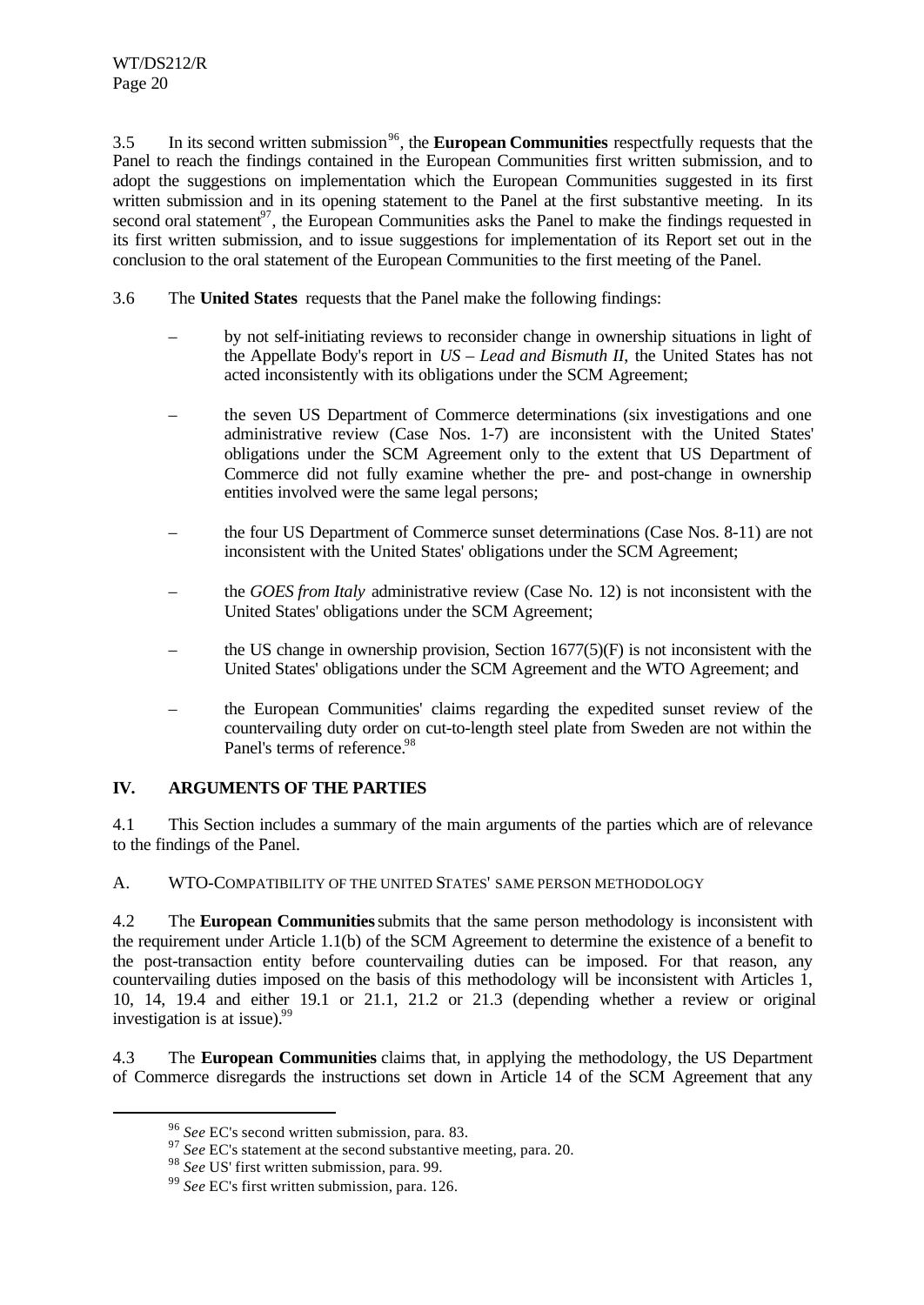3.5 In its second written submission[96], the **European Communities** respectfully requests that the Panel to reach the findings contained in the European Communities first written submission, and to adopt the suggestions on implementation which the European Communities suggested in its first written submission and in its opening statement to the Panel at the first substantive meeting. In its second oral statement[97], the European Communities asks the Panel to make the findings requested in its first written submission, and to issue suggestions for implementation of its Report set out in the conclusion to the oral statement of the European Communities to the first meeting of the Panel.

3.6 The **United States** requests that the Panel make the following findings:

– by not self-initiating reviews to reconsider change in ownership situations in light of the Appellate Body's report in *US – Lead and Bismuth II*, the United States has not acted inconsistently with its obligations under the SCM Agreement;

– the seven US Department of Commerce determinations (six investigations and one administrative review (Case Nos. 1-7) are inconsistent with the United States' obligations under the SCM Agreement only to the extent that US Department of Commerce did not fully examine whether the pre- and post-change in ownership entities involved were the same legal persons;

– the four US Department of Commerce sunset determinations (Case Nos. 8-11) are not inconsistent with the United States' obligations under the SCM Agreement;

– the *GOES from Italy* administrative review (Case No. 12) is not inconsistent with the United States' obligations under the SCM Agreement;

– the US change in ownership provision, Section 1677(5)(F) is not inconsistent with the United States' obligations under the SCM Agreement and the WTO Agreement; and

– the European Communities' claims regarding the expedited sunset review of the countervailing duty order on cut-to-length steel plate from Sweden are not within the Panel's terms of reference.[98]

## IV. ARGUMENTS OF THE PARTIES

4.1 This Section includes a summary of the main arguments of the parties which are of relevance to the findings of the Panel.

### A. WTO-COMPATIBILITY OF THE UNITED STATES' SAME PERSON METHODOLOGY

4.2 The **European Communities** submits that the same person methodology is inconsistent with the requirement under Article 1.1(b) of the SCM Agreement to determine the existence of a benefit to the post-transaction entity before countervailing duties can be imposed. For that reason, any countervailing duties imposed on the basis of this methodology will be inconsistent with Articles 1, 10, 14, 19.4 and either 19.1 or 21.1, 21.2 or 21.3 (depending whether a review or original investigation is at issue).[99]

4.3 The **European Communities** claims that, in applying the methodology, the US Department of Commerce disregards the instructions set down in Article 14 of the SCM Agreement that any

---

[96] *See* EC's second written submission, para. 83.

[97] *See* EC's statement at the second substantive meeting, para. 20.

[98] *See* US' first written submission, para. 99.

[99] *See* EC's first written submission, para. 126.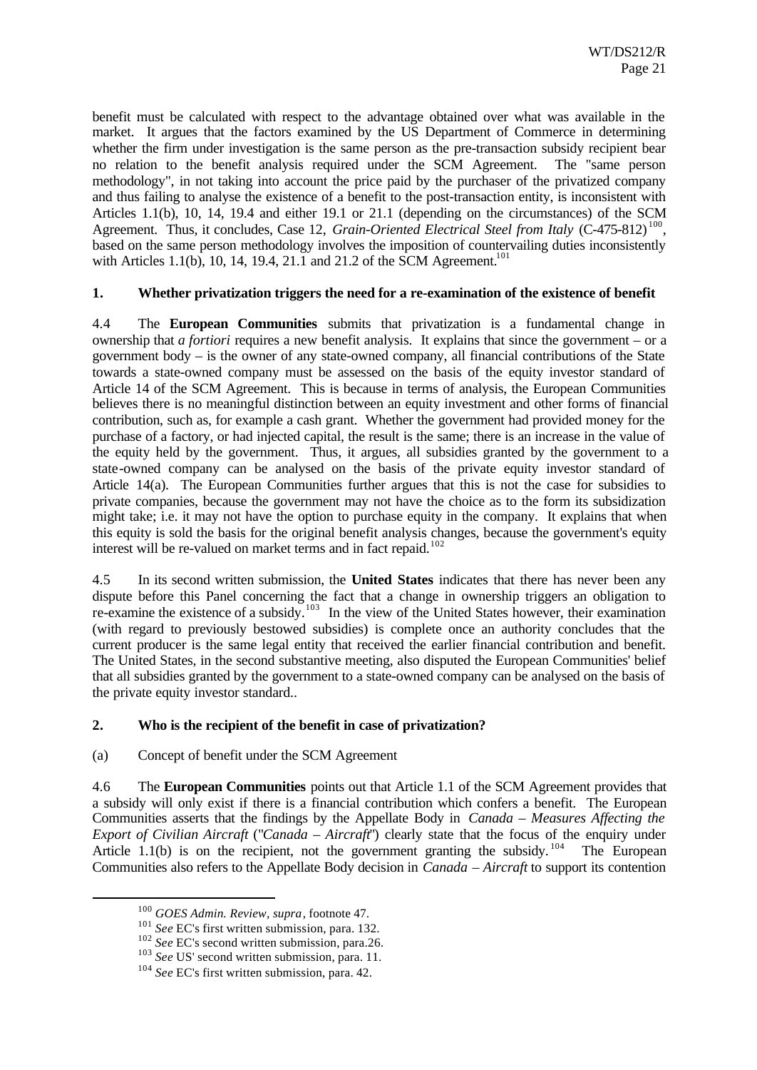benefit must be calculated with respect to the advantage obtained over what was available in the market. It argues that the factors examined by the US Department of Commerce in determining whether the firm under investigation is the same person as the pre-transaction subsidy recipient bear no relation to the benefit analysis required under the SCM Agreement. The "same person methodology", in not taking into account the price paid by the purchaser of the privatized company and thus failing to analyse the existence of a benefit to the post-transaction entity, is inconsistent with Articles 1.1(b), 10, 14, 19.4 and either 19.1 or 21.1 (depending on the circumstances) of the SCM Agreement. Thus, it concludes, Case 12, *Grain-Oriented Electrical Steel from Italy* (C-475-812)[100], based on the same person methodology involves the imposition of countervailing duties inconsistently with Articles 1.1(b), 10, 14, 19.4, 21.1 and 21.2 of the SCM Agreement.[101]

### 1. Whether privatization triggers the need for a re-examination of the existence of benefit

4.4 The **European Communities** submits that privatization is a fundamental change in ownership that *a fortiori* requires a new benefit analysis. It explains that since the government – or a government body – is the owner of any state-owned company, all financial contributions of the State towards a state-owned company must be assessed on the basis of the equity investor standard of Article 14 of the SCM Agreement. This is because in terms of analysis, the European Communities believes there is no meaningful distinction between an equity investment and other forms of financial contribution, such as, for example a cash grant. Whether the government had provided money for the purchase of a factory, or had injected capital, the result is the same; there is an increase in the value of the equity held by the government. Thus, it argues, all subsidies granted by the government to a state-owned company can be analysed on the basis of the private equity investor standard of Article 14(a). The European Communities further argues that this is not the case for subsidies to private companies, because the government may not have the choice as to the form its subsidization might take; i.e. it may not have the option to purchase equity in the company. It explains that when this equity is sold the basis for the original benefit analysis changes, because the government's equity interest will be re-valued on market terms and in fact repaid.[102]

4.5 In its second written submission, the **United States** indicates that there has never been any dispute before this Panel concerning the fact that a change in ownership triggers an obligation to re-examine the existence of a subsidy.[103] In the view of the United States however, their examination (with regard to previously bestowed subsidies) is complete once an authority concludes that the current producer is the same legal entity that received the earlier financial contribution and benefit. The United States, in the second substantive meeting, also disputed the European Communities' belief that all subsidies granted by the government to a state-owned company can be analysed on the basis of the private equity investor standard..

### 2. Who is the recipient of the benefit in case of privatization?

(a) Concept of benefit under the SCM Agreement

4.6 The **European Communities** points out that Article 1.1 of the SCM Agreement provides that a subsidy will only exist if there is a financial contribution which confers a benefit. The European Communities asserts that the findings by the Appellate Body in *Canada – Measures Affecting the Export of Civilian Aircraft* ("*Canada – Aircraft*") clearly state that the focus of the enquiry under Article 1.1(b) is on the recipient, not the government granting the subsidy.[104] The European Communities also refers to the Appellate Body decision in *Canada – Aircraft* to support its contention

---

[100] *GOES Admin. Review*, *supra*, footnote 47.

[101] *See* EC's first written submission, para. 132.

[102] *See* EC's second written submission, para.26.

[103] *See* US' second written submission, para. 11.

[104] *See* EC's first written submission, para. 42.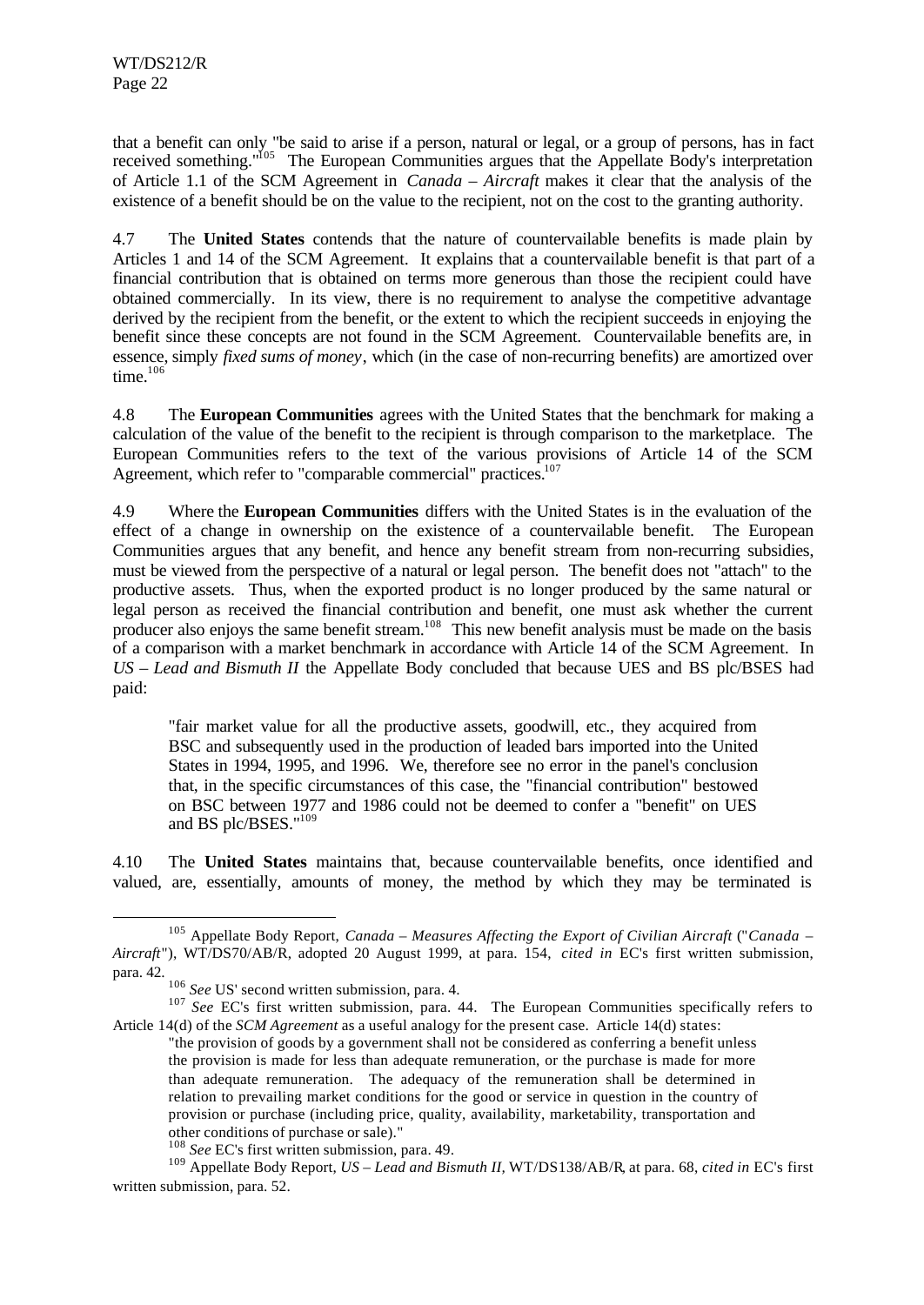that a benefit can only "be said to arise if a person, natural or legal, or a group of persons, has in fact received something."[105] The European Communities argues that the Appellate Body's interpretation of Article 1.1 of the SCM Agreement in *Canada – Aircraft* makes it clear that the analysis of the existence of a benefit should be on the value to the recipient, not on the cost to the granting authority.

4.7 The **United States** contends that the nature of countervailable benefits is made plain by Articles 1 and 14 of the SCM Agreement. It explains that a countervailable benefit is that part of a financial contribution that is obtained on terms more generous than those the recipient could have obtained commercially. In its view, there is no requirement to analyse the competitive advantage derived by the recipient from the benefit, or the extent to which the recipient succeeds in enjoying the benefit since these concepts are not found in the SCM Agreement. Countervailable benefits are, in essence, simply *fixed sums of money*, which (in the case of non-recurring benefits) are amortized over time.[106]

4.8 The **European Communities** agrees with the United States that the benchmark for making a calculation of the value of the benefit to the recipient is through comparison to the marketplace. The European Communities refers to the text of the various provisions of Article 14 of the SCM Agreement, which refer to "comparable commercial" practices.[107]

4.9 Where the **European Communities** differs with the United States is in the evaluation of the effect of a change in ownership on the existence of a countervailable benefit. The European Communities argues that any benefit, and hence any benefit stream from non-recurring subsidies, must be viewed from the perspective of a natural or legal person. The benefit does not "attach" to the productive assets. Thus, when the exported product is no longer produced by the same natural or legal person as received the financial contribution and benefit, one must ask whether the current producer also enjoys the same benefit stream.[108] This new benefit analysis must be made on the basis of a comparison with a market benchmark in accordance with Article 14 of the SCM Agreement. In *US – Lead and Bismuth II* the Appellate Body concluded that because UES and BS plc/BSES had paid:

> "fair market value for all the productive assets, goodwill, etc., they acquired from BSC and subsequently used in the production of leaded bars imported into the United States in 1994, 1995, and 1996. We, therefore see no error in the panel's conclusion that, in the specific circumstances of this case, the "financial contribution" bestowed on BSC between 1977 and 1986 could not be deemed to confer a "benefit" on UES and BS plc/BSES."[109]

4.10 The **United States** maintains that, because countervailable benefits, once identified and valued, are, essentially, amounts of money, the method by which they may be terminated is

---

[105] Appellate Body Report, *Canada – Measures Affecting the Export of Civilian Aircraft* ("*Canada – Aircraft*"), WT/DS70/AB/R, adopted 20 August 1999, at para. 154, *cited in* EC's first written submission, para. 42.

[106] *See* US' second written submission, para. 4.

[107] *See* EC's first written submission, para. 44. The European Communities specifically refers to Article 14(d) of the *SCM Agreement* as a useful analogy for the present case. Article 14(d) states:

> "the provision of goods by a government shall not be considered as conferring a benefit unless the provision is made for less than adequate remuneration, or the purchase is made for more than adequate remuneration. The adequacy of the remuneration shall be determined in relation to prevailing market conditions for the good or service in question in the country of provision or purchase (including price, quality, availability, marketability, transportation and other conditions of purchase or sale)."

[108] *See* EC's first written submission, para. 49.

[109] Appellate Body Report, *US – Lead and Bismuth II*, WT/DS138/AB/R, at para. 68, *cited in* EC's first written submission, para. 52.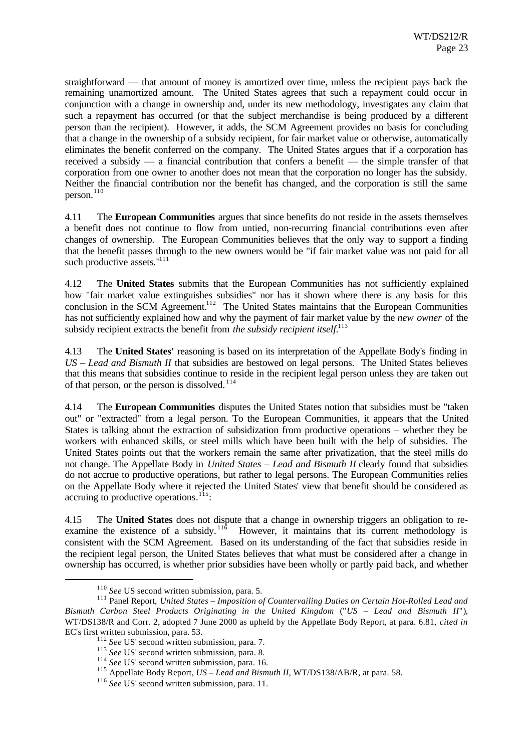straightforward — that amount of money is amortized over time, unless the recipient pays back the remaining unamortized amount. The United States agrees that such a repayment could occur in conjunction with a change in ownership and, under its new methodology, investigates any claim that such a repayment has occurred (or that the subject merchandise is being produced by a different person than the recipient). However, it adds, the SCM Agreement provides no basis for concluding that a change in the ownership of a subsidy recipient, for fair market value or otherwise, automatically eliminates the benefit conferred on the company. The United States argues that if a corporation has received a subsidy — a financial contribution that confers a benefit — the simple transfer of that corporation from one owner to another does not mean that the corporation no longer has the subsidy. Neither the financial contribution nor the benefit has changed, and the corporation is still the same person.[110]

4.11 The **European Communities** argues that since benefits do not reside in the assets themselves a benefit does not continue to flow from untied, non-recurring financial contributions even after changes of ownership. The European Communities believes that the only way to support a finding that the benefit passes through to the new owners would be "if fair market value was not paid for all such productive assets."[111]

4.12 The **United States** submits that the European Communities has not sufficiently explained how "fair market value extinguishes subsidies" nor has it shown where there is any basis for this conclusion in the SCM Agreement.[112] The United States maintains that the European Communities has not sufficiently explained how and why the payment of fair market value by the *new owner* of the subsidy recipient extracts the benefit from *the subsidy recipient itself*.[113]

4.13 The **United States'** reasoning is based on its interpretation of the Appellate Body's finding in *US – Lead and Bismuth II* that subsidies are bestowed on legal persons. The United States believes that this means that subsidies continue to reside in the recipient legal person unless they are taken out of that person, or the person is dissolved.[114]

4.14 The **European Communities** disputes the United States notion that subsidies must be "taken out" or "extracted" from a legal person. To the European Communities, it appears that the United States is talking about the extraction of subsidization from productive operations – whether they be workers with enhanced skills, or steel mills which have been built with the help of subsidies. The United States points out that the workers remain the same after privatization, that the steel mills do not change. The Appellate Body in *United States – Lead and Bismuth II* clearly found that subsidies do not accrue to productive operations, but rather to legal persons. The European Communities relies on the Appellate Body where it rejected the United States' view that benefit should be considered as accruing to productive operations.[115]:

4.15 The **United States** does not dispute that a change in ownership triggers an obligation to re-examine the existence of a subsidy.[116] However, it maintains that its current methodology is consistent with the SCM Agreement. Based on its understanding of the fact that subsidies reside in the recipient legal person, the United States believes that what must be considered after a change in ownership has occurred, is whether prior subsidies have been wholly or partly paid back, and whether

---

[110] *See* US second written submission, para. 5.

[111] Panel Report, *United States – Imposition of Countervailing Duties on Certain Hot-Rolled Lead and Bismuth Carbon Steel Products Originating in the United Kingdom* ("*US – Lead and Bismuth II*"), WT/DS138/R and Corr. 2, adopted 7 June 2000 as upheld by the Appellate Body Report, at para. 6.81, *cited in* EC's first written submission, para. 53.

[112] *See* US' second written submission, para. 7.

[113] *See* US' second written submission, para. 8.

[114] *See* US' second written submission, para. 16.

[115] Appellate Body Report, *US – Lead and Bismuth II*, WT/DS138/AB/R, at para. 58.

[116] *See* US' second written submission, para. 11.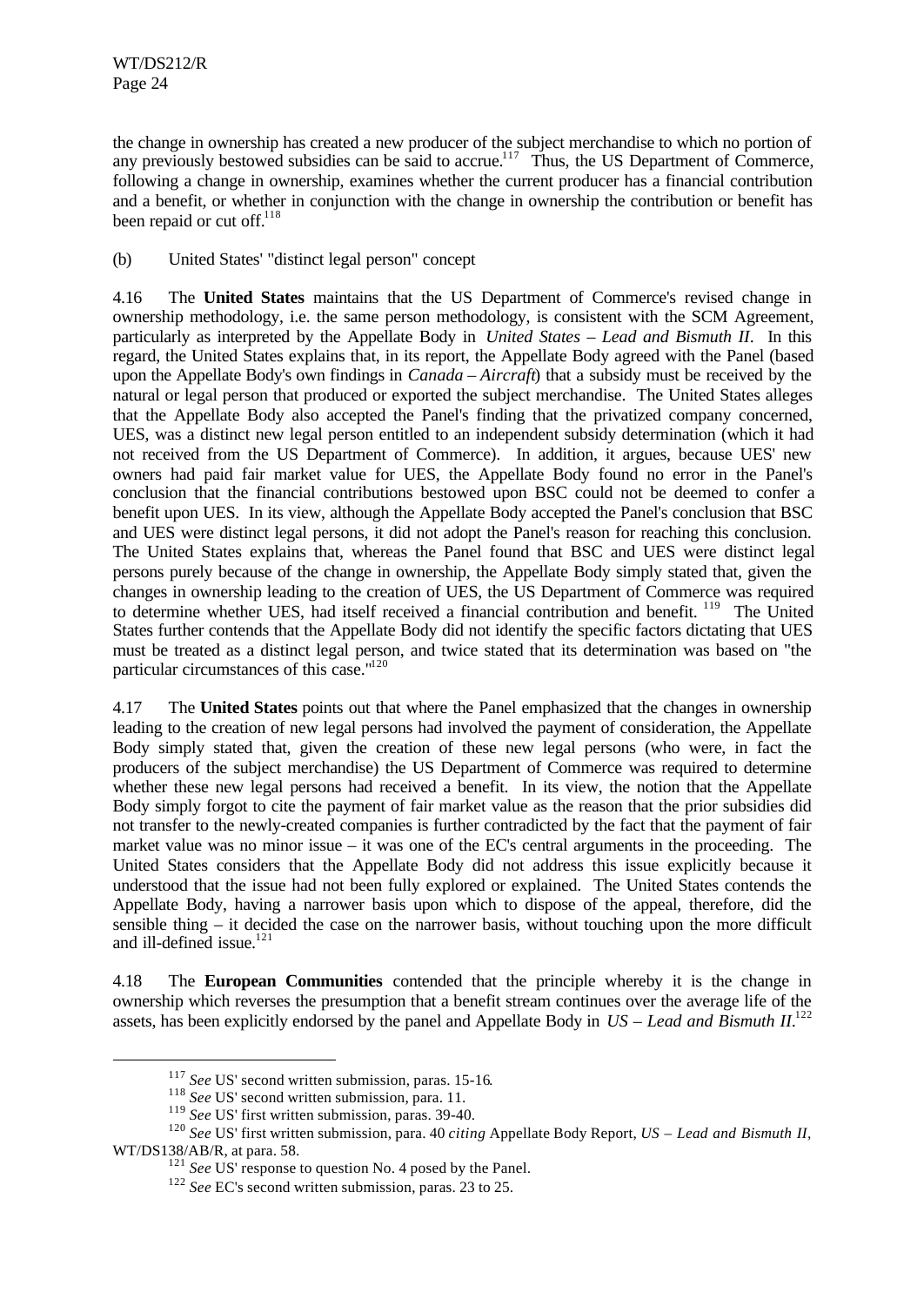the change in ownership has created a new producer of the subject merchandise to which no portion of any previously bestowed subsidies can be said to accrue.[117] Thus, the US Department of Commerce, following a change in ownership, examines whether the current producer has a financial contribution and a benefit, or whether in conjunction with the change in ownership the contribution or benefit has been repaid or cut off.[118]

(b) United States' "distinct legal person" concept

4.16 The **United States** maintains that the US Department of Commerce's revised change in ownership methodology, i.e. the same person methodology, is consistent with the SCM Agreement, particularly as interpreted by the Appellate Body in *United States – Lead and Bismuth II*. In this regard, the United States explains that, in its report, the Appellate Body agreed with the Panel (based upon the Appellate Body's own findings in *Canada – Aircraft*) that a subsidy must be received by the natural or legal person that produced or exported the subject merchandise. The United States alleges that the Appellate Body also accepted the Panel's finding that the privatized company concerned, UES, was a distinct new legal person entitled to an independent subsidy determination (which it had not received from the US Department of Commerce). In addition, it argues, because UES' new owners had paid fair market value for UES, the Appellate Body found no error in the Panel's conclusion that the financial contributions bestowed upon BSC could not be deemed to confer a benefit upon UES. In its view, although the Appellate Body accepted the Panel's conclusion that BSC and UES were distinct legal persons, it did not adopt the Panel's reason for reaching this conclusion. The United States explains that, whereas the Panel found that BSC and UES were distinct legal persons purely because of the change in ownership, the Appellate Body simply stated that, given the changes in ownership leading to the creation of UES, the US Department of Commerce was required to determine whether UES, had itself received a financial contribution and benefit.[119] The United States further contends that the Appellate Body did not identify the specific factors dictating that UES must be treated as a distinct legal person, and twice stated that its determination was based on "the particular circumstances of this case."[120]

4.17 The **United States** points out that where the Panel emphasized that the changes in ownership leading to the creation of new legal persons had involved the payment of consideration, the Appellate Body simply stated that, given the creation of these new legal persons (who were, in fact the producers of the subject merchandise) the US Department of Commerce was required to determine whether these new legal persons had received a benefit. In its view, the notion that the Appellate Body simply forgot to cite the payment of fair market value as the reason that the prior subsidies did not transfer to the newly-created companies is further contradicted by the fact that the payment of fair market value was no minor issue – it was one of the EC's central arguments in the proceeding. The United States considers that the Appellate Body did not address this issue explicitly because it understood that the issue had not been fully explored or explained. The United States contends the Appellate Body, having a narrower basis upon which to dispose of the appeal, therefore, did the sensible thing – it decided the case on the narrower basis, without touching upon the more difficult and ill-defined issue.[121]

4.18 The **European Communities** contended that the principle whereby it is the change in ownership which reverses the presumption that a benefit stream continues over the average life of the assets, has been explicitly endorsed by the panel and Appellate Body in *US – Lead and Bismuth II*.[122]

[117] *See* US' second written submission, paras. 15-16.

[118] *See* US' second written submission, para. 11.

[119] *See* US' first written submission, paras. 39-40.

[120] *See* US' first written submission, para. 40 *citing* Appellate Body Report, *US – Lead and Bismuth II*, WT/DS138/AB/R, at para. 58.

[121] *See* US' response to question No. 4 posed by the Panel.

[122] *See* EC's second written submission, paras. 23 to 25.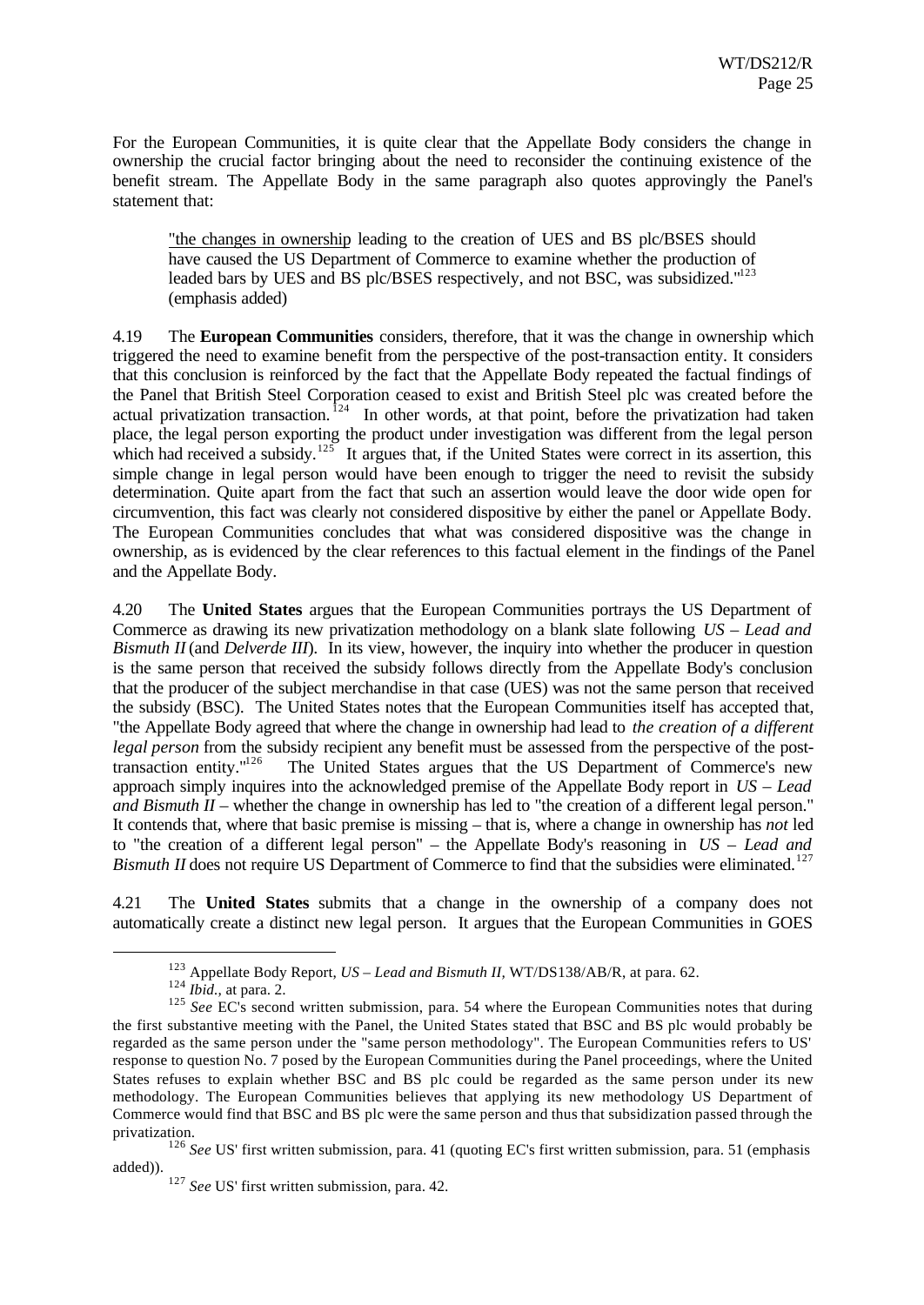For the European Communities, it is quite clear that the Appellate Body considers the change in ownership the crucial factor bringing about the need to reconsider the continuing existence of the benefit stream. The Appellate Body in the same paragraph also quotes approvingly the Panel's statement that:

> "the changes in ownership leading to the creation of UES and BS plc/BSES should have caused the US Department of Commerce to examine whether the production of leaded bars by UES and BS plc/BSES respectively, and not BSC, was subsidized."[123] (emphasis added)

4.19 The **European Communities** considers, therefore, that it was the change in ownership which triggered the need to examine benefit from the perspective of the post-transaction entity. It considers that this conclusion is reinforced by the fact that the Appellate Body repeated the factual findings of the Panel that British Steel Corporation ceased to exist and British Steel plc was created before the actual privatization transaction.[124] In other words, at that point, before the privatization had taken place, the legal person exporting the product under investigation was different from the legal person which had received a subsidy.[125] It argues that, if the United States were correct in its assertion, this simple change in legal person would have been enough to trigger the need to revisit the subsidy determination. Quite apart from the fact that such an assertion would leave the door wide open for circumvention, this fact was clearly not considered dispositive by either the panel or Appellate Body. The European Communities concludes that what was considered dispositive was the change in ownership, as is evidenced by the clear references to this factual element in the findings of the Panel and the Appellate Body.

4.20 The **United States** argues that the European Communities portrays the US Department of Commerce as drawing its new privatization methodology on a blank slate following *US – Lead and Bismuth II* (and *Delverde III*). In its view, however, the inquiry into whether the producer in question is the same person that received the subsidy follows directly from the Appellate Body's conclusion that the producer of the subject merchandise in that case (UES) was not the same person that received the subsidy (BSC). The United States notes that the European Communities itself has accepted that, "the Appellate Body agreed that where the change in ownership had lead to *the creation of a different legal person* from the subsidy recipient any benefit must be assessed from the perspective of the post-transaction entity."[126] The United States argues that the US Department of Commerce's new approach simply inquires into the acknowledged premise of the Appellate Body report in *US – Lead and Bismuth II* – whether the change in ownership has led to "the creation of a different legal person." It contends that, where that basic premise is missing – that is, where a change in ownership has *not* led to "the creation of a different legal person" – the Appellate Body's reasoning in *US – Lead and Bismuth II* does not require US Department of Commerce to find that the subsidies were eliminated.[127]

4.21 The **United States** submits that a change in the ownership of a company does not automatically create a distinct new legal person. It argues that the European Communities in GOES

---

[123] Appellate Body Report, *US – Lead and Bismuth II*, WT/DS138/AB/R, at para. 62.

[124] *Ibid.*, at para. 2.

[125] *See* EC's second written submission, para. 54 where the European Communities notes that during the first substantive meeting with the Panel, the United States stated that BSC and BS plc would probably be regarded as the same person under the "same person methodology". The European Communities refers to US' response to question No. 7 posed by the European Communities during the Panel proceedings, where the United States refuses to explain whether BSC and BS plc could be regarded as the same person under its new methodology. The European Communities believes that applying its new methodology US Department of Commerce would find that BSC and BS plc were the same person and thus that subsidization passed through the privatization.

[126] *See* US' first written submission, para. 41 (quoting EC's first written submission, para. 51 (emphasis added)).

[127] *See* US' first written submission, para. 42.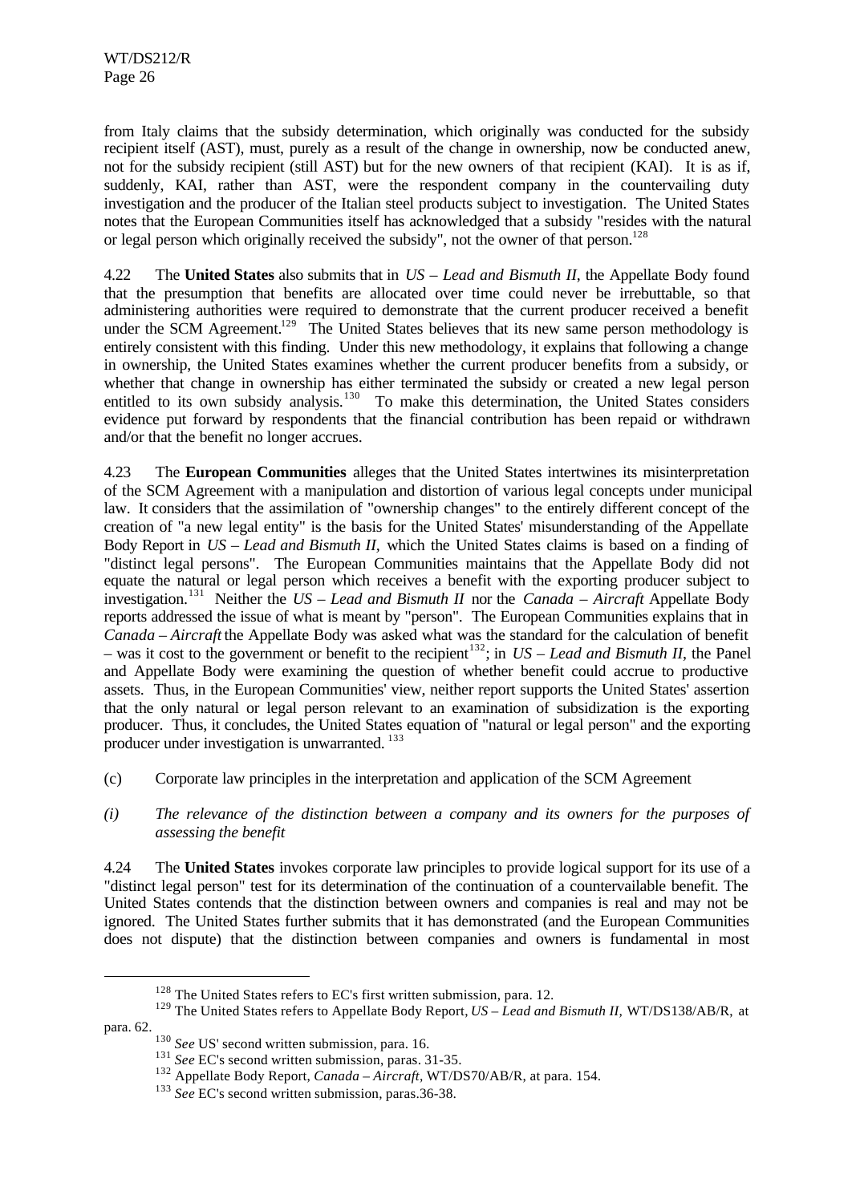from Italy claims that the subsidy determination, which originally was conducted for the subsidy recipient itself (AST), must, purely as a result of the change in ownership, now be conducted anew, not for the subsidy recipient (still AST) but for the new owners of that recipient (KAI). It is as if, suddenly, KAI, rather than AST, were the respondent company in the countervailing duty investigation and the producer of the Italian steel products subject to investigation. The United States notes that the European Communities itself has acknowledged that a subsidy "resides with the natural or legal person which originally received the subsidy", not the owner of that person.[128]

4.22 The **United States** also submits that in *US – Lead and Bismuth II*, the Appellate Body found that the presumption that benefits are allocated over time could never be irrebuttable, so that administering authorities were required to demonstrate that the current producer received a benefit under the SCM Agreement.[129] The United States believes that its new same person methodology is entirely consistent with this finding. Under this new methodology, it explains that following a change in ownership, the United States examines whether the current producer benefits from a subsidy, or whether that change in ownership has either terminated the subsidy or created a new legal person entitled to its own subsidy analysis.[130] To make this determination, the United States considers evidence put forward by respondents that the financial contribution has been repaid or withdrawn and/or that the benefit no longer accrues.

4.23 The **European Communities** alleges that the United States intertwines its misinterpretation of the SCM Agreement with a manipulation and distortion of various legal concepts under municipal law. It considers that the assimilation of "ownership changes" to the entirely different concept of the creation of "a new legal entity" is the basis for the United States' misunderstanding of the Appellate Body Report in *US – Lead and Bismuth II,* which the United States claims is based on a finding of "distinct legal persons". The European Communities maintains that the Appellate Body did not equate the natural or legal person which receives a benefit with the exporting producer subject to investigation.[131] Neither the *US – Lead and Bismuth II* nor the *Canada – Aircraft* Appellate Body reports addressed the issue of what is meant by "person". The European Communities explains that in *Canada – Aircraft* the Appellate Body was asked what was the standard for the calculation of benefit – was it cost to the government or benefit to the recipient[132]; in *US – Lead and Bismuth II*, the Panel and Appellate Body were examining the question of whether benefit could accrue to productive assets. Thus, in the European Communities' view, neither report supports the United States' assertion that the only natural or legal person relevant to an examination of subsidization is the exporting producer. Thus, it concludes, the United States equation of "natural or legal person" and the exporting producer under investigation is unwarranted.[133]

(c) Corporate law principles in the interpretation and application of the SCM Agreement

*(i) The relevance of the distinction between a company and its owners for the purposes of assessing the benefit*

4.24 The **United States** invokes corporate law principles to provide logical support for its use of a "distinct legal person" test for its determination of the continuation of a countervailable benefit. The United States contends that the distinction between owners and companies is real and may not be ignored. The United States further submits that it has demonstrated (and the European Communities does not dispute) that the distinction between companies and owners is fundamental in most

---

[128] The United States refers to EC's first written submission, para. 12.

[129] The United States refers to Appellate Body Report, *US – Lead and Bismuth II,* WT/DS138/AB/R, at para. 62.

[130] *See* US' second written submission, para. 16.

[131] *See* EC's second written submission, paras. 31-35.

[132] Appellate Body Report, *Canada – Aircraft,* WT/DS70/AB/R, at para. 154.

[133] *See* EC's second written submission, paras.36-38.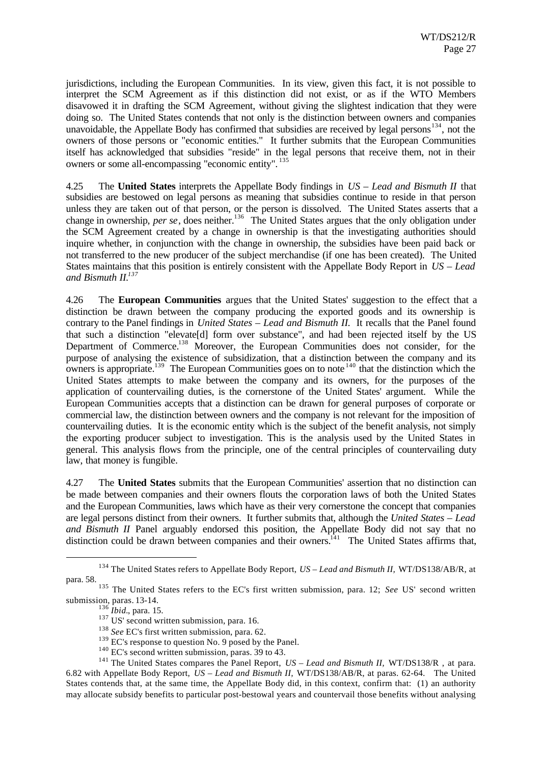jurisdictions, including the European Communities. In its view, given this fact, it is not possible to interpret the SCM Agreement as if this distinction did not exist, or as if the WTO Members disavowed it in drafting the SCM Agreement, without giving the slightest indication that they were doing so. The United States contends that not only is the distinction between owners and companies unavoidable, the Appellate Body has confirmed that subsidies are received by legal persons[134], not the owners of those persons or "economic entities." It further submits that the European Communities itself has acknowledged that subsidies "reside" in the legal persons that receive them, not in their owners or some all-encompassing "economic entity".[135]

4.25 The **United States** interprets the Appellate Body findings in *US – Lead and Bismuth II* that subsidies are bestowed on legal persons as meaning that subsidies continue to reside in that person unless they are taken out of that person, or the person is dissolved. The United States asserts that a change in ownership, *per se*, does neither.[136] The United States argues that the only obligation under the SCM Agreement created by a change in ownership is that the investigating authorities should inquire whether, in conjunction with the change in ownership, the subsidies have been paid back or not transferred to the new producer of the subject merchandise (if one has been created). The United States maintains that this position is entirely consistent with the Appellate Body Report in *US – Lead and Bismuth II.*[137]

4.26 The **European Communities** argues that the United States' suggestion to the effect that a distinction be drawn between the company producing the exported goods and its ownership is contrary to the Panel findings in *United States – Lead and Bismuth II.* It recalls that the Panel found that such a distinction "elevate[d] form over substance", and had been rejected itself by the US Department of Commerce.[138] Moreover, the European Communities does not consider, for the purpose of analysing the existence of subsidization, that a distinction between the company and its owners is appropriate.[139] The European Communities goes on to note[140] that the distinction which the United States attempts to make between the company and its owners, for the purposes of the application of countervailing duties, is the cornerstone of the United States' argument. While the European Communities accepts that a distinction can be drawn for general purposes of corporate or commercial law, the distinction between owners and the company is not relevant for the imposition of countervailing duties. It is the economic entity which is the subject of the benefit analysis, not simply the exporting producer subject to investigation. This is the analysis used by the United States in general. This analysis flows from the principle, one of the central principles of countervailing duty law, that money is fungible.

4.27 The **United States** submits that the European Communities' assertion that no distinction can be made between companies and their owners flouts the corporation laws of both the United States and the European Communities, laws which have as their very cornerstone the concept that companies are legal persons distinct from their owners. It further submits that, although the *United States – Lead and Bismuth II* Panel arguably endorsed this position, the Appellate Body did not say that no distinction could be drawn between companies and their owners.[141] The United States affirms that,

---

[134] The United States refers to Appellate Body Report, *US – Lead and Bismuth II,* WT/DS138/AB/R, at para. 58.

[135] The United States refers to the EC's first written submission, para. 12; *See* US' second written submission, paras. 13-14.

[136] *Ibid*., para. 15.

[137] US' second written submission, para. 16.

[138] *See* EC's first written submission, para. 62.

[139] EC's response to question No. 9 posed by the Panel.

[140] EC's second written submission, paras. 39 to 43.

[141] The United States compares the Panel Report, *US – Lead and Bismuth II,* WT/DS138/R , at para. 6.82 with Appellate Body Report, *US – Lead and Bismuth II,* WT/DS138/AB/R, at paras. 62-64. The United States contends that, at the same time, the Appellate Body did, in this context, confirm that: (1) an authority may allocate subsidy benefits to particular post-bestowal years and countervail those benefits without analysing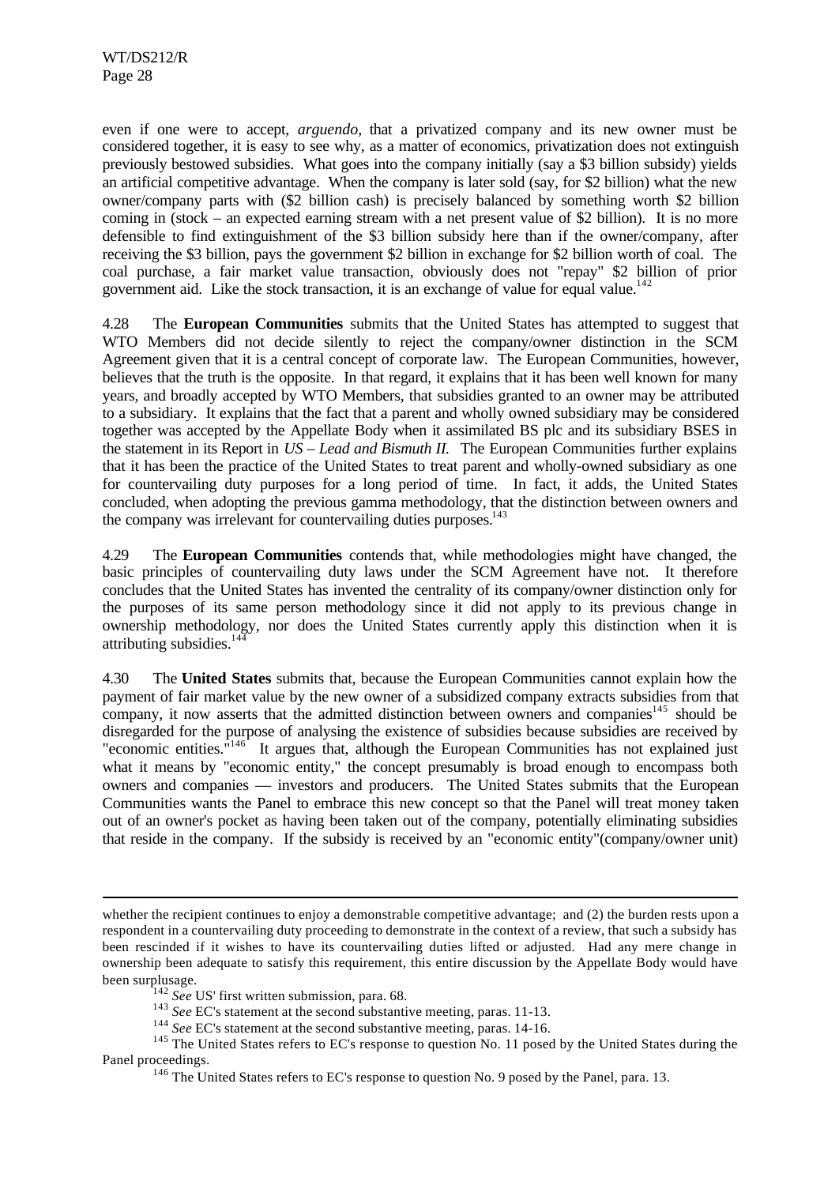even if one were to accept, *arguendo,* that a privatized company and its new owner must be considered together, it is easy to see why, as a matter of economics, privatization does not extinguish previously bestowed subsidies. What goes into the company initially (say a $3 billion subsidy) yields an artificial competitive advantage. When the company is later sold (say, for $2 billion) what the new owner/company parts with ($2 billion cash) is precisely balanced by something worth $2 billion coming in (stock – an expected earning stream with a net present value of $2 billion). It is no more defensible to find extinguishment of the $3 billion subsidy here than if the owner/company, after receiving the $3 billion, pays the government $2 billion in exchange for $2 billion worth of coal. The coal purchase, a fair market value transaction, obviously does not "repay" $2 billion of prior government aid. Like the stock transaction, it is an exchange of value for equal value.[142]

4.28 The **European Communities** submits that the United States has attempted to suggest that WTO Members did not decide silently to reject the company/owner distinction in the SCM Agreement given that it is a central concept of corporate law. The European Communities, however, believes that the truth is the opposite. In that regard, it explains that it has been well known for many years, and broadly accepted by WTO Members, that subsidies granted to an owner may be attributed to a subsidiary. It explains that the fact that a parent and wholly owned subsidiary may be considered together was accepted by the Appellate Body when it assimilated BS plc and its subsidiary BSES in the statement in its Report in *US – Lead and Bismuth II.* The European Communities further explains that it has been the practice of the United States to treat parent and wholly-owned subsidiary as one for countervailing duty purposes for a long period of time. In fact, it adds, the United States concluded, when adopting the previous gamma methodology, that the distinction between owners and the company was irrelevant for countervailing duties purposes.[143]

4.29 The **European Communities** contends that, while methodologies might have changed, the basic principles of countervailing duty laws under the SCM Agreement have not. It therefore concludes that the United States has invented the centrality of its company/owner distinction only for the purposes of its same person methodology since it did not apply to its previous change in ownership methodology, nor does the United States currently apply this distinction when it is attributing subsidies.[144]

4.30 The **United States** submits that, because the European Communities cannot explain how the payment of fair market value by the new owner of a subsidized company extracts subsidies from that company, it now asserts that the admitted distinction between owners and companies[145] should be disregarded for the purpose of analysing the existence of subsidies because subsidies are received by "economic entities."[146] It argues that, although the European Communities has not explained just what it means by "economic entity," the concept presumably is broad enough to encompass both owners and companies — investors and producers. The United States submits that the European Communities wants the Panel to embrace this new concept so that the Panel will treat money taken out of an owner's pocket as having been taken out of the company, potentially eliminating subsidies that reside in the company. If the subsidy is received by an "economic entity"(company/owner unit)

---

whether the recipient continues to enjoy a demonstrable competitive advantage; and (2) the burden rests upon a respondent in a countervailing duty proceeding to demonstrate in the context of a review, that such a subsidy has been rescinded if it wishes to have its countervailing duties lifted or adjusted. Had any mere change in ownership been adequate to satisfy this requirement, this entire discussion by the Appellate Body would have been surplusage.

[142] *See* US' first written submission, para. 68.

[143] *See* EC's statement at the second substantive meeting, paras. 11-13.

[144] *See* EC's statement at the second substantive meeting, paras. 14-16.

[145] The United States refers to EC's response to question No. 11 posed by the United States during the Panel proceedings.

[146] The United States refers to EC's response to question No. 9 posed by the Panel, para. 13.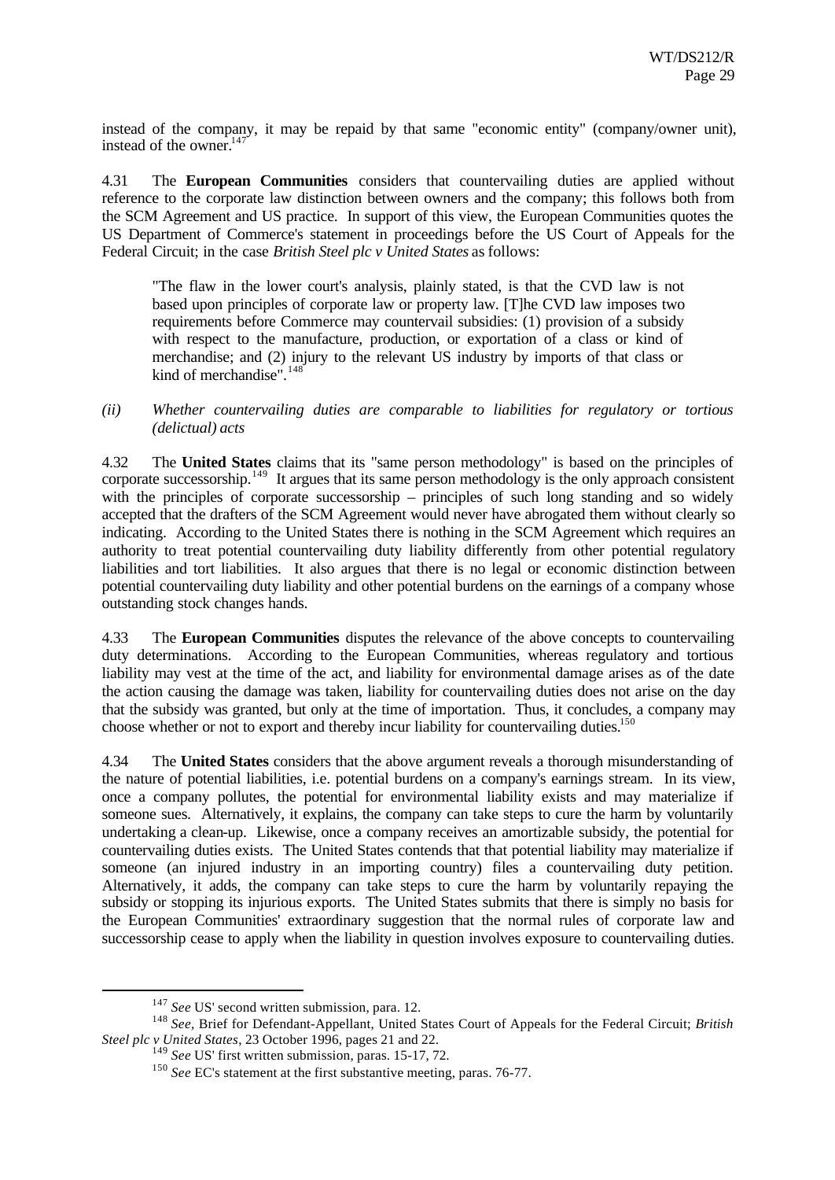instead of the company, it may be repaid by that same "economic entity" (company/owner unit), instead of the owner.[147]

4.31 The **European Communities** considers that countervailing duties are applied without reference to the corporate law distinction between owners and the company; this follows both from the SCM Agreement and US practice. In support of this view, the European Communities quotes the US Department of Commerce's statement in proceedings before the US Court of Appeals for the Federal Circuit; in the case *British Steel plc v United States* as follows:

> "The flaw in the lower court's analysis, plainly stated, is that the CVD law is not based upon principles of corporate law or property law. [T]he CVD law imposes two requirements before Commerce may countervail subsidies: (1) provision of a subsidy with respect to the manufacture, production, or exportation of a class or kind of merchandise; and (2) injury to the relevant US industry by imports of that class or kind of merchandise".[148]

*(ii) Whether countervailing duties are comparable to liabilities for regulatory or tortious (delictual) acts*

4.32 The **United States** claims that its "same person methodology" is based on the principles of corporate successorship.[149] It argues that its same person methodology is the only approach consistent with the principles of corporate successorship – principles of such long standing and so widely accepted that the drafters of the SCM Agreement would never have abrogated them without clearly so indicating. According to the United States there is nothing in the SCM Agreement which requires an authority to treat potential countervailing duty liability differently from other potential regulatory liabilities and tort liabilities. It also argues that there is no legal or economic distinction between potential countervailing duty liability and other potential burdens on the earnings of a company whose outstanding stock changes hands.

4.33 The **European Communities** disputes the relevance of the above concepts to countervailing duty determinations. According to the European Communities, whereas regulatory and tortious liability may vest at the time of the act, and liability for environmental damage arises as of the date the action causing the damage was taken, liability for countervailing duties does not arise on the day that the subsidy was granted, but only at the time of importation. Thus, it concludes, a company may choose whether or not to export and thereby incur liability for countervailing duties.[150]

4.34 The **United States** considers that the above argument reveals a thorough misunderstanding of the nature of potential liabilities, i.e. potential burdens on a company's earnings stream. In its view, once a company pollutes, the potential for environmental liability exists and may materialize if someone sues. Alternatively, it explains, the company can take steps to cure the harm by voluntarily undertaking a clean-up. Likewise, once a company receives an amortizable subsidy, the potential for countervailing duties exists. The United States contends that that potential liability may materialize if someone (an injured industry in an importing country) files a countervailing duty petition. Alternatively, it adds, the company can take steps to cure the harm by voluntarily repaying the subsidy or stopping its injurious exports. The United States submits that there is simply no basis for the European Communities' extraordinary suggestion that the normal rules of corporate law and successorship cease to apply when the liability in question involves exposure to countervailing duties.

---

[147] *See* US' second written submission, para. 12.

[148] *See*, Brief for Defendant-Appellant, United States Court of Appeals for the Federal Circuit; *British Steel plc v United States*, 23 October 1996, pages 21 and 22.

[149] *See* US' first written submission, paras. 15-17, 72.

[150] *See* EC's statement at the first substantive meeting, paras. 76-77.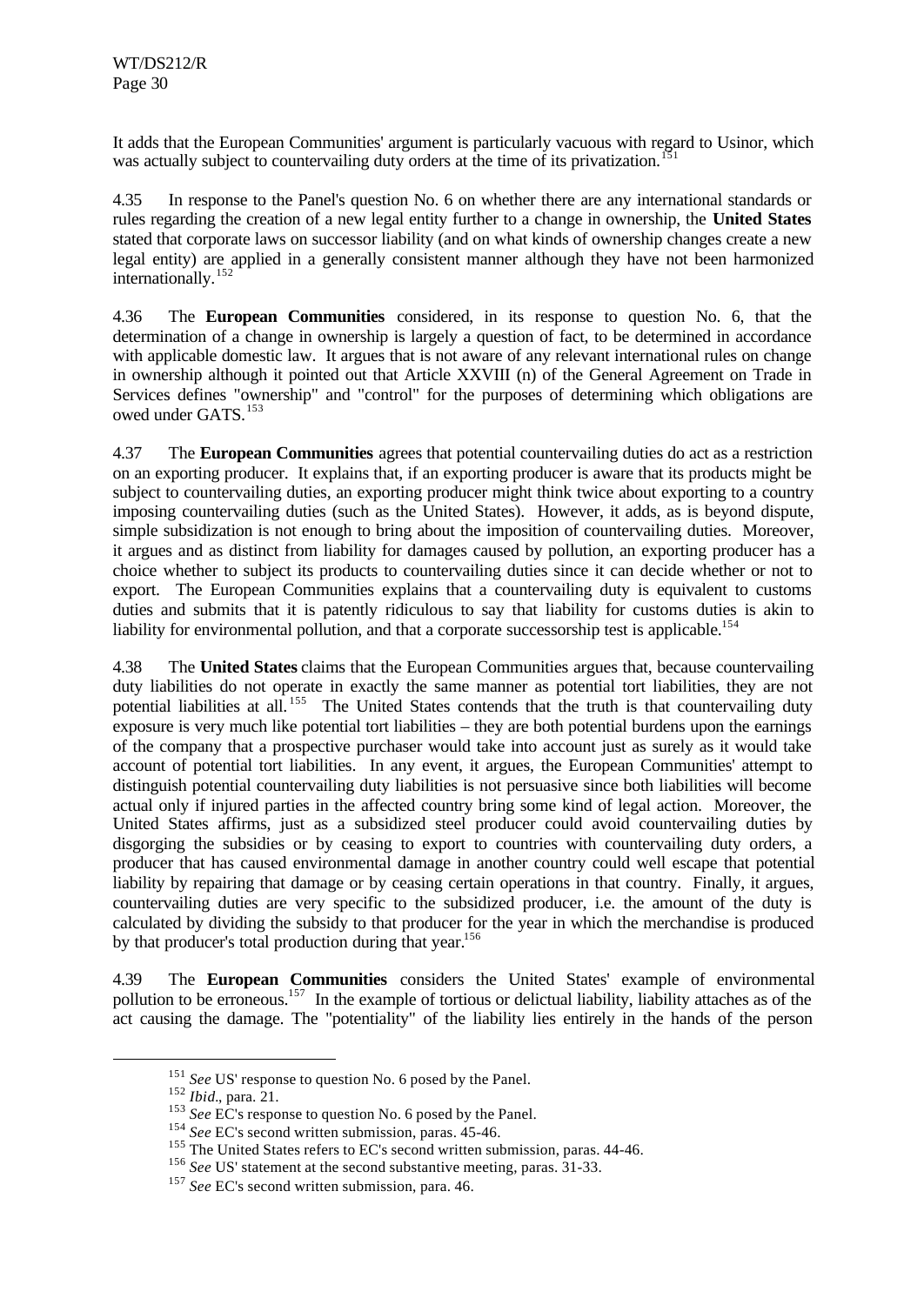It adds that the European Communities' argument is particularly vacuous with regard to Usinor, which was actually subject to countervailing duty orders at the time of its privatization.[151]

4.35 In response to the Panel's question No. 6 on whether there are any international standards or rules regarding the creation of a new legal entity further to a change in ownership, the **United States** stated that corporate laws on successor liability (and on what kinds of ownership changes create a new legal entity) are applied in a generally consistent manner although they have not been harmonized internationally.[152]

4.36 The **European Communities** considered, in its response to question No. 6, that the determination of a change in ownership is largely a question of fact, to be determined in accordance with applicable domestic law. It argues that is not aware of any relevant international rules on change in ownership although it pointed out that Article XXVIII (n) of the General Agreement on Trade in Services defines "ownership" and "control" for the purposes of determining which obligations are owed under GATS.[153]

4.37 The **European Communities** agrees that potential countervailing duties do act as a restriction on an exporting producer. It explains that, if an exporting producer is aware that its products might be subject to countervailing duties, an exporting producer might think twice about exporting to a country imposing countervailing duties (such as the United States). However, it adds, as is beyond dispute, simple subsidization is not enough to bring about the imposition of countervailing duties. Moreover, it argues and as distinct from liability for damages caused by pollution, an exporting producer has a choice whether to subject its products to countervailing duties since it can decide whether or not to export. The European Communities explains that a countervailing duty is equivalent to customs duties and submits that it is patently ridiculous to say that liability for customs duties is akin to liability for environmental pollution, and that a corporate successorship test is applicable.[154]

4.38 The **United States** claims that the European Communities argues that, because countervailing duty liabilities do not operate in exactly the same manner as potential tort liabilities, they are not potential liabilities at all.[155] The United States contends that the truth is that countervailing duty exposure is very much like potential tort liabilities – they are both potential burdens upon the earnings of the company that a prospective purchaser would take into account just as surely as it would take account of potential tort liabilities. In any event, it argues, the European Communities' attempt to distinguish potential countervailing duty liabilities is not persuasive since both liabilities will become actual only if injured parties in the affected country bring some kind of legal action. Moreover, the United States affirms, just as a subsidized steel producer could avoid countervailing duties by disgorging the subsidies or by ceasing to export to countries with countervailing duty orders, a producer that has caused environmental damage in another country could well escape that potential liability by repairing that damage or by ceasing certain operations in that country. Finally, it argues, countervailing duties are very specific to the subsidized producer, i.e. the amount of the duty is calculated by dividing the subsidy to that producer for the year in which the merchandise is produced by that producer's total production during that year.[156]

4.39 The **European Communities** considers the United States' example of environmental pollution to be erroneous.[157] In the example of tortious or delictual liability, liability attaches as of the act causing the damage. The "potentiality" of the liability lies entirely in the hands of the person

---

[151] *See* US' response to question No. 6 posed by the Panel.

[152] *Ibid*., para. 21.

[153] *See* EC's response to question No. 6 posed by the Panel.

[154] *See* EC's second written submission, paras. 45-46.

[155] The United States refers to EC's second written submission, paras. 44-46.

[156] *See* US' statement at the second substantive meeting, paras. 31-33.

[157] *See* EC's second written submission, para. 46.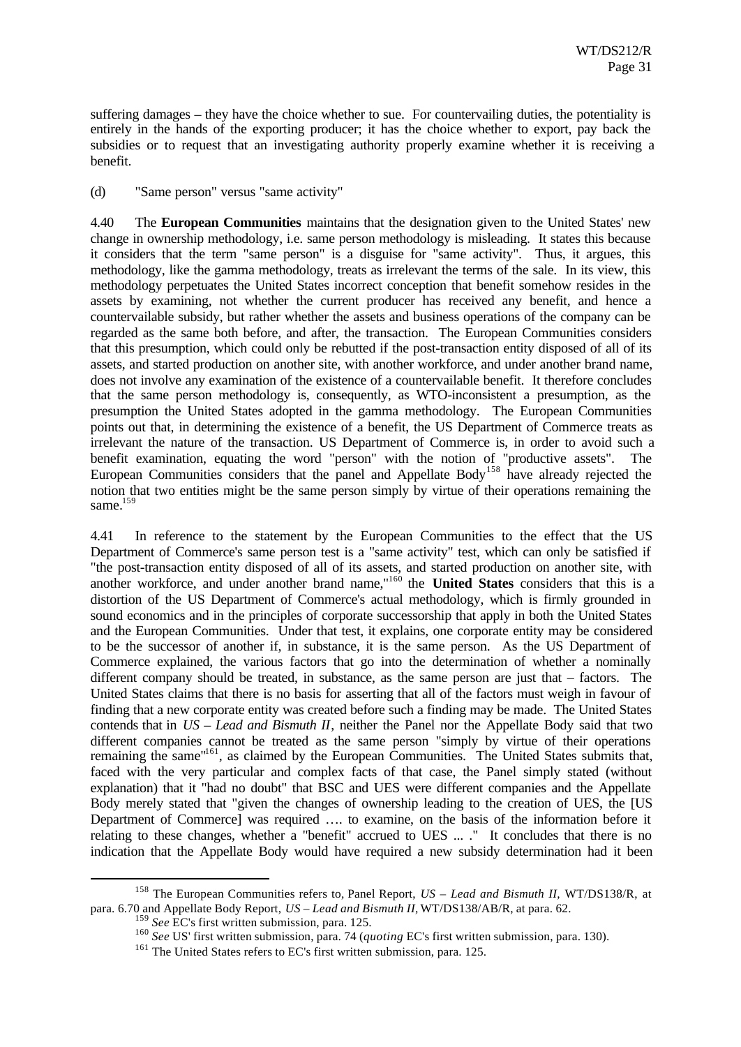suffering damages – they have the choice whether to sue. For countervailing duties, the potentiality is entirely in the hands of the exporting producer; it has the choice whether to export, pay back the subsidies or to request that an investigating authority properly examine whether it is receiving a benefit.

(d) "Same person" versus "same activity"

4.40 The **European Communities** maintains that the designation given to the United States' new change in ownership methodology, i.e. same person methodology is misleading. It states this because it considers that the term "same person" is a disguise for "same activity". Thus, it argues, this methodology, like the gamma methodology, treats as irrelevant the terms of the sale. In its view, this methodology perpetuates the United States incorrect conception that benefit somehow resides in the assets by examining, not whether the current producer has received any benefit, and hence a countervailable subsidy, but rather whether the assets and business operations of the company can be regarded as the same both before, and after, the transaction. The European Communities considers that this presumption, which could only be rebutted if the post-transaction entity disposed of all of its assets, and started production on another site, with another workforce, and under another brand name, does not involve any examination of the existence of a countervailable benefit. It therefore concludes that the same person methodology is, consequently, as WTO-inconsistent a presumption, as the presumption the United States adopted in the gamma methodology. The European Communities points out that, in determining the existence of a benefit, the US Department of Commerce treats as irrelevant the nature of the transaction. US Department of Commerce is, in order to avoid such a benefit examination, equating the word "person" with the notion of "productive assets". The European Communities considers that the panel and Appellate Body[158] have already rejected the notion that two entities might be the same person simply by virtue of their operations remaining the same.[159]

4.41 In reference to the statement by the European Communities to the effect that the US Department of Commerce's same person test is a "same activity" test, which can only be satisfied if "the post-transaction entity disposed of all of its assets, and started production on another site, with another workforce, and under another brand name,"[160] the **United States** considers that this is a distortion of the US Department of Commerce's actual methodology, which is firmly grounded in sound economics and in the principles of corporate successorship that apply in both the United States and the European Communities. Under that test, it explains, one corporate entity may be considered to be the successor of another if, in substance, it is the same person. As the US Department of Commerce explained, the various factors that go into the determination of whether a nominally different company should be treated, in substance, as the same person are just that – factors. The United States claims that there is no basis for asserting that all of the factors must weigh in favour of finding that a new corporate entity was created before such a finding may be made. The United States contends that in *US – Lead and Bismuth II*, neither the Panel nor the Appellate Body said that two different companies cannot be treated as the same person "simply by virtue of their operations remaining the same"[161], as claimed by the European Communities. The United States submits that, faced with the very particular and complex facts of that case, the Panel simply stated (without explanation) that it "had no doubt" that BSC and UES were different companies and the Appellate Body merely stated that "given the changes of ownership leading to the creation of UES, the [US Department of Commerce] was required …. to examine, on the basis of the information before it relating to these changes, whether a "benefit" accrued to UES ... ." It concludes that there is no indication that the Appellate Body would have required a new subsidy determination had it been

---

[158] The European Communities refers to, Panel Report, *US – Lead and Bismuth II*, WT/DS138/R, at para. 6.70 and Appellate Body Report, *US – Lead and Bismuth II*, WT/DS138/AB/R, at para. 62.

[159] *See* EC's first written submission, para. 125.

[160] *See* US' first written submission, para. 74 (*quoting* EC's first written submission, para. 130).

[161] The United States refers to EC's first written submission, para. 125.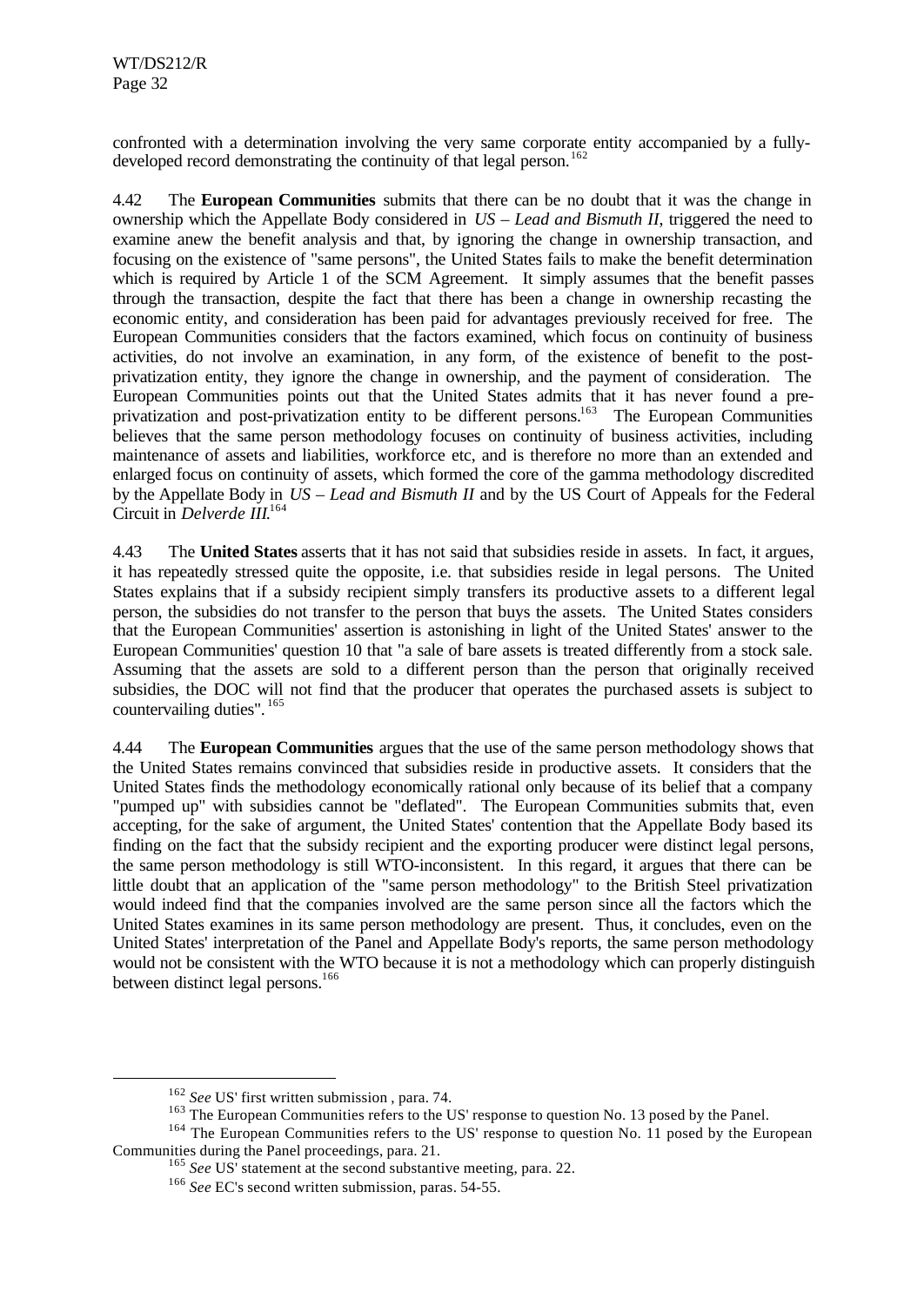confronted with a determination involving the very same corporate entity accompanied by a fully-developed record demonstrating the continuity of that legal person.[162]

4.42 The **European Communities** submits that there can be no doubt that it was the change in ownership which the Appellate Body considered in *US – Lead and Bismuth II*, triggered the need to examine anew the benefit analysis and that, by ignoring the change in ownership transaction, and focusing on the existence of "same persons", the United States fails to make the benefit determination which is required by Article 1 of the SCM Agreement. It simply assumes that the benefit passes through the transaction, despite the fact that there has been a change in ownership recasting the economic entity, and consideration has been paid for advantages previously received for free. The European Communities considers that the factors examined, which focus on continuity of business activities, do not involve an examination, in any form, of the existence of benefit to the post-privatization entity, they ignore the change in ownership, and the payment of consideration. The European Communities points out that the United States admits that it has never found a pre-privatization and post-privatization entity to be different persons.[163] The European Communities believes that the same person methodology focuses on continuity of business activities, including maintenance of assets and liabilities, workforce etc, and is therefore no more than an extended and enlarged focus on continuity of assets, which formed the core of the gamma methodology discredited by the Appellate Body in *US – Lead and Bismuth II* and by the US Court of Appeals for the Federal Circuit in *Delverde III*.[164]

4.43 The **United States** asserts that it has not said that subsidies reside in assets. In fact, it argues, it has repeatedly stressed quite the opposite, i.e. that subsidies reside in legal persons. The United States explains that if a subsidy recipient simply transfers its productive assets to a different legal person, the subsidies do not transfer to the person that buys the assets. The United States considers that the European Communities' assertion is astonishing in light of the United States' answer to the European Communities' question 10 that "a sale of bare assets is treated differently from a stock sale. Assuming that the assets are sold to a different person than the person that originally received subsidies, the DOC will not find that the producer that operates the purchased assets is subject to countervailing duties".[165]

4.44 The **European Communities** argues that the use of the same person methodology shows that the United States remains convinced that subsidies reside in productive assets. It considers that the United States finds the methodology economically rational only because of its belief that a company "pumped up" with subsidies cannot be "deflated". The European Communities submits that, even accepting, for the sake of argument, the United States' contention that the Appellate Body based its finding on the fact that the subsidy recipient and the exporting producer were distinct legal persons, the same person methodology is still WTO-inconsistent. In this regard, it argues that there can be little doubt that an application of the "same person methodology" to the British Steel privatization would indeed find that the companies involved are the same person since all the factors which the United States examines in its same person methodology are present. Thus, it concludes, even on the United States' interpretation of the Panel and Appellate Body's reports, the same person methodology would not be consistent with the WTO because it is not a methodology which can properly distinguish between distinct legal persons.[166]

---

[162] *See* US' first written submission , para. 74.

[163] The European Communities refers to the US' response to question No. 13 posed by the Panel.

[164] The European Communities refers to the US' response to question No. 11 posed by the European Communities during the Panel proceedings, para. 21.

[165] *See* US' statement at the second substantive meeting, para. 22.

[166] *See* EC's second written submission, paras. 54-55.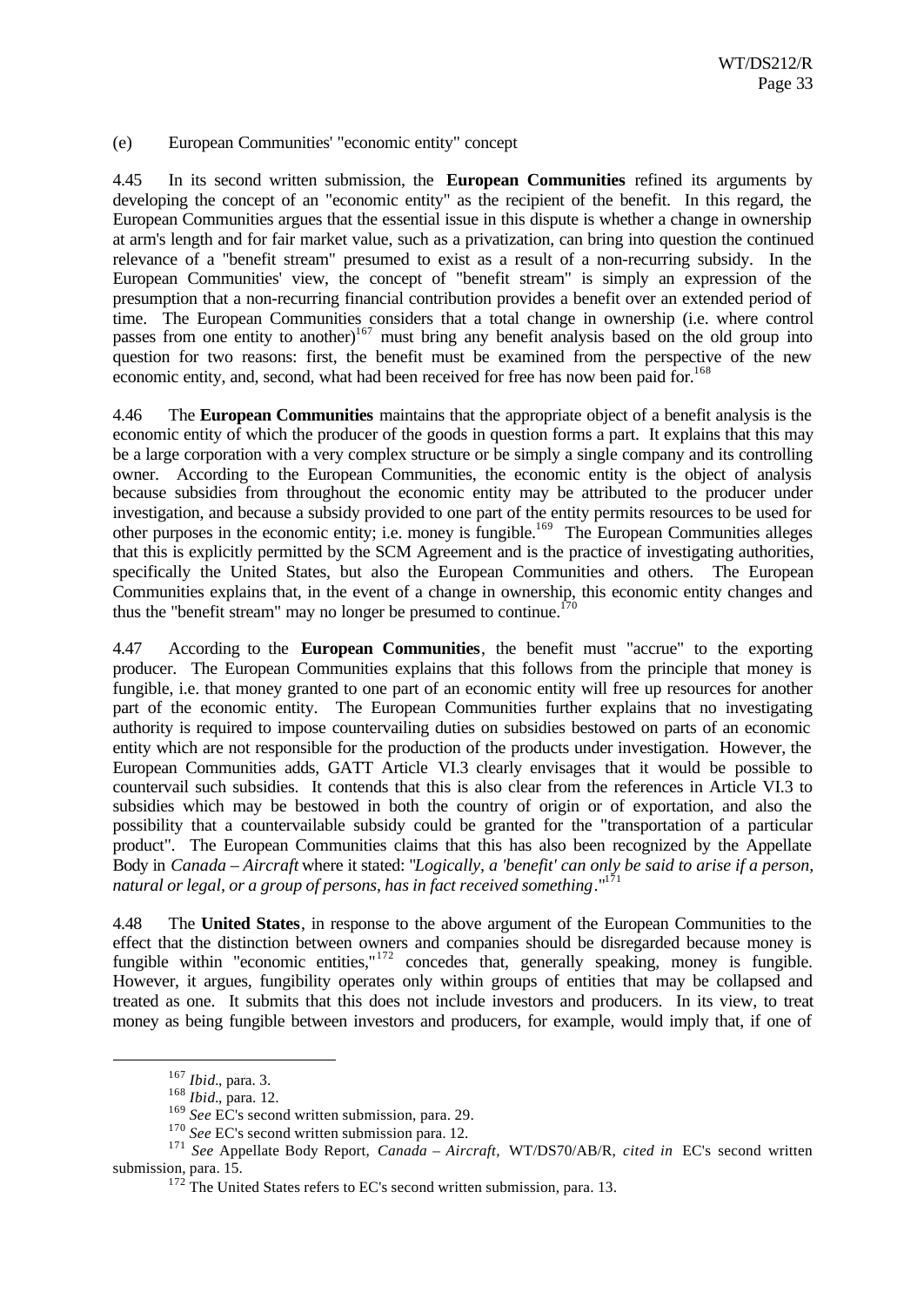(e) European Communities' "economic entity" concept

4.45 In its second written submission, the **European Communities** refined its arguments by developing the concept of an "economic entity" as the recipient of the benefit. In this regard, the European Communities argues that the essential issue in this dispute is whether a change in ownership at arm's length and for fair market value, such as a privatization, can bring into question the continued relevance of a "benefit stream" presumed to exist as a result of a non-recurring subsidy. In the European Communities' view, the concept of "benefit stream" is simply an expression of the presumption that a non-recurring financial contribution provides a benefit over an extended period of time. The European Communities considers that a total change in ownership (i.e. where control passes from one entity to another)[167] must bring any benefit analysis based on the old group into question for two reasons: first, the benefit must be examined from the perspective of the new economic entity, and, second, what had been received for free has now been paid for.[168]

4.46 The **European Communities** maintains that the appropriate object of a benefit analysis is the economic entity of which the producer of the goods in question forms a part. It explains that this may be a large corporation with a very complex structure or be simply a single company and its controlling owner. According to the European Communities, the economic entity is the object of analysis because subsidies from throughout the economic entity may be attributed to the producer under investigation, and because a subsidy provided to one part of the entity permits resources to be used for other purposes in the economic entity; i.e. money is fungible.[169] The European Communities alleges that this is explicitly permitted by the SCM Agreement and is the practice of investigating authorities, specifically the United States, but also the European Communities and others. The European Communities explains that, in the event of a change in ownership, this economic entity changes and thus the "benefit stream" may no longer be presumed to continue.[170]

4.47 According to the **European Communities**, the benefit must "accrue" to the exporting producer. The European Communities explains that this follows from the principle that money is fungible, i.e. that money granted to one part of an economic entity will free up resources for another part of the economic entity. The European Communities further explains that no investigating authority is required to impose countervailing duties on subsidies bestowed on parts of an economic entity which are not responsible for the production of the products under investigation. However, the European Communities adds, GATT Article VI.3 clearly envisages that it would be possible to countervail such subsidies. It contends that this is also clear from the references in Article VI.3 to subsidies which may be bestowed in both the country of origin or of exportation, and also the possibility that a countervailable subsidy could be granted for the "transportation of a particular product". The European Communities claims that this has also been recognized by the Appellate Body in *Canada – Aircraft* where it stated: "*Logically, a 'benefit' can only be said to arise if a person, natural or legal, or a group of persons, has in fact received something*."[171]

4.48 The **United States**, in response to the above argument of the European Communities to the effect that the distinction between owners and companies should be disregarded because money is fungible within "economic entities,"[172] concedes that, generally speaking, money is fungible. However, it argues, fungibility operates only within groups of entities that may be collapsed and treated as one. It submits that this does not include investors and producers. In its view, to treat money as being fungible between investors and producers, for example, would imply that, if one of

---

[167] *Ibid*., para. 3.

[168] *Ibid*., para. 12.

[169] *See* EC's second written submission, para. 29.

[170] *See* EC's second written submission para. 12.

[171] *See* Appellate Body Report, *Canada – Aircraft*, WT/DS70/AB/R, *cited in* EC's second written submission, para. 15.

[172] The United States refers to EC's second written submission, para. 13.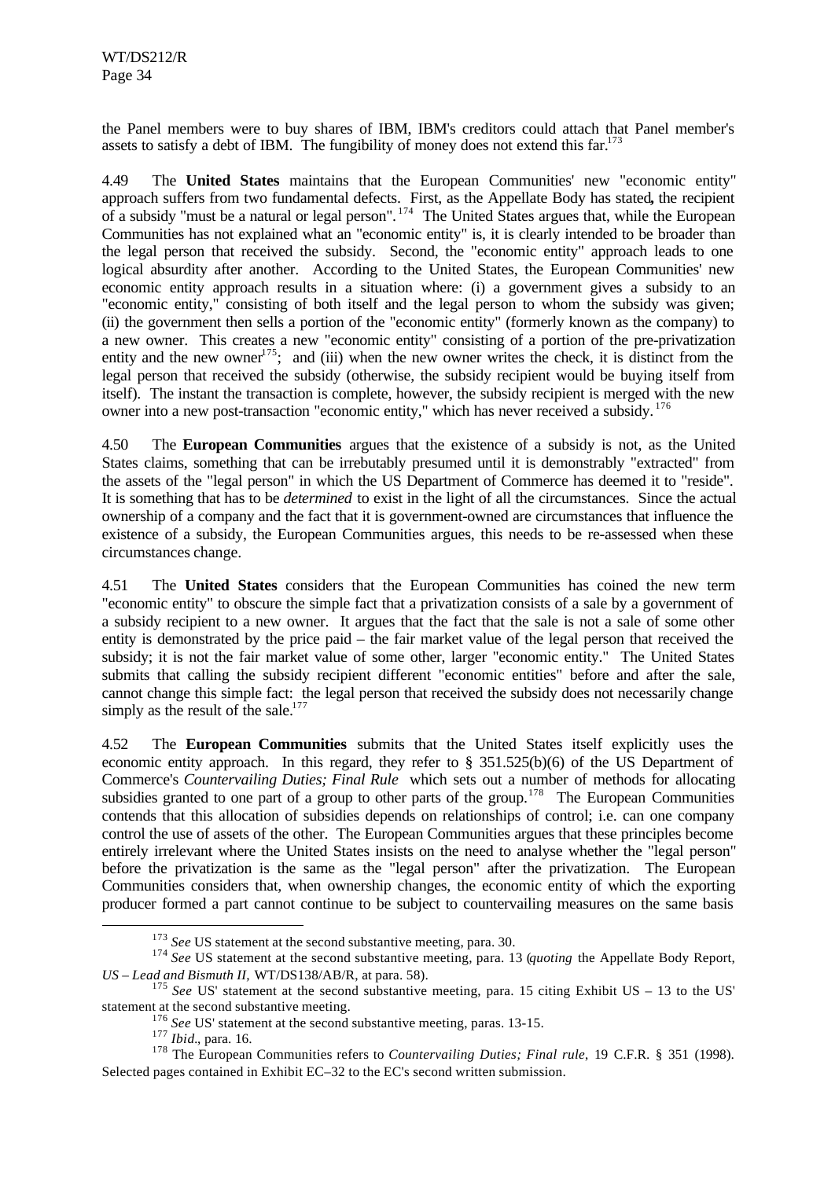the Panel members were to buy shares of IBM, IBM's creditors could attach that Panel member's assets to satisfy a debt of IBM. The fungibility of money does not extend this far.[173]

4.49 The **United States** maintains that the European Communities' new "economic entity" approach suffers from two fundamental defects. First, as the Appellate Body has stated**,** the recipient of a subsidy "must be a natural or legal person".[174] The United States argues that, while the European Communities has not explained what an "economic entity" is, it is clearly intended to be broader than the legal person that received the subsidy. Second, the "economic entity" approach leads to one logical absurdity after another. According to the United States, the European Communities' new economic entity approach results in a situation where: (i) a government gives a subsidy to an "economic entity," consisting of both itself and the legal person to whom the subsidy was given; (ii) the government then sells a portion of the "economic entity" (formerly known as the company) to a new owner. This creates a new "economic entity" consisting of a portion of the pre-privatization entity and the new owner[175]; and (iii) when the new owner writes the check, it is distinct from the legal person that received the subsidy (otherwise, the subsidy recipient would be buying itself from itself). The instant the transaction is complete, however, the subsidy recipient is merged with the new owner into a new post-transaction "economic entity," which has never received a subsidy.[176]

4.50 The **European Communities** argues that the existence of a subsidy is not, as the United States claims, something that can be irrebutably presumed until it is demonstrably "extracted" from the assets of the "legal person" in which the US Department of Commerce has deemed it to "reside". It is something that has to be *determined* to exist in the light of all the circumstances. Since the actual ownership of a company and the fact that it is government-owned are circumstances that influence the existence of a subsidy, the European Communities argues, this needs to be re-assessed when these circumstances change.

4.51 The **United States** considers that the European Communities has coined the new term "economic entity" to obscure the simple fact that a privatization consists of a sale by a government of a subsidy recipient to a new owner. It argues that the fact that the sale is not a sale of some other entity is demonstrated by the price paid – the fair market value of the legal person that received the subsidy; it is not the fair market value of some other, larger "economic entity." The United States submits that calling the subsidy recipient different "economic entities" before and after the sale, cannot change this simple fact: the legal person that received the subsidy does not necessarily change simply as the result of the sale.[177]

4.52 The **European Communities** submits that the United States itself explicitly uses the economic entity approach. In this regard, they refer to § 351.525(b)(6) of the US Department of Commerce's *Countervailing Duties; Final Rule* which sets out a number of methods for allocating subsidies granted to one part of a group to other parts of the group.[178] The European Communities contends that this allocation of subsidies depends on relationships of control; i.e. can one company control the use of assets of the other. The European Communities argues that these principles become entirely irrelevant where the United States insists on the need to analyse whether the "legal person" before the privatization is the same as the "legal person" after the privatization. The European Communities considers that, when ownership changes, the economic entity of which the exporting producer formed a part cannot continue to be subject to countervailing measures on the same basis

---

[173] *See* US statement at the second substantive meeting, para. 30.

[174] *See* US statement at the second substantive meeting, para. 13 (*quoting* the Appellate Body Report, *US – Lead and Bismuth II*, WT/DS138/AB/R, at para. 58).

[175] *See* US' statement at the second substantive meeting, para. 15 citing Exhibit US – 13 to the US' statement at the second substantive meeting.

[176] *See* US' statement at the second substantive meeting, paras. 13-15.

[177] *Ibid*., para. 16.

[178] The European Communities refers to *Countervailing Duties; Final rule*, 19 C.F.R. § 351 (1998). Selected pages contained in Exhibit EC–32 to the EC's second written submission.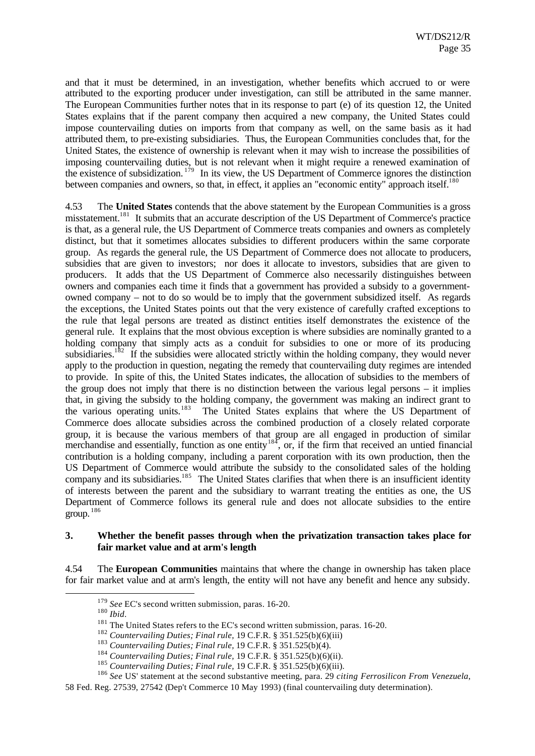and that it must be determined, in an investigation, whether benefits which accrued to or were attributed to the exporting producer under investigation, can still be attributed in the same manner. The European Communities further notes that in its response to part (e) of its question 12, the United States explains that if the parent company then acquired a new company, the United States could impose countervailing duties on imports from that company as well, on the same basis as it had attributed them, to pre-existing subsidiaries. Thus, the European Communities concludes that, for the United States, the existence of ownership is relevant when it may wish to increase the possibilities of imposing countervailing duties, but is not relevant when it might require a renewed examination of the existence of subsidization.[179] In its view, the US Department of Commerce ignores the distinction between companies and owners, so that, in effect, it applies an "economic entity" approach itself.[180]

4.53 The **United States** contends that the above statement by the European Communities is a gross misstatement.[181] It submits that an accurate description of the US Department of Commerce's practice is that, as a general rule, the US Department of Commerce treats companies and owners as completely distinct, but that it sometimes allocates subsidies to different producers within the same corporate group. As regards the general rule, the US Department of Commerce does not allocate to producers, subsidies that are given to investors; nor does it allocate to investors, subsidies that are given to producers. It adds that the US Department of Commerce also necessarily distinguishes between owners and companies each time it finds that a government has provided a subsidy to a government-owned company – not to do so would be to imply that the government subsidized itself. As regards the exceptions, the United States points out that the very existence of carefully crafted exceptions to the rule that legal persons are treated as distinct entities itself demonstrates the existence of the general rule. It explains that the most obvious exception is where subsidies are nominally granted to a holding company that simply acts as a conduit for subsidies to one or more of its producing subsidiaries.[182] If the subsidies were allocated strictly within the holding company, they would never apply to the production in question, negating the remedy that countervailing duty regimes are intended to provide. In spite of this, the United States indicates, the allocation of subsidies to the members of the group does not imply that there is no distinction between the various legal persons – it implies that, in giving the subsidy to the holding company, the government was making an indirect grant to the various operating units.[183] The United States explains that where the US Department of Commerce does allocate subsidies across the combined production of a closely related corporate group, it is because the various members of that group are all engaged in production of similar merchandise and essentially, function as one entity[184], or, if the firm that received an untied financial contribution is a holding company, including a parent corporation with its own production, then the US Department of Commerce would attribute the subsidy to the consolidated sales of the holding company and its subsidiaries.[185] The United States clarifies that when there is an insufficient identity of interests between the parent and the subsidiary to warrant treating the entities as one, the US Department of Commerce follows its general rule and does not allocate subsidies to the entire group.[186]

### 3. Whether the benefit passes through when the privatization transaction takes place for fair market value and at arm's length

4.54 The **European Communities** maintains that where the change in ownership has taken place for fair market value and at arm's length, the entity will not have any benefit and hence any subsidy.

---

[179] *See* EC's second written submission, paras. 16-20.

[180] *Ibid*.

[181] The United States refers to the EC's second written submission, paras. 16-20.

[182] *Countervailing Duties; Final rule*, 19 C.F.R. § 351.525(b)(6)(iii)

[183] *Countervailing Duties; Final rule*, 19 C.F.R. § 351.525(b)(4).

[184] *Countervailing Duties; Final rule*, 19 C.F.R. § 351.525(b)(6)(ii).

[185] *Countervailing Duties; Final rule*, 19 C.F.R. § 351.525(b)(6)(iii).

[186] *See* US' statement at the second substantive meeting, para. 29 *citing Ferrosilicon From Venezuela*, 58 Fed. Reg. 27539, 27542 (Dep't Commerce 10 May 1993) (final countervailing duty determination).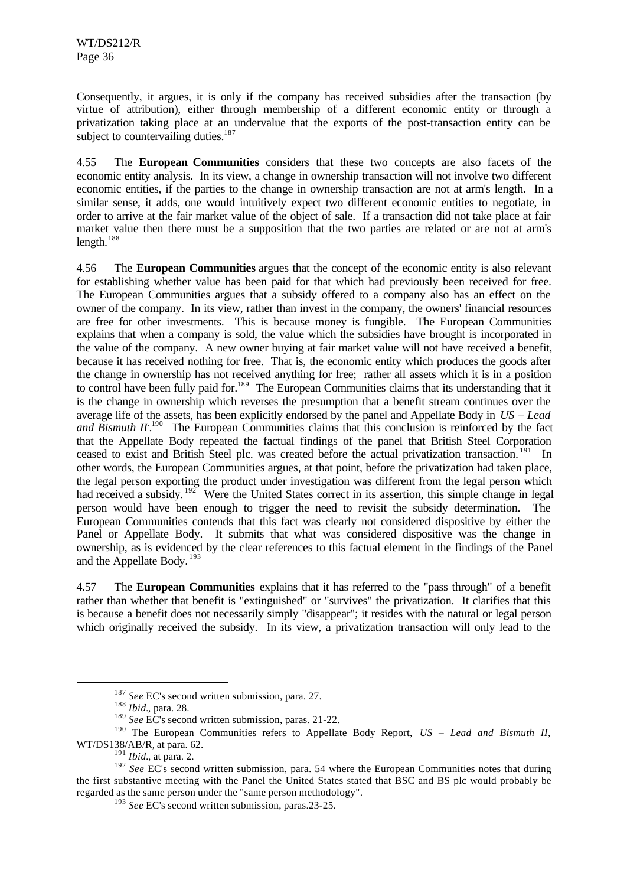Consequently, it argues, it is only if the company has received subsidies after the transaction (by virtue of attribution), either through membership of a different economic entity or through a privatization taking place at an undervalue that the exports of the post-transaction entity can be subject to countervailing duties.[187]

4.55 The **European Communities** considers that these two concepts are also facets of the economic entity analysis. In its view, a change in ownership transaction will not involve two different economic entities, if the parties to the change in ownership transaction are not at arm's length. In a similar sense, it adds, one would intuitively expect two different economic entities to negotiate, in order to arrive at the fair market value of the object of sale. If a transaction did not take place at fair market value then there must be a supposition that the two parties are related or are not at arm's length.[188]

4.56 The **European Communities** argues that the concept of the economic entity is also relevant for establishing whether value has been paid for that which had previously been received for free. The European Communities argues that a subsidy offered to a company also has an effect on the owner of the company. In its view, rather than invest in the company, the owners' financial resources are free for other investments. This is because money is fungible. The European Communities explains that when a company is sold, the value which the subsidies have brought is incorporated in the value of the company. A new owner buying at fair market value will not have received a benefit, because it has received nothing for free. That is, the economic entity which produces the goods after the change in ownership has not received anything for free; rather all assets which it is in a position to control have been fully paid for.[189] The European Communities claims that its understanding that it is the change in ownership which reverses the presumption that a benefit stream continues over the average life of the assets, has been explicitly endorsed by the panel and Appellate Body in *US – Lead and Bismuth II*.[190] The European Communities claims that this conclusion is reinforced by the fact that the Appellate Body repeated the factual findings of the panel that British Steel Corporation ceased to exist and British Steel plc. was created before the actual privatization transaction.[191] In other words, the European Communities argues, at that point, before the privatization had taken place, the legal person exporting the product under investigation was different from the legal person which had received a subsidy.[192] Were the United States correct in its assertion, this simple change in legal person would have been enough to trigger the need to revisit the subsidy determination. The European Communities contends that this fact was clearly not considered dispositive by either the Panel or Appellate Body. It submits that what was considered dispositive was the change in ownership, as is evidenced by the clear references to this factual element in the findings of the Panel and the Appellate Body.[193]

4.57 The **European Communities** explains that it has referred to the "pass through" of a benefit rather than whether that benefit is "extinguished" or "survives" the privatization. It clarifies that this is because a benefit does not necessarily simply "disappear"; it resides with the natural or legal person which originally received the subsidy. In its view, a privatization transaction will only lead to the

---

[187] *See* EC's second written submission, para. 27.

[188] *Ibid*., para. 28.

[189] *See* EC's second written submission, paras. 21-22.

[190] The European Communities refers to Appellate Body Report, *US – Lead and Bismuth II*, WT/DS138/AB/R, at para. 62.

[191] *Ibid*., at para. 2.

[192] *See* EC's second written submission, para. 54 where the European Communities notes that during the first substantive meeting with the Panel the United States stated that BSC and BS plc would probably be regarded as the same person under the "same person methodology".

[193] *See* EC's second written submission, paras.23-25.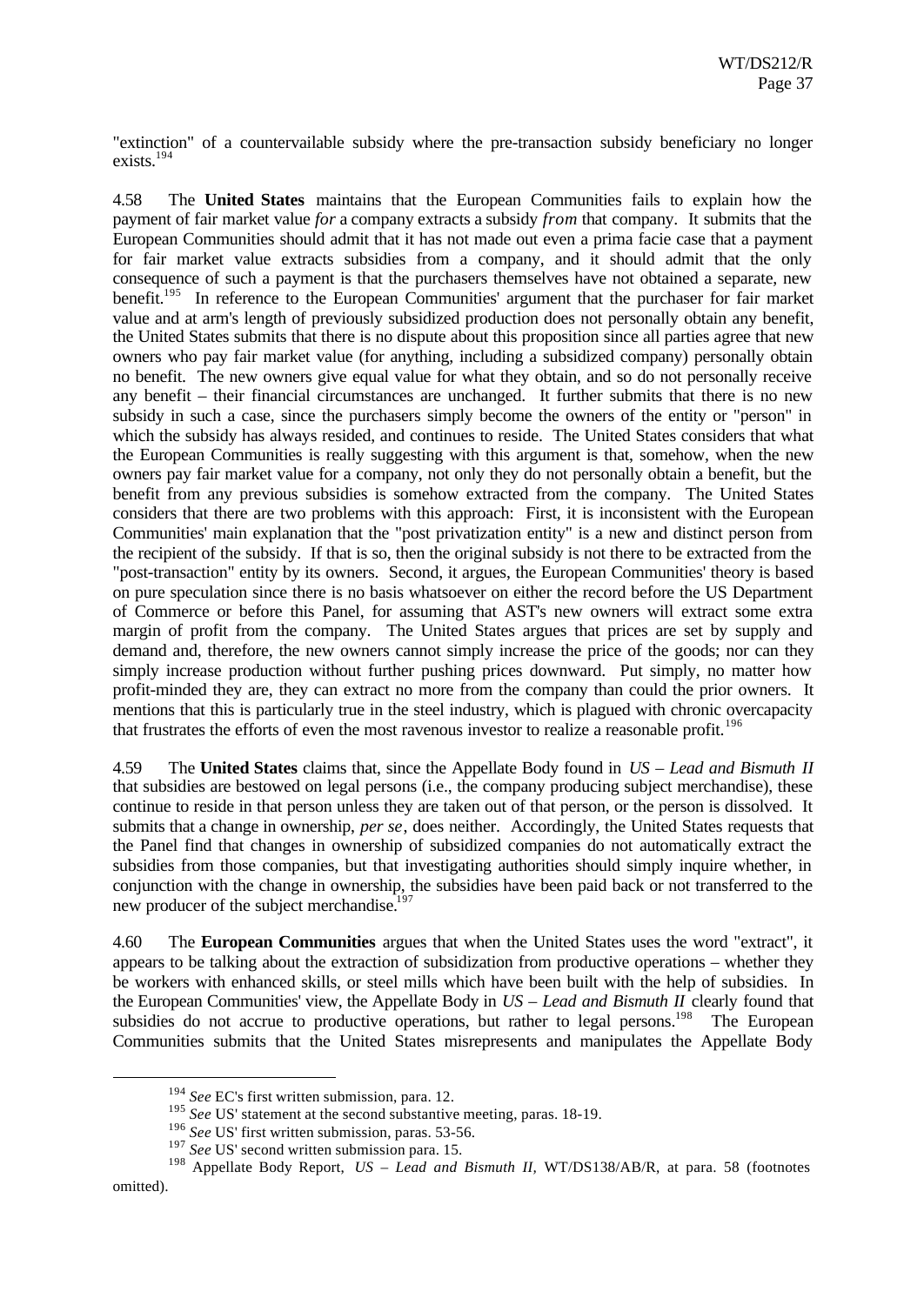"extinction" of a countervailable subsidy where the pre-transaction subsidy beneficiary no longer exists.[194]

4.58 The **United States** maintains that the European Communities fails to explain how the payment of fair market value *for* a company extracts a subsidy *from* that company. It submits that the European Communities should admit that it has not made out even a prima facie case that a payment for fair market value extracts subsidies from a company, and it should admit that the only consequence of such a payment is that the purchasers themselves have not obtained a separate, new benefit.[195] In reference to the European Communities' argument that the purchaser for fair market value and at arm's length of previously subsidized production does not personally obtain any benefit, the United States submits that there is no dispute about this proposition since all parties agree that new owners who pay fair market value (for anything, including a subsidized company) personally obtain no benefit. The new owners give equal value for what they obtain, and so do not personally receive any benefit – their financial circumstances are unchanged. It further submits that there is no new subsidy in such a case, since the purchasers simply become the owners of the entity or "person" in which the subsidy has always resided, and continues to reside. The United States considers that what the European Communities is really suggesting with this argument is that, somehow, when the new owners pay fair market value for a company, not only they do not personally obtain a benefit, but the benefit from any previous subsidies is somehow extracted from the company. The United States considers that there are two problems with this approach: First, it is inconsistent with the European Communities' main explanation that the "post privatization entity" is a new and distinct person from the recipient of the subsidy. If that is so, then the original subsidy is not there to be extracted from the "post-transaction" entity by its owners. Second, it argues, the European Communities' theory is based on pure speculation since there is no basis whatsoever on either the record before the US Department of Commerce or before this Panel, for assuming that AST's new owners will extract some extra margin of profit from the company. The United States argues that prices are set by supply and demand and, therefore, the new owners cannot simply increase the price of the goods; nor can they simply increase production without further pushing prices downward. Put simply, no matter how profit-minded they are, they can extract no more from the company than could the prior owners. It mentions that this is particularly true in the steel industry, which is plagued with chronic overcapacity that frustrates the efforts of even the most ravenous investor to realize a reasonable profit.[196]

4.59 The **United States** claims that, since the Appellate Body found in *US – Lead and Bismuth II* that subsidies are bestowed on legal persons (i.e., the company producing subject merchandise), these continue to reside in that person unless they are taken out of that person, or the person is dissolved. It submits that a change in ownership, *per se*, does neither. Accordingly, the United States requests that the Panel find that changes in ownership of subsidized companies do not automatically extract the subsidies from those companies, but that investigating authorities should simply inquire whether, in conjunction with the change in ownership, the subsidies have been paid back or not transferred to the new producer of the subject merchandise.[197]

4.60 The **European Communities** argues that when the United States uses the word "extract", it appears to be talking about the extraction of subsidization from productive operations – whether they be workers with enhanced skills, or steel mills which have been built with the help of subsidies. In the European Communities' view, the Appellate Body in *US – Lead and Bismuth II* clearly found that subsidies do not accrue to productive operations, but rather to legal persons.[198] The European Communities submits that the United States misrepresents and manipulates the Appellate Body

---

[194] *See* EC's first written submission, para. 12.

[195] *See* US' statement at the second substantive meeting, paras. 18-19.

[196] *See* US' first written submission, paras. 53-56.

[197] *See* US' second written submission para. 15.

[198] Appellate Body Report, *US – Lead and Bismuth II*, WT/DS138/AB/R, at para. 58 (footnotes omitted).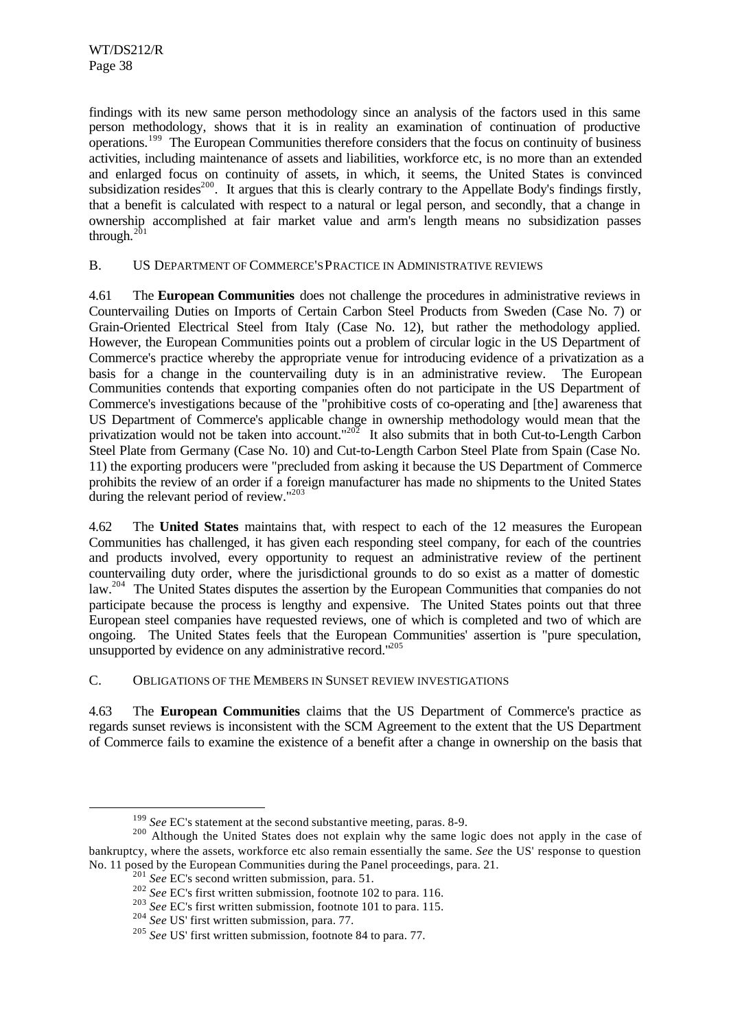findings with its new same person methodology since an analysis of the factors used in this same person methodology, shows that it is in reality an examination of continuation of productive operations.[199] The European Communities therefore considers that the focus on continuity of business activities, including maintenance of assets and liabilities, workforce etc, is no more than an extended and enlarged focus on continuity of assets, in which, it seems, the United States is convinced subsidization resides[200]. It argues that this is clearly contrary to the Appellate Body's findings firstly, that a benefit is calculated with respect to a natural or legal person, and secondly, that a change in ownership accomplished at fair market value and arm's length means no subsidization passes through.[201]

## B. US DEPARTMENT OF COMMERCE'S PRACTICE IN ADMINISTRATIVE REVIEWS

4.61 The **European Communities** does not challenge the procedures in administrative reviews in Countervailing Duties on Imports of Certain Carbon Steel Products from Sweden (Case No. 7) or Grain-Oriented Electrical Steel from Italy (Case No. 12), but rather the methodology applied. However, the European Communities points out a problem of circular logic in the US Department of Commerce's practice whereby the appropriate venue for introducing evidence of a privatization as a basis for a change in the countervailing duty is in an administrative review. The European Communities contends that exporting companies often do not participate in the US Department of Commerce's investigations because of the "prohibitive costs of co-operating and [the] awareness that US Department of Commerce's applicable change in ownership methodology would mean that the privatization would not be taken into account."[202] It also submits that in both Cut-to-Length Carbon Steel Plate from Germany (Case No. 10) and Cut-to-Length Carbon Steel Plate from Spain (Case No. 11) the exporting producers were "precluded from asking it because the US Department of Commerce prohibits the review of an order if a foreign manufacturer has made no shipments to the United States during the relevant period of review."[203]

4.62 The **United States** maintains that, with respect to each of the 12 measures the European Communities has challenged, it has given each responding steel company, for each of the countries and products involved, every opportunity to request an administrative review of the pertinent countervailing duty order, where the jurisdictional grounds to do so exist as a matter of domestic law.[204] The United States disputes the assertion by the European Communities that companies do not participate because the process is lengthy and expensive. The United States points out that three European steel companies have requested reviews, one of which is completed and two of which are ongoing. The United States feels that the European Communities' assertion is "pure speculation, unsupported by evidence on any administrative record."[205]

## C. OBLIGATIONS OF THE MEMBERS IN SUNSET REVIEW INVESTIGATIONS

4.63 The **European Communities** claims that the US Department of Commerce's practice as regards sunset reviews is inconsistent with the SCM Agreement to the extent that the US Department of Commerce fails to examine the existence of a benefit after a change in ownership on the basis that

---

[199] *See* EC's statement at the second substantive meeting, paras. 8-9.

[200] Although the United States does not explain why the same logic does not apply in the case of bankruptcy, where the assets, workforce etc also remain essentially the same. *See* the US' response to question No. 11 posed by the European Communities during the Panel proceedings, para. 21.

[201] *See* EC's second written submission, para. 51.

[202] *See* EC's first written submission, footnote 102 to para. 116.

[203] *See* EC's first written submission, footnote 101 to para. 115.

[204] *See* US' first written submission, para. 77.

[205] *See* US' first written submission, footnote 84 to para. 77.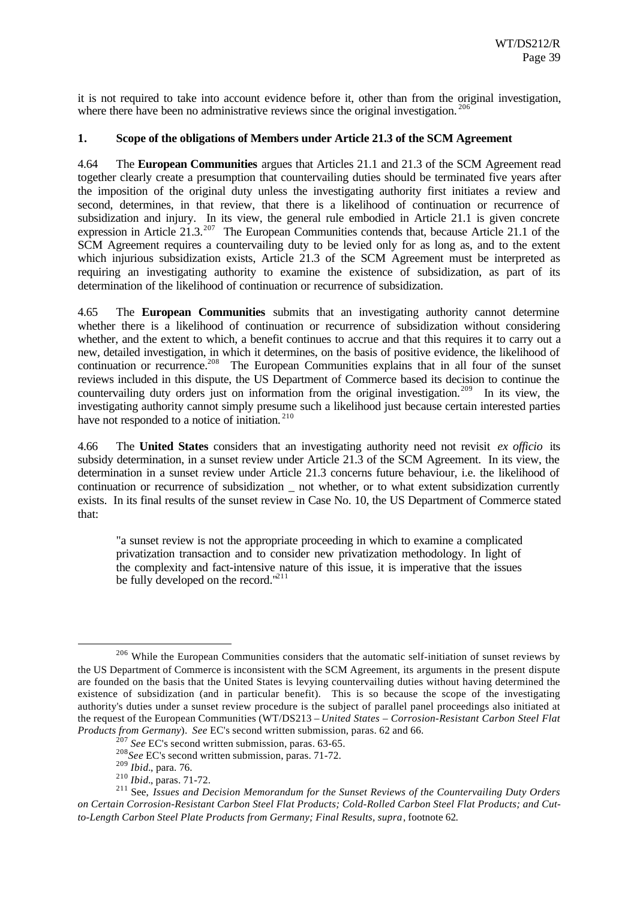it is not required to take into account evidence before it, other than from the original investigation, where there have been no administrative reviews since the original investigation.[206]

### 1. Scope of the obligations of Members under Article 21.3 of the SCM Agreement

4.64 The **European Communities** argues that Articles 21.1 and 21.3 of the SCM Agreement read together clearly create a presumption that countervailing duties should be terminated five years after the imposition of the original duty unless the investigating authority first initiates a review and second, determines, in that review, that there is a likelihood of continuation or recurrence of subsidization and injury. In its view, the general rule embodied in Article 21.1 is given concrete expression in Article 21.3.[207] The European Communities contends that, because Article 21.1 of the SCM Agreement requires a countervailing duty to be levied only for as long as, and to the extent which injurious subsidization exists, Article 21.3 of the SCM Agreement must be interpreted as requiring an investigating authority to examine the existence of subsidization, as part of its determination of the likelihood of continuation or recurrence of subsidization.

4.65 The **European Communities** submits that an investigating authority cannot determine whether there is a likelihood of continuation or recurrence of subsidization without considering whether, and the extent to which, a benefit continues to accrue and that this requires it to carry out a new, detailed investigation, in which it determines, on the basis of positive evidence, the likelihood of continuation or recurrence.[208] The European Communities explains that in all four of the sunset reviews included in this dispute, the US Department of Commerce based its decision to continue the countervailing duty orders just on information from the original investigation.[209] In its view, the investigating authority cannot simply presume such a likelihood just because certain interested parties have not responded to a notice of initiation.[210]

4.66 The **United States** considers that an investigating authority need not revisit *ex officio* its subsidy determination, in a sunset review under Article 21.3 of the SCM Agreement. In its view, the determination in a sunset review under Article 21.3 concerns future behaviour, i.e. the likelihood of continuation or recurrence of subsidization _ not whether, or to what extent subsidization currently exists. In its final results of the sunset review in Case No. 10, the US Department of Commerce stated that:

> "a sunset review is not the appropriate proceeding in which to examine a complicated privatization transaction and to consider new privatization methodology. In light of the complexity and fact-intensive nature of this issue, it is imperative that the issues be fully developed on the record."[211]

---

[206] While the European Communities considers that the automatic self-initiation of sunset reviews by the US Department of Commerce is inconsistent with the SCM Agreement, its arguments in the present dispute are founded on the basis that the United States is levying countervailing duties without having determined the existence of subsidization (and in particular benefit). This is so because the scope of the investigating authority's duties under a sunset review procedure is the subject of parallel panel proceedings also initiated at the request of the European Communities (WT/DS213 – *United States – Corrosion-Resistant Carbon Steel Flat Products from Germany*). *See* EC's second written submission, paras. 62 and 66.

[207] *See* EC's second written submission, paras. 63-65.

[208] *See* EC's second written submission, paras. 71-72.

[209] *Ibid*., para. 76.

[210] *Ibid*., paras. 71-72.

[211] See, *Issues and Decision Memorandum for the Sunset Reviews of the Countervailing Duty Orders on Certain Corrosion-Resistant Carbon Steel Flat Products; Cold-Rolled Carbon Steel Flat Products; and Cut-to-Length Carbon Steel Plate Products from Germany; Final Results*, *supra*, footnote 62.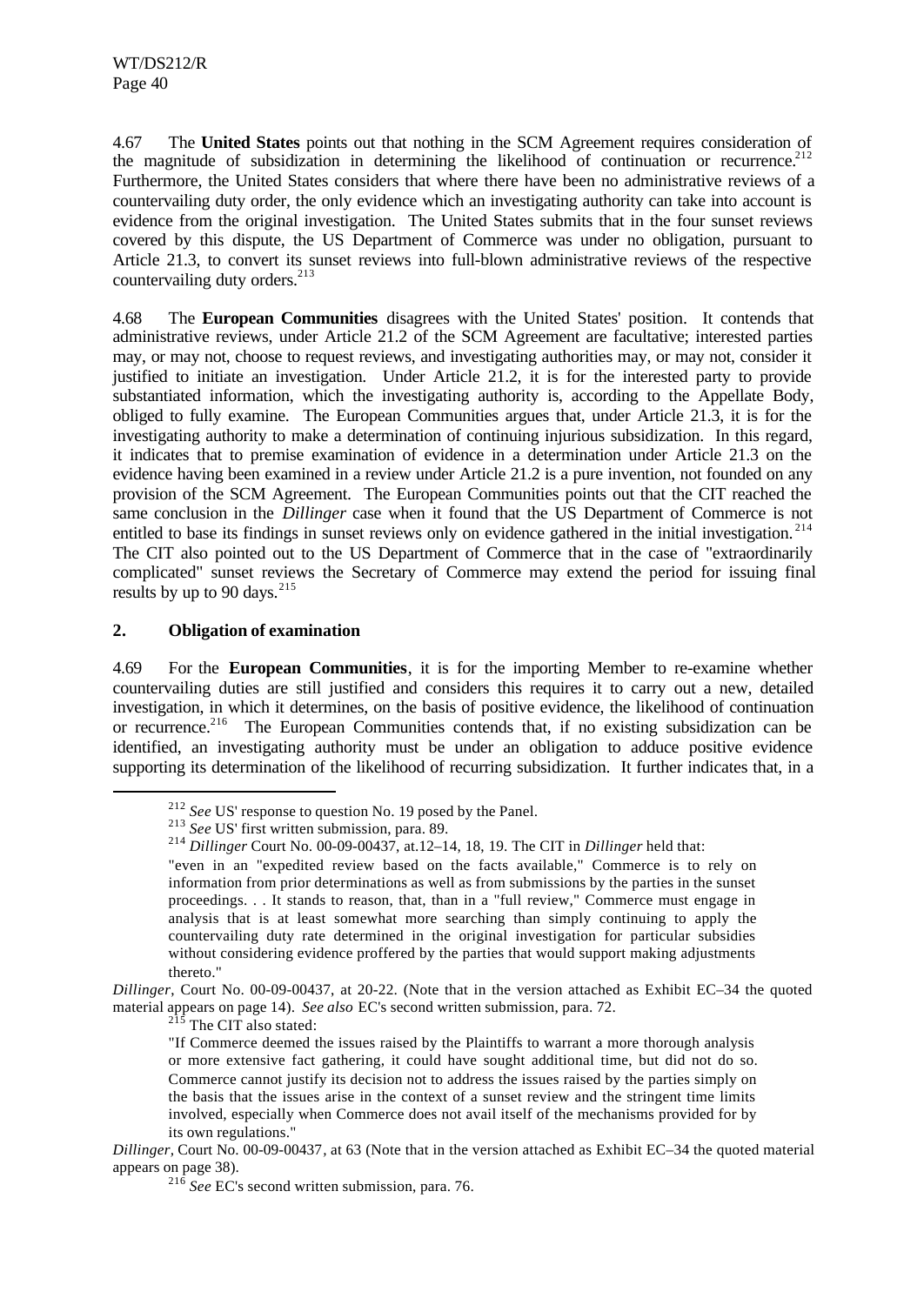4.67 The **United States** points out that nothing in the SCM Agreement requires consideration of the magnitude of subsidization in determining the likelihood of continuation or recurrence.[212] Furthermore, the United States considers that where there have been no administrative reviews of a countervailing duty order, the only evidence which an investigating authority can take into account is evidence from the original investigation. The United States submits that in the four sunset reviews covered by this dispute, the US Department of Commerce was under no obligation, pursuant to Article 21.3, to convert its sunset reviews into full-blown administrative reviews of the respective countervailing duty orders.[213]

4.68 The **European Communities** disagrees with the United States' position. It contends that administrative reviews, under Article 21.2 of the SCM Agreement are facultative; interested parties may, or may not, choose to request reviews, and investigating authorities may, or may not, consider it justified to initiate an investigation. Under Article 21.2, it is for the interested party to provide substantiated information, which the investigating authority is, according to the Appellate Body, obliged to fully examine. The European Communities argues that, under Article 21.3, it is for the investigating authority to make a determination of continuing injurious subsidization. In this regard, it indicates that to premise examination of evidence in a determination under Article 21.3 on the evidence having been examined in a review under Article 21.2 is a pure invention, not founded on any provision of the SCM Agreement. The European Communities points out that the CIT reached the same conclusion in the *Dillinger* case when it found that the US Department of Commerce is not entitled to base its findings in sunset reviews only on evidence gathered in the initial investigation.[214] The CIT also pointed out to the US Department of Commerce that in the case of "extraordinarily complicated" sunset reviews the Secretary of Commerce may extend the period for issuing final results by up to 90 days.[215]

## 2. Obligation of examination

4.69 For the **European Communities**, it is for the importing Member to re-examine whether countervailing duties are still justified and considers this requires it to carry out a new, detailed investigation, in which it determines, on the basis of positive evidence, the likelihood of continuation or recurrence.[216] The European Communities contends that, if no existing subsidization can be identified, an investigating authority must be under an obligation to adduce positive evidence supporting its determination of the likelihood of recurring subsidization. It further indicates that, in a

---

[212] *See* US' response to question No. 19 posed by the Panel.

[213] *See* US' first written submission, para. 89.

[214] *Dillinger* Court No. 00-09-00437, at.12–14, 18, 19. The CIT in *Dillinger* held that:

> "even in an "expedited review based on the facts available," Commerce is to rely on information from prior determinations as well as from submissions by the parties in the sunset proceedings. . . It stands to reason, that, than in a "full review," Commerce must engage in analysis that is at least somewhat more searching than simply continuing to apply the countervailing duty rate determined in the original investigation for particular subsidies without considering evidence proffered by the parties that would support making adjustments thereto."

*Dillinger*, Court No. 00-09-00437, at 20-22. (Note that in the version attached as Exhibit EC–34 the quoted material appears on page 14). *See also* EC's second written submission, para. 72.

[215] The CIT also stated:

> "If Commerce deemed the issues raised by the Plaintiffs to warrant a more thorough analysis or more extensive fact gathering, it could have sought additional time, but did not do so. Commerce cannot justify its decision not to address the issues raised by the parties simply on the basis that the issues arise in the context of a sunset review and the stringent time limits involved, especially when Commerce does not avail itself of the mechanisms provided for by its own regulations."

*Dillinger*, Court No. 00-09-00437, at 63 (Note that in the version attached as Exhibit EC–34 the quoted material appears on page 38).

[216] *See* EC's second written submission, para. 76.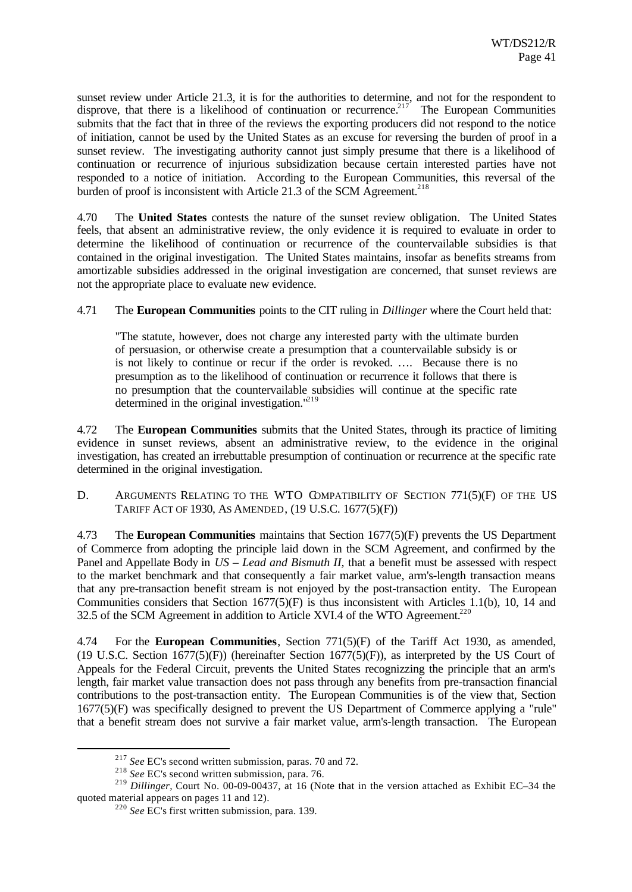sunset review under Article 21.3, it is for the authorities to determine, and not for the respondent to disprove, that there is a likelihood of continuation or recurrence.[217] The European Communities submits that the fact that in three of the reviews the exporting producers did not respond to the notice of initiation, cannot be used by the United States as an excuse for reversing the burden of proof in a sunset review. The investigating authority cannot just simply presume that there is a likelihood of continuation or recurrence of injurious subsidization because certain interested parties have not responded to a notice of initiation. According to the European Communities, this reversal of the burden of proof is inconsistent with Article 21.3 of the SCM Agreement.[218]

4.70 The **United States** contests the nature of the sunset review obligation. The United States feels, that absent an administrative review, the only evidence it is required to evaluate in order to determine the likelihood of continuation or recurrence of the countervailable subsidies is that contained in the original investigation. The United States maintains, insofar as benefits streams from amortizable subsidies addressed in the original investigation are concerned, that sunset reviews are not the appropriate place to evaluate new evidence.

4.71 The **European Communities** points to the CIT ruling in *Dillinger* where the Court held that:

> "The statute, however, does not charge any interested party with the ultimate burden of persuasion, or otherwise create a presumption that a countervailable subsidy is or is not likely to continue or recur if the order is revoked. …. Because there is no presumption as to the likelihood of continuation or recurrence it follows that there is no presumption that the countervailable subsidies will continue at the specific rate determined in the original investigation."[219]

4.72 The **European Communities** submits that the United States, through its practice of limiting evidence in sunset reviews, absent an administrative review, to the evidence in the original investigation, has created an irrebuttable presumption of continuation or recurrence at the specific rate determined in the original investigation.

## D. Arguments Relating to the WTO Compatibility of Section 771(5)(F) of the US Tariff Act of 1930, As Amended, (19 U.S.C. 1677(5)(F))

4.73 The **European Communities** maintains that Section 1677(5)(F) prevents the US Department of Commerce from adopting the principle laid down in the SCM Agreement, and confirmed by the Panel and Appellate Body in *US – Lead and Bismuth II*, that a benefit must be assessed with respect to the market benchmark and that consequently a fair market value, arm's-length transaction means that any pre-transaction benefit stream is not enjoyed by the post-transaction entity. The European Communities considers that Section 1677(5)(F) is thus inconsistent with Articles 1.1(b), 10, 14 and 32.5 of the SCM Agreement in addition to Article XVI.4 of the WTO Agreement.[220]

4.74 For the **European Communities**, Section 771(5)(F) of the Tariff Act 1930, as amended, (19 U.S.C. Section 1677(5)(F)) (hereinafter Section 1677(5)(F)), as interpreted by the US Court of Appeals for the Federal Circuit, prevents the United States recognizing the principle that an arm's length, fair market value transaction does not pass through any benefits from pre-transaction financial contributions to the post-transaction entity. The European Communities is of the view that, Section 1677(5)(F) was specifically designed to prevent the US Department of Commerce applying a "rule" that a benefit stream does not survive a fair market value, arm's-length transaction. The European

[217] *See* EC's second written submission, paras. 70 and 72.

[218] *See* EC's second written submission, para. 76.

[219] *Dillinger,* Court No. 00-09-00437, at 16 (Note that in the version attached as Exhibit EC–34 the quoted material appears on pages 11 and 12).

[220] *See* EC's first written submission, para. 139.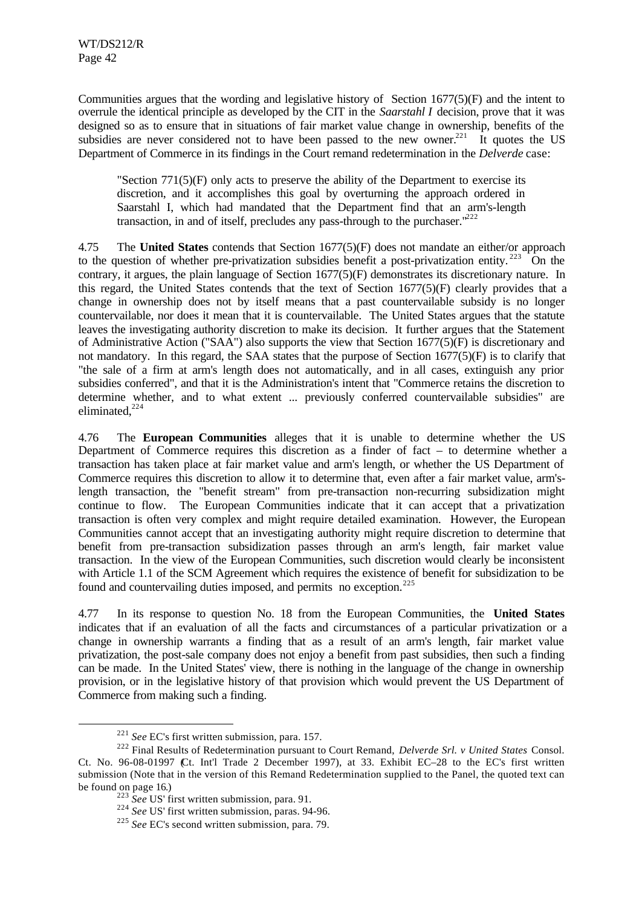Communities argues that the wording and legislative history of Section 1677(5)(F) and the intent to overrule the identical principle as developed by the CIT in the *Saarstahl I* decision, prove that it was designed so as to ensure that in situations of fair market value change in ownership, benefits of the subsidies are never considered not to have been passed to the new owner.[221] It quotes the US Department of Commerce in its findings in the Court remand redetermination in the *Delverde* case:

> "Section 771(5)(F) only acts to preserve the ability of the Department to exercise its discretion, and it accomplishes this goal by overturning the approach ordered in Saarstahl I, which had mandated that the Department find that an arm's-length transaction, in and of itself, precludes any pass-through to the purchaser."[222]

4.75 The **United States** contends that Section 1677(5)(F) does not mandate an either/or approach to the question of whether pre-privatization subsidies benefit a post-privatization entity.[223] On the contrary, it argues, the plain language of Section 1677(5)(F) demonstrates its discretionary nature. In this regard, the United States contends that the text of Section 1677(5)(F) clearly provides that a change in ownership does not by itself mean that a past countervailable subsidy is no longer countervailable, nor does it mean that it is countervailable. The United States argues that the statute leaves the investigating authority discretion to make its decision. It further argues that the Statement of Administrative Action ("SAA") also supports the view that Section 1677(5)(F) is discretionary and not mandatory. In this regard, the SAA states that the purpose of Section 1677(5)(F) is to clarify that "the sale of a firm at arm's length does not automatically, and in all cases, extinguish any prior subsidies conferred", and that it is the Administration's intent that "Commerce retains the discretion to determine whether, and to what extent ... previously conferred countervailable subsidies" are eliminated,[224]

4.76 The **European Communities** alleges that it is unable to determine whether the US Department of Commerce requires this discretion as a finder of fact – to determine whether a transaction has taken place at fair market value and arm's length, or whether the US Department of Commerce requires this discretion to allow it to determine that, even after a fair market value, arm's-length transaction, the "benefit stream" from pre-transaction non-recurring subsidization might continue to flow. The European Communities indicate that it can accept that a privatization transaction is often very complex and might require detailed examination. However, the European Communities cannot accept that an investigating authority might require discretion to determine that benefit from pre-transaction subsidization passes through an arm's length, fair market value transaction. In the view of the European Communities, such discretion would clearly be inconsistent with Article 1.1 of the SCM Agreement which requires the existence of benefit for subsidization to be found and countervailing duties imposed, and permits no exception.[225]

4.77 In its response to question No. 18 from the European Communities, the **United States** indicates that if an evaluation of all the facts and circumstances of a particular privatization or a change in ownership warrants a finding that as a result of an arm's length, fair market value privatization, the post-sale company does not enjoy a benefit from past subsidies, then such a finding can be made. In the United States' view, there is nothing in the language of the change in ownership provision, or in the legislative history of that provision which would prevent the US Department of Commerce from making such a finding.

---

[221] *See* EC's first written submission, para. 157.

[222] Final Results of Redetermination pursuant to Court Remand, *Delverde Srl. v United States* Consol. Ct. No. 96-08-01997 (Ct. Int'l Trade 2 December 1997), at 33. Exhibit EC–28 to the EC's first written submission (Note that in the version of this Remand Redetermination supplied to the Panel, the quoted text can be found on page 16.)

[223] *See* US' first written submission, para. 91.

[224] *See* US' first written submission, paras. 94-96.

[225] *See* EC's second written submission, para. 79.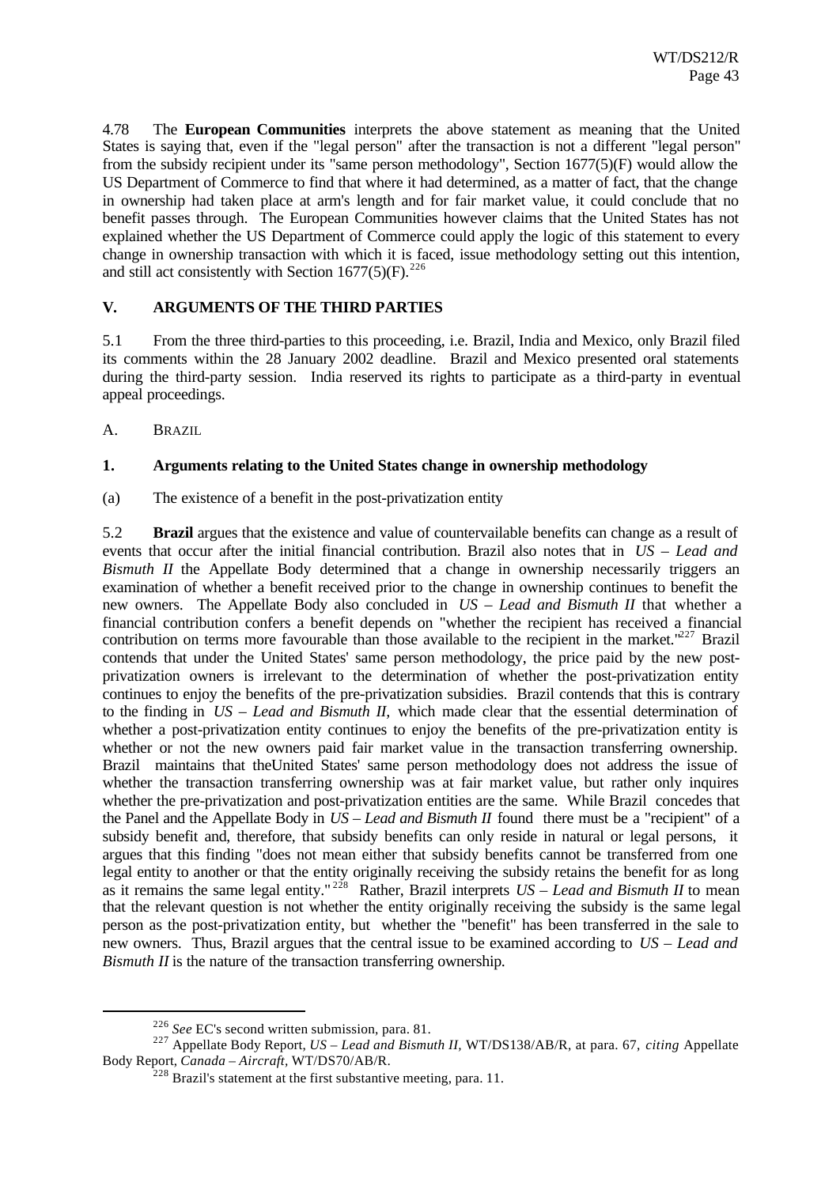4.78 The **European Communities** interprets the above statement as meaning that the United States is saying that, even if the "legal person" after the transaction is not a different "legal person" from the subsidy recipient under its "same person methodology", Section 1677(5)(F) would allow the US Department of Commerce to find that where it had determined, as a matter of fact, that the change in ownership had taken place at arm's length and for fair market value, it could conclude that no benefit passes through. The European Communities however claims that the United States has not explained whether the US Department of Commerce could apply the logic of this statement to every change in ownership transaction with which it is faced, issue methodology setting out this intention, and still act consistently with Section 1677(5)(F).[226]

## V. ARGUMENTS OF THE THIRD PARTIES

5.1 From the three third-parties to this proceeding, i.e. Brazil, India and Mexico, only Brazil filed its comments within the 28 January 2002 deadline. Brazil and Mexico presented oral statements during the third-party session. India reserved its rights to participate as a third-party in eventual appeal proceedings.

### A. BRAZIL

#### 1. Arguments relating to the United States change in ownership methodology

(a) The existence of a benefit in the post-privatization entity

5.2 **Brazil** argues that the existence and value of countervailable benefits can change as a result of events that occur after the initial financial contribution. Brazil also notes that in *US – Lead and Bismuth II* the Appellate Body determined that a change in ownership necessarily triggers an examination of whether a benefit received prior to the change in ownership continues to benefit the new owners. The Appellate Body also concluded in *US – Lead and Bismuth II* that whether a financial contribution confers a benefit depends on "whether the recipient has received a financial contribution on terms more favourable than those available to the recipient in the market."[227] Brazil contends that under the United States' same person methodology, the price paid by the new post-privatization owners is irrelevant to the determination of whether the post-privatization entity continues to enjoy the benefits of the pre-privatization subsidies. Brazil contends that this is contrary to the finding in *US – Lead and Bismuth II,* which made clear that the essential determination of whether a post-privatization entity continues to enjoy the benefits of the pre-privatization entity is whether or not the new owners paid fair market value in the transaction transferring ownership. Brazil maintains that theUnited States' same person methodology does not address the issue of whether the transaction transferring ownership was at fair market value, but rather only inquires whether the pre-privatization and post-privatization entities are the same. While Brazil concedes that the Panel and the Appellate Body in *US – Lead and Bismuth II* found there must be a "recipient" of a subsidy benefit and, therefore, that subsidy benefits can only reside in natural or legal persons, it argues that this finding "does not mean either that subsidy benefits cannot be transferred from one legal entity to another or that the entity originally receiving the subsidy retains the benefit for as long as it remains the same legal entity."[228] Rather, Brazil interprets *US – Lead and Bismuth II* to mean that the relevant question is not whether the entity originally receiving the subsidy is the same legal person as the post-privatization entity, but whether the "benefit" has been transferred in the sale to new owners. Thus, Brazil argues that the central issue to be examined according to *US – Lead and Bismuth II* is the nature of the transaction transferring ownership.

---

[226] *See* EC's second written submission, para. 81.

[227] Appellate Body Report, *US – Lead and Bismuth II,* WT/DS138/AB/R, at para. 67, *citing* Appellate Body Report, *Canada – Aircraft,* WT/DS70/AB/R.

[228] Brazil's statement at the first substantive meeting, para. 11.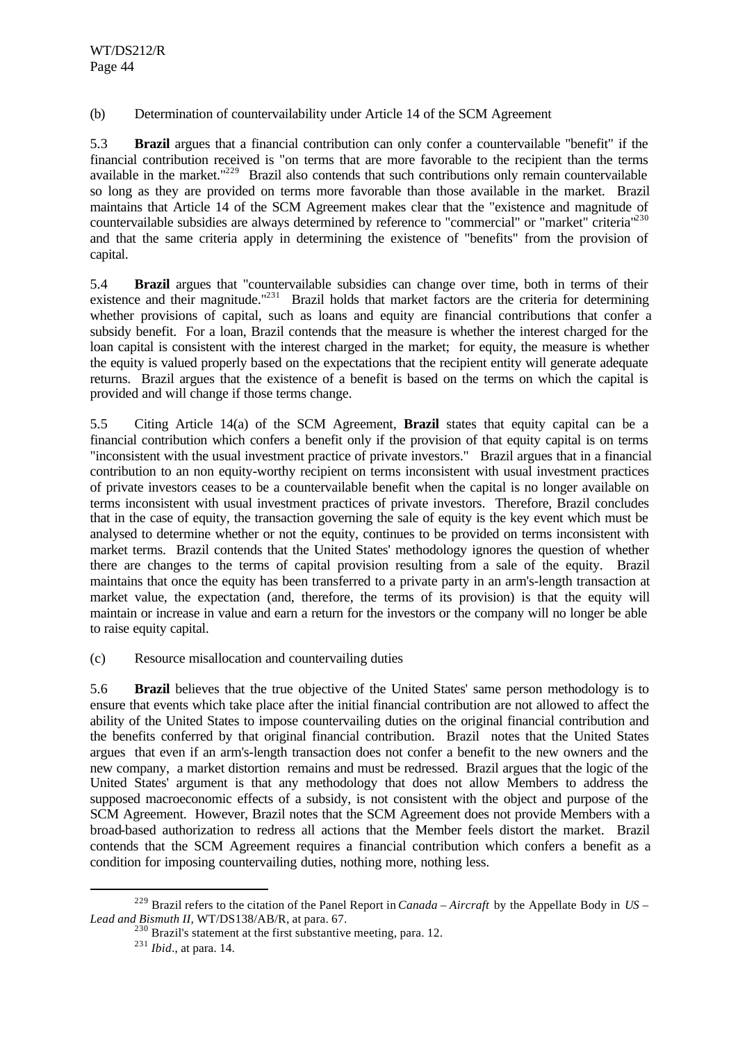(b) Determination of countervailability under Article 14 of the SCM Agreement

5.3 **Brazil** argues that a financial contribution can only confer a countervailable "benefit" if the financial contribution received is "on terms that are more favorable to the recipient than the terms available in the market."[229] Brazil also contends that such contributions only remain countervailable so long as they are provided on terms more favorable than those available in the market. Brazil maintains that Article 14 of the SCM Agreement makes clear that the "existence and magnitude of countervailable subsidies are always determined by reference to "commercial" or "market" criteria"[230] and that the same criteria apply in determining the existence of "benefits" from the provision of capital.

5.4 **Brazil** argues that "countervailable subsidies can change over time, both in terms of their existence and their magnitude."[231] Brazil holds that market factors are the criteria for determining whether provisions of capital, such as loans and equity are financial contributions that confer a subsidy benefit. For a loan, Brazil contends that the measure is whether the interest charged for the loan capital is consistent with the interest charged in the market; for equity, the measure is whether the equity is valued properly based on the expectations that the recipient entity will generate adequate returns. Brazil argues that the existence of a benefit is based on the terms on which the capital is provided and will change if those terms change.

5.5 Citing Article 14(a) of the SCM Agreement, **Brazil** states that equity capital can be a financial contribution which confers a benefit only if the provision of that equity capital is on terms "inconsistent with the usual investment practice of private investors." Brazil argues that in a financial contribution to an non equity-worthy recipient on terms inconsistent with usual investment practices of private investors ceases to be a countervailable benefit when the capital is no longer available on terms inconsistent with usual investment practices of private investors. Therefore, Brazil concludes that in the case of equity, the transaction governing the sale of equity is the key event which must be analysed to determine whether or not the equity, continues to be provided on terms inconsistent with market terms. Brazil contends that the United States' methodology ignores the question of whether there are changes to the terms of capital provision resulting from a sale of the equity. Brazil maintains that once the equity has been transferred to a private party in an arm's-length transaction at market value, the expectation (and, therefore, the terms of its provision) is that the equity will maintain or increase in value and earn a return for the investors or the company will no longer be able to raise equity capital.

(c) Resource misallocation and countervailing duties

5.6 **Brazil** believes that the true objective of the United States' same person methodology is to ensure that events which take place after the initial financial contribution are not allowed to affect the ability of the United States to impose countervailing duties on the original financial contribution and the benefits conferred by that original financial contribution. Brazil notes that the United States argues that even if an arm's-length transaction does not confer a benefit to the new owners and the new company, a market distortion remains and must be redressed. Brazil argues that the logic of the United States' argument is that any methodology that does not allow Members to address the supposed macroeconomic effects of a subsidy, is not consistent with the object and purpose of the SCM Agreement. However, Brazil notes that the SCM Agreement does not provide Members with a broad-based authorization to redress all actions that the Member feels distort the market. Brazil contends that the SCM Agreement requires a financial contribution which confers a benefit as a condition for imposing countervailing duties, nothing more, nothing less.

---

[229] Brazil refers to the citation of the Panel Report in *Canada – Aircraft* by the Appellate Body in *US – Lead and Bismuth II*, WT/DS138/AB/R, at para. 67.

[230] Brazil's statement at the first substantive meeting, para. 12.

[231] *Ibid.*, at para. 14.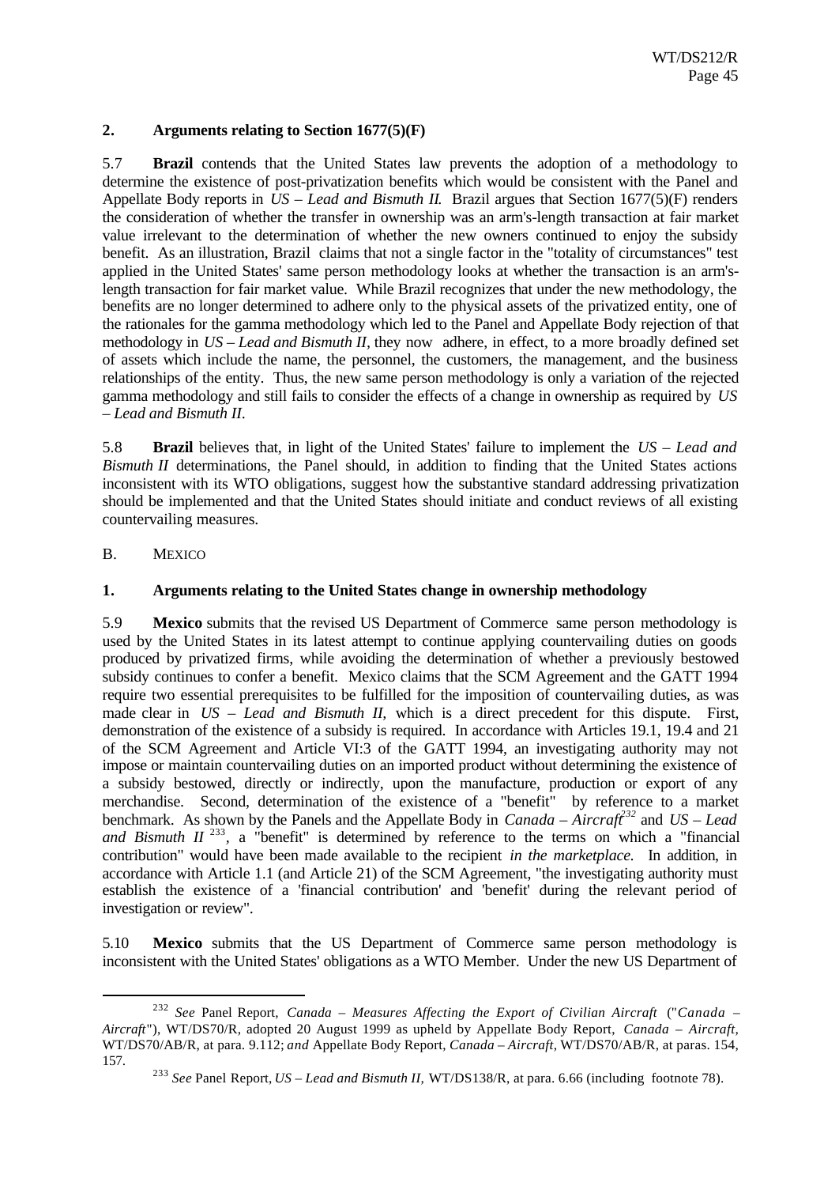## 2. Arguments relating to Section 1677(5)(F)

5.7 **Brazil** contends that the United States law prevents the adoption of a methodology to determine the existence of post-privatization benefits which would be consistent with the Panel and Appellate Body reports in *US – Lead and Bismuth II.* Brazil argues that Section 1677(5)(F) renders the consideration of whether the transfer in ownership was an arm's-length transaction at fair market value irrelevant to the determination of whether the new owners continued to enjoy the subsidy benefit. As an illustration, Brazil claims that not a single factor in the "totality of circumstances" test applied in the United States' same person methodology looks at whether the transaction is an arm's-length transaction for fair market value. While Brazil recognizes that under the new methodology, the benefits are no longer determined to adhere only to the physical assets of the privatized entity, one of the rationales for the gamma methodology which led to the Panel and Appellate Body rejection of that methodology in *US – Lead and Bismuth II*, they now adhere, in effect, to a more broadly defined set of assets which include the name, the personnel, the customers, the management, and the business relationships of the entity. Thus, the new same person methodology is only a variation of the rejected gamma methodology and still fails to consider the effects of a change in ownership as required by *US – Lead and Bismuth II*.

5.8 **Brazil** believes that, in light of the United States' failure to implement the *US – Lead and Bismuth II* determinations, the Panel should, in addition to finding that the United States actions inconsistent with its WTO obligations, suggest how the substantive standard addressing privatization should be implemented and that the United States should initiate and conduct reviews of all existing countervailing measures.

B. MEXICO

## 1. Arguments relating to the United States change in ownership methodology

5.9 **Mexico** submits that the revised US Department of Commerce same person methodology is used by the United States in its latest attempt to continue applying countervailing duties on goods produced by privatized firms, while avoiding the determination of whether a previously bestowed subsidy continues to confer a benefit. Mexico claims that the SCM Agreement and the GATT 1994 require two essential prerequisites to be fulfilled for the imposition of countervailing duties, as was made clear in *US – Lead and Bismuth II*, which is a direct precedent for this dispute. First, demonstration of the existence of a subsidy is required. In accordance with Articles 19.1, 19.4 and 21 of the SCM Agreement and Article VI:3 of the GATT 1994, an investigating authority may not impose or maintain countervailing duties on an imported product without determining the existence of a subsidy bestowed, directly or indirectly, upon the manufacture, production or export of any merchandise. Second, determination of the existence of a "benefit" by reference to a market benchmark. As shown by the Panels and the Appellate Body in *Canada – Aircraft*[232] and *US – Lead and Bismuth II*[233], a "benefit" is determined by reference to the terms on which a "financial contribution" would have been made available to the recipient *in the marketplace.* In addition, in accordance with Article 1.1 (and Article 21) of the SCM Agreement, "the investigating authority must establish the existence of a 'financial contribution' and 'benefit' during the relevant period of investigation or review".

5.10 **Mexico** submits that the US Department of Commerce same person methodology is inconsistent with the United States' obligations as a WTO Member. Under the new US Department of

---

[232] *See* Panel Report, *Canada – Measures Affecting the Export of Civilian Aircraft* ("*Canada – Aircraft*"), WT/DS70/R, adopted 20 August 1999 as upheld by Appellate Body Report, *Canada – Aircraft,* WT/DS70/AB/R, at para. 9.112; *and* Appellate Body Report, *Canada – Aircraft*, WT/DS70/AB/R, at paras. 154, 157.

[233] *See* Panel Report, *US – Lead and Bismuth II,* WT/DS138/R, at para. 6.66 (including footnote 78).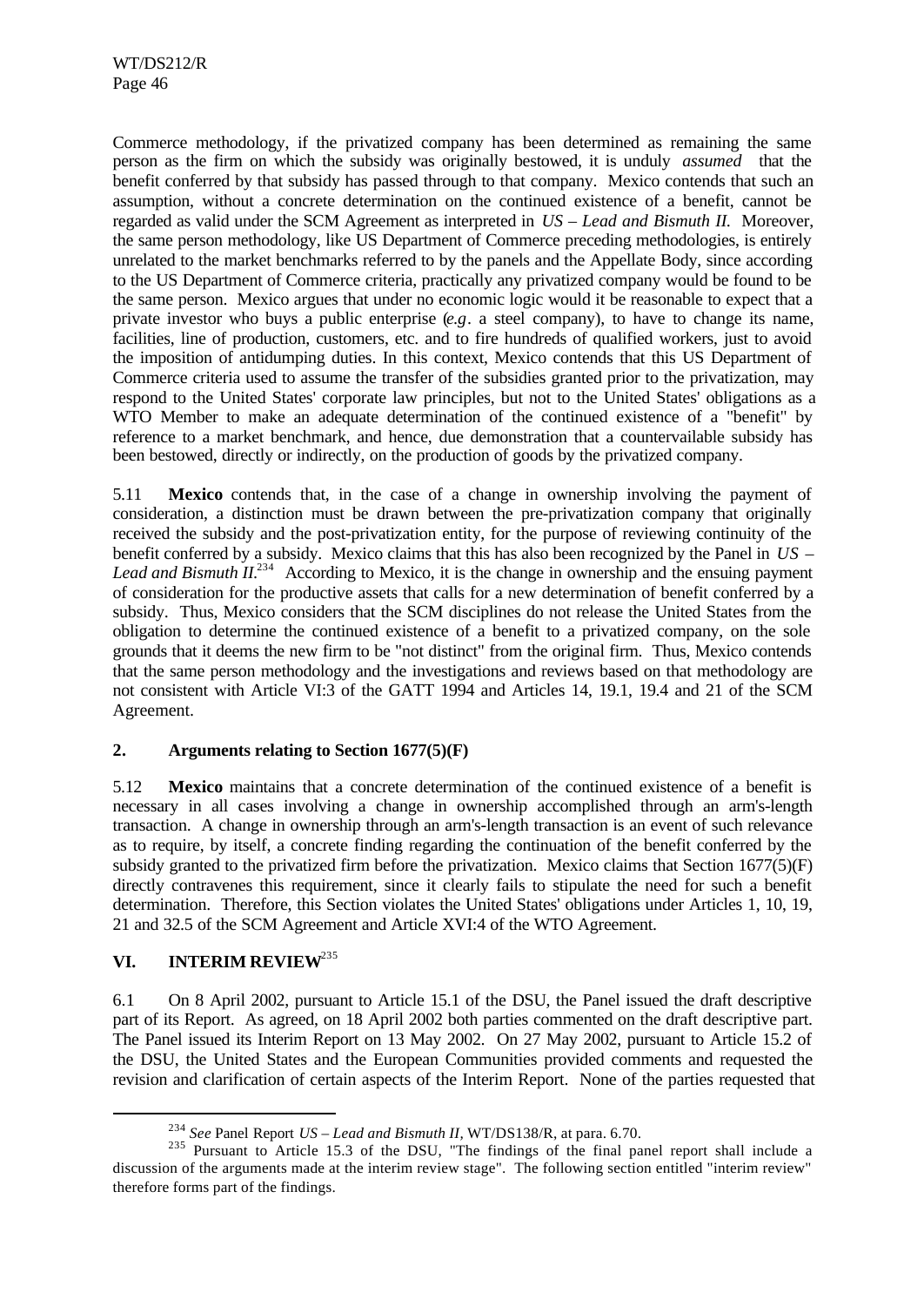Commerce methodology, if the privatized company has been determined as remaining the same person as the firm on which the subsidy was originally bestowed, it is unduly *assumed* that the benefit conferred by that subsidy has passed through to that company. Mexico contends that such an assumption, without a concrete determination on the continued existence of a benefit, cannot be regarded as valid under the SCM Agreement as interpreted in *US – Lead and Bismuth II*. Moreover, the same person methodology, like US Department of Commerce preceding methodologies, is entirely unrelated to the market benchmarks referred to by the panels and the Appellate Body, since according to the US Department of Commerce criteria, practically any privatized company would be found to be the same person. Mexico argues that under no economic logic would it be reasonable to expect that a private investor who buys a public enterprise (*e.g*. a steel company), to have to change its name, facilities, line of production, customers, etc. and to fire hundreds of qualified workers, just to avoid the imposition of antidumping duties. In this context, Mexico contends that this US Department of Commerce criteria used to assume the transfer of the subsidies granted prior to the privatization, may respond to the United States' corporate law principles, but not to the United States' obligations as a WTO Member to make an adequate determination of the continued existence of a "benefit" by reference to a market benchmark, and hence, due demonstration that a countervailable subsidy has been bestowed, directly or indirectly, on the production of goods by the privatized company.

5.11 **Mexico** contends that, in the case of a change in ownership involving the payment of consideration, a distinction must be drawn between the pre-privatization company that originally received the subsidy and the post-privatization entity, for the purpose of reviewing continuity of the benefit conferred by a subsidy. Mexico claims that this has also been recognized by the Panel in *US – Lead and Bismuth II*.[234] According to Mexico, it is the change in ownership and the ensuing payment of consideration for the productive assets that calls for a new determination of benefit conferred by a subsidy. Thus, Mexico considers that the SCM disciplines do not release the United States from the obligation to determine the continued existence of a benefit to a privatized company, on the sole grounds that it deems the new firm to be "not distinct" from the original firm. Thus, Mexico contends that the same person methodology and the investigations and reviews based on that methodology are not consistent with Article VI:3 of the GATT 1994 and Articles 14, 19.1, 19.4 and 21 of the SCM Agreement.

### 2. Arguments relating to Section 1677(5)(F)

5.12 **Mexico** maintains that a concrete determination of the continued existence of a benefit is necessary in all cases involving a change in ownership accomplished through an arm's-length transaction. A change in ownership through an arm's-length transaction is an event of such relevance as to require, by itself, a concrete finding regarding the continuation of the benefit conferred by the subsidy granted to the privatized firm before the privatization. Mexico claims that Section 1677(5)(F) directly contravenes this requirement, since it clearly fails to stipulate the need for such a benefit determination. Therefore, this Section violates the United States' obligations under Articles 1, 10, 19, 21 and 32.5 of the SCM Agreement and Article XVI:4 of the WTO Agreement.

## VI. INTERIM REVIEW[235]

6.1 On 8 April 2002, pursuant to Article 15.1 of the DSU, the Panel issued the draft descriptive part of its Report. As agreed, on 18 April 2002 both parties commented on the draft descriptive part. The Panel issued its Interim Report on 13 May 2002. On 27 May 2002, pursuant to Article 15.2 of the DSU, the United States and the European Communities provided comments and requested the revision and clarification of certain aspects of the Interim Report. None of the parties requested that

---

[234] *See* Panel Report *US – Lead and Bismuth II*, WT/DS138/R, at para. 6.70.

[235] Pursuant to Article 15.3 of the DSU, "The findings of the final panel report shall include a discussion of the arguments made at the interim review stage". The following section entitled "interim review" therefore forms part of the findings.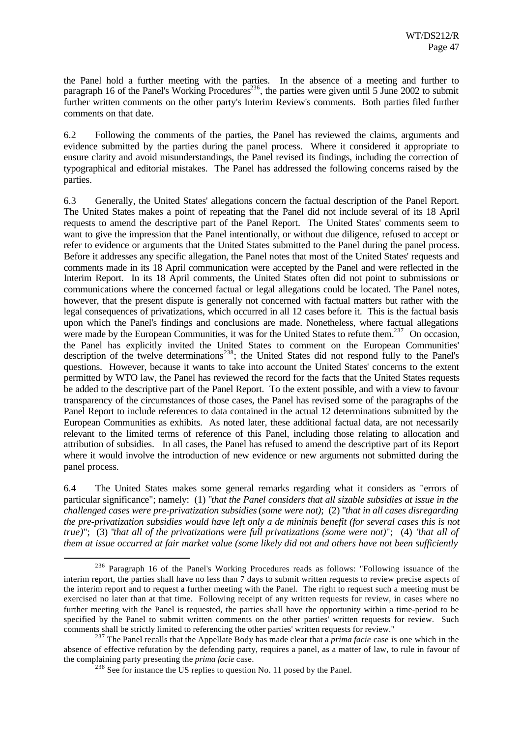the Panel hold a further meeting with the parties. In the absence of a meeting and further to paragraph 16 of the Panel's Working Procedures[236], the parties were given until 5 June 2002 to submit further written comments on the other party's Interim Review's comments. Both parties filed further comments on that date.

6.2 Following the comments of the parties, the Panel has reviewed the claims, arguments and evidence submitted by the parties during the panel process. Where it considered it appropriate to ensure clarity and avoid misunderstandings, the Panel revised its findings, including the correction of typographical and editorial mistakes. The Panel has addressed the following concerns raised by the parties.

6.3 Generally, the United States' allegations concern the factual description of the Panel Report. The United States makes a point of repeating that the Panel did not include several of its 18 April requests to amend the descriptive part of the Panel Report. The United States' comments seem to want to give the impression that the Panel intentionally, or without due diligence, refused to accept or refer to evidence or arguments that the United States submitted to the Panel during the panel process. Before it addresses any specific allegation, the Panel notes that most of the United States' requests and comments made in its 18 April communication were accepted by the Panel and were reflected in the Interim Report. In its 18 April comments, the United States often did not point to submissions or communications where the concerned factual or legal allegations could be located. The Panel notes, however, that the present dispute is generally not concerned with factual matters but rather with the legal consequences of privatizations, which occurred in all 12 cases before it. This is the factual basis upon which the Panel's findings and conclusions are made. Nonetheless, where factual allegations were made by the European Communities, it was for the United States to refute them.[237] On occasion, the Panel has explicitly invited the United States to comment on the European Communities' description of the twelve determinations[238]; the United States did not respond fully to the Panel's questions. However, because it wants to take into account the United States' concerns to the extent permitted by WTO law, the Panel has reviewed the record for the facts that the United States requests be added to the descriptive part of the Panel Report. To the extent possible, and with a view to favour transparency of the circumstances of those cases, the Panel has revised some of the paragraphs of the Panel Report to include references to data contained in the actual 12 determinations submitted by the European Communities as exhibits. As noted later, these additional factual data, are not necessarily relevant to the limited terms of reference of this Panel, including those relating to allocation and attribution of subsidies. In all cases, the Panel has refused to amend the descriptive part of its Report where it would involve the introduction of new evidence or new arguments not submitted during the panel process.

6.4 The United States makes some general remarks regarding what it considers as "errors of particular significance"; namely: (1) "*that the Panel considers that all sizable subsidies at issue in the challenged cases were pre-privatization subsidies* (*some were not)*; (2) "*that in all cases disregarding the pre-privatization subsidies would have left only a de minimis benefit (for several cases this is not true)*"; (3) "*that all of the privatizations were full privatizations (some were not)*"; (4) "*that all of them at issue occurred at fair market value (some likely did not and others have not been sufficiently*

---

[236] Paragraph 16 of the Panel's Working Procedures reads as follows: "Following issuance of the interim report, the parties shall have no less than 7 days to submit written requests to review precise aspects of the interim report and to request a further meeting with the Panel. The right to request such a meeting must be exercised no later than at that time. Following receipt of any written requests for review, in cases where no further meeting with the Panel is requested, the parties shall have the opportunity within a time-period to be specified by the Panel to submit written comments on the other parties' written requests for review. Such comments shall be strictly limited to referencing the other parties' written requests for review."

[237] The Panel recalls that the Appellate Body has made clear that a *prima facie* case is one which in the absence of effective refutation by the defending party, requires a panel, as a matter of law, to rule in favour of the complaining party presenting the *prima facie* case.

[238] See for instance the US replies to question No. 11 posed by the Panel.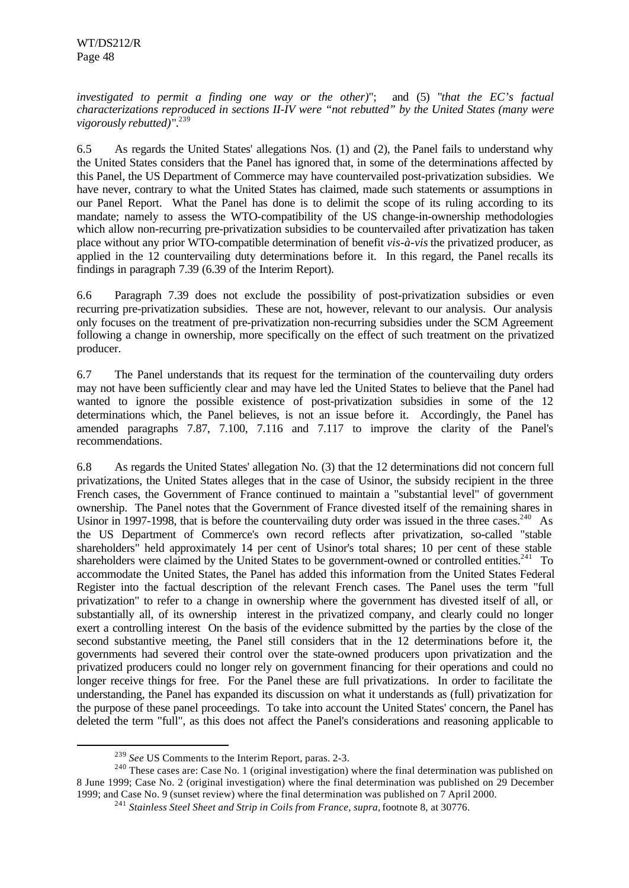*investigated to permit a finding one way or the other)*"; and (5) "*that the EC's factual characterizations reproduced in sections II-IV were "not rebutted" by the United States (many were vigorously rebutted)*".[239]

6.5 As regards the United States' allegations Nos. (1) and (2), the Panel fails to understand why the United States considers that the Panel has ignored that, in some of the determinations affected by this Panel, the US Department of Commerce may have countervailed post-privatization subsidies. We have never, contrary to what the United States has claimed, made such statements or assumptions in our Panel Report. What the Panel has done is to delimit the scope of its ruling according to its mandate; namely to assess the WTO-compatibility of the US change-in-ownership methodologies which allow non-recurring pre-privatization subsidies to be countervailed after privatization has taken place without any prior WTO-compatible determination of benefit *vis-à-vis* the privatized producer, as applied in the 12 countervailing duty determinations before it. In this regard, the Panel recalls its findings in paragraph 7.39 (6.39 of the Interim Report).

6.6 Paragraph 7.39 does not exclude the possibility of post-privatization subsidies or even recurring pre-privatization subsidies. These are not, however, relevant to our analysis. Our analysis only focuses on the treatment of pre-privatization non-recurring subsidies under the SCM Agreement following a change in ownership, more specifically on the effect of such treatment on the privatized producer.

6.7 The Panel understands that its request for the termination of the countervailing duty orders may not have been sufficiently clear and may have led the United States to believe that the Panel had wanted to ignore the possible existence of post-privatization subsidies in some of the 12 determinations which, the Panel believes, is not an issue before it. Accordingly, the Panel has amended paragraphs 7.87, 7.100, 7.116 and 7.117 to improve the clarity of the Panel's recommendations.

6.8 As regards the United States' allegation No. (3) that the 12 determinations did not concern full privatizations, the United States alleges that in the case of Usinor, the subsidy recipient in the three French cases, the Government of France continued to maintain a "substantial level" of government ownership. The Panel notes that the Government of France divested itself of the remaining shares in Usinor in 1997-1998, that is before the countervailing duty order was issued in the three cases.[240] As the US Department of Commerce's own record reflects after privatization, so-called "stable shareholders" held approximately 14 per cent of Usinor's total shares; 10 per cent of these stable shareholders were claimed by the United States to be government-owned or controlled entities.[241] To accommodate the United States, the Panel has added this information from the United States Federal Register into the factual description of the relevant French cases. The Panel uses the term "full privatization" to refer to a change in ownership where the government has divested itself of all, or substantially all, of its ownership interest in the privatized company, and clearly could no longer exert a controlling interest On the basis of the evidence submitted by the parties by the close of the second substantive meeting, the Panel still considers that in the 12 determinations before it, the governments had severed their control over the state-owned producers upon privatization and the privatized producers could no longer rely on government financing for their operations and could no longer receive things for free. For the Panel these are full privatizations. In order to facilitate the understanding, the Panel has expanded its discussion on what it understands as (full) privatization for the purpose of these panel proceedings. To take into account the United States' concern, the Panel has deleted the term "full", as this does not affect the Panel's considerations and reasoning applicable to

---

[239] *See* US Comments to the Interim Report, paras. 2-3.

[240] These cases are: Case No. 1 (original investigation) where the final determination was published on 8 June 1999; Case No. 2 (original investigation) where the final determination was published on 29 December 1999; and Case No. 9 (sunset review) where the final determination was published on 7 April 2000.

[241] *Stainless Steel Sheet and Strip in Coils from France, supra,* footnote 8, at 30776.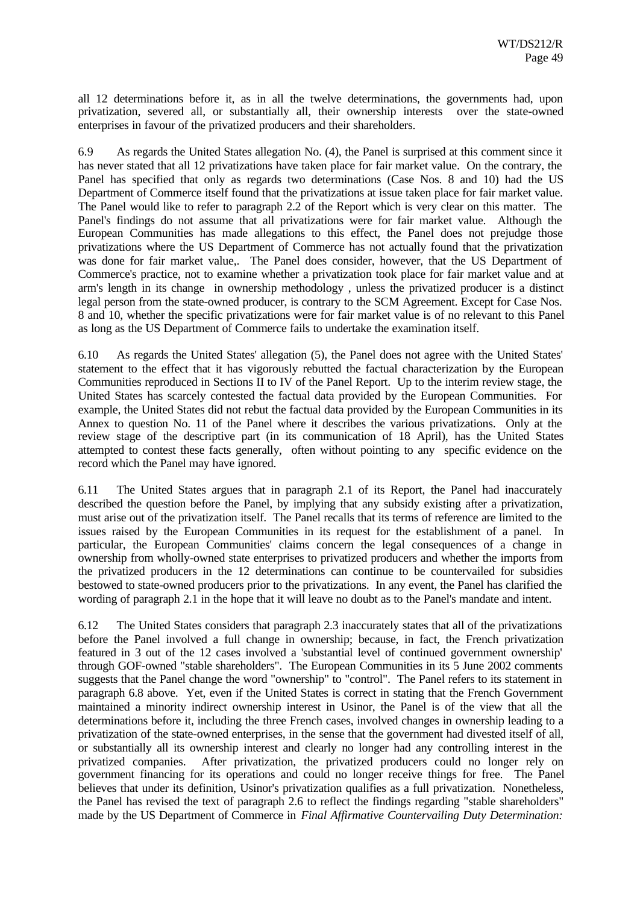all 12 determinations before it, as in all the twelve determinations, the governments had, upon privatization, severed all, or substantially all, their ownership interests over the state-owned enterprises in favour of the privatized producers and their shareholders.

6.9 As regards the United States allegation No. (4), the Panel is surprised at this comment since it has never stated that all 12 privatizations have taken place for fair market value. On the contrary, the Panel has specified that only as regards two determinations (Case Nos. 8 and 10) had the US Department of Commerce itself found that the privatizations at issue taken place for fair market value. The Panel would like to refer to paragraph 2.2 of the Report which is very clear on this matter. The Panel's findings do not assume that all privatizations were for fair market value. Although the European Communities has made allegations to this effect, the Panel does not prejudge those privatizations where the US Department of Commerce has not actually found that the privatization was done for fair market value,. The Panel does consider, however, that the US Department of Commerce's practice, not to examine whether a privatization took place for fair market value and at arm's length in its change in ownership methodology , unless the privatized producer is a distinct legal person from the state-owned producer, is contrary to the SCM Agreement. Except for Case Nos. 8 and 10, whether the specific privatizations were for fair market value is of no relevant to this Panel as long as the US Department of Commerce fails to undertake the examination itself.

6.10 As regards the United States' allegation (5), the Panel does not agree with the United States' statement to the effect that it has vigorously rebutted the factual characterization by the European Communities reproduced in Sections II to IV of the Panel Report. Up to the interim review stage, the United States has scarcely contested the factual data provided by the European Communities. For example, the United States did not rebut the factual data provided by the European Communities in its Annex to question No. 11 of the Panel where it describes the various privatizations. Only at the review stage of the descriptive part (in its communication of 18 April), has the United States attempted to contest these facts generally, often without pointing to any specific evidence on the record which the Panel may have ignored.

6.11 The United States argues that in paragraph 2.1 of its Report, the Panel had inaccurately described the question before the Panel, by implying that any subsidy existing after a privatization, must arise out of the privatization itself. The Panel recalls that its terms of reference are limited to the issues raised by the European Communities in its request for the establishment of a panel. In particular, the European Communities' claims concern the legal consequences of a change in ownership from wholly-owned state enterprises to privatized producers and whether the imports from the privatized producers in the 12 determinations can continue to be countervailed for subsidies bestowed to state-owned producers prior to the privatizations. In any event, the Panel has clarified the wording of paragraph 2.1 in the hope that it will leave no doubt as to the Panel's mandate and intent.

6.12 The United States considers that paragraph 2.3 inaccurately states that all of the privatizations before the Panel involved a full change in ownership; because, in fact, the French privatization featured in 3 out of the 12 cases involved a 'substantial level of continued government ownership' through GOF-owned "stable shareholders". The European Communities in its 5 June 2002 comments suggests that the Panel change the word "ownership" to "control". The Panel refers to its statement in paragraph 6.8 above. Yet, even if the United States is correct in stating that the French Government maintained a minority indirect ownership interest in Usinor, the Panel is of the view that all the determinations before it, including the three French cases, involved changes in ownership leading to a privatization of the state-owned enterprises, in the sense that the government had divested itself of all, or substantially all its ownership interest and clearly no longer had any controlling interest in the privatized companies. After privatization, the privatized producers could no longer rely on government financing for its operations and could no longer receive things for free. The Panel believes that under its definition, Usinor's privatization qualifies as a full privatization. Nonetheless, the Panel has revised the text of paragraph 2.6 to reflect the findings regarding "stable shareholders" made by the US Department of Commerce in *Final Affirmative Countervailing Duty Determination:*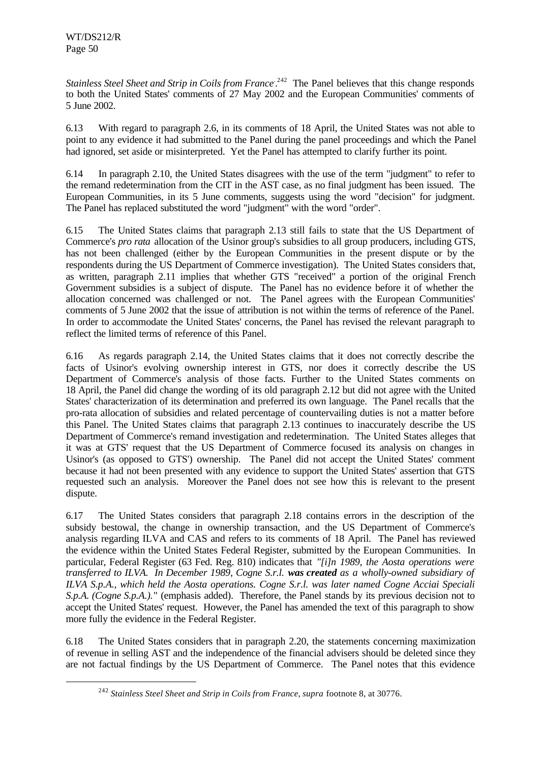*Stainless Steel Sheet and Strip in Coils from France*.[242] The Panel believes that this change responds to both the United States' comments of 27 May 2002 and the European Communities' comments of 5 June 2002.

6.13 With regard to paragraph 2.6, in its comments of 18 April, the United States was not able to point to any evidence it had submitted to the Panel during the panel proceedings and which the Panel had ignored, set aside or misinterpreted. Yet the Panel has attempted to clarify further its point.

6.14 In paragraph 2.10, the United States disagrees with the use of the term "judgment" to refer to the remand redetermination from the CIT in the AST case, as no final judgment has been issued. The European Communities, in its 5 June comments, suggests using the word "decision" for judgment. The Panel has replaced substituted the word "judgment" with the word "order".

6.15 The United States claims that paragraph 2.13 still fails to state that the US Department of Commerce's *pro rata* allocation of the Usinor group's subsidies to all group producers, including GTS, has not been challenged (either by the European Communities in the present dispute or by the respondents during the US Department of Commerce investigation). The United States considers that, as written, paragraph 2.11 implies that whether GTS "received" a portion of the original French Government subsidies is a subject of dispute. The Panel has no evidence before it of whether the allocation concerned was challenged or not. The Panel agrees with the European Communities' comments of 5 June 2002 that the issue of attribution is not within the terms of reference of the Panel. In order to accommodate the United States' concerns, the Panel has revised the relevant paragraph to reflect the limited terms of reference of this Panel.

6.16 As regards paragraph 2.14, the United States claims that it does not correctly describe the facts of Usinor's evolving ownership interest in GTS, nor does it correctly describe the US Department of Commerce's analysis of those facts. Further to the United States comments on 18 April, the Panel did change the wording of its old paragraph 2.12 but did not agree with the United States' characterization of its determination and preferred its own language. The Panel recalls that the pro-rata allocation of subsidies and related percentage of countervailing duties is not a matter before this Panel. The United States claims that paragraph 2.13 continues to inaccurately describe the US Department of Commerce's remand investigation and redetermination. The United States alleges that it was at GTS' request that the US Department of Commerce focused its analysis on changes in Usinor's (as opposed to GTS') ownership. The Panel did not accept the United States' comment because it had not been presented with any evidence to support the United States' assertion that GTS requested such an analysis. Moreover the Panel does not see how this is relevant to the present dispute.

6.17 The United States considers that paragraph 2.18 contains errors in the description of the subsidy bestowal, the change in ownership transaction, and the US Department of Commerce's analysis regarding ILVA and CAS and refers to its comments of 18 April. The Panel has reviewed the evidence within the United States Federal Register, submitted by the European Communities. In particular, Federal Register (63 Fed. Reg. 810) indicates that *"[i]n 1989, the Aosta operations were transferred to ILVA. In December 1989, Cogne S.r.l.* ***was created*** *as a wholly-owned subsidiary of ILVA S.p.A., which held the Aosta operations. Cogne S.r.l. was later named Cogne Acciai Speciali S.p.A. (Cogne S.p.A.)."* (emphasis added). Therefore, the Panel stands by its previous decision not to accept the United States' request. However, the Panel has amended the text of this paragraph to show more fully the evidence in the Federal Register.

6.18 The United States considers that in paragraph 2.20, the statements concerning maximization of revenue in selling AST and the independence of the financial advisers should be deleted since they are not factual findings by the US Department of Commerce. The Panel notes that this evidence

---

[242] *Stainless Steel Sheet and Strip in Coils from France, supra* footnote 8, at 30776.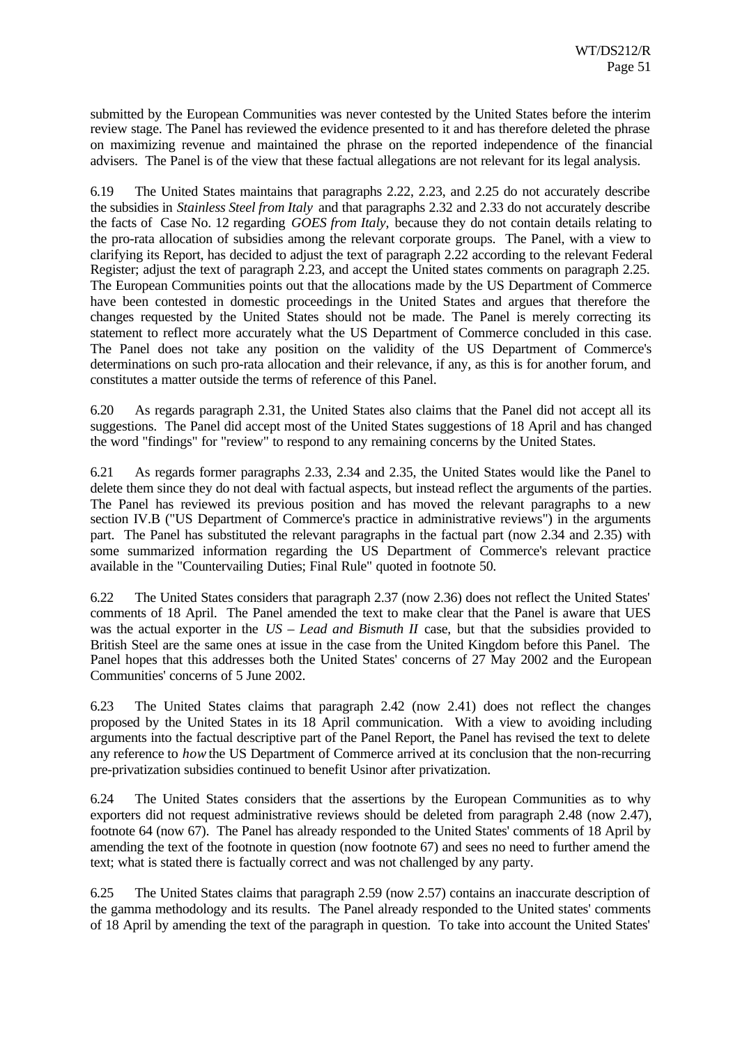submitted by the European Communities was never contested by the United States before the interim review stage. The Panel has reviewed the evidence presented to it and has therefore deleted the phrase on maximizing revenue and maintained the phrase on the reported independence of the financial advisers. The Panel is of the view that these factual allegations are not relevant for its legal analysis.

6.19 The United States maintains that paragraphs 2.22, 2.23, and 2.25 do not accurately describe the subsidies in *Stainless Steel from Italy* and that paragraphs 2.32 and 2.33 do not accurately describe the facts of Case No. 12 regarding *GOES from Italy,* because they do not contain details relating to the pro-rata allocation of subsidies among the relevant corporate groups. The Panel, with a view to clarifying its Report, has decided to adjust the text of paragraph 2.22 according to the relevant Federal Register; adjust the text of paragraph 2.23, and accept the United states comments on paragraph 2.25. The European Communities points out that the allocations made by the US Department of Commerce have been contested in domestic proceedings in the United States and argues that therefore the changes requested by the United States should not be made. The Panel is merely correcting its statement to reflect more accurately what the US Department of Commerce concluded in this case. The Panel does not take any position on the validity of the US Department of Commerce's determinations on such pro-rata allocation and their relevance, if any, as this is for another forum, and constitutes a matter outside the terms of reference of this Panel.

6.20 As regards paragraph 2.31, the United States also claims that the Panel did not accept all its suggestions. The Panel did accept most of the United States suggestions of 18 April and has changed the word "findings" for "review" to respond to any remaining concerns by the United States.

6.21 As regards former paragraphs 2.33, 2.34 and 2.35, the United States would like the Panel to delete them since they do not deal with factual aspects, but instead reflect the arguments of the parties. The Panel has reviewed its previous position and has moved the relevant paragraphs to a new section IV.B ("US Department of Commerce's practice in administrative reviews") in the arguments part. The Panel has substituted the relevant paragraphs in the factual part (now 2.34 and 2.35) with some summarized information regarding the US Department of Commerce's relevant practice available in the "Countervailing Duties; Final Rule" quoted in footnote 50.

6.22 The United States considers that paragraph 2.37 (now 2.36) does not reflect the United States' comments of 18 April. The Panel amended the text to make clear that the Panel is aware that UES was the actual exporter in the *US – Lead and Bismuth II* case, but that the subsidies provided to British Steel are the same ones at issue in the case from the United Kingdom before this Panel. The Panel hopes that this addresses both the United States' concerns of 27 May 2002 and the European Communities' concerns of 5 June 2002.

6.23 The United States claims that paragraph 2.42 (now 2.41) does not reflect the changes proposed by the United States in its 18 April communication. With a view to avoiding including arguments into the factual descriptive part of the Panel Report, the Panel has revised the text to delete any reference to *how* the US Department of Commerce arrived at its conclusion that the non-recurring pre-privatization subsidies continued to benefit Usinor after privatization.

6.24 The United States considers that the assertions by the European Communities as to why exporters did not request administrative reviews should be deleted from paragraph 2.48 (now 2.47), footnote 64 (now 67). The Panel has already responded to the United States' comments of 18 April by amending the text of the footnote in question (now footnote 67) and sees no need to further amend the text; what is stated there is factually correct and was not challenged by any party.

6.25 The United States claims that paragraph 2.59 (now 2.57) contains an inaccurate description of the gamma methodology and its results. The Panel already responded to the United states' comments of 18 April by amending the text of the paragraph in question. To take into account the United States'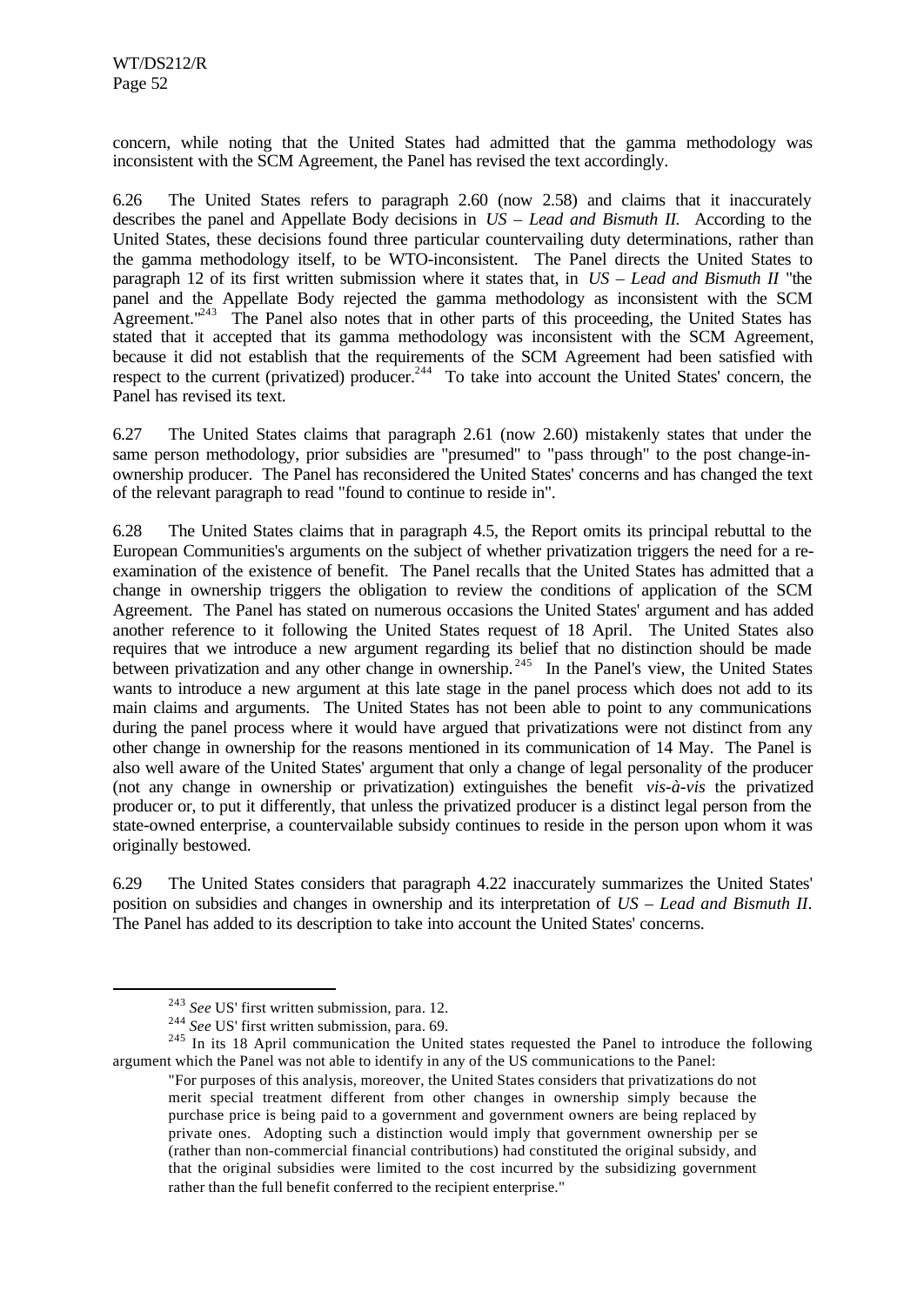concern, while noting that the United States had admitted that the gamma methodology was inconsistent with the SCM Agreement, the Panel has revised the text accordingly.

6.26 The United States refers to paragraph 2.60 (now 2.58) and claims that it inaccurately describes the panel and Appellate Body decisions in *US – Lead and Bismuth II.* According to the United States, these decisions found three particular countervailing duty determinations, rather than the gamma methodology itself, to be WTO-inconsistent. The Panel directs the United States to paragraph 12 of its first written submission where it states that, in *US – Lead and Bismuth II* "the panel and the Appellate Body rejected the gamma methodology as inconsistent with the SCM Agreement."[243] The Panel also notes that in other parts of this proceeding, the United States has stated that it accepted that its gamma methodology was inconsistent with the SCM Agreement, because it did not establish that the requirements of the SCM Agreement had been satisfied with respect to the current (privatized) producer.[244] To take into account the United States' concern, the Panel has revised its text.

6.27 The United States claims that paragraph 2.61 (now 2.60) mistakenly states that under the same person methodology, prior subsidies are "presumed" to "pass through" to the post change-in-ownership producer. The Panel has reconsidered the United States' concerns and has changed the text of the relevant paragraph to read "found to continue to reside in".

6.28 The United States claims that in paragraph 4.5, the Report omits its principal rebuttal to the European Communities's arguments on the subject of whether privatization triggers the need for a re-examination of the existence of benefit. The Panel recalls that the United States has admitted that a change in ownership triggers the obligation to review the conditions of application of the SCM Agreement. The Panel has stated on numerous occasions the United States' argument and has added another reference to it following the United States request of 18 April. The United States also requires that we introduce a new argument regarding its belief that no distinction should be made between privatization and any other change in ownership.[245] In the Panel's view, the United States wants to introduce a new argument at this late stage in the panel process which does not add to its main claims and arguments. The United States has not been able to point to any communications during the panel process where it would have argued that privatizations were not distinct from any other change in ownership for the reasons mentioned in its communication of 14 May. The Panel is also well aware of the United States' argument that only a change of legal personality of the producer (not any change in ownership or privatization) extinguishes the benefit *vis-à-vis* the privatized producer or, to put it differently, that unless the privatized producer is a distinct legal person from the state-owned enterprise, a countervailable subsidy continues to reside in the person upon whom it was originally bestowed.

6.29 The United States considers that paragraph 4.22 inaccurately summarizes the United States' position on subsidies and changes in ownership and its interpretation of *US – Lead and Bismuth II*. The Panel has added to its description to take into account the United States' concerns.

---

[243] *See* US' first written submission, para. 12.

[244] *See* US' first written submission, para. 69.

[245] In its 18 April communication the United states requested the Panel to introduce the following argument which the Panel was not able to identify in any of the US communications to the Panel:

> "For purposes of this analysis, moreover, the United States considers that privatizations do not merit special treatment different from other changes in ownership simply because the purchase price is being paid to a government and government owners are being replaced by private ones. Adopting such a distinction would imply that government ownership per se (rather than non-commercial financial contributions) had constituted the original subsidy, and that the original subsidies were limited to the cost incurred by the subsidizing government rather than the full benefit conferred to the recipient enterprise."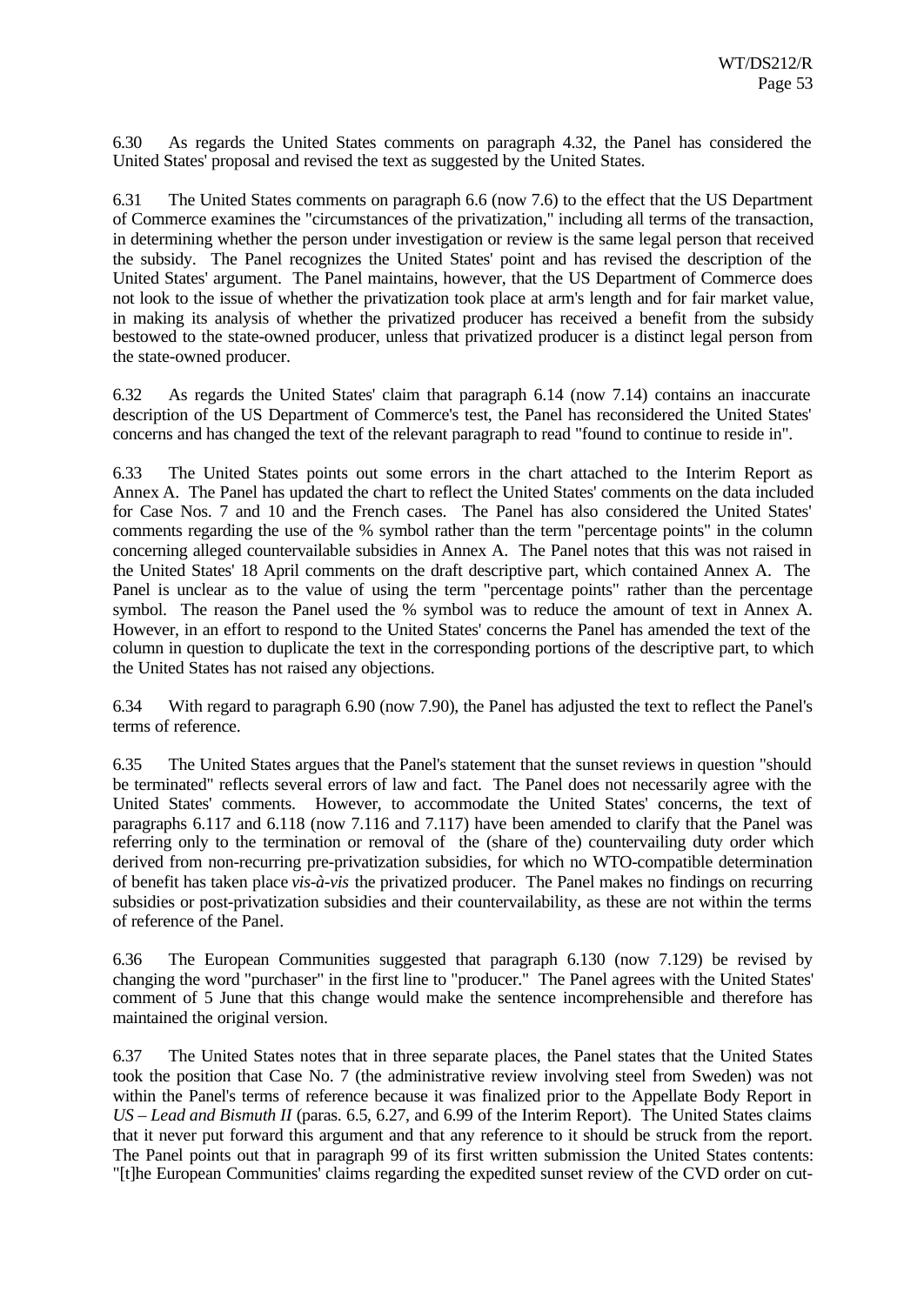6.30 As regards the United States comments on paragraph 4.32, the Panel has considered the United States' proposal and revised the text as suggested by the United States.

6.31 The United States comments on paragraph 6.6 (now 7.6) to the effect that the US Department of Commerce examines the "circumstances of the privatization," including all terms of the transaction, in determining whether the person under investigation or review is the same legal person that received the subsidy. The Panel recognizes the United States' point and has revised the description of the United States' argument. The Panel maintains, however, that the US Department of Commerce does not look to the issue of whether the privatization took place at arm's length and for fair market value, in making its analysis of whether the privatized producer has received a benefit from the subsidy bestowed to the state-owned producer, unless that privatized producer is a distinct legal person from the state-owned producer.

6.32 As regards the United States' claim that paragraph 6.14 (now 7.14) contains an inaccurate description of the US Department of Commerce's test, the Panel has reconsidered the United States' concerns and has changed the text of the relevant paragraph to read "found to continue to reside in".

6.33 The United States points out some errors in the chart attached to the Interim Report as Annex A. The Panel has updated the chart to reflect the United States' comments on the data included for Case Nos. 7 and 10 and the French cases. The Panel has also considered the United States' comments regarding the use of the % symbol rather than the term "percentage points" in the column concerning alleged countervailable subsidies in Annex A. The Panel notes that this was not raised in the United States' 18 April comments on the draft descriptive part, which contained Annex A. The Panel is unclear as to the value of using the term "percentage points" rather than the percentage symbol. The reason the Panel used the % symbol was to reduce the amount of text in Annex A. However, in an effort to respond to the United States' concerns the Panel has amended the text of the column in question to duplicate the text in the corresponding portions of the descriptive part, to which the United States has not raised any objections.

6.34 With regard to paragraph 6.90 (now 7.90), the Panel has adjusted the text to reflect the Panel's terms of reference.

6.35 The United States argues that the Panel's statement that the sunset reviews in question "should be terminated" reflects several errors of law and fact. The Panel does not necessarily agree with the United States' comments. However, to accommodate the United States' concerns, the text of paragraphs 6.117 and 6.118 (now 7.116 and 7.117) have been amended to clarify that the Panel was referring only to the termination or removal of the (share of the) countervailing duty order which derived from non-recurring pre-privatization subsidies, for which no WTO-compatible determination of benefit has taken place *vis-à-vis* the privatized producer. The Panel makes no findings on recurring subsidies or post-privatization subsidies and their countervailability, as these are not within the terms of reference of the Panel.

6.36 The European Communities suggested that paragraph 6.130 (now 7.129) be revised by changing the word "purchaser" in the first line to "producer." The Panel agrees with the United States' comment of 5 June that this change would make the sentence incomprehensible and therefore has maintained the original version.

6.37 The United States notes that in three separate places, the Panel states that the United States took the position that Case No. 7 (the administrative review involving steel from Sweden) was not within the Panel's terms of reference because it was finalized prior to the Appellate Body Report in *US – Lead and Bismuth II* (paras. 6.5, 6.27, and 6.99 of the Interim Report). The United States claims that it never put forward this argument and that any reference to it should be struck from the report. The Panel points out that in paragraph 99 of its first written submission the United States contents: "[t]he European Communities' claims regarding the expedited sunset review of the CVD order on cut-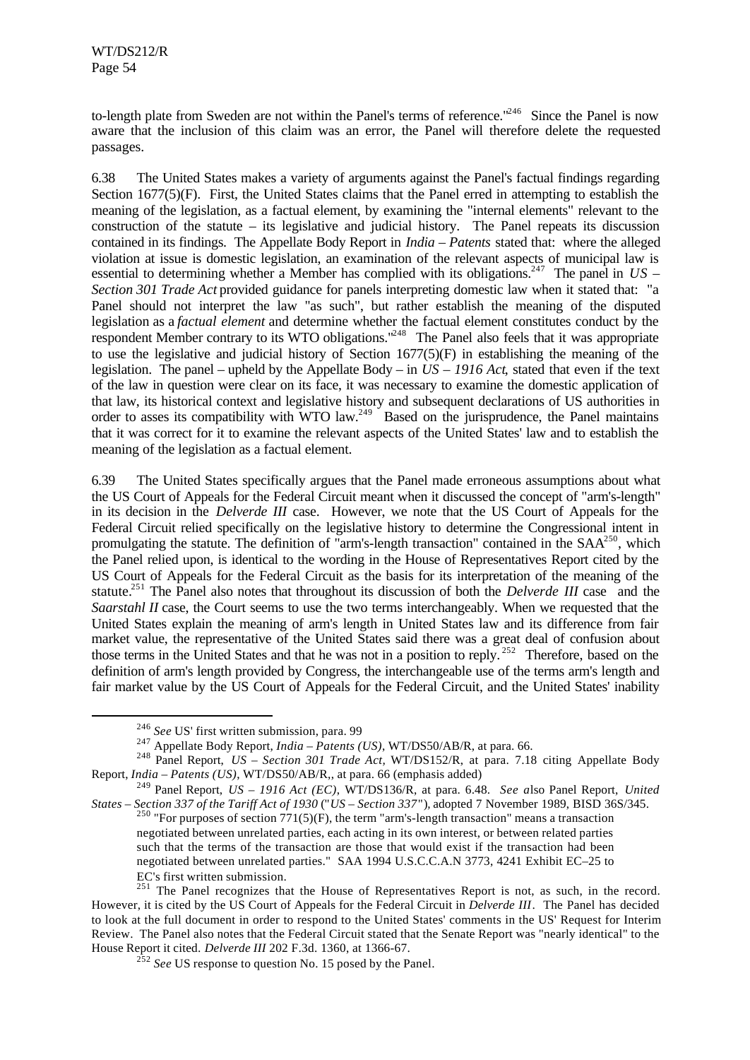to-length plate from Sweden are not within the Panel's terms of reference."[246] Since the Panel is now aware that the inclusion of this claim was an error, the Panel will therefore delete the requested passages.

6.38 The United States makes a variety of arguments against the Panel's factual findings regarding Section 1677(5)(F). First, the United States claims that the Panel erred in attempting to establish the meaning of the legislation, as a factual element, by examining the "internal elements" relevant to the construction of the statute – its legislative and judicial history. The Panel repeats its discussion contained in its findings. The Appellate Body Report in *India – Patents* stated that: where the alleged violation at issue is domestic legislation, an examination of the relevant aspects of municipal law is essential to determining whether a Member has complied with its obligations.[247] The panel in *US – Section 301 Trade Act* provided guidance for panels interpreting domestic law when it stated that: "a Panel should not interpret the law "as such", but rather establish the meaning of the disputed legislation as a *factual element* and determine whether the factual element constitutes conduct by the respondent Member contrary to its WTO obligations."[248] The Panel also feels that it was appropriate to use the legislative and judicial history of Section 1677(5)(F) in establishing the meaning of the legislation. The panel – upheld by the Appellate Body – in *US – 1916 Act*, stated that even if the text of the law in question were clear on its face, it was necessary to examine the domestic application of that law, its historical context and legislative history and subsequent declarations of US authorities in order to asses its compatibility with WTO law.[249] Based on the jurisprudence, the Panel maintains that it was correct for it to examine the relevant aspects of the United States' law and to establish the meaning of the legislation as a factual element.

6.39 The United States specifically argues that the Panel made erroneous assumptions about what the US Court of Appeals for the Federal Circuit meant when it discussed the concept of "arm's-length" in its decision in the *Delverde III* case. However, we note that the US Court of Appeals for the Federal Circuit relied specifically on the legislative history to determine the Congressional intent in promulgating the statute. The definition of "arm's-length transaction" contained in the SAA[250], which the Panel relied upon, is identical to the wording in the House of Representatives Report cited by the US Court of Appeals for the Federal Circuit as the basis for its interpretation of the meaning of the statute.[251] The Panel also notes that throughout its discussion of both the *Delverde III* case and the *Saarstahl II* case, the Court seems to use the two terms interchangeably. When we requested that the United States explain the meaning of arm's length in United States law and its difference from fair market value, the representative of the United States said there was a great deal of confusion about those terms in the United States and that he was not in a position to reply.[252] Therefore, based on the definition of arm's length provided by Congress, the interchangeable use of the terms arm's length and fair market value by the US Court of Appeals for the Federal Circuit, and the United States' inability

---

[246] *See* US' first written submission, para. 99

[247] Appellate Body Report, *India – Patents (US)*, WT/DS50/AB/R, at para. 66.

[248] Panel Report, *US – Section 301 Trade Act*, WT/DS152/R, at para. 7.18 citing Appellate Body Report, *India – Patents (US)*, WT/DS50/AB/R,, at para. 66 (emphasis added)

[249] Panel Report, *US – 1916 Act (EC)*, WT/DS136/R, at para. 6.48. *See a*lso Panel Report, *United States – Section 337 of the Tariff Act of 1930* ("*US – Section 337*"), adopted 7 November 1989, BISD 36S/345.

[250] "For purposes of section 771(5)(F), the term "arm's-length transaction" means a transaction negotiated between unrelated parties, each acting in its own interest, or between related parties such that the terms of the transaction are those that would exist if the transaction had been negotiated between unrelated parties." SAA 1994 U.S.C.C.A.N 3773, 4241 Exhibit EC–25 to EC's first written submission.

[251] The Panel recognizes that the House of Representatives Report is not, as such, in the record. However, it is cited by the US Court of Appeals for the Federal Circuit in *Delverde III*. The Panel has decided to look at the full document in order to respond to the United States' comments in the US' Request for Interim Review. The Panel also notes that the Federal Circuit stated that the Senate Report was "nearly identical" to the House Report it cited. *Delverde III* 202 F.3d. 1360, at 1366-67.

[252] *See* US response to question No. 15 posed by the Panel.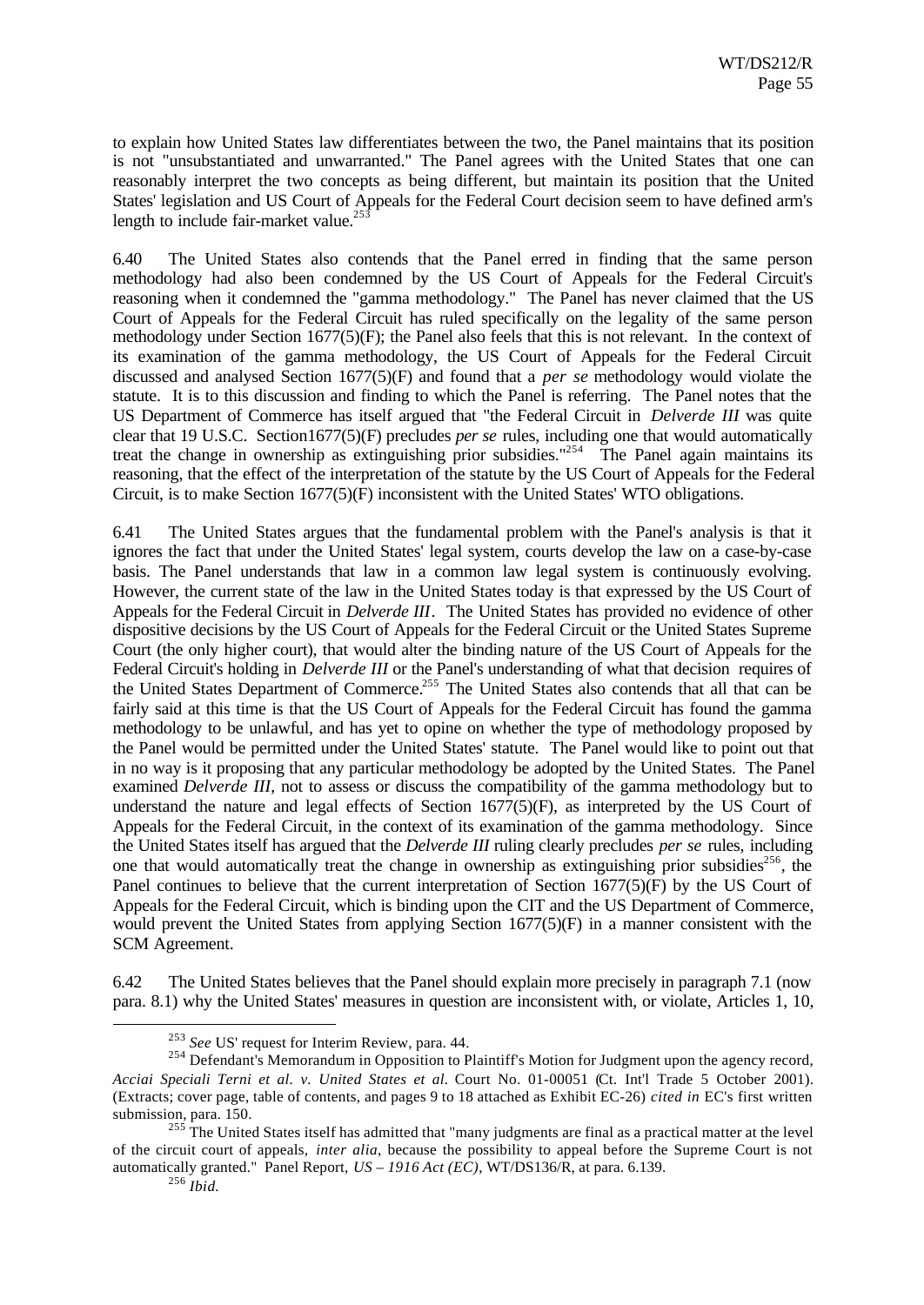to explain how United States law differentiates between the two, the Panel maintains that its position is not "unsubstantiated and unwarranted." The Panel agrees with the United States that one can reasonably interpret the two concepts as being different, but maintain its position that the United States' legislation and US Court of Appeals for the Federal Court decision seem to have defined arm's length to include fair-market value.[253]

6.40 The United States also contends that the Panel erred in finding that the same person methodology had also been condemned by the US Court of Appeals for the Federal Circuit's reasoning when it condemned the "gamma methodology." The Panel has never claimed that the US Court of Appeals for the Federal Circuit has ruled specifically on the legality of the same person methodology under Section 1677(5)(F); the Panel also feels that this is not relevant. In the context of its examination of the gamma methodology, the US Court of Appeals for the Federal Circuit discussed and analysed Section 1677(5)(F) and found that a *per se* methodology would violate the statute. It is to this discussion and finding to which the Panel is referring. The Panel notes that the US Department of Commerce has itself argued that "the Federal Circuit in *Delverde III* was quite clear that 19 U.S.C. Section1677(5)(F) precludes *per se* rules, including one that would automatically treat the change in ownership as extinguishing prior subsidies."[254] The Panel again maintains its reasoning, that the effect of the interpretation of the statute by the US Court of Appeals for the Federal Circuit, is to make Section 1677(5)(F) inconsistent with the United States' WTO obligations.

6.41 The United States argues that the fundamental problem with the Panel's analysis is that it ignores the fact that under the United States' legal system, courts develop the law on a case-by-case basis. The Panel understands that law in a common law legal system is continuously evolving. However, the current state of the law in the United States today is that expressed by the US Court of Appeals for the Federal Circuit in *Delverde III*. The United States has provided no evidence of other dispositive decisions by the US Court of Appeals for the Federal Circuit or the United States Supreme Court (the only higher court), that would alter the binding nature of the US Court of Appeals for the Federal Circuit's holding in *Delverde III* or the Panel's understanding of what that decision requires of the United States Department of Commerce.[255] The United States also contends that all that can be fairly said at this time is that the US Court of Appeals for the Federal Circuit has found the gamma methodology to be unlawful, and has yet to opine on whether the type of methodology proposed by the Panel would be permitted under the United States' statute. The Panel would like to point out that in no way is it proposing that any particular methodology be adopted by the United States. The Panel examined *Delverde III*, not to assess or discuss the compatibility of the gamma methodology but to understand the nature and legal effects of Section 1677(5)(F), as interpreted by the US Court of Appeals for the Federal Circuit, in the context of its examination of the gamma methodology. Since the United States itself has argued that the *Delverde III* ruling clearly precludes *per se* rules, including one that would automatically treat the change in ownership as extinguishing prior subsidies[256], the Panel continues to believe that the current interpretation of Section 1677(5)(F) by the US Court of Appeals for the Federal Circuit, which is binding upon the CIT and the US Department of Commerce, would prevent the United States from applying Section 1677(5)(F) in a manner consistent with the SCM Agreement.

6.42 The United States believes that the Panel should explain more precisely in paragraph 7.1 (now para. 8.1) why the United States' measures in question are inconsistent with, or violate, Articles 1, 10,

---

[253] *See* US' request for Interim Review, para. 44.

[254] Defendant's Memorandum in Opposition to Plaintiff's Motion for Judgment upon the agency record, *Acciai Speciali Terni et al. v. United States et al.* Court No. 01-00051 (Ct. Int'l Trade 5 October 2001). (Extracts; cover page, table of contents, and pages 9 to 18 attached as Exhibit EC-26) *cited in* EC's first written submission, para. 150.

[255] The United States itself has admitted that "many judgments are final as a practical matter at the level of the circuit court of appeals, *inter alia*, because the possibility to appeal before the Supreme Court is not automatically granted." Panel Report, *US – 1916 Act (EC)*, WT/DS136/R, at para. 6.139.

[256] *Ibid.*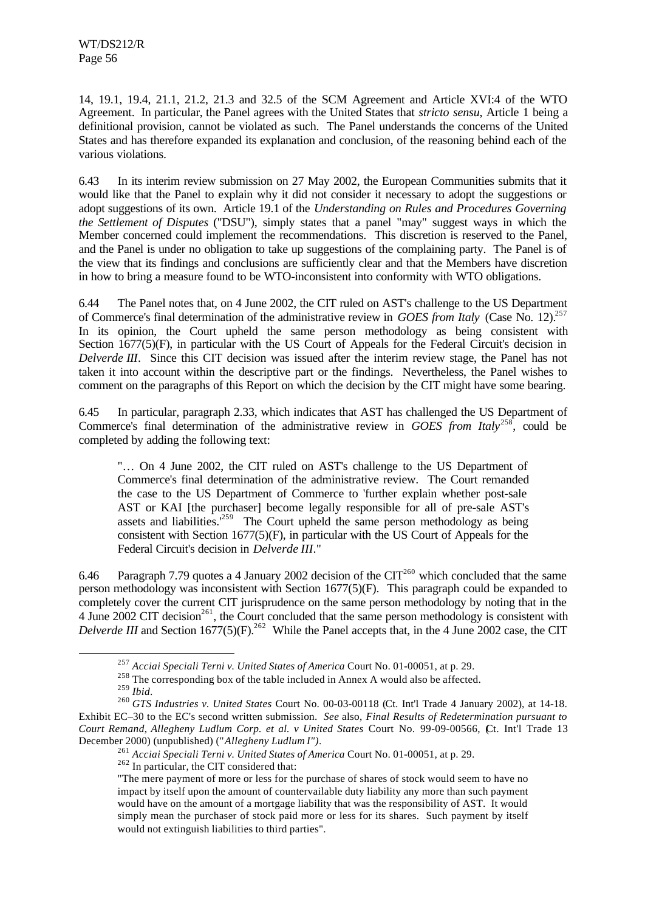14, 19.1, 19.4, 21.1, 21.2, 21.3 and 32.5 of the SCM Agreement and Article XVI:4 of the WTO Agreement. In particular, the Panel agrees with the United States that *stricto sensu*, Article 1 being a definitional provision, cannot be violated as such. The Panel understands the concerns of the United States and has therefore expanded its explanation and conclusion, of the reasoning behind each of the various violations.

6.43 In its interim review submission on 27 May 2002, the European Communities submits that it would like that the Panel to explain why it did not consider it necessary to adopt the suggestions or adopt suggestions of its own. Article 19.1 of the *Understanding on Rules and Procedures Governing the Settlement of Disputes* ("DSU"), simply states that a panel "may" suggest ways in which the Member concerned could implement the recommendations. This discretion is reserved to the Panel, and the Panel is under no obligation to take up suggestions of the complaining party. The Panel is of the view that its findings and conclusions are sufficiently clear and that the Members have discretion in how to bring a measure found to be WTO-inconsistent into conformity with WTO obligations.

6.44 The Panel notes that, on 4 June 2002, the CIT ruled on AST's challenge to the US Department of Commerce's final determination of the administrative review in *GOES from Italy* (Case No. 12).[257] In its opinion, the Court upheld the same person methodology as being consistent with Section 1677(5)(F), in particular with the US Court of Appeals for the Federal Circuit's decision in *Delverde III*. Since this CIT decision was issued after the interim review stage, the Panel has not taken it into account within the descriptive part or the findings. Nevertheless, the Panel wishes to comment on the paragraphs of this Report on which the decision by the CIT might have some bearing.

6.45 In particular, paragraph 2.33, which indicates that AST has challenged the US Department of Commerce's final determination of the administrative review in *GOES from Italy*[258], could be completed by adding the following text:

> "… On 4 June 2002, the CIT ruled on AST's challenge to the US Department of Commerce's final determination of the administrative review. The Court remanded the case to the US Department of Commerce to 'further explain whether post-sale AST or KAI [the purchaser] become legally responsible for all of pre-sale AST's assets and liabilities.'[259] The Court upheld the same person methodology as being consistent with Section 1677(5)(F), in particular with the US Court of Appeals for the Federal Circuit's decision in *Delverde III*."

6.46 Paragraph 7.79 quotes a 4 January 2002 decision of the CIT[260] which concluded that the same person methodology was inconsistent with Section 1677(5)(F). This paragraph could be expanded to completely cover the current CIT jurisprudence on the same person methodology by noting that in the 4 June 2002 CIT decision[261], the Court concluded that the same person methodology is consistent with *Delverde III* and Section 1677(5)(F).[262] While the Panel accepts that, in the 4 June 2002 case, the CIT

---

[257] *Acciai Speciali Terni v. United States of America* Court No. 01-00051, at p. 29.

[258] The corresponding box of the table included in Annex A would also be affected.

[259] *Ibid*.

[260] *GTS Industries v. United States* Court No. 00-03-00118 (Ct. Int'l Trade 4 January 2002), at 14-18. Exhibit EC–30 to the EC's second written submission. *See* also, *Final Results of Redetermination pursuant to Court Remand, Allegheny Ludlum Corp. et al. v United States* Court No. 99-09-00566, (Ct. Int'l Trade 13 December 2000) (unpublished) ("*Allegheny Ludlum I")*.

[261] *Acciai Speciali Terni v. United States of America* Court No. 01-00051, at p. 29.

[262] In particular, the CIT considered that:

> "The mere payment of more or less for the purchase of shares of stock would seem to have no impact by itself upon the amount of countervailable duty liability any more than such payment would have on the amount of a mortgage liability that was the responsibility of AST. It would simply mean the purchaser of stock paid more or less for its shares. Such payment by itself would not extinguish liabilities to third parties".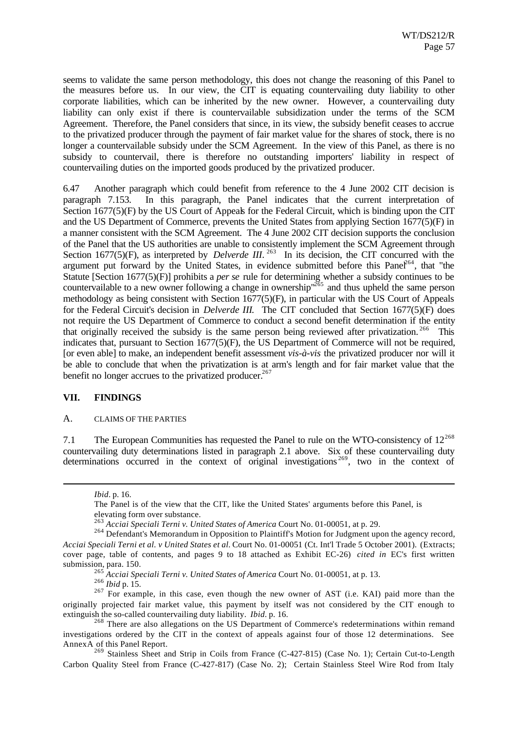seems to validate the same person methodology, this does not change the reasoning of this Panel to the measures before us. In our view, the CIT is equating countervailing duty liability to other corporate liabilities, which can be inherited by the new owner. However, a countervailing duty liability can only exist if there is countervailable subsidization under the terms of the SCM Agreement. Therefore, the Panel considers that since, in its view, the subsidy benefit ceases to accrue to the privatized producer through the payment of fair market value for the shares of stock, there is no longer a countervailable subsidy under the SCM Agreement. In the view of this Panel, as there is no subsidy to countervail, there is therefore no outstanding importers' liability in respect of countervailing duties on the imported goods produced by the privatized producer.

6.47 Another paragraph which could benefit from reference to the 4 June 2002 CIT decision is paragraph 7.153. In this paragraph, the Panel indicates that the current interpretation of Section 1677(5)(F) by the US Court of Appeals for the Federal Circuit, which is binding upon the CIT and the US Department of Commerce, prevents the United States from applying Section 1677(5)(F) in a manner consistent with the SCM Agreement. The 4 June 2002 CIT decision supports the conclusion of the Panel that the US authorities are unable to consistently implement the SCM Agreement through Section 1677(5)(F), as interpreted by *Delverde III*.[263] In its decision, the CIT concurred with the argument put forward by the United States, in evidence submitted before this Panel[264], that "the Statute [Section 1677(5)(F)] prohibits a *per se* rule for determining whether a subsidy continues to be countervailable to a new owner following a change in ownership"[265] and thus upheld the same person methodology as being consistent with Section 1677(5)(F), in particular with the US Court of Appeals for the Federal Circuit's decision in *Delverde III.* The CIT concluded that Section 1677(5)(F) does not require the US Department of Commerce to conduct a second benefit determination if the entity that originally received the subsidy is the same person being reviewed after privatization.[266] This indicates that, pursuant to Section 1677(5)(F), the US Department of Commerce will not be required, [or even able] to make, an independent benefit assessment *vis-à-vis* the privatized producer nor will it be able to conclude that when the privatization is at arm's length and for fair market value that the benefit no longer accrues to the privatized producer.[267]

## VII. FINDINGS

### A. CLAIMS OF THE PARTIES

7.1 The European Communities has requested the Panel to rule on the WTO-consistency of 12[268] countervailing duty determinations listed in paragraph 2.1 above. Six of these countervailing duty determinations occurred in the context of original investigations[269], two in the context of

---

*Ibid*. p. 16.

The Panel is of the view that the CIT, like the United States' arguments before this Panel, is elevating form over substance.

[263] *Acciai Speciali Terni v. United States of America* Court No. 01-00051, at p. 29.

[264] Defendant's Memorandum in Opposition to Plaintiff's Motion for Judgment upon the agency record, *Acciai Speciali Terni et al. v United States et al*. Court No. 01-00051 (Ct. Int'l Trade 5 October 2001). (Extracts; cover page, table of contents, and pages 9 to 18 attached as Exhibit EC-26) *cited in* EC's first written submission, para. 150.

[265] *Acciai Speciali Terni v. United States of America* Court No. 01-00051, at p. 13.

[266] *Ibid* p. 15.

[267] For example, in this case, even though the new owner of AST (i.e. KAI) paid more than the originally projected fair market value, this payment by itself was not considered by the CIT enough to extinguish the so-called countervailing duty liability. *Ibid*. p. 16.

[268] There are also allegations on the US Department of Commerce's redeterminations within remand investigations ordered by the CIT in the context of appeals against four of those 12 determinations. See Annex A of this Panel Report.

[269] Stainless Sheet and Strip in Coils from France (C-427-815) (Case No. 1); Certain Cut-to-Length Carbon Quality Steel from France (C-427-817) (Case No. 2); Certain Stainless Steel Wire Rod from Italy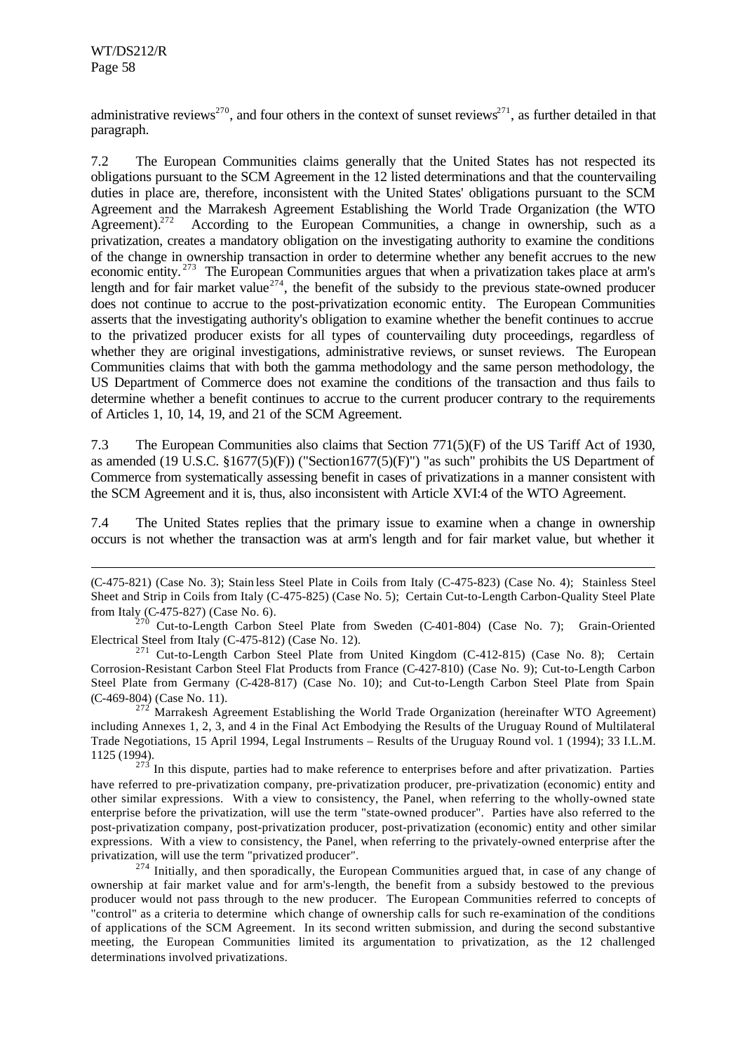administrative reviews[270], and four others in the context of sunset reviews[271], as further detailed in that paragraph.

7.2 The European Communities claims generally that the United States has not respected its obligations pursuant to the SCM Agreement in the 12 listed determinations and that the countervailing duties in place are, therefore, inconsistent with the United States' obligations pursuant to the SCM Agreement and the Marrakesh Agreement Establishing the World Trade Organization (the WTO Agreement).[272] According to the European Communities, a change in ownership, such as a privatization, creates a mandatory obligation on the investigating authority to examine the conditions of the change in ownership transaction in order to determine whether any benefit accrues to the new economic entity.[273] The European Communities argues that when a privatization takes place at arm's length and for fair market value[274], the benefit of the subsidy to the previous state-owned producer does not continue to accrue to the post-privatization economic entity. The European Communities asserts that the investigating authority's obligation to examine whether the benefit continues to accrue to the privatized producer exists for all types of countervailing duty proceedings, regardless of whether they are original investigations, administrative reviews, or sunset reviews. The European Communities claims that with both the gamma methodology and the same person methodology, the US Department of Commerce does not examine the conditions of the transaction and thus fails to determine whether a benefit continues to accrue to the current producer contrary to the requirements of Articles 1, 10, 14, 19, and 21 of the SCM Agreement.

7.3 The European Communities also claims that Section 771(5)(F) of the US Tariff Act of 1930, as amended (19 U.S.C. §1677(5)(F)) ("Section1677(5)(F)") "as such" prohibits the US Department of Commerce from systematically assessing benefit in cases of privatizations in a manner consistent with the SCM Agreement and it is, thus, also inconsistent with Article XVI:4 of the WTO Agreement.

7.4 The United States replies that the primary issue to examine when a change in ownership occurs is not whether the transaction was at arm's length and for fair market value, but whether it

---

(C-475-821) (Case No. 3); Stainless Steel Plate in Coils from Italy (C-475-823) (Case No. 4); Stainless Steel Sheet and Strip in Coils from Italy (C-475-825) (Case No. 5); Certain Cut-to-Length Carbon-Quality Steel Plate from Italy (C-475-827) (Case No. 6).

[270] Cut-to-Length Carbon Steel Plate from Sweden (C-401-804) (Case No. 7); Grain-Oriented Electrical Steel from Italy (C-475-812) (Case No. 12).

[271] Cut-to-Length Carbon Steel Plate from United Kingdom (C-412-815) (Case No. 8); Certain Corrosion-Resistant Carbon Steel Flat Products from France (C-427-810) (Case No. 9); Cut-to-Length Carbon Steel Plate from Germany (C-428-817) (Case No. 10); and Cut-to-Length Carbon Steel Plate from Spain (C-469-804) (Case No. 11).

[272] Marrakesh Agreement Establishing the World Trade Organization (hereinafter WTO Agreement) including Annexes 1, 2, 3, and 4 in the Final Act Embodying the Results of the Uruguay Round of Multilateral Trade Negotiations, 15 April 1994, Legal Instruments – Results of the Uruguay Round vol. 1 (1994); 33 I.L.M. 1125 (1994).

[273] In this dispute, parties had to make reference to enterprises before and after privatization. Parties have referred to pre-privatization company, pre-privatization producer, pre-privatization (economic) entity and other similar expressions. With a view to consistency, the Panel, when referring to the wholly-owned state enterprise before the privatization, will use the term "state-owned producer". Parties have also referred to the post-privatization company, post-privatization producer, post-privatization (economic) entity and other similar expressions. With a view to consistency, the Panel, when referring to the privately-owned enterprise after the privatization, will use the term "privatized producer".

[274] Initially, and then sporadically, the European Communities argued that, in case of any change of ownership at fair market value and for arm's-length, the benefit from a subsidy bestowed to the previous producer would not pass through to the new producer. The European Communities referred to concepts of "control" as a criteria to determine which change of ownership calls for such re-examination of the conditions of applications of the SCM Agreement. In its second written submission, and during the second substantive meeting, the European Communities limited its argumentation to privatization, as the 12 challenged determinations involved privatizations.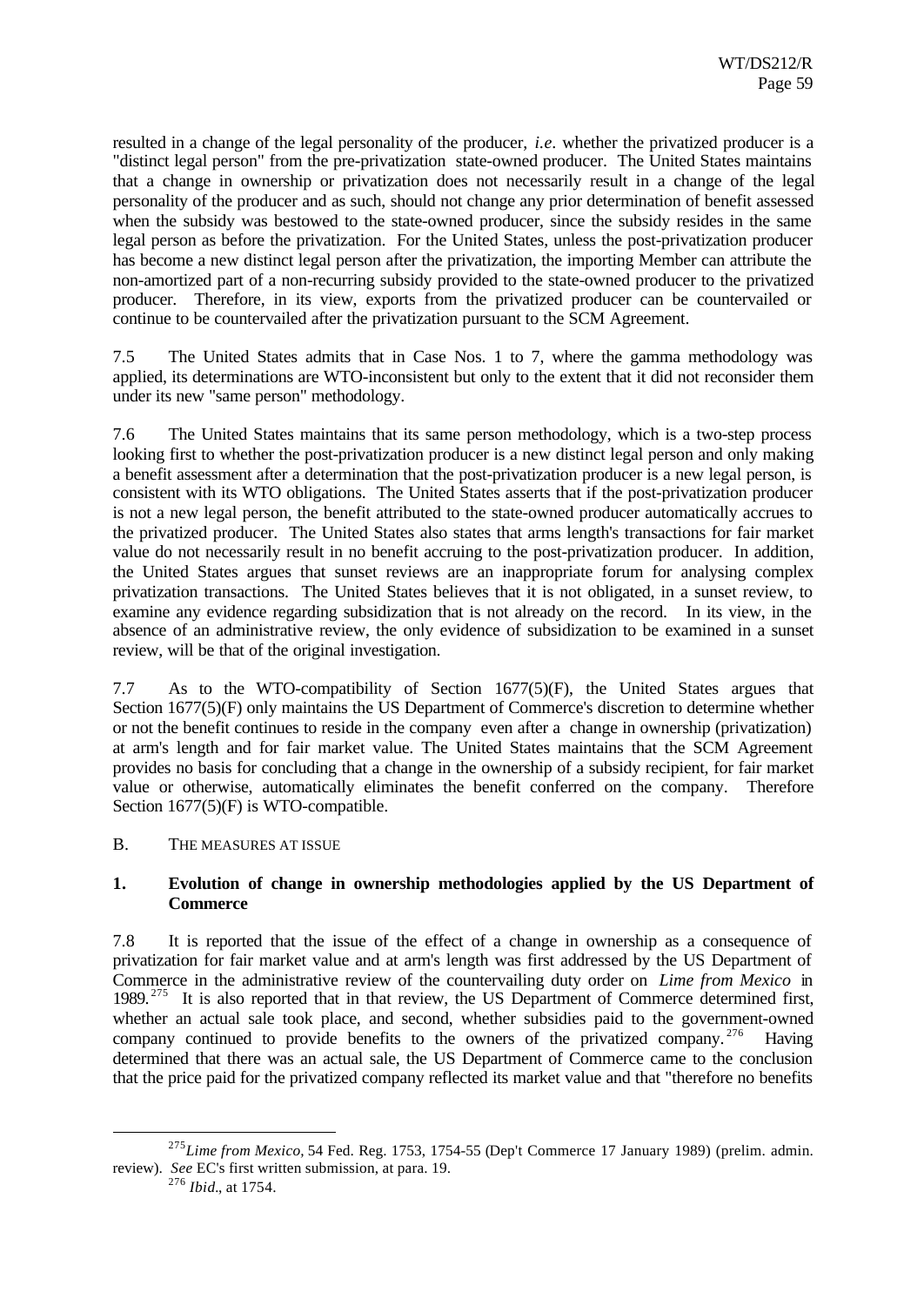resulted in a change of the legal personality of the producer, *i.e.* whether the privatized producer is a "distinct legal person" from the pre-privatization state-owned producer. The United States maintains that a change in ownership or privatization does not necessarily result in a change of the legal personality of the producer and as such, should not change any prior determination of benefit assessed when the subsidy was bestowed to the state-owned producer, since the subsidy resides in the same legal person as before the privatization. For the United States, unless the post-privatization producer has become a new distinct legal person after the privatization, the importing Member can attribute the non-amortized part of a non-recurring subsidy provided to the state-owned producer to the privatized producer. Therefore, in its view, exports from the privatized producer can be countervailed or continue to be countervailed after the privatization pursuant to the SCM Agreement.

7.5 The United States admits that in Case Nos. 1 to 7, where the gamma methodology was applied, its determinations are WTO-inconsistent but only to the extent that it did not reconsider them under its new "same person" methodology.

7.6 The United States maintains that its same person methodology, which is a two-step process looking first to whether the post-privatization producer is a new distinct legal person and only making a benefit assessment after a determination that the post-privatization producer is a new legal person, is consistent with its WTO obligations. The United States asserts that if the post-privatization producer is not a new legal person, the benefit attributed to the state-owned producer automatically accrues to the privatized producer. The United States also states that arms length's transactions for fair market value do not necessarily result in no benefit accruing to the post-privatization producer. In addition, the United States argues that sunset reviews are an inappropriate forum for analysing complex privatization transactions. The United States believes that it is not obligated, in a sunset review, to examine any evidence regarding subsidization that is not already on the record. In its view, in the absence of an administrative review, the only evidence of subsidization to be examined in a sunset review, will be that of the original investigation.

7.7 As to the WTO-compatibility of Section 1677(5)(F), the United States argues that Section 1677(5)(F) only maintains the US Department of Commerce's discretion to determine whether or not the benefit continues to reside in the company even after a change in ownership (privatization) at arm's length and for fair market value. The United States maintains that the SCM Agreement provides no basis for concluding that a change in the ownership of a subsidy recipient, for fair market value or otherwise, automatically eliminates the benefit conferred on the company. Therefore Section 1677(5)(F) is WTO-compatible.

## B. THE MEASURES AT ISSUE

### 1. Evolution of change in ownership methodologies applied by the US Department of Commerce

7.8 It is reported that the issue of the effect of a change in ownership as a consequence of privatization for fair market value and at arm's length was first addressed by the US Department of Commerce in the administrative review of the countervailing duty order on *Lime from Mexico* in 1989.[275] It is also reported that in that review, the US Department of Commerce determined first, whether an actual sale took place, and second, whether subsidies paid to the government-owned company continued to provide benefits to the owners of the privatized company.[276] Having determined that there was an actual sale, the US Department of Commerce came to the conclusion that the price paid for the privatized company reflected its market value and that "therefore no benefits

[275] *Lime from Mexico,* 54 Fed. Reg. 1753, 1754-55 (Dep't Commerce 17 January 1989) (prelim. admin. review). *See* EC's first written submission, at para. 19.

[276] *Ibid.*, at 1754.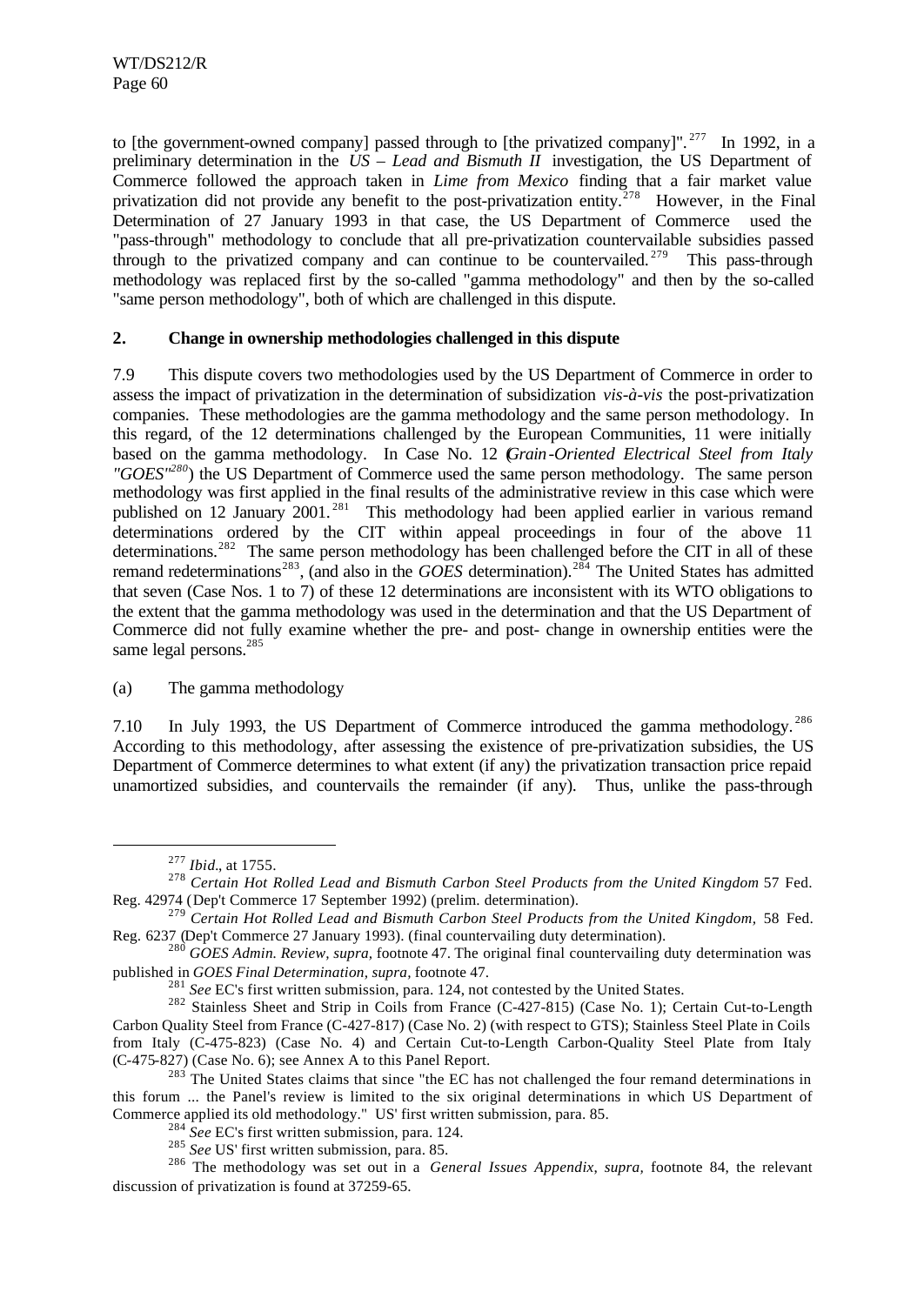to [the government-owned company] passed through to [the privatized company]".[277] In 1992, in a preliminary determination in the *US – Lead and Bismuth II* investigation, the US Department of Commerce followed the approach taken in *Lime from Mexico* finding that a fair market value privatization did not provide any benefit to the post-privatization entity.[278] However, in the Final Determination of 27 January 1993 in that case, the US Department of Commerce used the "pass-through" methodology to conclude that all pre-privatization countervailable subsidies passed through to the privatized company and can continue to be countervailed.[279] This pass-through methodology was replaced first by the so-called "gamma methodology" and then by the so-called "same person methodology", both of which are challenged in this dispute.

## 2. Change in ownership methodologies challenged in this dispute

7.9 This dispute covers two methodologies used by the US Department of Commerce in order to assess the impact of privatization in the determination of subsidization *vis-à-vis* the post-privatization companies. These methodologies are the gamma methodology and the same person methodology. In this regard, of the 12 determinations challenged by the European Communities, 11 were initially based on the gamma methodology. In Case No. 12 (*Grain-Oriented Electrical Steel from Italy "GOES"*[280]) the US Department of Commerce used the same person methodology. The same person methodology was first applied in the final results of the administrative review in this case which were published on 12 January 2001.[281] This methodology had been applied earlier in various remand determinations ordered by the CIT within appeal proceedings in four of the above 11 determinations.[282] The same person methodology has been challenged before the CIT in all of these remand redeterminations[283], (and also in the *GOES* determination).[284] The United States has admitted that seven (Case Nos. 1 to 7) of these 12 determinations are inconsistent with its WTO obligations to the extent that the gamma methodology was used in the determination and that the US Department of Commerce did not fully examine whether the pre- and post- change in ownership entities were the same legal persons.[285]

### (a) The gamma methodology

7.10 In July 1993, the US Department of Commerce introduced the gamma methodology.[286] According to this methodology, after assessing the existence of pre-privatization subsidies, the US Department of Commerce determines to what extent (if any) the privatization transaction price repaid unamortized subsidies, and countervails the remainder (if any). Thus, unlike the pass-through

---

[277] *Ibid.*, at 1755.

[278] *Certain Hot Rolled Lead and Bismuth Carbon Steel Products from the United Kingdom* 57 Fed. Reg. 42974 (Dep't Commerce 17 September 1992) (prelim. determination).

[279] *Certain Hot Rolled Lead and Bismuth Carbon Steel Products from the United Kingdom*, 58 Fed. Reg. 6237 (Dep't Commerce 27 January 1993). (final countervailing duty determination).

[280] *GOES Admin. Review, supra*, footnote 47. The original final countervailing duty determination was published in *GOES Final Determination, supra*, footnote 47.

[281] *See* EC's first written submission, para. 124, not contested by the United States.

[282] Stainless Sheet and Strip in Coils from France (C-427-815) (Case No. 1); Certain Cut-to-Length Carbon Quality Steel from France (C-427-817) (Case No. 2) (with respect to GTS); Stainless Steel Plate in Coils from Italy (C-475-823) (Case No. 4) and Certain Cut-to-Length Carbon-Quality Steel Plate from Italy (C-475-827) (Case No. 6); see Annex A to this Panel Report.

[283] The United States claims that since "the EC has not challenged the four remand determinations in this forum ... the Panel's review is limited to the six original determinations in which US Department of Commerce applied its old methodology." US' first written submission, para. 85.

[284] *See* EC's first written submission, para. 124.

[285] *See* US' first written submission, para. 85.

[286] The methodology was set out in a *General Issues Appendix, supra,* footnote 84, the relevant discussion of privatization is found at 37259-65.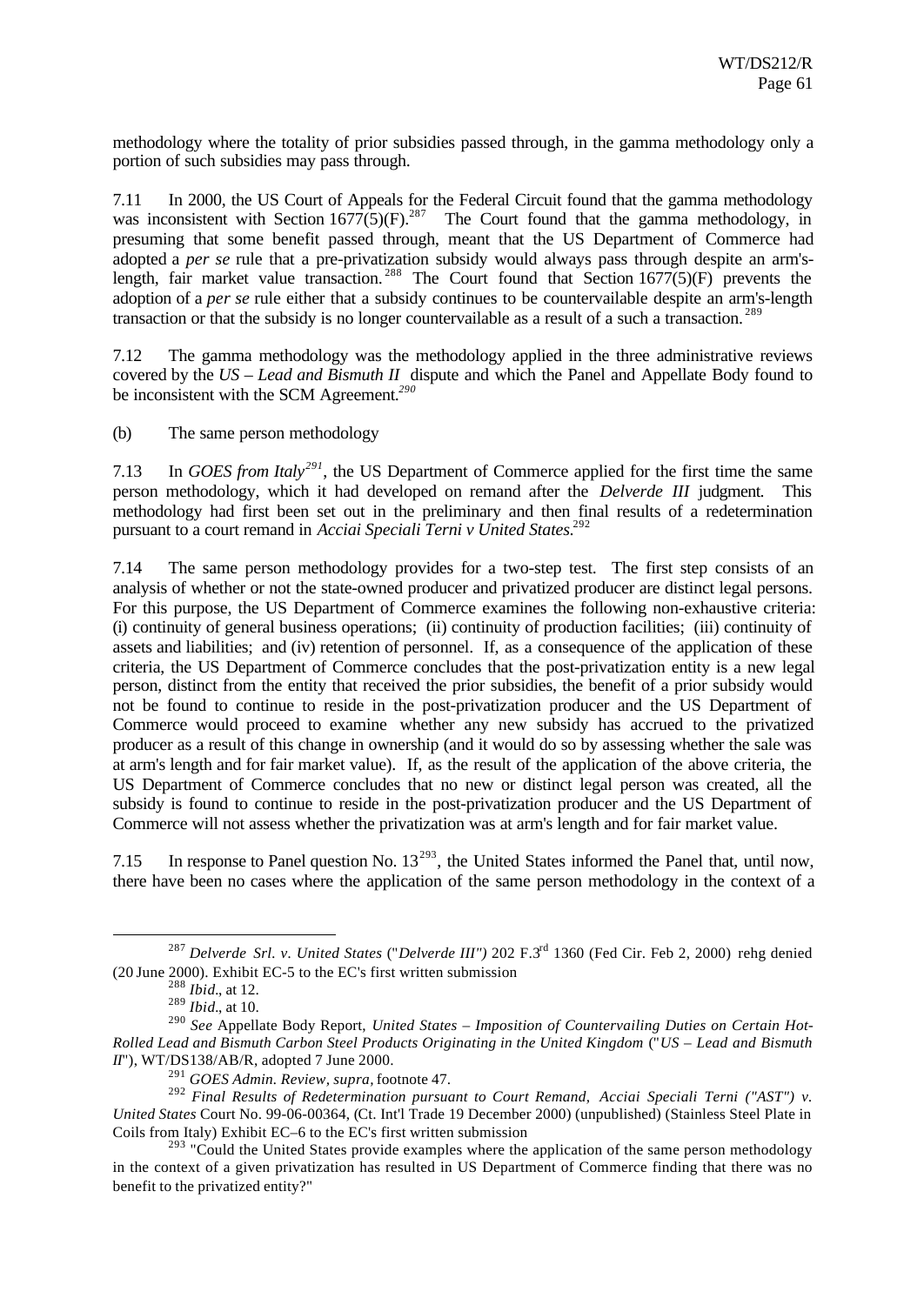methodology where the totality of prior subsidies passed through, in the gamma methodology only a portion of such subsidies may pass through.

7.11 In 2000, the US Court of Appeals for the Federal Circuit found that the gamma methodology was inconsistent with Section 1677(5)(F).[287] The Court found that the gamma methodology, in presuming that some benefit passed through, meant that the US Department of Commerce had adopted a *per se* rule that a pre-privatization subsidy would always pass through despite an arm's-length, fair market value transaction.[288] The Court found that Section 1677(5)(F) prevents the adoption of a *per se* rule either that a subsidy continues to be countervailable despite an arm's-length transaction or that the subsidy is no longer countervailable as a result of a such a transaction.[289]

7.12 The gamma methodology was the methodology applied in the three administrative reviews covered by the *US – Lead and Bismuth II* dispute and which the Panel and Appellate Body found to be inconsistent with the SCM Agreement.[290]

(b) The same person methodology

7.13 In *GOES from Italy*[291], the US Department of Commerce applied for the first time the same person methodology, which it had developed on remand after the *Delverde III* judgment. This methodology had first been set out in the preliminary and then final results of a redetermination pursuant to a court remand in *Acciai Speciali Terni v United States*.[292]

7.14 The same person methodology provides for a two-step test. The first step consists of an analysis of whether or not the state-owned producer and privatized producer are distinct legal persons. For this purpose, the US Department of Commerce examines the following non-exhaustive criteria: (i) continuity of general business operations; (ii) continuity of production facilities; (iii) continuity of assets and liabilities; and (iv) retention of personnel. If, as a consequence of the application of these criteria, the US Department of Commerce concludes that the post-privatization entity is a new legal person, distinct from the entity that received the prior subsidies, the benefit of a prior subsidy would not be found to continue to reside in the post-privatization producer and the US Department of Commerce would proceed to examine whether any new subsidy has accrued to the privatized producer as a result of this change in ownership (and it would do so by assessing whether the sale was at arm's length and for fair market value). If, as the result of the application of the above criteria, the US Department of Commerce concludes that no new or distinct legal person was created, all the subsidy is found to continue to reside in the post-privatization producer and the US Department of Commerce will not assess whether the privatization was at arm's length and for fair market value.

7.15 In response to Panel question No. 13[293], the United States informed the Panel that, until now, there have been no cases where the application of the same person methodology in the context of a

---

[287] *Delverde Srl. v. United States* ("*Delverde III*") 202 F.3rd 1360 (Fed Cir. Feb 2, 2000) rehg denied (20 June 2000). Exhibit EC-5 to the EC's first written submission

[288] *Ibid.*, at 12.

[289] *Ibid.*, at 10.

[290] *See* Appellate Body Report, *United States – Imposition of Countervailing Duties on Certain Hot-Rolled Lead and Bismuth Carbon Steel Products Originating in the United Kingdom* ("*US – Lead and Bismuth II*"), WT/DS138/AB/R, adopted 7 June 2000.

[291] *GOES Admin. Review*, *supra*, footnote 47.

[292] *Final Results of Redetermination pursuant to Court Remand, Acciai Speciali Terni ("AST") v. United States* Court No. 99-06-00364, (Ct. Int'l Trade 19 December 2000) (unpublished) (Stainless Steel Plate in Coils from Italy) Exhibit EC–6 to the EC's first written submission

[293] "Could the United States provide examples where the application of the same person methodology in the context of a given privatization has resulted in US Department of Commerce finding that there was no benefit to the privatized entity?"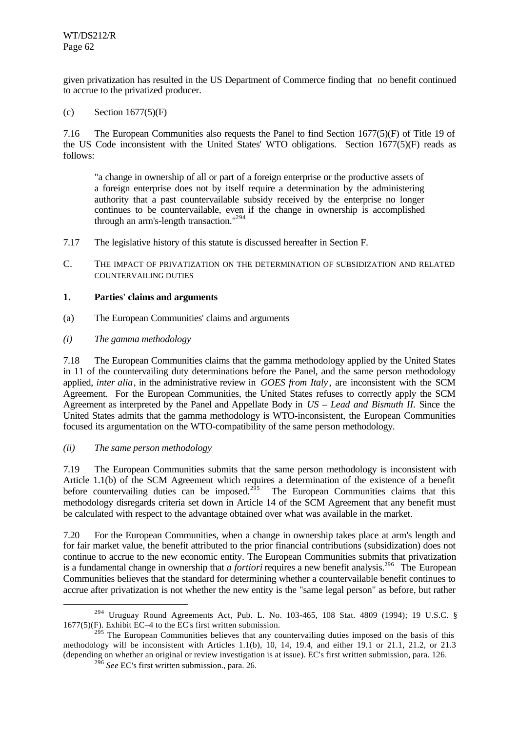given privatization has resulted in the US Department of Commerce finding that no benefit continued to accrue to the privatized producer.

(c) Section 1677(5)(F)

7.16 The European Communities also requests the Panel to find Section 1677(5)(F) of Title 19 of the US Code inconsistent with the United States' WTO obligations. Section 1677(5)(F) reads as follows:

> "a change in ownership of all or part of a foreign enterprise or the productive assets of a foreign enterprise does not by itself require a determination by the administering authority that a past countervailable subsidy received by the enterprise no longer continues to be countervailable, even if the change in ownership is accomplished through an arm's-length transaction."[294]

7.17 The legislative history of this statute is discussed hereafter in Section F.

## C. THE IMPACT OF PRIVATIZATION ON THE DETERMINATION OF SUBSIDIZATION AND RELATED COUNTERVAILING DUTIES

### 1. Parties' claims and arguments

(a) The European Communities' claims and arguments

*(i) The gamma methodology*

7.18 The European Communities claims that the gamma methodology applied by the United States in 11 of the countervailing duty determinations before the Panel, and the same person methodology applied, *inter alia*, in the administrative review in *GOES from Italy*, are inconsistent with the SCM Agreement. For the European Communities, the United States refuses to correctly apply the SCM Agreement as interpreted by the Panel and Appellate Body in *US – Lead and Bismuth II*. Since the United States admits that the gamma methodology is WTO-inconsistent, the European Communities focused its argumentation on the WTO-compatibility of the same person methodology.

*(ii) The same person methodology*

7.19 The European Communities submits that the same person methodology is inconsistent with Article 1.1(b) of the SCM Agreement which requires a determination of the existence of a benefit before countervailing duties can be imposed.[295] The European Communities claims that this methodology disregards criteria set down in Article 14 of the SCM Agreement that any benefit must be calculated with respect to the advantage obtained over what was available in the market.

7.20 For the European Communities, when a change in ownership takes place at arm's length and for fair market value, the benefit attributed to the prior financial contributions (subsidization) does not continue to accrue to the new economic entity. The European Communities submits that privatization is a fundamental change in ownership that *a fortiori* requires a new benefit analysis.[296] The European Communities believes that the standard for determining whether a countervailable benefit continues to accrue after privatization is not whether the new entity is the "same legal person" as before, but rather

---

[294] Uruguay Round Agreements Act, Pub. L. No. 103-465, 108 Stat. 4809 (1994); 19 U.S.C. § 1677(5)(F). Exhibit EC–4 to the EC's first written submission.

[295] The European Communities believes that any countervailing duties imposed on the basis of this methodology will be inconsistent with Articles 1.1(b), 10, 14, 19.4, and either 19.1 or 21.1, 21.2, or 21.3 (depending on whether an original or review investigation is at issue). EC's first written submission, para. 126.

[296] *See* EC's first written submission., para. 26.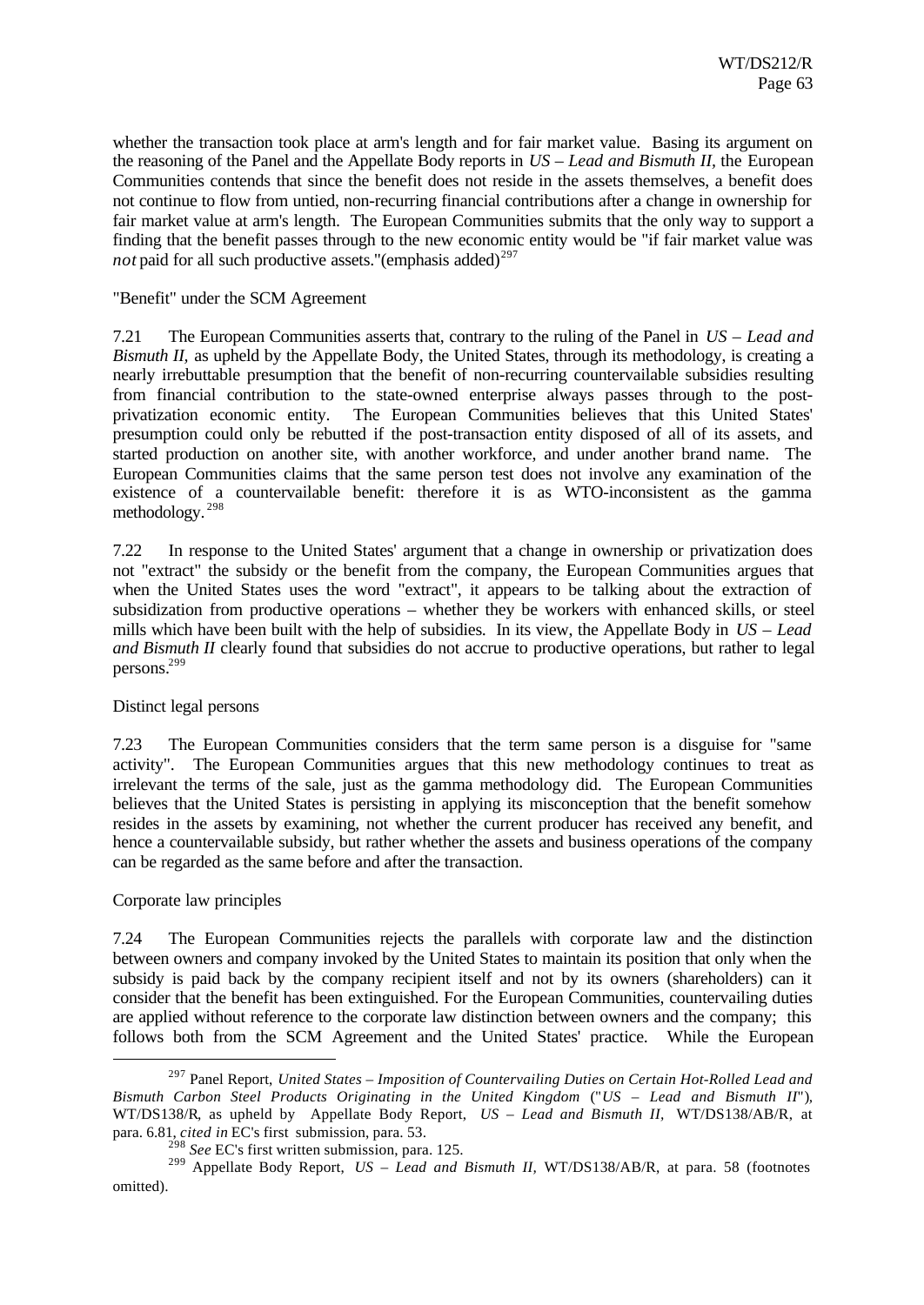whether the transaction took place at arm's length and for fair market value. Basing its argument on the reasoning of the Panel and the Appellate Body reports in *US – Lead and Bismuth II*, the European Communities contends that since the benefit does not reside in the assets themselves, a benefit does not continue to flow from untied, non-recurring financial contributions after a change in ownership for fair market value at arm's length. The European Communities submits that the only way to support a finding that the benefit passes through to the new economic entity would be "if fair market value was *not* paid for all such productive assets."(emphasis added)[297]

"Benefit" under the SCM Agreement

7.21 The European Communities asserts that, contrary to the ruling of the Panel in *US – Lead and Bismuth II*, as upheld by the Appellate Body, the United States, through its methodology, is creating a nearly irrebuttable presumption that the benefit of non-recurring countervailable subsidies resulting from financial contribution to the state-owned enterprise always passes through to the post-privatization economic entity. The European Communities believes that this United States' presumption could only be rebutted if the post-transaction entity disposed of all of its assets, and started production on another site, with another workforce, and under another brand name. The European Communities claims that the same person test does not involve any examination of the existence of a countervailable benefit: therefore it is as WTO-inconsistent as the gamma methodology.[298]

7.22 In response to the United States' argument that a change in ownership or privatization does not "extract" the subsidy or the benefit from the company, the European Communities argues that when the United States uses the word "extract", it appears to be talking about the extraction of subsidization from productive operations – whether they be workers with enhanced skills, or steel mills which have been built with the help of subsidies. In its view, the Appellate Body in *US – Lead and Bismuth II* clearly found that subsidies do not accrue to productive operations, but rather to legal persons.[299]

Distinct legal persons

7.23 The European Communities considers that the term same person is a disguise for "same activity". The European Communities argues that this new methodology continues to treat as irrelevant the terms of the sale, just as the gamma methodology did. The European Communities believes that the United States is persisting in applying its misconception that the benefit somehow resides in the assets by examining, not whether the current producer has received any benefit, and hence a countervailable subsidy, but rather whether the assets and business operations of the company can be regarded as the same before and after the transaction.

Corporate law principles

7.24 The European Communities rejects the parallels with corporate law and the distinction between owners and company invoked by the United States to maintain its position that only when the subsidy is paid back by the company recipient itself and not by its owners (shareholders) can it consider that the benefit has been extinguished. For the European Communities, countervailing duties are applied without reference to the corporate law distinction between owners and the company; this follows both from the SCM Agreement and the United States' practice. While the European

---

[297] Panel Report, *United States – Imposition of Countervailing Duties on Certain Hot-Rolled Lead and Bismuth Carbon Steel Products Originating in the United Kingdom* ("*US – Lead and Bismuth II*"), WT/DS138/R, as upheld by Appellate Body Report, *US – Lead and Bismuth II*, WT/DS138/AB/R, at para. 6.81, *cited in* EC's first submission, para. 53.

[298] *See* EC's first written submission, para. 125.

[299] Appellate Body Report, *US – Lead and Bismuth II*, WT/DS138/AB/R, at para. 58 (footnotes omitted).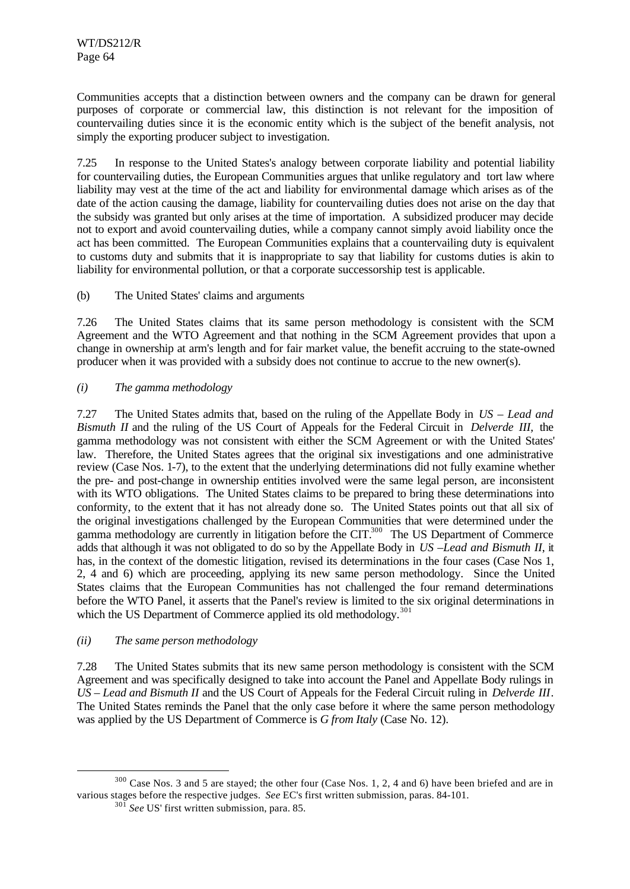Communities accepts that a distinction between owners and the company can be drawn for general purposes of corporate or commercial law, this distinction is not relevant for the imposition of countervailing duties since it is the economic entity which is the subject of the benefit analysis, not simply the exporting producer subject to investigation.

7.25 In response to the United States's analogy between corporate liability and potential liability for countervailing duties, the European Communities argues that unlike regulatory and tort law where liability may vest at the time of the act and liability for environmental damage which arises as of the date of the action causing the damage, liability for countervailing duties does not arise on the day that the subsidy was granted but only arises at the time of importation. A subsidized producer may decide not to export and avoid countervailing duties, while a company cannot simply avoid liability once the act has been committed. The European Communities explains that a countervailing duty is equivalent to customs duty and submits that it is inappropriate to say that liability for customs duties is akin to liability for environmental pollution, or that a corporate successorship test is applicable.

(b) The United States' claims and arguments

7.26 The United States claims that its same person methodology is consistent with the SCM Agreement and the WTO Agreement and that nothing in the SCM Agreement provides that upon a change in ownership at arm's length and for fair market value, the benefit accruing to the state-owned producer when it was provided with a subsidy does not continue to accrue to the new owner(s).

*(i) The gamma methodology*

7.27 The United States admits that, based on the ruling of the Appellate Body in *US – Lead and Bismuth II* and the ruling of the US Court of Appeals for the Federal Circuit in *Delverde III*, the gamma methodology was not consistent with either the SCM Agreement or with the United States' law. Therefore, the United States agrees that the original six investigations and one administrative review (Case Nos. 1-7), to the extent that the underlying determinations did not fully examine whether the pre- and post-change in ownership entities involved were the same legal person, are inconsistent with its WTO obligations. The United States claims to be prepared to bring these determinations into conformity, to the extent that it has not already done so. The United States points out that all six of the original investigations challenged by the European Communities that were determined under the gamma methodology are currently in litigation before the CIT.[300] The US Department of Commerce adds that although it was not obligated to do so by the Appellate Body in *US –Lead and Bismuth II*, it has, in the context of the domestic litigation, revised its determinations in the four cases (Case Nos 1, 2, 4 and 6) which are proceeding, applying its new same person methodology. Since the United States claims that the European Communities has not challenged the four remand determinations before the WTO Panel, it asserts that the Panel's review is limited to the six original determinations in which the US Department of Commerce applied its old methodology.[301]

*(ii) The same person methodology*

7.28 The United States submits that its new same person methodology is consistent with the SCM Agreement and was specifically designed to take into account the Panel and Appellate Body rulings in *US – Lead and Bismuth II* and the US Court of Appeals for the Federal Circuit ruling in *Delverde III*. The United States reminds the Panel that the only case before it where the same person methodology was applied by the US Department of Commerce is *G from Italy* (Case No. 12).

[300] Case Nos. 3 and 5 are stayed; the other four (Case Nos. 1, 2, 4 and 6) have been briefed and are in various stages before the respective judges. *See* EC's first written submission, paras. 84-101.

[301] *See* US' first written submission, para. 85.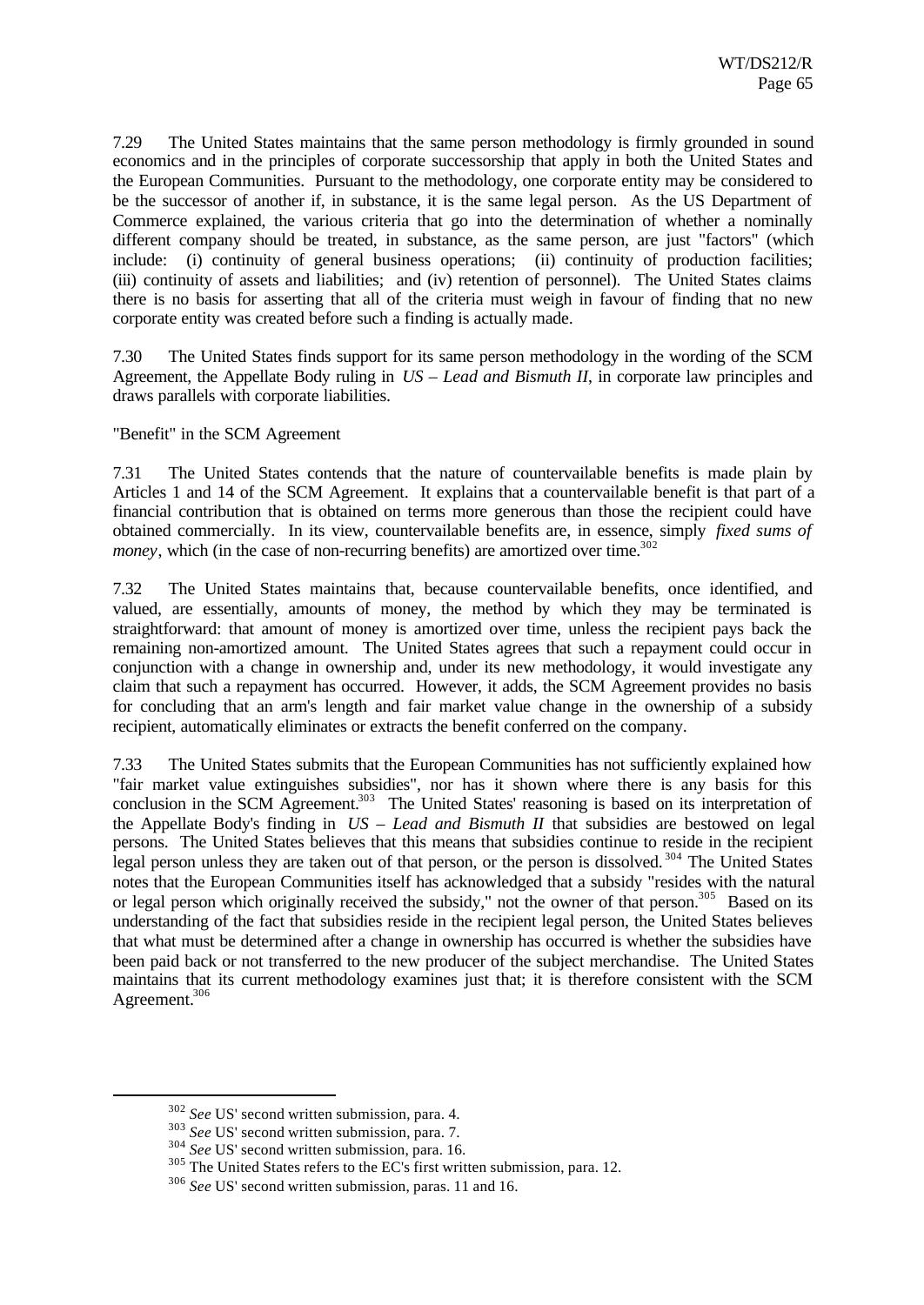7.29 The United States maintains that the same person methodology is firmly grounded in sound economics and in the principles of corporate successorship that apply in both the United States and the European Communities. Pursuant to the methodology, one corporate entity may be considered to be the successor of another if, in substance, it is the same legal person. As the US Department of Commerce explained, the various criteria that go into the determination of whether a nominally different company should be treated, in substance, as the same person, are just "factors" (which include: (i) continuity of general business operations; (ii) continuity of production facilities; (iii) continuity of assets and liabilities; and (iv) retention of personnel). The United States claims there is no basis for asserting that all of the criteria must weigh in favour of finding that no new corporate entity was created before such a finding is actually made.

7.30 The United States finds support for its same person methodology in the wording of the SCM Agreement, the Appellate Body ruling in *US – Lead and Bismuth II*, in corporate law principles and draws parallels with corporate liabilities.

"Benefit" in the SCM Agreement

7.31 The United States contends that the nature of countervailable benefits is made plain by Articles 1 and 14 of the SCM Agreement. It explains that a countervailable benefit is that part of a financial contribution that is obtained on terms more generous than those the recipient could have obtained commercially. In its view, countervailable benefits are, in essence, simply *fixed sums of money*, which (in the case of non-recurring benefits) are amortized over time.[302]

7.32 The United States maintains that, because countervailable benefits, once identified, and valued, are essentially, amounts of money, the method by which they may be terminated is straightforward: that amount of money is amortized over time, unless the recipient pays back the remaining non-amortized amount. The United States agrees that such a repayment could occur in conjunction with a change in ownership and, under its new methodology, it would investigate any claim that such a repayment has occurred. However, it adds, the SCM Agreement provides no basis for concluding that an arm's length and fair market value change in the ownership of a subsidy recipient, automatically eliminates or extracts the benefit conferred on the company.

7.33 The United States submits that the European Communities has not sufficiently explained how "fair market value extinguishes subsidies", nor has it shown where there is any basis for this conclusion in the SCM Agreement.[303] The United States' reasoning is based on its interpretation of the Appellate Body's finding in *US – Lead and Bismuth II* that subsidies are bestowed on legal persons. The United States believes that this means that subsidies continue to reside in the recipient legal person unless they are taken out of that person, or the person is dissolved.[304] The United States notes that the European Communities itself has acknowledged that a subsidy "resides with the natural or legal person which originally received the subsidy," not the owner of that person.[305] Based on its understanding of the fact that subsidies reside in the recipient legal person, the United States believes that what must be determined after a change in ownership has occurred is whether the subsidies have been paid back or not transferred to the new producer of the subject merchandise. The United States maintains that its current methodology examines just that; it is therefore consistent with the SCM Agreement.[306]

---

[302] *See* US' second written submission, para. 4.

[303] *See* US' second written submission, para. 7.

[304] *See* US' second written submission, para. 16.

[305] The United States refers to the EC's first written submission, para. 12.

[306] *See* US' second written submission, paras. 11 and 16.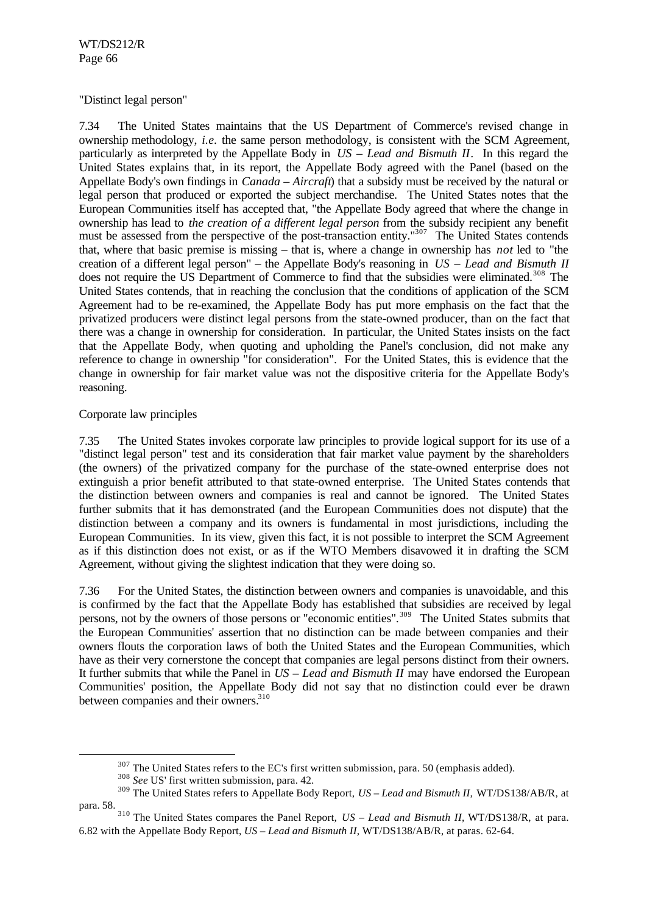"Distinct legal person"

7.34 The United States maintains that the US Department of Commerce's revised change in ownership methodology, *i.e.* the same person methodology, is consistent with the SCM Agreement, particularly as interpreted by the Appellate Body in *US – Lead and Bismuth II*. In this regard the United States explains that, in its report, the Appellate Body agreed with the Panel (based on the Appellate Body's own findings in *Canada – Aircraft*) that a subsidy must be received by the natural or legal person that produced or exported the subject merchandise. The United States notes that the European Communities itself has accepted that, "the Appellate Body agreed that where the change in ownership has lead to *the creation of a different legal person* from the subsidy recipient any benefit must be assessed from the perspective of the post-transaction entity."[307] The United States contends that, where that basic premise is missing – that is, where a change in ownership has *not* led to "the creation of a different legal person" – the Appellate Body's reasoning in *US – Lead and Bismuth II* does not require the US Department of Commerce to find that the subsidies were eliminated.[308] The United States contends, that in reaching the conclusion that the conditions of application of the SCM Agreement had to be re-examined, the Appellate Body has put more emphasis on the fact that the privatized producers were distinct legal persons from the state-owned producer, than on the fact that there was a change in ownership for consideration. In particular, the United States insists on the fact that the Appellate Body, when quoting and upholding the Panel's conclusion, did not make any reference to change in ownership "for consideration". For the United States, this is evidence that the change in ownership for fair market value was not the dispositive criteria for the Appellate Body's reasoning.

Corporate law principles

7.35 The United States invokes corporate law principles to provide logical support for its use of a "distinct legal person" test and its consideration that fair market value payment by the shareholders (the owners) of the privatized company for the purchase of the state-owned enterprise does not extinguish a prior benefit attributed to that state-owned enterprise. The United States contends that the distinction between owners and companies is real and cannot be ignored. The United States further submits that it has demonstrated (and the European Communities does not dispute) that the distinction between a company and its owners is fundamental in most jurisdictions, including the European Communities. In its view, given this fact, it is not possible to interpret the SCM Agreement as if this distinction does not exist, or as if the WTO Members disavowed it in drafting the SCM Agreement, without giving the slightest indication that they were doing so.

7.36 For the United States, the distinction between owners and companies is unavoidable, and this is confirmed by the fact that the Appellate Body has established that subsidies are received by legal persons, not by the owners of those persons or "economic entities".[309] The United States submits that the European Communities' assertion that no distinction can be made between companies and their owners flouts the corporation laws of both the United States and the European Communities, which have as their very cornerstone the concept that companies are legal persons distinct from their owners. It further submits that while the Panel in *US – Lead and Bismuth II* may have endorsed the European Communities' position, the Appellate Body did not say that no distinction could ever be drawn between companies and their owners.[310]

---

[307] The United States refers to the EC's first written submission, para. 50 (emphasis added).

[308] *See* US' first written submission, para. 42.

[309] The United States refers to Appellate Body Report, *US – Lead and Bismuth II*, WT/DS138/AB/R, at para. 58.

[310] The United States compares the Panel Report, *US – Lead and Bismuth II*, WT/DS138/R, at para. 6.82 with the Appellate Body Report, *US – Lead and Bismuth II*, WT/DS138/AB/R, at paras. 62-64.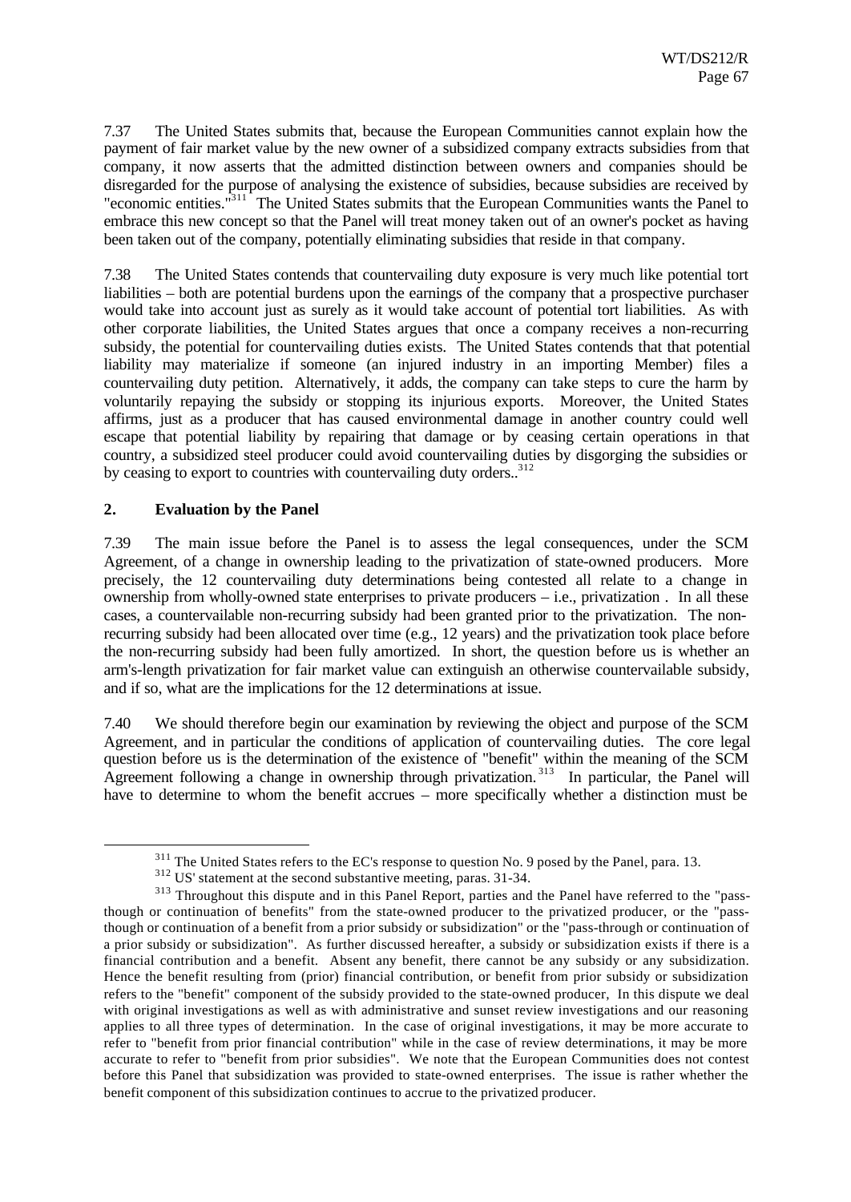7.37 The United States submits that, because the European Communities cannot explain how the payment of fair market value by the new owner of a subsidized company extracts subsidies from that company, it now asserts that the admitted distinction between owners and companies should be disregarded for the purpose of analysing the existence of subsidies, because subsidies are received by "economic entities."[311] The United States submits that the European Communities wants the Panel to embrace this new concept so that the Panel will treat money taken out of an owner's pocket as having been taken out of the company, potentially eliminating subsidies that reside in that company.

7.38 The United States contends that countervailing duty exposure is very much like potential tort liabilities – both are potential burdens upon the earnings of the company that a prospective purchaser would take into account just as surely as it would take account of potential tort liabilities. As with other corporate liabilities, the United States argues that once a company receives a non-recurring subsidy, the potential for countervailing duties exists. The United States contends that that potential liability may materialize if someone (an injured industry in an importing Member) files a countervailing duty petition. Alternatively, it adds, the company can take steps to cure the harm by voluntarily repaying the subsidy or stopping its injurious exports. Moreover, the United States affirms, just as a producer that has caused environmental damage in another country could well escape that potential liability by repairing that damage or by ceasing certain operations in that country, a subsidized steel producer could avoid countervailing duties by disgorging the subsidies or by ceasing to export to countries with countervailing duty orders..[312]

## 2. Evaluation by the Panel

7.39 The main issue before the Panel is to assess the legal consequences, under the SCM Agreement, of a change in ownership leading to the privatization of state-owned producers. More precisely, the 12 countervailing duty determinations being contested all relate to a change in ownership from wholly-owned state enterprises to private producers – i.e., privatization . In all these cases, a countervailable non-recurring subsidy had been granted prior to the privatization. The non-recurring subsidy had been allocated over time (e.g., 12 years) and the privatization took place before the non-recurring subsidy had been fully amortized. In short, the question before us is whether an arm's-length privatization for fair market value can extinguish an otherwise countervailable subsidy, and if so, what are the implications for the 12 determinations at issue.

7.40 We should therefore begin our examination by reviewing the object and purpose of the SCM Agreement, and in particular the conditions of application of countervailing duties. The core legal question before us is the determination of the existence of "benefit" within the meaning of the SCM Agreement following a change in ownership through privatization.[313] In particular, the Panel will have to determine to whom the benefit accrues – more specifically whether a distinction must be

---

[311] The United States refers to the EC's response to question No. 9 posed by the Panel, para. 13.

[312] US' statement at the second substantive meeting, paras. 31-34.

[313] Throughout this dispute and in this Panel Report, parties and the Panel have referred to the "pass-though or continuation of benefits" from the state-owned producer to the privatized producer, or the "pass-though or continuation of a benefit from a prior subsidy or subsidization" or the "pass-through or continuation of a prior subsidy or subsidization". As further discussed hereafter, a subsidy or subsidization exists if there is a financial contribution and a benefit. Absent any benefit, there cannot be any subsidy or any subsidization. Hence the benefit resulting from (prior) financial contribution, or benefit from prior subsidy or subsidization refers to the "benefit" component of the subsidy provided to the state-owned producer, In this dispute we deal with original investigations as well as with administrative and sunset review investigations and our reasoning applies to all three types of determination. In the case of original investigations, it may be more accurate to refer to "benefit from prior financial contribution" while in the case of review determinations, it may be more accurate to refer to "benefit from prior subsidies". We note that the European Communities does not contest before this Panel that subsidization was provided to state-owned enterprises. The issue is rather whether the benefit component of this subsidization continues to accrue to the privatized producer.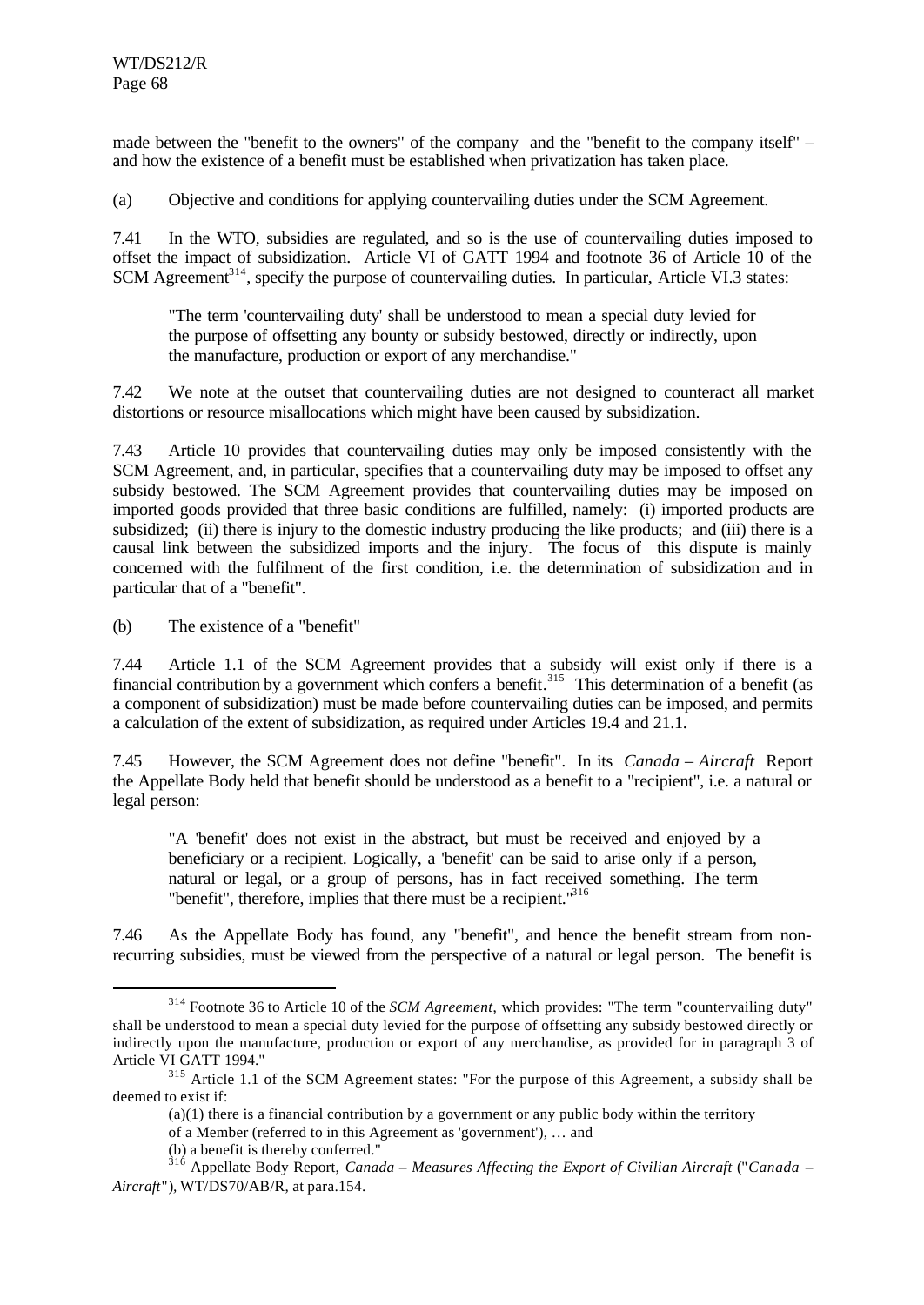made between the "benefit to the owners" of the company and the "benefit to the company itself" – and how the existence of a benefit must be established when privatization has taken place.

(a) Objective and conditions for applying countervailing duties under the SCM Agreement.

7.41 In the WTO, subsidies are regulated, and so is the use of countervailing duties imposed to offset the impact of subsidization. Article VI of GATT 1994 and footnote 36 of Article 10 of the SCM Agreement[314], specify the purpose of countervailing duties. In particular, Article VI.3 states:

> "The term 'countervailing duty' shall be understood to mean a special duty levied for the purpose of offsetting any bounty or subsidy bestowed, directly or indirectly, upon the manufacture, production or export of any merchandise."

7.42 We note at the outset that countervailing duties are not designed to counteract all market distortions or resource misallocations which might have been caused by subsidization.

7.43 Article 10 provides that countervailing duties may only be imposed consistently with the SCM Agreement, and, in particular, specifies that a countervailing duty may be imposed to offset any subsidy bestowed. The SCM Agreement provides that countervailing duties may be imposed on imported goods provided that three basic conditions are fulfilled, namely: (i) imported products are subsidized; (ii) there is injury to the domestic industry producing the like products; and (iii) there is a causal link between the subsidized imports and the injury. The focus of this dispute is mainly concerned with the fulfilment of the first condition, i.e. the determination of subsidization and in particular that of a "benefit".

(b) The existence of a "benefit"

7.44 Article 1.1 of the SCM Agreement provides that a subsidy will exist only if there is a financial contribution by a government which confers a benefit.[315] This determination of a benefit (as a component of subsidization) must be made before countervailing duties can be imposed, and permits a calculation of the extent of subsidization, as required under Articles 19.4 and 21.1.

7.45 However, the SCM Agreement does not define "benefit". In its *Canada – Aircraft* Report the Appellate Body held that benefit should be understood as a benefit to a "recipient", i.e. a natural or legal person:

> "A 'benefit' does not exist in the abstract, but must be received and enjoyed by a beneficiary or a recipient. Logically, a 'benefit' can be said to arise only if a person, natural or legal, or a group of persons, has in fact received something. The term "benefit", therefore, implies that there must be a recipient."[316]

7.46 As the Appellate Body has found, any "benefit", and hence the benefit stream from non-recurring subsidies, must be viewed from the perspective of a natural or legal person. The benefit is

---

[314] Footnote 36 to Article 10 of the *SCM Agreement*, which provides: "The term "countervailing duty" shall be understood to mean a special duty levied for the purpose of offsetting any subsidy bestowed directly or indirectly upon the manufacture, production or export of any merchandise, as provided for in paragraph 3 of Article VI GATT 1994."

[315] Article 1.1 of the SCM Agreement states: "For the purpose of this Agreement, a subsidy shall be deemed to exist if:

(a)(1) there is a financial contribution by a government or any public body within the territory of a Member (referred to in this Agreement as 'government'), … and

(b) a benefit is thereby conferred."

[316] Appellate Body Report, *Canada – Measures Affecting the Export of Civilian Aircraft* ("*Canada – Aircraft*"), WT/DS70/AB/R, at para.154.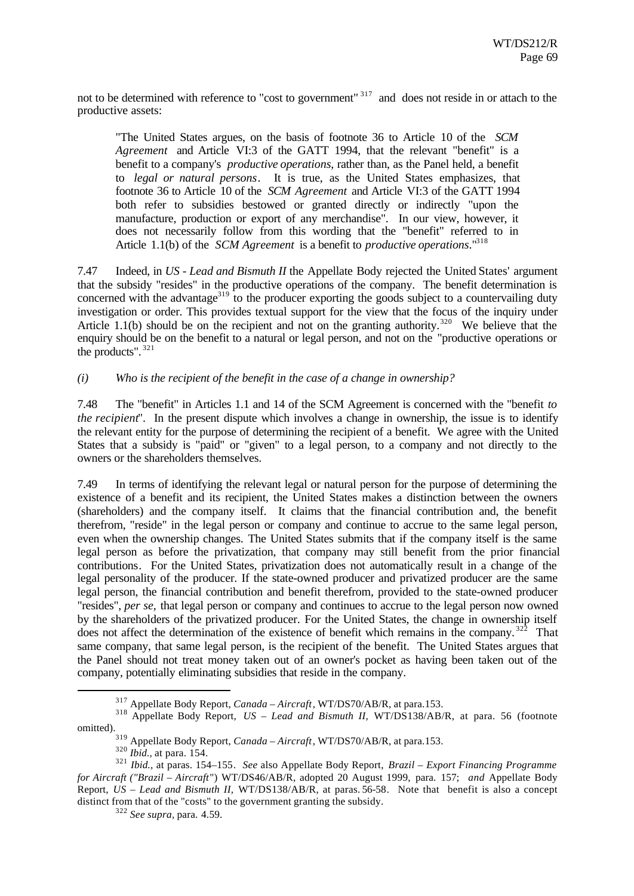not to be determined with reference to "cost to government" [317] and does not reside in or attach to the productive assets:

> "The United States argues, on the basis of footnote 36 to Article 10 of the *SCM Agreement* and Article VI:3 of the GATT 1994, that the relevant "benefit" is a benefit to a company's *productive operations*, rather than, as the Panel held, a benefit to *legal or natural persons*. It is true, as the United States emphasizes, that footnote 36 to Article 10 of the *SCM Agreement* and Article VI:3 of the GATT 1994 both refer to subsidies bestowed or granted directly or indirectly "upon the manufacture, production or export of any merchandise". In our view, however, it does not necessarily follow from this wording that the "benefit" referred to in Article 1.1(b) of the *SCM Agreement* is a benefit to *productive operations*."[318]

7.47 Indeed, in *US - Lead and Bismuth II* the Appellate Body rejected the United States' argument that the subsidy "resides" in the productive operations of the company. The benefit determination is concerned with the advantage[319] to the producer exporting the goods subject to a countervailing duty investigation or order. This provides textual support for the view that the focus of the inquiry under Article 1.1(b) should be on the recipient and not on the granting authority.[320] We believe that the enquiry should be on the benefit to a natural or legal person, and not on the "productive operations or the products".[321]

*(i) Who is the recipient of the benefit in the case of a change in ownership?*

7.48 The "benefit" in Articles 1.1 and 14 of the SCM Agreement is concerned with the "benefit *to the recipient*". In the present dispute which involves a change in ownership, the issue is to identify the relevant entity for the purpose of determining the recipient of a benefit. We agree with the United States that a subsidy is "paid" or "given" to a legal person, to a company and not directly to the owners or the shareholders themselves.

7.49 In terms of identifying the relevant legal or natural person for the purpose of determining the existence of a benefit and its recipient, the United States makes a distinction between the owners (shareholders) and the company itself. It claims that the financial contribution and, the benefit therefrom, "reside" in the legal person or company and continue to accrue to the same legal person, even when the ownership changes. The United States submits that if the company itself is the same legal person as before the privatization, that company may still benefit from the prior financial contributions. For the United States, privatization does not automatically result in a change of the legal personality of the producer. If the state-owned producer and privatized producer are the same legal person, the financial contribution and benefit therefrom, provided to the state-owned producer "resides", *per se*, that legal person or company and continues to accrue to the legal person now owned by the shareholders of the privatized producer. For the United States, the change in ownership itself does not affect the determination of the existence of benefit which remains in the company.[322] That same company, that same legal person, is the recipient of the benefit. The United States argues that the Panel should not treat money taken out of an owner's pocket as having been taken out of the company, potentially eliminating subsidies that reside in the company.

---

[317] Appellate Body Report, *Canada – Aircraft*, WT/DS70/AB/R, at para.153.

[318] Appellate Body Report, *US – Lead and Bismuth II*, WT/DS138/AB/R, at para. 56 (footnote omitted).

[319] Appellate Body Report, *Canada – Aircraft*, WT/DS70/AB/R, at para.153.

[320] *Ibid.*, at para. 154.

[321] *Ibid.*, at paras. 154–155. *See* also Appellate Body Report, *Brazil – Export Financing Programme for Aircraft ("Brazil – Aircraft")* WT/DS46/AB/R, adopted 20 August 1999, para. 157; *and* Appellate Body Report, *US – Lead and Bismuth II*, WT/DS138/AB/R, at paras. 56-58. Note that benefit is also a concept distinct from that of the "costs" to the government granting the subsidy.

[322] *See supra*, para. 4.59.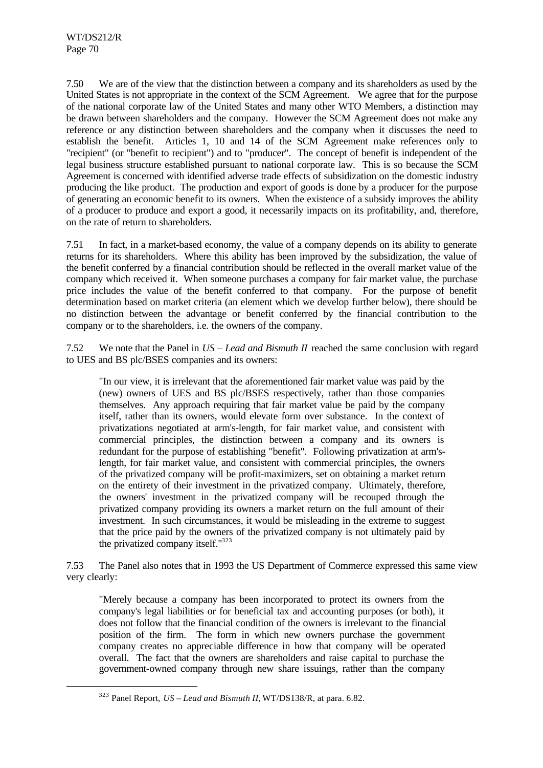7.50 We are of the view that the distinction between a company and its shareholders as used by the United States is not appropriate in the context of the SCM Agreement. We agree that for the purpose of the national corporate law of the United States and many other WTO Members, a distinction may be drawn between shareholders and the company. However the SCM Agreement does not make any reference or any distinction between shareholders and the company when it discusses the need to establish the benefit. Articles 1, 10 and 14 of the SCM Agreement make references only to "recipient" (or "benefit to recipient") and to "producer". The concept of benefit is independent of the legal business structure established pursuant to national corporate law. This is so because the SCM Agreement is concerned with identified adverse trade effects of subsidization on the domestic industry producing the like product. The production and export of goods is done by a producer for the purpose of generating an economic benefit to its owners. When the existence of a subsidy improves the ability of a producer to produce and export a good, it necessarily impacts on its profitability, and, therefore, on the rate of return to shareholders.

7.51 In fact, in a market-based economy, the value of a company depends on its ability to generate returns for its shareholders. Where this ability has been improved by the subsidization, the value of the benefit conferred by a financial contribution should be reflected in the overall market value of the company which received it. When someone purchases a company for fair market value, the purchase price includes the value of the benefit conferred to that company. For the purpose of benefit determination based on market criteria (an element which we develop further below), there should be no distinction between the advantage or benefit conferred by the financial contribution to the company or to the shareholders, i.e. the owners of the company.

7.52 We note that the Panel in *US – Lead and Bismuth II* reached the same conclusion with regard to UES and BS plc/BSES companies and its owners:

> "In our view, it is irrelevant that the aforementioned fair market value was paid by the (new) owners of UES and BS plc/BSES respectively, rather than those companies themselves. Any approach requiring that fair market value be paid by the company itself, rather than its owners, would elevate form over substance. In the context of privatizations negotiated at arm's-length, for fair market value, and consistent with commercial principles, the distinction between a company and its owners is redundant for the purpose of establishing "benefit". Following privatization at arm's-length, for fair market value, and consistent with commercial principles, the owners of the privatized company will be profit-maximizers, set on obtaining a market return on the entirety of their investment in the privatized company. Ultimately, therefore, the owners' investment in the privatized company will be recouped through the privatized company providing its owners a market return on the full amount of their investment. In such circumstances, it would be misleading in the extreme to suggest that the price paid by the owners of the privatized company is not ultimately paid by the privatized company itself."[323]

7.53 The Panel also notes that in 1993 the US Department of Commerce expressed this same view very clearly:

> "Merely because a company has been incorporated to protect its owners from the company's legal liabilities or for beneficial tax and accounting purposes (or both), it does not follow that the financial condition of the owners is irrelevant to the financial position of the firm. The form in which new owners purchase the government company creates no appreciable difference in how that company will be operated overall. The fact that the owners are shareholders and raise capital to purchase the government-owned company through new share issuings, rather than the company

[323] Panel Report, *US – Lead and Bismuth II*, WT/DS138/R, at para. 6.82.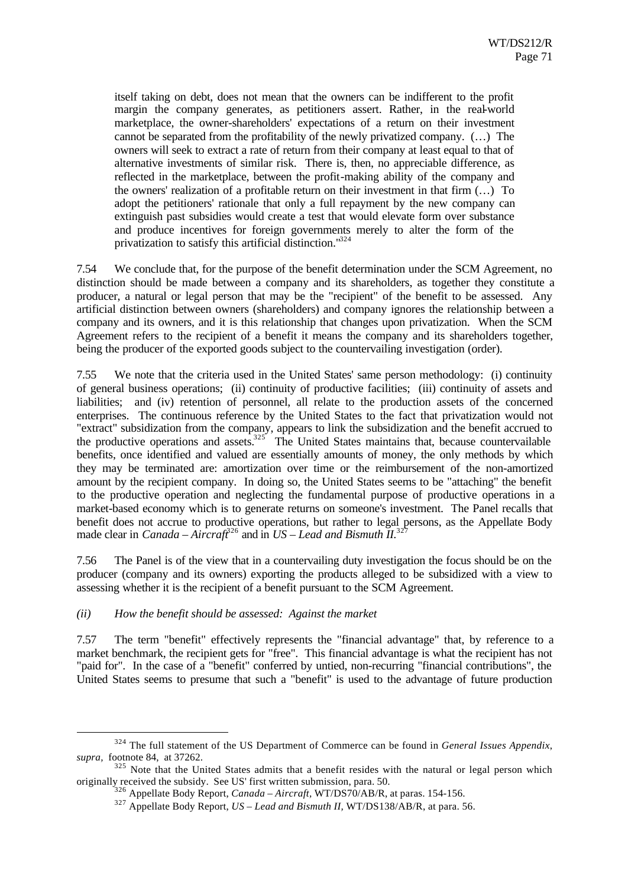itself taking on debt, does not mean that the owners can be indifferent to the profit margin the company generates, as petitioners assert. Rather, in the real-world marketplace, the owner-shareholders' expectations of a return on their investment cannot be separated from the profitability of the newly privatized company. (…) The owners will seek to extract a rate of return from their company at least equal to that of alternative investments of similar risk. There is, then, no appreciable difference, as reflected in the marketplace, between the profit-making ability of the company and the owners' realization of a profitable return on their investment in that firm (…) To adopt the petitioners' rationale that only a full repayment by the new company can extinguish past subsidies would create a test that would elevate form over substance and produce incentives for foreign governments merely to alter the form of the privatization to satisfy this artificial distinction."[324]

7.54 We conclude that, for the purpose of the benefit determination under the SCM Agreement, no distinction should be made between a company and its shareholders, as together they constitute a producer, a natural or legal person that may be the "recipient" of the benefit to be assessed. Any artificial distinction between owners (shareholders) and company ignores the relationship between a company and its owners, and it is this relationship that changes upon privatization. When the SCM Agreement refers to the recipient of a benefit it means the company and its shareholders together, being the producer of the exported goods subject to the countervailing investigation (order).

7.55 We note that the criteria used in the United States' same person methodology: (i) continuity of general business operations; (ii) continuity of productive facilities; (iii) continuity of assets and liabilities; and (iv) retention of personnel, all relate to the production assets of the concerned enterprises. The continuous reference by the United States to the fact that privatization would not "extract" subsidization from the company, appears to link the subsidization and the benefit accrued to the productive operations and assets.[325] The United States maintains that, because countervailable benefits, once identified and valued are essentially amounts of money, the only methods by which they may be terminated are: amortization over time or the reimbursement of the non-amortized amount by the recipient company. In doing so, the United States seems to be "attaching" the benefit to the productive operation and neglecting the fundamental purpose of productive operations in a market-based economy which is to generate returns on someone's investment. The Panel recalls that benefit does not accrue to productive operations, but rather to legal persons, as the Appellate Body made clear in *Canada – Aircraft*[326] and in *US – Lead and Bismuth II*.[327]

7.56 The Panel is of the view that in a countervailing duty investigation the focus should be on the producer (company and its owners) exporting the products alleged to be subsidized with a view to assessing whether it is the recipient of a benefit pursuant to the SCM Agreement.

*(ii) How the benefit should be assessed: Against the market*

7.57 The term "benefit" effectively represents the "financial advantage" that, by reference to a market benchmark, the recipient gets for "free". This financial advantage is what the recipient has not "paid for". In the case of a "benefit" conferred by untied, non-recurring "financial contributions", the United States seems to presume that such a "benefit" is used to the advantage of future production

---

[324] The full statement of the US Department of Commerce can be found in *General Issues Appendix*, *supra*, footnote 84, at 37262.

[325] Note that the United States admits that a benefit resides with the natural or legal person which originally received the subsidy. See US' first written submission, para. 50.

[326] Appellate Body Report, *Canada – Aircraft*, WT/DS70/AB/R, at paras. 154-156.

[327] Appellate Body Report, *US – Lead and Bismuth II*, WT/DS138/AB/R, at para. 56.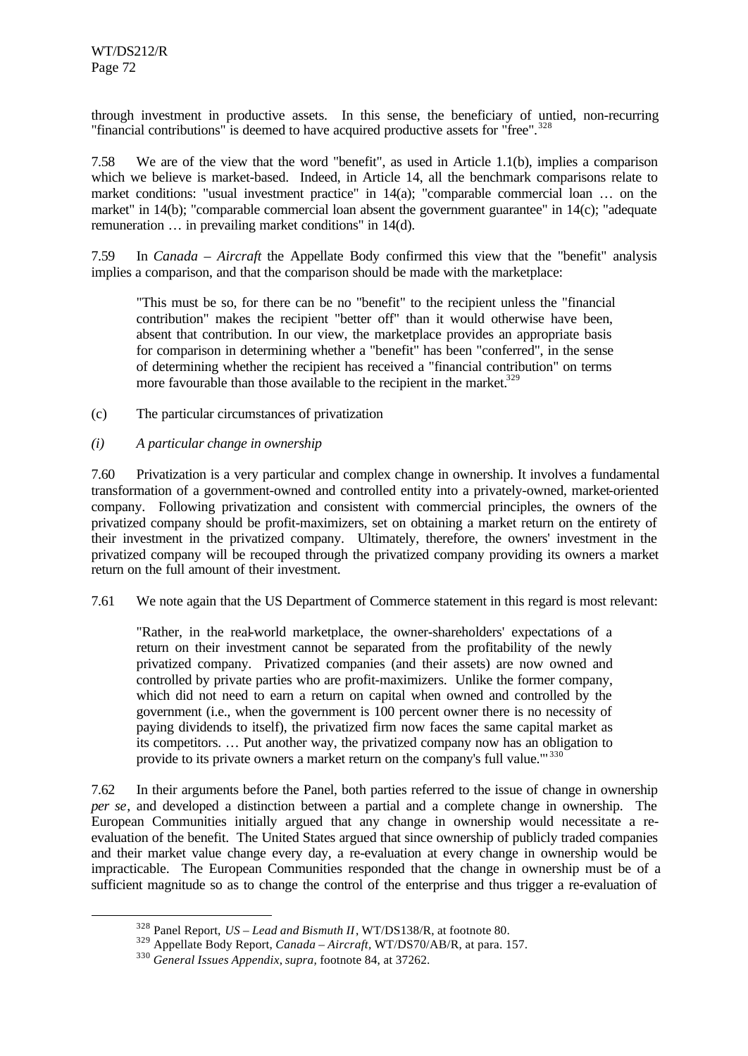through investment in productive assets. In this sense, the beneficiary of untied, non-recurring "financial contributions" is deemed to have acquired productive assets for "free".[328]

7.58 We are of the view that the word "benefit", as used in Article 1.1(b), implies a comparison which we believe is market-based. Indeed, in Article 14, all the benchmark comparisons relate to market conditions: "usual investment practice" in 14(a); "comparable commercial loan … on the market" in 14(b); "comparable commercial loan absent the government guarantee" in 14(c); "adequate remuneration … in prevailing market conditions" in 14(d).

7.59 In *Canada – Aircraft* the Appellate Body confirmed this view that the "benefit" analysis implies a comparison, and that the comparison should be made with the marketplace:

> "This must be so, for there can be no "benefit" to the recipient unless the "financial contribution" makes the recipient "better off" than it would otherwise have been, absent that contribution. In our view, the marketplace provides an appropriate basis for comparison in determining whether a "benefit" has been "conferred", in the sense of determining whether the recipient has received a "financial contribution" on terms more favourable than those available to the recipient in the market.[329]

(c) The particular circumstances of privatization

*(i) A particular change in ownership*

7.60 Privatization is a very particular and complex change in ownership. It involves a fundamental transformation of a government-owned and controlled entity into a privately-owned, market-oriented company. Following privatization and consistent with commercial principles, the owners of the privatized company should be profit-maximizers, set on obtaining a market return on the entirety of their investment in the privatized company. Ultimately, therefore, the owners' investment in the privatized company will be recouped through the privatized company providing its owners a market return on the full amount of their investment.

7.61 We note again that the US Department of Commerce statement in this regard is most relevant:

> "Rather, in the real-world marketplace, the owner-shareholders' expectations of a return on their investment cannot be separated from the profitability of the newly privatized company. Privatized companies (and their assets) are now owned and controlled by private parties who are profit-maximizers. Unlike the former company, which did not need to earn a return on capital when owned and controlled by the government (i.e., when the government is 100 percent owner there is no necessity of paying dividends to itself), the privatized firm now faces the same capital market as its competitors. … Put another way, the privatized company now has an obligation to provide to its private owners a market return on the company's full value.'"[330]

7.62 In their arguments before the Panel, both parties referred to the issue of change in ownership *per se*, and developed a distinction between a partial and a complete change in ownership. The European Communities initially argued that any change in ownership would necessitate a re-evaluation of the benefit. The United States argued that since ownership of publicly traded companies and their market value change every day, a re-evaluation at every change in ownership would be impracticable. The European Communities responded that the change in ownership must be of a sufficient magnitude so as to change the control of the enterprise and thus trigger a re-evaluation of

---

[328] Panel Report, *US – Lead and Bismuth II*, WT/DS138/R, at footnote 80.

[329] Appellate Body Report, *Canada – Aircraft*, WT/DS70/AB/R, at para. 157.

[330] *General Issues Appendix, supra*, footnote 84, at 37262.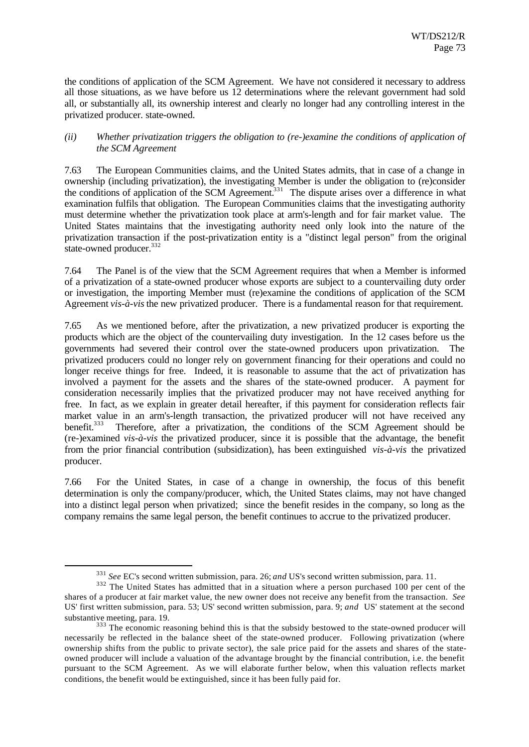the conditions of application of the SCM Agreement. We have not considered it necessary to address all those situations, as we have before us 12 determinations where the relevant government had sold all, or substantially all, its ownership interest and clearly no longer had any controlling interest in the privatized producer. state-owned.

*(ii) Whether privatization triggers the obligation to (re-)examine the conditions of application of the SCM Agreement*

7.63 The European Communities claims, and the United States admits, that in case of a change in ownership (including privatization), the investigating Member is under the obligation to (re)consider the conditions of application of the SCM Agreement.[331] The dispute arises over a difference in what examination fulfils that obligation. The European Communities claims that the investigating authority must determine whether the privatization took place at arm's-length and for fair market value. The United States maintains that the investigating authority need only look into the nature of the privatization transaction if the post-privatization entity is a "distinct legal person" from the original state-owned producer.[332]

7.64 The Panel is of the view that the SCM Agreement requires that when a Member is informed of a privatization of a state-owned producer whose exports are subject to a countervailing duty order or investigation, the importing Member must (re)examine the conditions of application of the SCM Agreement *vis-à-vis* the new privatized producer. There is a fundamental reason for that requirement.

7.65 As we mentioned before, after the privatization, a new privatized producer is exporting the products which are the object of the countervailing duty investigation. In the 12 cases before us the governments had severed their control over the state-owned producers upon privatization. The privatized producers could no longer rely on government financing for their operations and could no longer receive things for free. Indeed, it is reasonable to assume that the act of privatization has involved a payment for the assets and the shares of the state-owned producer. A payment for consideration necessarily implies that the privatized producer may not have received anything for free. In fact, as we explain in greater detail hereafter, if this payment for consideration reflects fair market value in an arm's-length transaction, the privatized producer will not have received any benefit.[333] Therefore, after a privatization, the conditions of the SCM Agreement should be (re-)examined *vis-à-vis* the privatized producer, since it is possible that the advantage, the benefit from the prior financial contribution (subsidization), has been extinguished *vis-à-vis* the privatized producer.

7.66 For the United States, in case of a change in ownership, the focus of this benefit determination is only the company/producer, which, the United States claims, may not have changed into a distinct legal person when privatized; since the benefit resides in the company, so long as the company remains the same legal person, the benefit continues to accrue to the privatized producer.

---

[331] *See* EC's second written submission, para. 26; *and* US's second written submission, para. 11.

[332] The United States has admitted that in a situation where a person purchased 100 per cent of the shares of a producer at fair market value, the new owner does not receive any benefit from the transaction. *See* US' first written submission, para. 53; US' second written submission, para. 9; *and* US' statement at the second substantive meeting, para. 19.

[333] The economic reasoning behind this is that the subsidy bestowed to the state-owned producer will necessarily be reflected in the balance sheet of the state-owned producer. Following privatization (where ownership shifts from the public to private sector), the sale price paid for the assets and shares of the state-owned producer will include a valuation of the advantage brought by the financial contribution, i.e. the benefit pursuant to the SCM Agreement. As we will elaborate further below, when this valuation reflects market conditions, the benefit would be extinguished, since it has been fully paid for.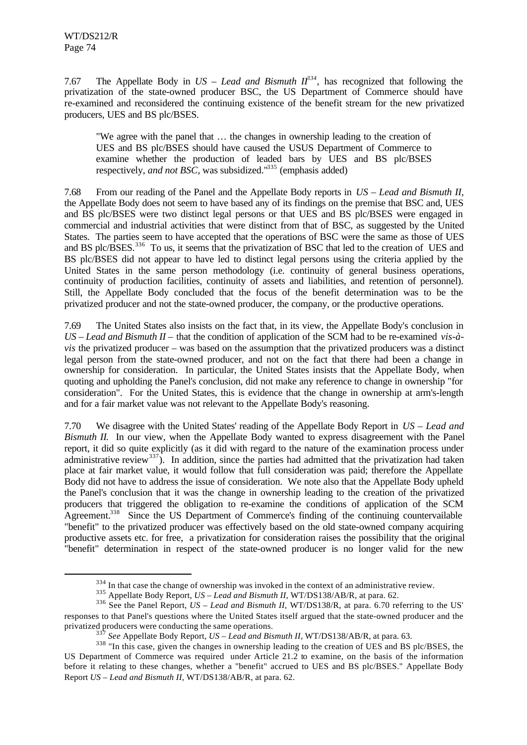7.67 The Appellate Body in *US – Lead and Bismuth II*[334], has recognized that following the privatization of the state-owned producer BSC, the US Department of Commerce should have re-examined and reconsidered the continuing existence of the benefit stream for the new privatized producers, UES and BS plc/BSES.

> "We agree with the panel that … the changes in ownership leading to the creation of UES and BS plc/BSES should have caused the USUS Department of Commerce to examine whether the production of leaded bars by UES and BS plc/BSES respectively, *and not BSC*, was subsidized."[335] (emphasis added)

7.68 From our reading of the Panel and the Appellate Body reports in *US – Lead and Bismuth II*, the Appellate Body does not seem to have based any of its findings on the premise that BSC and, UES and BS plc/BSES were two distinct legal persons or that UES and BS plc/BSES were engaged in commercial and industrial activities that were distinct from that of BSC, as suggested by the United States. The parties seem to have accepted that the operations of BSC were the same as those of UES and BS plc/BSES.[336] To us, it seems that the privatization of BSC that led to the creation of UES and BS plc/BSES did not appear to have led to distinct legal persons using the criteria applied by the United States in the same person methodology (i.e. continuity of general business operations, continuity of production facilities, continuity of assets and liabilities, and retention of personnel). Still, the Appellate Body concluded that the focus of the benefit determination was to be the privatized producer and not the state-owned producer, the company, or the productive operations.

7.69 The United States also insists on the fact that, in its view, the Appellate Body's conclusion in *US – Lead and Bismuth II* – that the condition of application of the SCM had to be re-examined *vis-à-vis* the privatized producer – was based on the assumption that the privatized producers was a distinct legal person from the state-owned producer, and not on the fact that there had been a change in ownership for consideration. In particular, the United States insists that the Appellate Body, when quoting and upholding the Panel's conclusion, did not make any reference to change in ownership "for consideration". For the United States, this is evidence that the change in ownership at arm's-length and for a fair market value was not relevant to the Appellate Body's reasoning.

7.70 We disagree with the United States' reading of the Appellate Body Report in *US – Lead and Bismuth II*. In our view, when the Appellate Body wanted to express disagreement with the Panel report, it did so quite explicitly (as it did with regard to the nature of the examination process under administrative review[337]). In addition, since the parties had admitted that the privatization had taken place at fair market value, it would follow that full consideration was paid; therefore the Appellate Body did not have to address the issue of consideration. We note also that the Appellate Body upheld the Panel's conclusion that it was the change in ownership leading to the creation of the privatized producers that triggered the obligation to re-examine the conditions of application of the SCM Agreement.[338] Since the US Department of Commerce's finding of the continuing countervailable "benefit" to the privatized producer was effectively based on the old state-owned company acquiring productive assets etc. for free, a privatization for consideration raises the possibility that the original "benefit" determination in respect of the state-owned producer is no longer valid for the new

---

[334] In that case the change of ownership was invoked in the context of an administrative review.

[335] Appellate Body Report, *US – Lead and Bismuth II*, WT/DS138/AB/R, at para. 62.

[336] See the Panel Report, *US – Lead and Bismuth II*, WT/DS138/R, at para. 6.70 referring to the US' responses to that Panel's questions where the United States itself argued that the state-owned producer and the privatized producers were conducting the same operations.

[337] *See* Appellate Body Report, *US – Lead and Bismuth II*, WT/DS138/AB/R, at para. 63.

[338] "In this case, given the changes in ownership leading to the creation of UES and BS plc/BSES, the US Department of Commerce was required under Article 21.2 to examine, on the basis of the information before it relating to these changes, whether a "benefit" accrued to UES and BS plc/BSES." Appellate Body Report *US – Lead and Bismuth II*, WT/DS138/AB/R, at para. 62.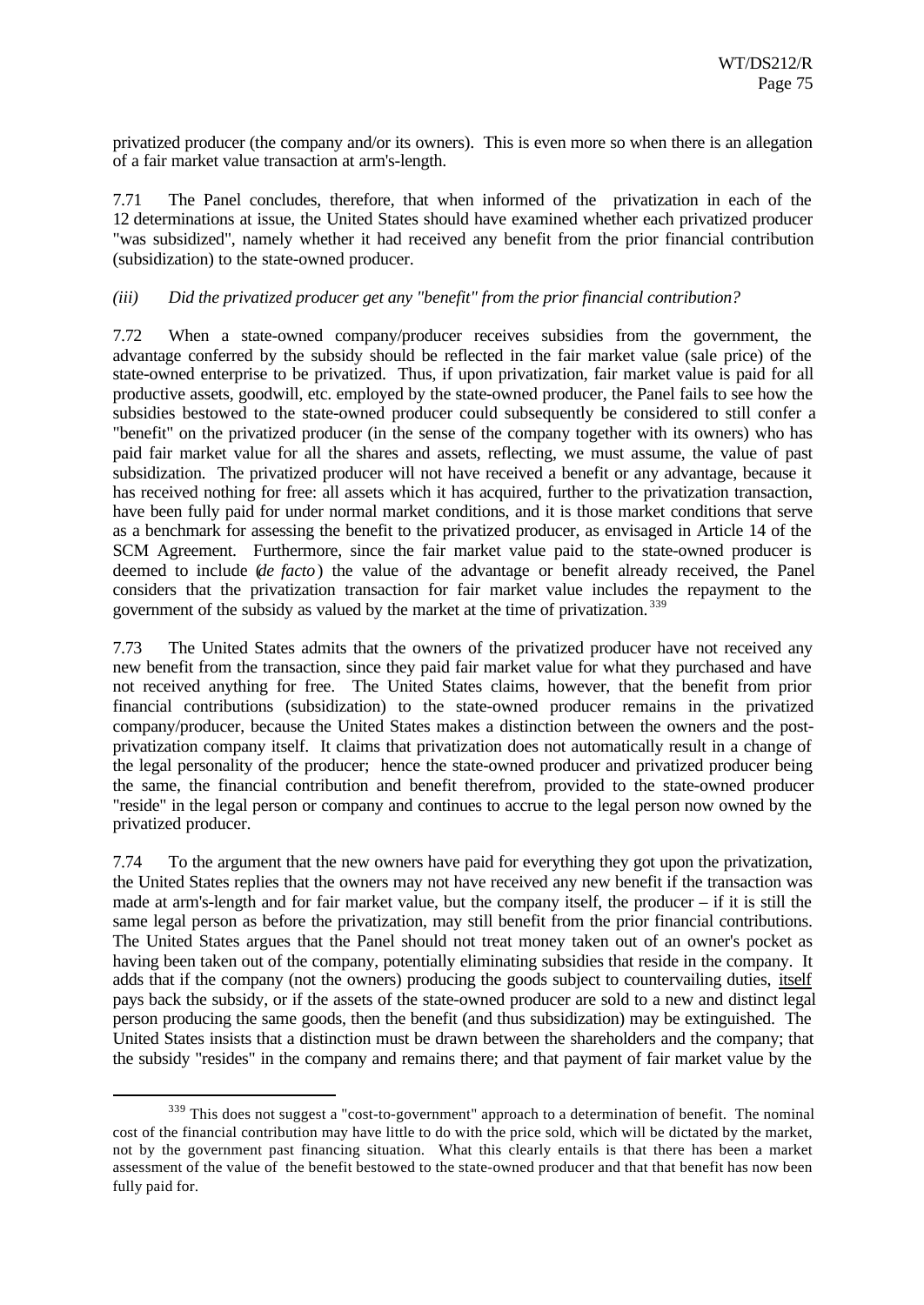privatized producer (the company and/or its owners). This is even more so when there is an allegation of a fair market value transaction at arm's-length.

7.71 The Panel concludes, therefore, that when informed of the privatization in each of the 12 determinations at issue, the United States should have examined whether each privatized producer "was subsidized", namely whether it had received any benefit from the prior financial contribution (subsidization) to the state-owned producer.

#### *(iii) Did the privatized producer get any "benefit" from the prior financial contribution?*

7.72 When a state-owned company/producer receives subsidies from the government, the advantage conferred by the subsidy should be reflected in the fair market value (sale price) of the state-owned enterprise to be privatized. Thus, if upon privatization, fair market value is paid for all productive assets, goodwill, etc. employed by the state-owned producer, the Panel fails to see how the subsidies bestowed to the state-owned producer could subsequently be considered to still confer a "benefit" on the privatized producer (in the sense of the company together with its owners) who has paid fair market value for all the shares and assets, reflecting, we must assume, the value of past subsidization. The privatized producer will not have received a benefit or any advantage, because it has received nothing for free: all assets which it has acquired, further to the privatization transaction, have been fully paid for under normal market conditions, and it is those market conditions that serve as a benchmark for assessing the benefit to the privatized producer, as envisaged in Article 14 of the SCM Agreement. Furthermore, since the fair market value paid to the state-owned producer is deemed to include (*de facto*) the value of the advantage or benefit already received, the Panel considers that the privatization transaction for fair market value includes the repayment to the government of the subsidy as valued by the market at the time of privatization.[339]

7.73 The United States admits that the owners of the privatized producer have not received any new benefit from the transaction, since they paid fair market value for what they purchased and have not received anything for free. The United States claims, however, that the benefit from prior financial contributions (subsidization) to the state-owned producer remains in the privatized company/producer, because the United States makes a distinction between the owners and the post-privatization company itself. It claims that privatization does not automatically result in a change of the legal personality of the producer; hence the state-owned producer and privatized producer being the same, the financial contribution and benefit therefrom, provided to the state-owned producer "reside" in the legal person or company and continues to accrue to the legal person now owned by the privatized producer.

7.74 To the argument that the new owners have paid for everything they got upon the privatization, the United States replies that the owners may not have received any new benefit if the transaction was made at arm's-length and for fair market value, but the company itself, the producer – if it is still the same legal person as before the privatization, may still benefit from the prior financial contributions. The United States argues that the Panel should not treat money taken out of an owner's pocket as having been taken out of the company, potentially eliminating subsidies that reside in the company. It adds that if the company (not the owners) producing the goods subject to countervailing duties, itself pays back the subsidy, or if the assets of the state-owned producer are sold to a new and distinct legal person producing the same goods, then the benefit (and thus subsidization) may be extinguished. The United States insists that a distinction must be drawn between the shareholders and the company; that the subsidy "resides" in the company and remains there; and that payment of fair market value by the

---

[339] This does not suggest a "cost-to-government" approach to a determination of benefit. The nominal cost of the financial contribution may have little to do with the price sold, which will be dictated by the market, not by the government past financing situation. What this clearly entails is that there has been a market assessment of the value of the benefit bestowed to the state-owned producer and that that benefit has now been fully paid for.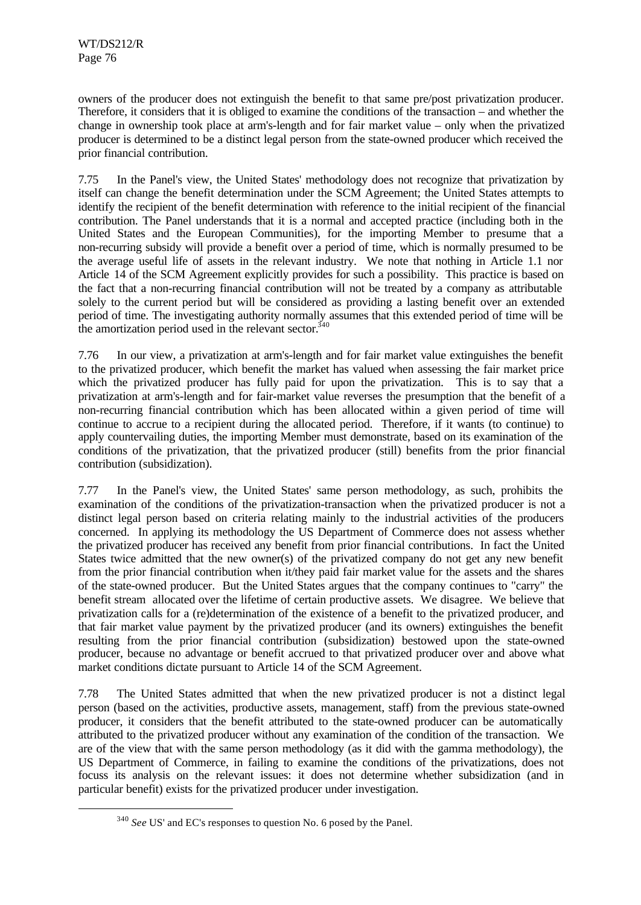owners of the producer does not extinguish the benefit to that same pre/post privatization producer. Therefore, it considers that it is obliged to examine the conditions of the transaction – and whether the change in ownership took place at arm's-length and for fair market value – only when the privatized producer is determined to be a distinct legal person from the state-owned producer which received the prior financial contribution.

7.75 In the Panel's view, the United States' methodology does not recognize that privatization by itself can change the benefit determination under the SCM Agreement; the United States attempts to identify the recipient of the benefit determination with reference to the initial recipient of the financial contribution. The Panel understands that it is a normal and accepted practice (including both in the United States and the European Communities), for the importing Member to presume that a non-recurring subsidy will provide a benefit over a period of time, which is normally presumed to be the average useful life of assets in the relevant industry. We note that nothing in Article 1.1 nor Article 14 of the SCM Agreement explicitly provides for such a possibility. This practice is based on the fact that a non-recurring financial contribution will not be treated by a company as attributable solely to the current period but will be considered as providing a lasting benefit over an extended period of time. The investigating authority normally assumes that this extended period of time will be the amortization period used in the relevant sector.[340]

7.76 In our view, a privatization at arm's-length and for fair market value extinguishes the benefit to the privatized producer, which benefit the market has valued when assessing the fair market price which the privatized producer has fully paid for upon the privatization. This is to say that a privatization at arm's-length and for fair-market value reverses the presumption that the benefit of a non-recurring financial contribution which has been allocated within a given period of time will continue to accrue to a recipient during the allocated period. Therefore, if it wants (to continue) to apply countervailing duties, the importing Member must demonstrate, based on its examination of the conditions of the privatization, that the privatized producer (still) benefits from the prior financial contribution (subsidization).

7.77 In the Panel's view, the United States' same person methodology, as such, prohibits the examination of the conditions of the privatization-transaction when the privatized producer is not a distinct legal person based on criteria relating mainly to the industrial activities of the producers concerned. In applying its methodology the US Department of Commerce does not assess whether the privatized producer has received any benefit from prior financial contributions. In fact the United States twice admitted that the new owner(s) of the privatized company do not get any new benefit from the prior financial contribution when it/they paid fair market value for the assets and the shares of the state-owned producer. But the United States argues that the company continues to "carry" the benefit stream allocated over the lifetime of certain productive assets. We disagree. We believe that privatization calls for a (re)determination of the existence of a benefit to the privatized producer, and that fair market value payment by the privatized producer (and its owners) extinguishes the benefit resulting from the prior financial contribution (subsidization) bestowed upon the state-owned producer, because no advantage or benefit accrued to that privatized producer over and above what market conditions dictate pursuant to Article 14 of the SCM Agreement.

7.78 The United States admitted that when the new privatized producer is not a distinct legal person (based on the activities, productive assets, management, staff) from the previous state-owned producer, it considers that the benefit attributed to the state-owned producer can be automatically attributed to the privatized producer without any examination of the condition of the transaction. We are of the view that with the same person methodology (as it did with the gamma methodology), the US Department of Commerce, in failing to examine the conditions of the privatizations, does not focuss its analysis on the relevant issues: it does not determine whether subsidization (and in particular benefit) exists for the privatized producer under investigation.

---

[340] *See* US' and EC's responses to question No. 6 posed by the Panel.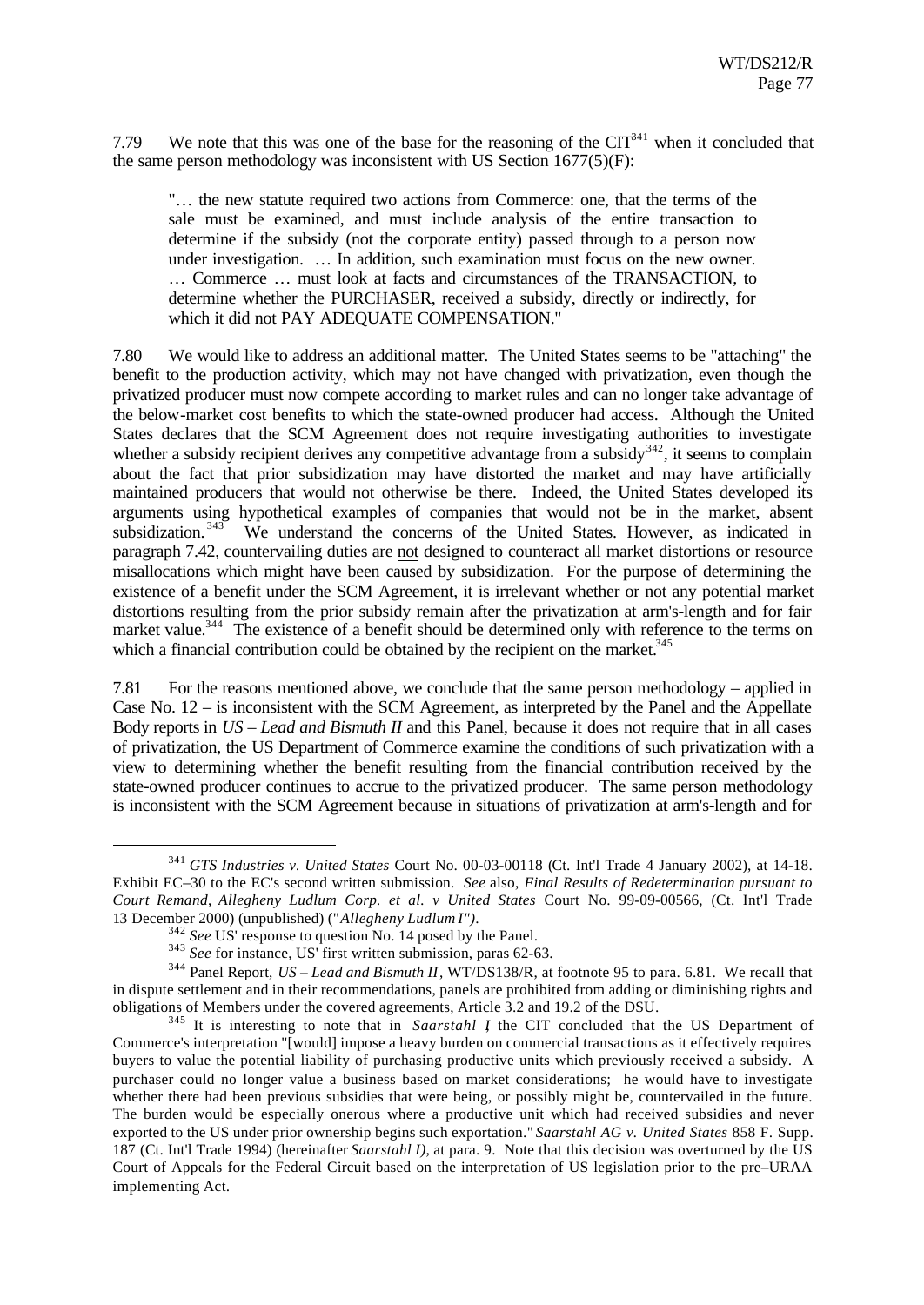7.79 We note that this was one of the base for the reasoning of the CIT[341] when it concluded that the same person methodology was inconsistent with US Section 1677(5)(F):

> "… the new statute required two actions from Commerce: one, that the terms of the sale must be examined, and must include analysis of the entire transaction to determine if the subsidy (not the corporate entity) passed through to a person now under investigation. … In addition, such examination must focus on the new owner. … Commerce … must look at facts and circumstances of the TRANSACTION, to determine whether the PURCHASER, received a subsidy, directly or indirectly, for which it did not PAY ADEQUATE COMPENSATION."

7.80 We would like to address an additional matter. The United States seems to be "attaching" the benefit to the production activity, which may not have changed with privatization, even though the privatized producer must now compete according to market rules and can no longer take advantage of the below-market cost benefits to which the state-owned producer had access. Although the United States declares that the SCM Agreement does not require investigating authorities to investigate whether a subsidy recipient derives any competitive advantage from a subsidy[342], it seems to complain about the fact that prior subsidization may have distorted the market and may have artificially maintained producers that would not otherwise be there. Indeed, the United States developed its arguments using hypothetical examples of companies that would not be in the market, absent subsidization.[343] We understand the concerns of the United States. However, as indicated in paragraph 7.42, countervailing duties are <u>not</u> designed to counteract all market distortions or resource misallocations which might have been caused by subsidization. For the purpose of determining the existence of a benefit under the SCM Agreement, it is irrelevant whether or not any potential market distortions resulting from the prior subsidy remain after the privatization at arm's-length and for fair market value.[344] The existence of a benefit should be determined only with reference to the terms on which a financial contribution could be obtained by the recipient on the market.[345]

7.81 For the reasons mentioned above, we conclude that the same person methodology – applied in Case No. 12 – is inconsistent with the SCM Agreement, as interpreted by the Panel and the Appellate Body reports in *US – Lead and Bismuth II* and this Panel, because it does not require that in all cases of privatization, the US Department of Commerce examine the conditions of such privatization with a view to determining whether the benefit resulting from the financial contribution received by the state-owned producer continues to accrue to the privatized producer. The same person methodology is inconsistent with the SCM Agreement because in situations of privatization at arm's-length and for

---

[341] *GTS Industries v. United States* Court No. 00-03-00118 (Ct. Int'l Trade 4 January 2002), at 14-18. Exhibit EC–30 to the EC's second written submission. *See* also, *Final Results of Redetermination pursuant to Court Remand*, *Allegheny Ludlum Corp. et al. v United States* Court No. 99-09-00566, (Ct. Int'l Trade 13 December 2000) (unpublished) ("*Allegheny Ludlum I")*.

[342] *See* US' response to question No. 14 posed by the Panel.

[343] *See* for instance, US' first written submission, paras 62-63.

[344] Panel Report, *US – Lead and Bismuth II*, WT/DS138/R, at footnote 95 to para. 6.81. We recall that in dispute settlement and in their recommendations, panels are prohibited from adding or diminishing rights and obligations of Members under the covered agreements, Article 3.2 and 19.2 of the DSU.

[345] It is interesting to note that in *Saarstahl I*, the CIT concluded that the US Department of Commerce's interpretation "[would] impose a heavy burden on commercial transactions as it effectively requires buyers to value the potential liability of purchasing productive units which previously received a subsidy. A purchaser could no longer value a business based on market considerations; he would have to investigate whether there had been previous subsidies that were being, or possibly might be, countervailed in the future. The burden would be especially onerous where a productive unit which had received subsidies and never exported to the US under prior ownership begins such exportation." *Saarstahl AG v. United States* 858 F. Supp. 187 (Ct. Int'l Trade 1994) (hereinafter *Saarstahl I)*, at para. 9. Note that this decision was overturned by the US Court of Appeals for the Federal Circuit based on the interpretation of US legislation prior to the pre–URAA implementing Act.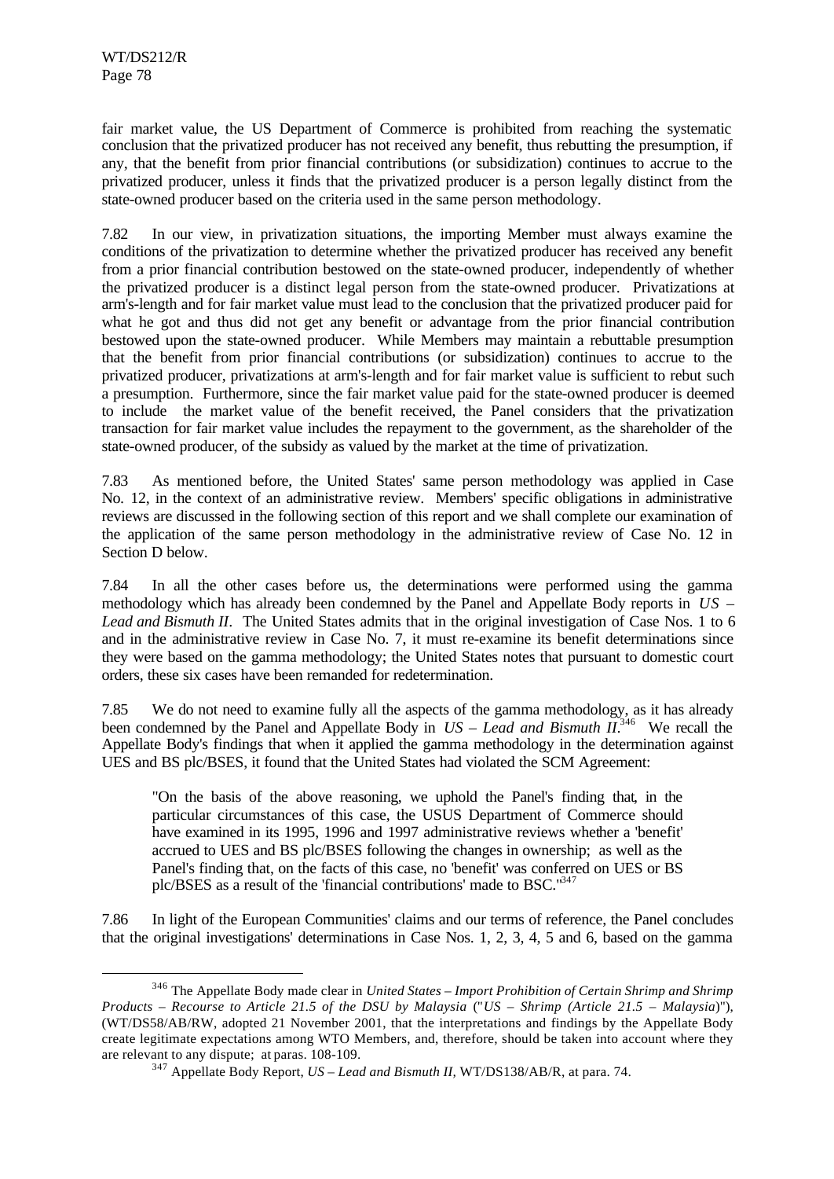fair market value, the US Department of Commerce is prohibited from reaching the systematic conclusion that the privatized producer has not received any benefit, thus rebutting the presumption, if any, that the benefit from prior financial contributions (or subsidization) continues to accrue to the privatized producer, unless it finds that the privatized producer is a person legally distinct from the state-owned producer based on the criteria used in the same person methodology.

7.82 In our view, in privatization situations, the importing Member must always examine the conditions of the privatization to determine whether the privatized producer has received any benefit from a prior financial contribution bestowed on the state-owned producer, independently of whether the privatized producer is a distinct legal person from the state-owned producer. Privatizations at arm's-length and for fair market value must lead to the conclusion that the privatized producer paid for what he got and thus did not get any benefit or advantage from the prior financial contribution bestowed upon the state-owned producer. While Members may maintain a rebuttable presumption that the benefit from prior financial contributions (or subsidization) continues to accrue to the privatized producer, privatizations at arm's-length and for fair market value is sufficient to rebut such a presumption. Furthermore, since the fair market value paid for the state-owned producer is deemed to include the market value of the benefit received, the Panel considers that the privatization transaction for fair market value includes the repayment to the government, as the shareholder of the state-owned producer, of the subsidy as valued by the market at the time of privatization.

7.83 As mentioned before, the United States' same person methodology was applied in Case No. 12, in the context of an administrative review. Members' specific obligations in administrative reviews are discussed in the following section of this report and we shall complete our examination of the application of the same person methodology in the administrative review of Case No. 12 in Section D below.

7.84 In all the other cases before us, the determinations were performed using the gamma methodology which has already been condemned by the Panel and Appellate Body reports in *US – Lead and Bismuth II*. The United States admits that in the original investigation of Case Nos. 1 to 6 and in the administrative review in Case No. 7, it must re-examine its benefit determinations since they were based on the gamma methodology; the United States notes that pursuant to domestic court orders, these six cases have been remanded for redetermination.

7.85 We do not need to examine fully all the aspects of the gamma methodology, as it has already been condemned by the Panel and Appellate Body in *US – Lead and Bismuth II*.[346] We recall the Appellate Body's findings that when it applied the gamma methodology in the determination against UES and BS plc/BSES, it found that the United States had violated the SCM Agreement:

> "On the basis of the above reasoning, we uphold the Panel's finding that, in the particular circumstances of this case, the USUS Department of Commerce should have examined in its 1995, 1996 and 1997 administrative reviews whether a 'benefit' accrued to UES and BS plc/BSES following the changes in ownership; as well as the Panel's finding that, on the facts of this case, no 'benefit' was conferred on UES or BS plc/BSES as a result of the 'financial contributions' made to BSC."[347]

7.86 In light of the European Communities' claims and our terms of reference, the Panel concludes that the original investigations' determinations in Case Nos. 1, 2, 3, 4, 5 and 6, based on the gamma

---

[346] The Appellate Body made clear in *United States – Import Prohibition of Certain Shrimp and Shrimp Products – Recourse to Article 21.5 of the DSU by Malaysia* ("*US – Shrimp (Article 21.5 – Malaysia)*"), (WT/DS58/AB/RW, adopted 21 November 2001, that the interpretations and findings by the Appellate Body create legitimate expectations among WTO Members, and, therefore, should be taken into account where they are relevant to any dispute; at paras. 108-109.

[347] Appellate Body Report, *US – Lead and Bismuth II*, WT/DS138/AB/R, at para. 74.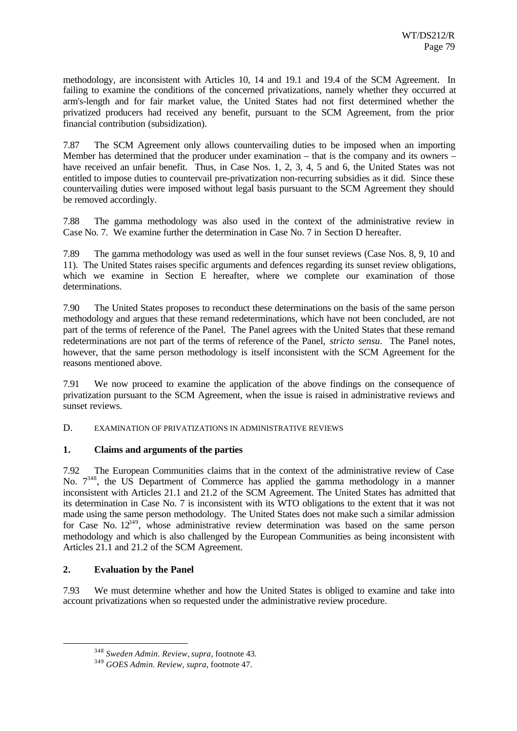methodology, are inconsistent with Articles 10, 14 and 19.1 and 19.4 of the SCM Agreement. In failing to examine the conditions of the concerned privatizations, namely whether they occurred at arm's-length and for fair market value, the United States had not first determined whether the privatized producers had received any benefit, pursuant to the SCM Agreement, from the prior financial contribution (subsidization).

7.87 The SCM Agreement only allows countervailing duties to be imposed when an importing Member has determined that the producer under examination – that is the company and its owners – have received an unfair benefit. Thus, in Case Nos. 1, 2, 3, 4, 5 and 6, the United States was not entitled to impose duties to countervail pre-privatization non-recurring subsidies as it did. Since these countervailing duties were imposed without legal basis pursuant to the SCM Agreement they should be removed accordingly.

7.88 The gamma methodology was also used in the context of the administrative review in Case No. 7. We examine further the determination in Case No. 7 in Section D hereafter.

7.89 The gamma methodology was used as well in the four sunset reviews (Case Nos. 8, 9, 10 and 11). The United States raises specific arguments and defences regarding its sunset review obligations, which we examine in Section E hereafter, where we complete our examination of those determinations.

7.90 The United States proposes to reconduct these determinations on the basis of the same person methodology and argues that these remand redeterminations, which have not been concluded, are not part of the terms of reference of the Panel. The Panel agrees with the United States that these remand redeterminations are not part of the terms of reference of the Panel, *stricto sensu*. The Panel notes, however, that the same person methodology is itself inconsistent with the SCM Agreement for the reasons mentioned above.

7.91 We now proceed to examine the application of the above findings on the consequence of privatization pursuant to the SCM Agreement, when the issue is raised in administrative reviews and sunset reviews.

## D. EXAMINATION OF PRIVATIZATIONS IN ADMINISTRATIVE REVIEWS

### 1. Claims and arguments of the parties

7.92 The European Communities claims that in the context of the administrative review of Case No. 7[348], the US Department of Commerce has applied the gamma methodology in a manner inconsistent with Articles 21.1 and 21.2 of the SCM Agreement. The United States has admitted that its determination in Case No. 7 is inconsistent with its WTO obligations to the extent that it was not made using the same person methodology. The United States does not make such a similar admission for Case No. 12[349], whose administrative review determination was based on the same person methodology and which is also challenged by the European Communities as being inconsistent with Articles 21.1 and 21.2 of the SCM Agreement.

### 2. Evaluation by the Panel

7.93 We must determine whether and how the United States is obliged to examine and take into account privatizations when so requested under the administrative review procedure.

[348] *Sweden Admin. Review, supra,* footnote 43.

[349] *GOES Admin. Review, supra,* footnote 47.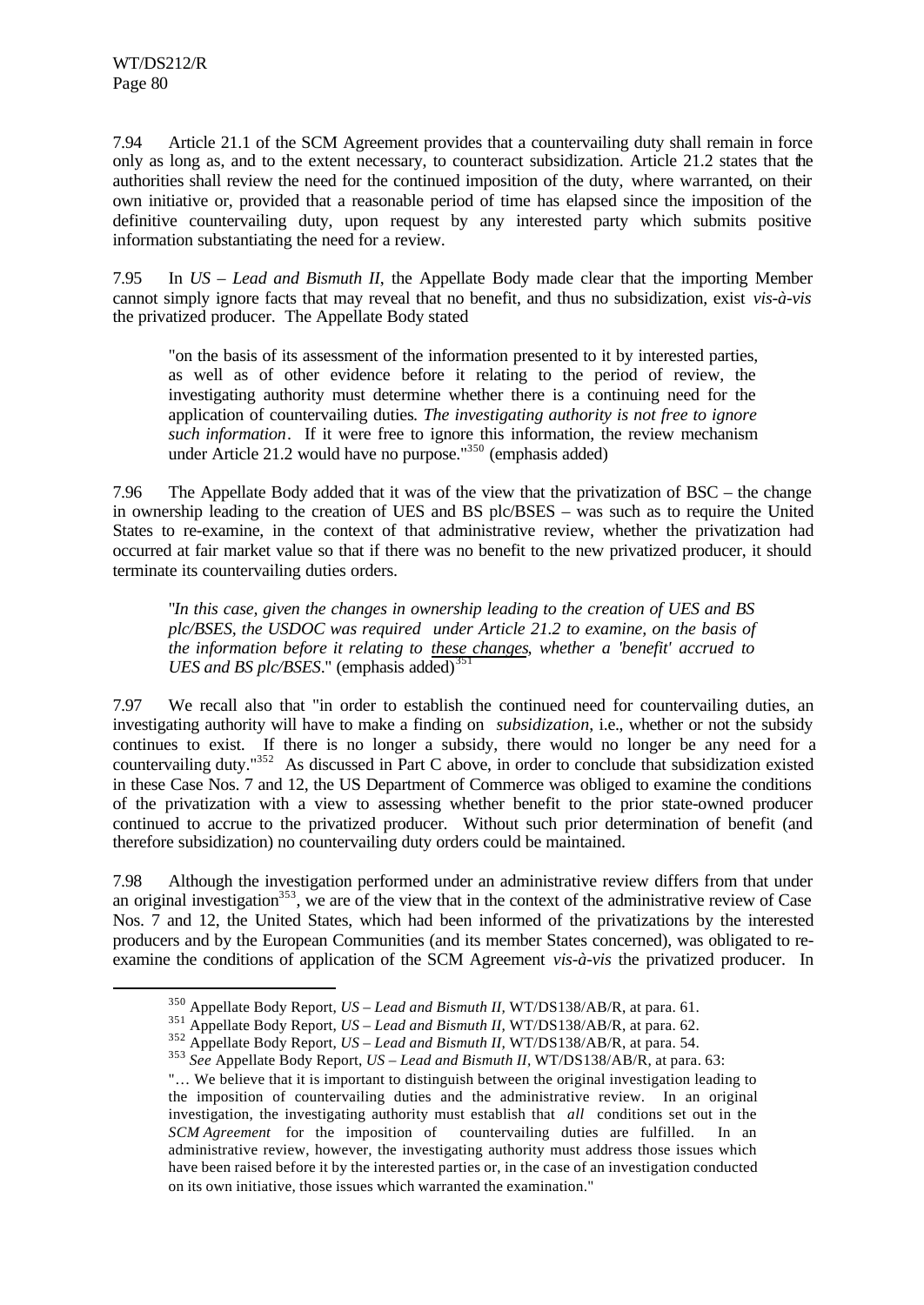7.94 Article 21.1 of the SCM Agreement provides that a countervailing duty shall remain in force only as long as, and to the extent necessary, to counteract subsidization. Article 21.2 states that the authorities shall review the need for the continued imposition of the duty, where warranted, on their own initiative or, provided that a reasonable period of time has elapsed since the imposition of the definitive countervailing duty, upon request by any interested party which submits positive information substantiating the need for a review.

7.95 In *US – Lead and Bismuth II*, the Appellate Body made clear that the importing Member cannot simply ignore facts that may reveal that no benefit, and thus no subsidization, exist *vis-à-vis* the privatized producer. The Appellate Body stated

> "on the basis of its assessment of the information presented to it by interested parties, as well as of other evidence before it relating to the period of review, the investigating authority must determine whether there is a continuing need for the application of countervailing duties. *The investigating authority is not free to ignore such information*. If it were free to ignore this information, the review mechanism under Article 21.2 would have no purpose."[350] (emphasis added)

7.96 The Appellate Body added that it was of the view that the privatization of BSC – the change in ownership leading to the creation of UES and BS plc/BSES – was such as to require the United States to re-examine, in the context of that administrative review, whether the privatization had occurred at fair market value so that if there was no benefit to the new privatized producer, it should terminate its countervailing duties orders.

> "*In this case, given the changes in ownership leading to the creation of UES and BS plc/BSES, the USDOC was required under Article 21.2 to examine, on the basis of the information before it relating to* *__these changes__*, *whether a 'benefit' accrued to UES and BS plc/BSES*." (emphasis added)[351]

7.97 We recall also that "in order to establish the continued need for countervailing duties, an investigating authority will have to make a finding on *subsidization*, i.e., whether or not the subsidy continues to exist. If there is no longer a subsidy, there would no longer be any need for a countervailing duty."[352] As discussed in Part C above, in order to conclude that subsidization existed in these Case Nos. 7 and 12, the US Department of Commerce was obliged to examine the conditions of the privatization with a view to assessing whether benefit to the prior state-owned producer continued to accrue to the privatized producer. Without such prior determination of benefit (and therefore subsidization) no countervailing duty orders could be maintained.

7.98 Although the investigation performed under an administrative review differs from that under an original investigation[353], we are of the view that in the context of the administrative review of Case Nos. 7 and 12, the United States, which had been informed of the privatizations by the interested producers and by the European Communities (and its member States concerned), was obligated to re-examine the conditions of application of the SCM Agreement *vis-à-vis* the privatized producer. In

---

[350] Appellate Body Report, *US – Lead and Bismuth II*, WT/DS138/AB/R, at para. 61.

[351] Appellate Body Report, *US – Lead and Bismuth II*, WT/DS138/AB/R, at para. 62.

[352] Appellate Body Report, *US – Lead and Bismuth II*, WT/DS138/AB/R, at para. 54.

[353] *See* Appellate Body Report, *US – Lead and Bismuth II*, WT/DS138/AB/R, at para. 63:

"… We believe that it is important to distinguish between the original investigation leading to the imposition of countervailing duties and the administrative review. In an original investigation, the investigating authority must establish that *all* conditions set out in the *SCM Agreement* for the imposition of countervailing duties are fulfilled. In an administrative review, however, the investigating authority must address those issues which have been raised before it by the interested parties or, in the case of an investigation conducted on its own initiative, those issues which warranted the examination."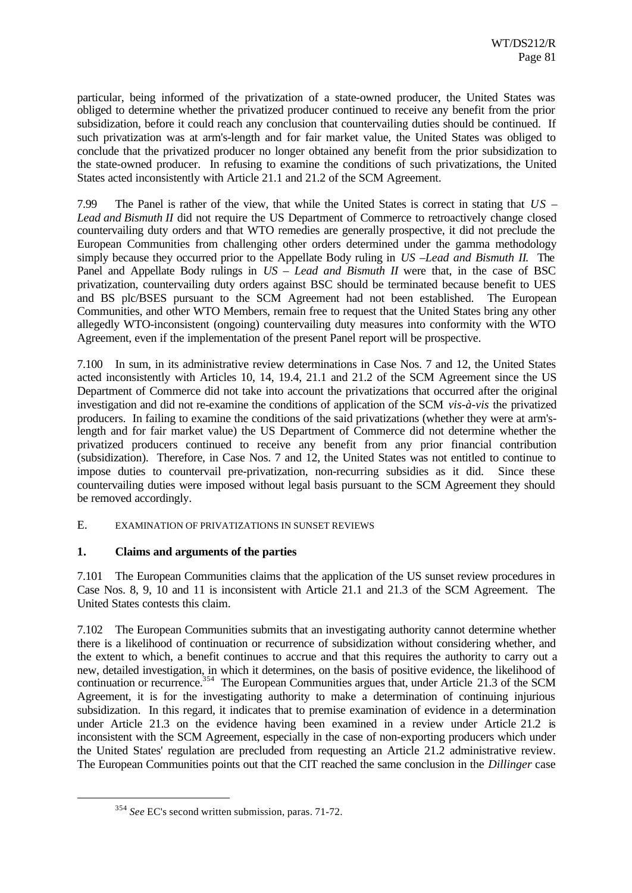particular, being informed of the privatization of a state-owned producer, the United States was obliged to determine whether the privatized producer continued to receive any benefit from the prior subsidization, before it could reach any conclusion that countervailing duties should be continued. If such privatization was at arm's-length and for fair market value, the United States was obliged to conclude that the privatized producer no longer obtained any benefit from the prior subsidization to the state-owned producer. In refusing to examine the conditions of such privatizations, the United States acted inconsistently with Article 21.1 and 21.2 of the SCM Agreement.

7.99 The Panel is rather of the view, that while the United States is correct in stating that *US – Lead and Bismuth II* did not require the US Department of Commerce to retroactively change closed countervailing duty orders and that WTO remedies are generally prospective, it did not preclude the European Communities from challenging other orders determined under the gamma methodology simply because they occurred prior to the Appellate Body ruling in *US –Lead and Bismuth II.* The Panel and Appellate Body rulings in *US – Lead and Bismuth II* were that, in the case of BSC privatization, countervailing duty orders against BSC should be terminated because benefit to UES and BS plc/BSES pursuant to the SCM Agreement had not been established. The European Communities, and other WTO Members, remain free to request that the United States bring any other allegedly WTO-inconsistent (ongoing) countervailing duty measures into conformity with the WTO Agreement, even if the implementation of the present Panel report will be prospective.

7.100 In sum, in its administrative review determinations in Case Nos. 7 and 12, the United States acted inconsistently with Articles 10, 14, 19.4, 21.1 and 21.2 of the SCM Agreement since the US Department of Commerce did not take into account the privatizations that occurred after the original investigation and did not re-examine the conditions of application of the SCM *vis-à-vis* the privatized producers. In failing to examine the conditions of the said privatizations (whether they were at arm's-length and for fair market value) the US Department of Commerce did not determine whether the privatized producers continued to receive any benefit from any prior financial contribution (subsidization). Therefore, in Case Nos. 7 and 12, the United States was not entitled to continue to impose duties to countervail pre-privatization, non-recurring subsidies as it did. Since these countervailing duties were imposed without legal basis pursuant to the SCM Agreement they should be removed accordingly.

## E. EXAMINATION OF PRIVATIZATIONS IN SUNSET REVIEWS

### 1. Claims and arguments of the parties

7.101 The European Communities claims that the application of the US sunset review procedures in Case Nos. 8, 9, 10 and 11 is inconsistent with Article 21.1 and 21.3 of the SCM Agreement. The United States contests this claim.

7.102 The European Communities submits that an investigating authority cannot determine whether there is a likelihood of continuation or recurrence of subsidization without considering whether, and the extent to which, a benefit continues to accrue and that this requires the authority to carry out a new, detailed investigation, in which it determines, on the basis of positive evidence, the likelihood of continuation or recurrence.[354] The European Communities argues that, under Article 21.3 of the SCM Agreement, it is for the investigating authority to make a determination of continuing injurious subsidization. In this regard, it indicates that to premise examination of evidence in a determination under Article 21.3 on the evidence having been examined in a review under Article 21.2 is inconsistent with the SCM Agreement, especially in the case of non-exporting producers which under the United States' regulation are precluded from requesting an Article 21.2 administrative review. The European Communities points out that the CIT reached the same conclusion in the *Dillinger* case

[354] *See* EC's second written submission, paras. 71-72.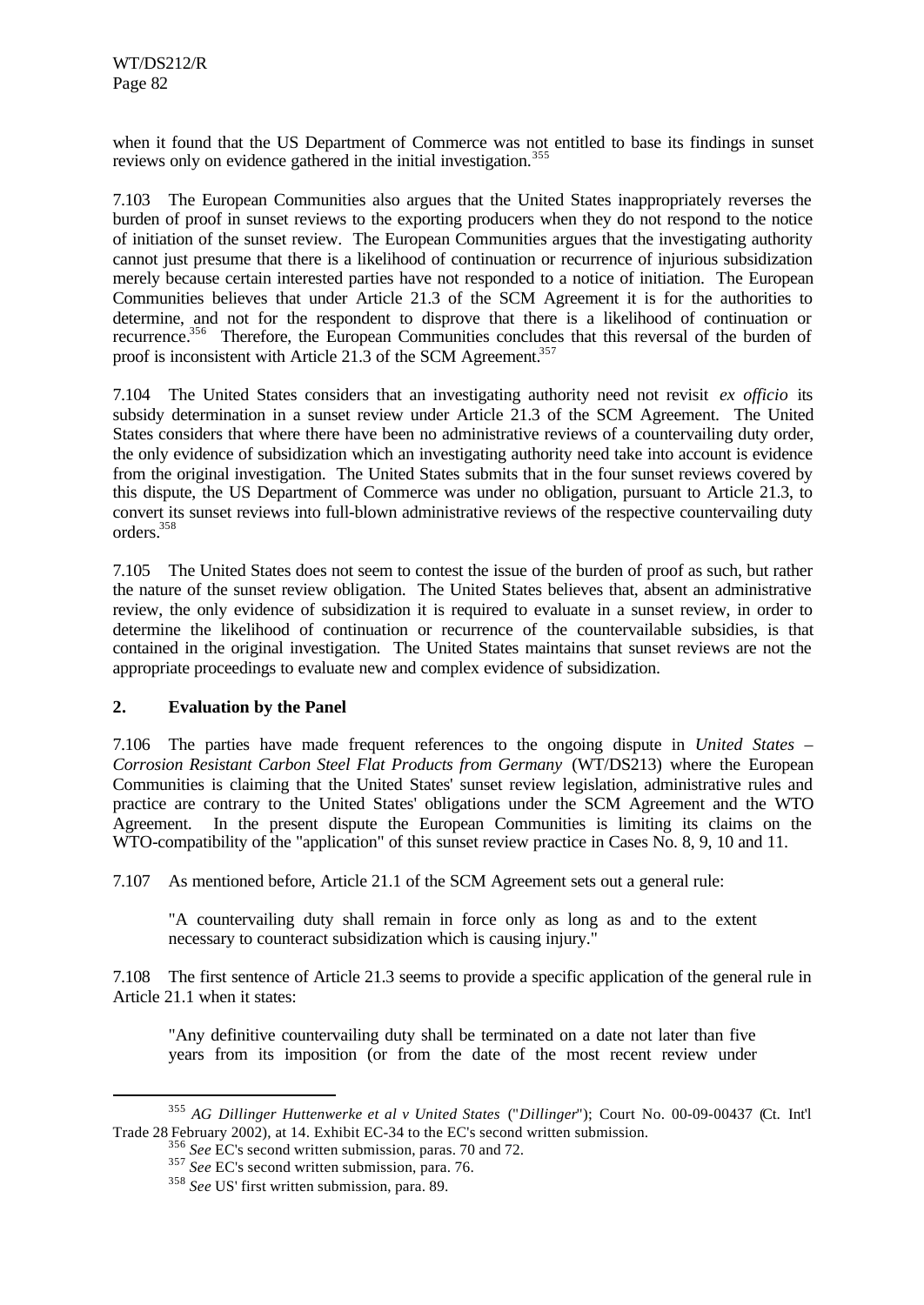when it found that the US Department of Commerce was not entitled to base its findings in sunset reviews only on evidence gathered in the initial investigation.[355]

7.103 The European Communities also argues that the United States inappropriately reverses the burden of proof in sunset reviews to the exporting producers when they do not respond to the notice of initiation of the sunset review. The European Communities argues that the investigating authority cannot just presume that there is a likelihood of continuation or recurrence of injurious subsidization merely because certain interested parties have not responded to a notice of initiation. The European Communities believes that under Article 21.3 of the SCM Agreement it is for the authorities to determine, and not for the respondent to disprove that there is a likelihood of continuation or recurrence.[356] Therefore, the European Communities concludes that this reversal of the burden of proof is inconsistent with Article 21.3 of the SCM Agreement.[357]

7.104 The United States considers that an investigating authority need not revisit *ex officio* its subsidy determination in a sunset review under Article 21.3 of the SCM Agreement. The United States considers that where there have been no administrative reviews of a countervailing duty order, the only evidence of subsidization which an investigating authority need take into account is evidence from the original investigation. The United States submits that in the four sunset reviews covered by this dispute, the US Department of Commerce was under no obligation, pursuant to Article 21.3, to convert its sunset reviews into full-blown administrative reviews of the respective countervailing duty orders.[358]

7.105 The United States does not seem to contest the issue of the burden of proof as such, but rather the nature of the sunset review obligation. The United States believes that, absent an administrative review, the only evidence of subsidization it is required to evaluate in a sunset review, in order to determine the likelihood of continuation or recurrence of the countervailable subsidies, is that contained in the original investigation. The United States maintains that sunset reviews are not the appropriate proceedings to evaluate new and complex evidence of subsidization.

## 2. Evaluation by the Panel

7.106 The parties have made frequent references to the ongoing dispute in *United States – Corrosion Resistant Carbon Steel Flat Products from Germany* (WT/DS213) where the European Communities is claiming that the United States' sunset review legislation, administrative rules and practice are contrary to the United States' obligations under the SCM Agreement and the WTO Agreement. In the present dispute the European Communities is limiting its claims on the WTO-compatibility of the "application" of this sunset review practice in Cases No. 8, 9, 10 and 11.

7.107 As mentioned before, Article 21.1 of the SCM Agreement sets out a general rule:

> "A countervailing duty shall remain in force only as long as and to the extent necessary to counteract subsidization which is causing injury."

7.108 The first sentence of Article 21.3 seems to provide a specific application of the general rule in Article 21.1 when it states:

> "Any definitive countervailing duty shall be terminated on a date not later than five years from its imposition (or from the date of the most recent review under

---

[355] *AG Dillinger Huttenwerke et al v United States* ("*Dillinger*"); Court No. 00-09-00437 (Ct. Int'l Trade 28 February 2002), at 14. Exhibit EC-34 to the EC's second written submission.

[356] *See* EC's second written submission, paras. 70 and 72.

[357] *See* EC's second written submission, para. 76.

[358] *See* US' first written submission, para. 89.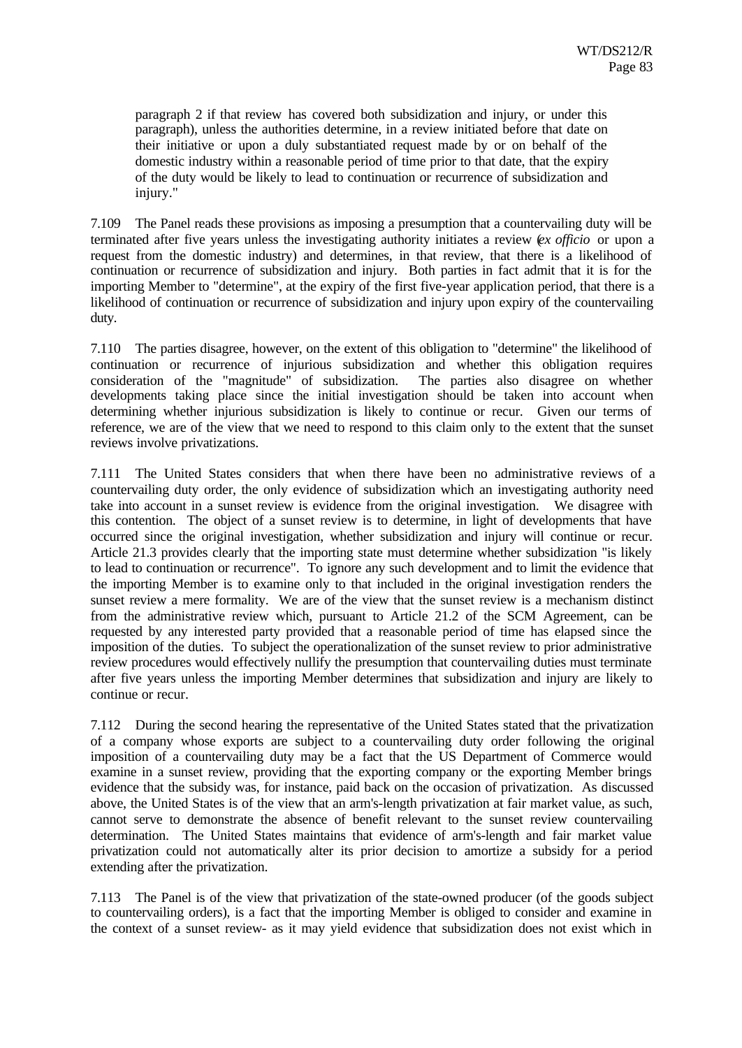paragraph 2 if that review has covered both subsidization and injury, or under this paragraph), unless the authorities determine, in a review initiated before that date on their initiative or upon a duly substantiated request made by or on behalf of the domestic industry within a reasonable period of time prior to that date, that the expiry of the duty would be likely to lead to continuation or recurrence of subsidization and injury."

7.109 The Panel reads these provisions as imposing a presumption that a countervailing duty will be terminated after five years unless the investigating authority initiates a review (*ex officio* or upon a request from the domestic industry) and determines, in that review, that there is a likelihood of continuation or recurrence of subsidization and injury. Both parties in fact admit that it is for the importing Member to "determine", at the expiry of the first five-year application period, that there is a likelihood of continuation or recurrence of subsidization and injury upon expiry of the countervailing duty.

7.110 The parties disagree, however, on the extent of this obligation to "determine" the likelihood of continuation or recurrence of injurious subsidization and whether this obligation requires consideration of the "magnitude" of subsidization. The parties also disagree on whether developments taking place since the initial investigation should be taken into account when determining whether injurious subsidization is likely to continue or recur. Given our terms of reference, we are of the view that we need to respond to this claim only to the extent that the sunset reviews involve privatizations.

7.111 The United States considers that when there have been no administrative reviews of a countervailing duty order, the only evidence of subsidization which an investigating authority need take into account in a sunset review is evidence from the original investigation. We disagree with this contention. The object of a sunset review is to determine, in light of developments that have occurred since the original investigation, whether subsidization and injury will continue or recur. Article 21.3 provides clearly that the importing state must determine whether subsidization "is likely to lead to continuation or recurrence". To ignore any such development and to limit the evidence that the importing Member is to examine only to that included in the original investigation renders the sunset review a mere formality. We are of the view that the sunset review is a mechanism distinct from the administrative review which, pursuant to Article 21.2 of the SCM Agreement, can be requested by any interested party provided that a reasonable period of time has elapsed since the imposition of the duties. To subject the operationalization of the sunset review to prior administrative review procedures would effectively nullify the presumption that countervailing duties must terminate after five years unless the importing Member determines that subsidization and injury are likely to continue or recur.

7.112 During the second hearing the representative of the United States stated that the privatization of a company whose exports are subject to a countervailing duty order following the original imposition of a countervailing duty may be a fact that the US Department of Commerce would examine in a sunset review, providing that the exporting company or the exporting Member brings evidence that the subsidy was, for instance, paid back on the occasion of privatization. As discussed above, the United States is of the view that an arm's-length privatization at fair market value, as such, cannot serve to demonstrate the absence of benefit relevant to the sunset review countervailing determination. The United States maintains that evidence of arm's-length and fair market value privatization could not automatically alter its prior decision to amortize a subsidy for a period extending after the privatization.

7.113 The Panel is of the view that privatization of the state-owned producer (of the goods subject to countervailing orders), is a fact that the importing Member is obliged to consider and examine in the context of a sunset review- as it may yield evidence that subsidization does not exist which in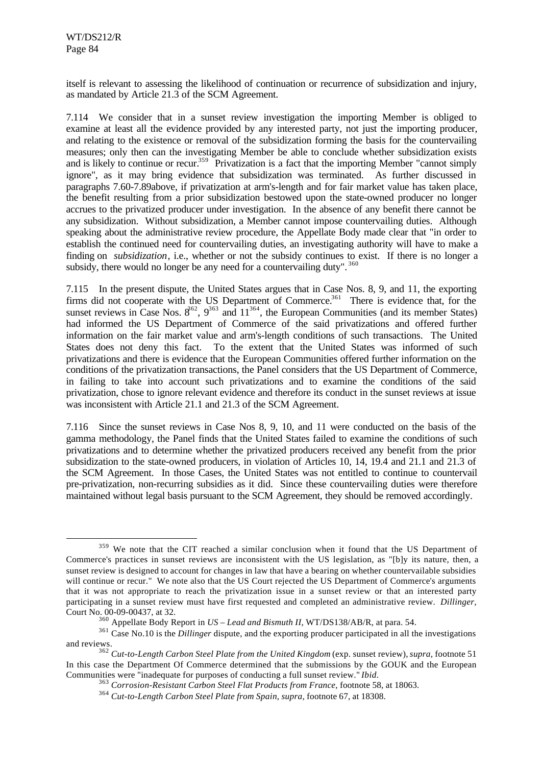itself is relevant to assessing the likelihood of continuation or recurrence of subsidization and injury, as mandated by Article 21.3 of the SCM Agreement.

7.114 We consider that in a sunset review investigation the importing Member is obliged to examine at least all the evidence provided by any interested party, not just the importing producer, and relating to the existence or removal of the subsidization forming the basis for the countervailing measures; only then can the investigating Member be able to conclude whether subsidization exists and is likely to continue or recur.[359] Privatization is a fact that the importing Member "cannot simply ignore", as it may bring evidence that subsidization was terminated. As further discussed in paragraphs 7.60-7.89above, if privatization at arm's-length and for fair market value has taken place, the benefit resulting from a prior subsidization bestowed upon the state-owned producer no longer accrues to the privatized producer under investigation. In the absence of any benefit there cannot be any subsidization. Without subsidization, a Member cannot impose countervailing duties. Although speaking about the administrative review procedure, the Appellate Body made clear that "in order to establish the continued need for countervailing duties, an investigating authority will have to make a finding on *subsidization*, i.e., whether or not the subsidy continues to exist. If there is no longer a subsidy, there would no longer be any need for a countervailing duty".[360]

7.115 In the present dispute, the United States argues that in Case Nos. 8, 9, and 11, the exporting firms did not cooperate with the US Department of Commerce.[361] There is evidence that, for the sunset reviews in Case Nos. 8[362], 9[363] and 11[364], the European Communities (and its member States) had informed the US Department of Commerce of the said privatizations and offered further information on the fair market value and arm's-length conditions of such transactions. The United States does not deny this fact. To the extent that the United States was informed of such privatizations and there is evidence that the European Communities offered further information on the conditions of the privatization transactions, the Panel considers that the US Department of Commerce, in failing to take into account such privatizations and to examine the conditions of the said privatization, chose to ignore relevant evidence and therefore its conduct in the sunset reviews at issue was inconsistent with Article 21.1 and 21.3 of the SCM Agreement.

7.116 Since the sunset reviews in Case Nos 8, 9, 10, and 11 were conducted on the basis of the gamma methodology, the Panel finds that the United States failed to examine the conditions of such privatizations and to determine whether the privatized producers received any benefit from the prior subsidization to the state-owned producers, in violation of Articles 10, 14, 19.4 and 21.1 and 21.3 of the SCM Agreement. In those Cases, the United States was not entitled to continue to countervail pre-privatization, non-recurring subsidies as it did. Since these countervailing duties were therefore maintained without legal basis pursuant to the SCM Agreement, they should be removed accordingly.

---

[359] We note that the CIT reached a similar conclusion when it found that the US Department of Commerce's practices in sunset reviews are inconsistent with the US legislation, as "[b]y its nature, then, a sunset review is designed to account for changes in law that have a bearing on whether countervailable subsidies will continue or recur." We note also that the US Court rejected the US Department of Commerce's arguments that it was not appropriate to reach the privatization issue in a sunset review or that an interested party participating in a sunset review must have first requested and completed an administrative review. *Dillinger*, Court No. 00-09-00437, at 32.

[360] Appellate Body Report in *US – Lead and Bismuth II*, WT/DS138/AB/R, at para. 54.

[361] Case No.10 is the *Dillinger* dispute, and the exporting producer participated in all the investigations and reviews.

[362] *Cut-to-Length Carbon Steel Plate from the United Kingdom* (exp. sunset review), *supra*, footnote 51 In this case the Department Of Commerce determined that the submissions by the GOUK and the European Communities were "inadequate for purposes of conducting a full sunset review." *Ibid*.

[363] *Corrosion-Resistant Carbon Steel Flat Products from France*, footnote 58, at 18063.

[364] *Cut-to-Length Carbon Steel Plate from Spain*, *supra*, footnote 67, at 18308.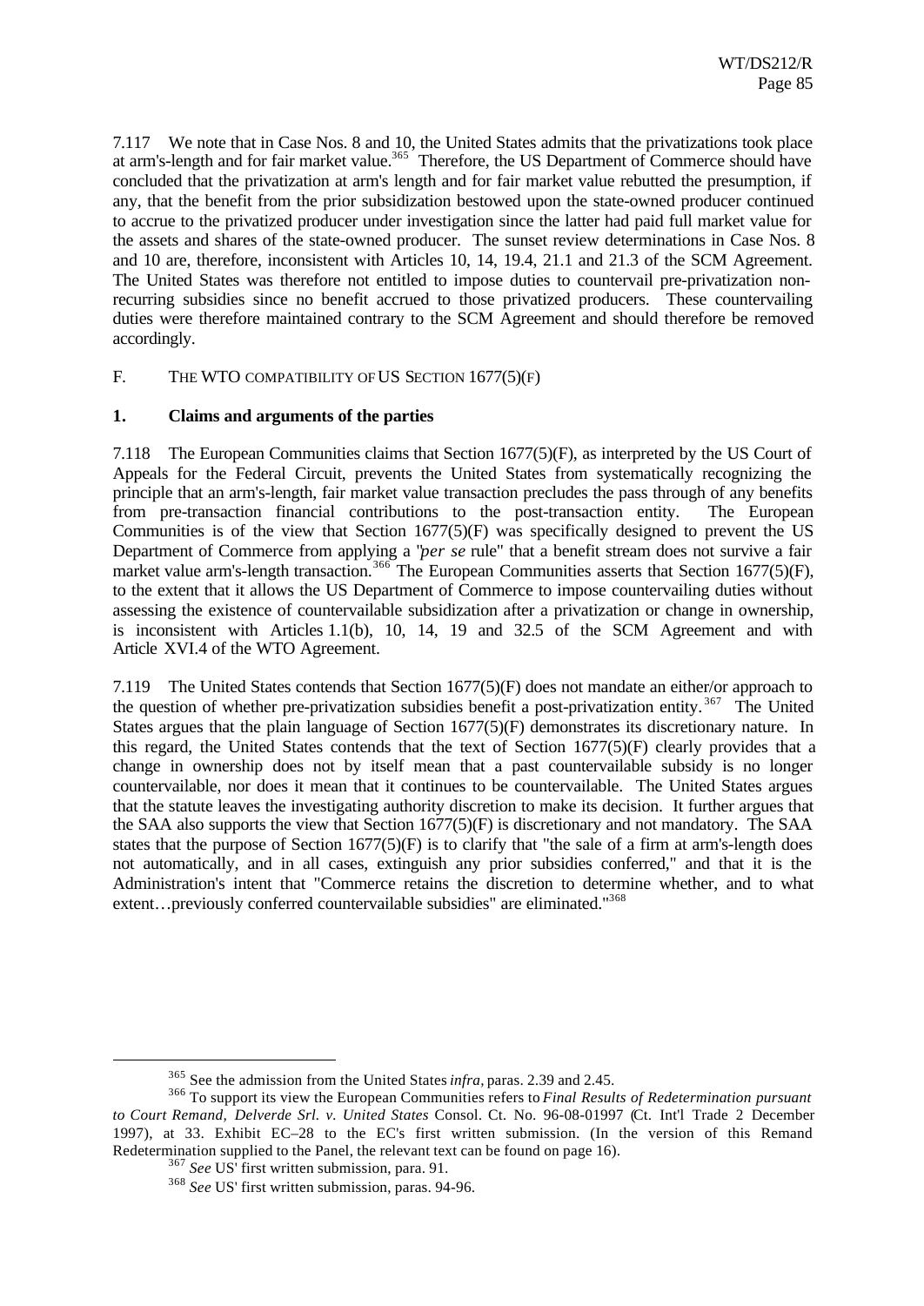7.117 We note that in Case Nos. 8 and 10, the United States admits that the privatizations took place at arm's-length and for fair market value.[365] Therefore, the US Department of Commerce should have concluded that the privatization at arm's length and for fair market value rebutted the presumption, if any, that the benefit from the prior subsidization bestowed upon the state-owned producer continued to accrue to the privatized producer under investigation since the latter had paid full market value for the assets and shares of the state-owned producer. The sunset review determinations in Case Nos. 8 and 10 are, therefore, inconsistent with Articles 10, 14, 19.4, 21.1 and 21.3 of the SCM Agreement. The United States was therefore not entitled to impose duties to countervail pre-privatization non-recurring subsidies since no benefit accrued to those privatized producers. These countervailing duties were therefore maintained contrary to the SCM Agreement and should therefore be removed accordingly.

## F. THE WTO COMPATIBILITY OF US SECTION 1677(5)(F)

### 1. Claims and arguments of the parties

7.118 The European Communities claims that Section 1677(5)(F), as interpreted by the US Court of Appeals for the Federal Circuit, prevents the United States from systematically recognizing the principle that an arm's-length, fair market value transaction precludes the pass through of any benefits from pre-transaction financial contributions to the post-transaction entity. The European Communities is of the view that Section 1677(5)(F) was specifically designed to prevent the US Department of Commerce from applying a "*per se* rule" that a benefit stream does not survive a fair market value arm's-length transaction.[366] The European Communities asserts that Section 1677(5)(F), to the extent that it allows the US Department of Commerce to impose countervailing duties without assessing the existence of countervailable subsidization after a privatization or change in ownership, is inconsistent with Articles 1.1(b), 10, 14, 19 and 32.5 of the SCM Agreement and with Article XVI.4 of the WTO Agreement.

7.119 The United States contends that Section 1677(5)(F) does not mandate an either/or approach to the question of whether pre-privatization subsidies benefit a post-privatization entity.[367] The United States argues that the plain language of Section 1677(5)(F) demonstrates its discretionary nature. In this regard, the United States contends that the text of Section 1677(5)(F) clearly provides that a change in ownership does not by itself mean that a past countervailable subsidy is no longer countervailable, nor does it mean that it continues to be countervailable. The United States argues that the statute leaves the investigating authority discretion to make its decision. It further argues that the SAA also supports the view that Section 1677(5)(F) is discretionary and not mandatory. The SAA states that the purpose of Section 1677(5)(F) is to clarify that "the sale of a firm at arm's-length does not automatically, and in all cases, extinguish any prior subsidies conferred," and that it is the Administration's intent that "Commerce retains the discretion to determine whether, and to what extent…previously conferred countervailable subsidies" are eliminated."[368]

---

[365] See the admission from the United States *infra*, paras. 2.39 and 2.45.

[366] To support its view the European Communities refers to *Final Results of Redetermination pursuant to Court Remand, Delverde Srl. v. United States* Consol. Ct. No. 96-08-01997 (Ct. Int'l Trade 2 December 1997), at 33. Exhibit EC–28 to the EC's first written submission. (In the version of this Remand Redetermination supplied to the Panel, the relevant text can be found on page 16).

[367] *See* US' first written submission, para. 91.

[368] *See* US' first written submission, paras. 94-96.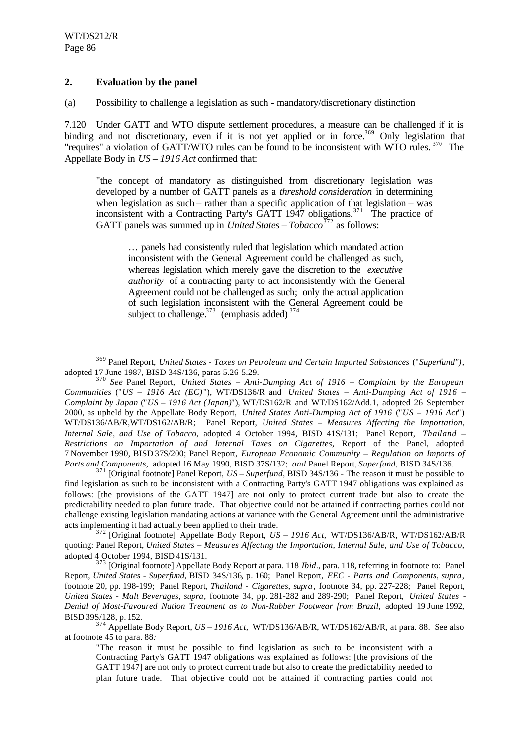## 2. Evaluation by the panel

(a) Possibility to challenge a legislation as such - mandatory/discretionary distinction

7.120 Under GATT and WTO dispute settlement procedures, a measure can be challenged if it is binding and not discretionary, even if it is not yet applied or in force.[369] Only legislation that "requires" a violation of GATT/WTO rules can be found to be inconsistent with WTO rules.[370] The Appellate Body in *US – 1916 Act* confirmed that:

> "the concept of mandatory as distinguished from discretionary legislation was developed by a number of GATT panels as a *threshold consideration* in determining when legislation as such – rather than a specific application of that legislation – was inconsistent with a Contracting Party's GATT 1947 obligations.[371] The practice of GATT panels was summed up in *United States – Tobacco*[372] as follows:
>
> > … panels had consistently ruled that legislation which mandated action inconsistent with the General Agreement could be challenged as such, whereas legislation which merely gave the discretion to the *executive authority* of a contracting party to act inconsistently with the General Agreement could not be challenged as such; only the actual application of such legislation inconsistent with the General Agreement could be subject to challenge.[373] (emphasis added)[374]

---

[369] Panel Report, *United States - Taxes on Petroleum and Certain Imported Substances* ("*Superfund")*, adopted 17 June 1987, BISD 34S/136, paras 5.26-5.29.

[370] *See* Panel Report, *United States – Anti-Dumping Act of 1916 – Complaint by the European Communities* ("*US – 1916 Act (EC)*"), WT/DS136/R and *United States – Anti-Dumping Act of 1916 – Complaint by Japan* ("*US – 1916 Act (Japan)*"), WT/DS162/R and WT/DS162/Add.1, adopted 26 September 2000, as upheld by the Appellate Body Report, *United States Anti-Dumping Act of 1916* ("*US – 1916 Act*") WT/DS136/AB/R,WT/DS162/AB/R; Panel Report, *United States – Measures Affecting the Importation, Internal Sale, and Use of Tobacco*, adopted 4 October 1994, BISD 41S/131; Panel Report, *Thailand – Restrictions on Importation of and Internal Taxes on Cigarettes*, Report of the Panel, adopted 7 November 1990, BISD 37S/200; Panel Report, *European Economic Community – Regulation on Imports of Parts and Components*, adopted 16 May 1990, BISD 37S/132; *and* Panel Report, *Superfund*, BISD 34S/136.

[371] [Original footnote] Panel Report, *US – Superfund*, BISD 34S/136 - The reason it must be possible to find legislation as such to be inconsistent with a Contracting Party's GATT 1947 obligations was explained as follows: [the provisions of the GATT 1947] are not only to protect current trade but also to create the predictability needed to plan future trade. That objective could not be attained if contracting parties could not challenge existing legislation mandating actions at variance with the General Agreement until the administrative acts implementing it had actually been applied to their trade.

[372] [Original footnote] Appellate Body Report, *US – 1916 Act*, WT/DS136/AB/R, WT/DS162/AB/R quoting: Panel Report, *United States – Measures Affecting the Importation, Internal Sale, and Use of Tobacco*, adopted 4 October 1994, BISD 41S/131.

[373] [Original footnote] Appellate Body Report at para. 118 *Ibid*., para. 118, referring in footnote to: Panel Report, *United States - Superfund*, BISD 34S/136, p. 160; Panel Report, *EEC - Parts and Components*, *supra*, footnote 20, pp. 198-199; Panel Report, *Thailand - Cigarettes*, *supra*, footnote 34, pp. 227-228; Panel Report, *United States - Malt Beverages*, *supra*, footnote 34, pp. 281-282 and 289-290; Panel Report, *United States - Denial of Most-Favoured Nation Treatment as to Non-Rubber Footwear from Brazil*, adopted 19 June 1992, BISD 39S/128, p. 152.

[374] Appellate Body Report, *US – 1916 Act*, WT/DS136/AB/R, WT/DS162/AB/R, at para. 88. See also at footnote 45 to para. 88*:*

"The reason it must be possible to find legislation as such to be inconsistent with a Contracting Party's GATT 1947 obligations was explained as follows: [the provisions of the GATT 1947] are not only to protect current trade but also to create the predictability needed to plan future trade. That objective could not be attained if contracting parties could not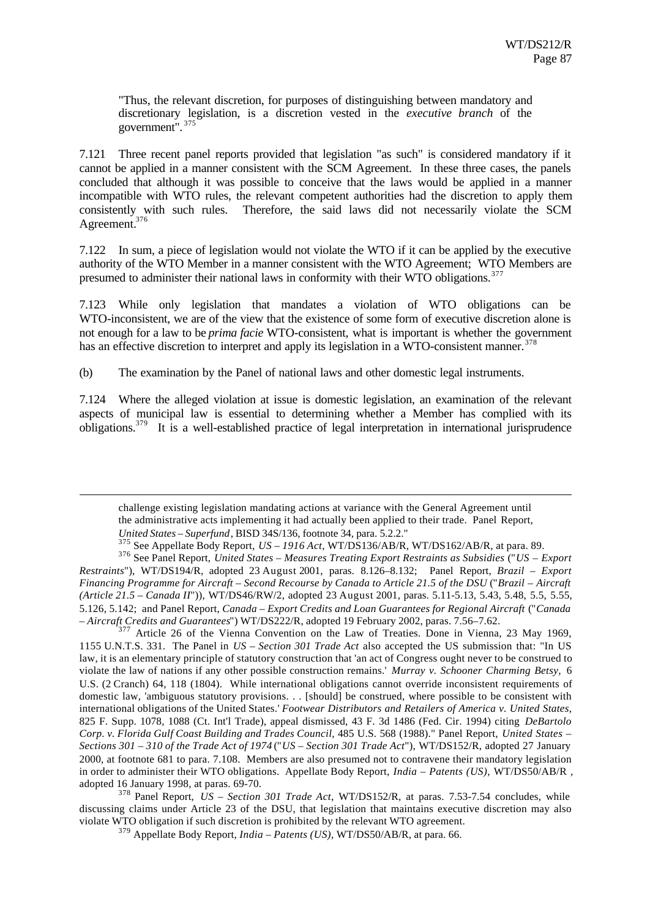"Thus, the relevant discretion, for purposes of distinguishing between mandatory and discretionary legislation, is a discretion vested in the *executive branch* of the government".[375]

7.121 Three recent panel reports provided that legislation "as such" is considered mandatory if it cannot be applied in a manner consistent with the SCM Agreement. In these three cases, the panels concluded that although it was possible to conceive that the laws would be applied in a manner incompatible with WTO rules, the relevant competent authorities had the discretion to apply them consistently with such rules. Therefore, the said laws did not necessarily violate the SCM Agreement.[376]

7.122 In sum, a piece of legislation would not violate the WTO if it can be applied by the executive authority of the WTO Member in a manner consistent with the WTO Agreement; WTO Members are presumed to administer their national laws in conformity with their WTO obligations.[377]

7.123 While only legislation that mandates a violation of WTO obligations can be WTO-inconsistent, we are of the view that the existence of some form of executive discretion alone is not enough for a law to be *prima facie* WTO-consistent, what is important is whether the government has an effective discretion to interpret and apply its legislation in a WTO-consistent manner.[378]

(b) The examination by the Panel of national laws and other domestic legal instruments.

7.124 Where the alleged violation at issue is domestic legislation, an examination of the relevant aspects of municipal law is essential to determining whether a Member has complied with its obligations.[379] It is a well-established practice of legal interpretation in international jurisprudence

---

challenge existing legislation mandating actions at variance with the General Agreement until the administrative acts implementing it had actually been applied to their trade. Panel Report, *United States – Superfund*, BISD 34S/136, footnote 34, para. 5.2.2."

[375] See Appellate Body Report, *US – 1916 Act*, WT/DS136/AB/R, WT/DS162/AB/R, at para. 89.

[376] See Panel Report, *United States – Measures Treating Export Restraints as Subsidies* ("*US – Export Restraints*"), WT/DS194/R, adopted 23 August 2001, paras. 8.126–8.132; Panel Report, *Brazil – Export Financing Programme for Aircraft – Second Recourse by Canada to Article 21.5 of the DSU* ("*Brazil – Aircraft (Article 21.5 – Canada II*")), WT/DS46/RW/2, adopted 23 August 2001, paras. 5.11-5.13, 5.43, 5.48, 5.5, 5.55, 5.126, 5.142; and Panel Report, *Canada – Export Credits and Loan Guarantees for Regional Aircraft* ("*Canada – Aircraft Credits and Guarantees*") WT/DS222/R, adopted 19 February 2002, paras. 7.56–7.62.

[377] Article 26 of the Vienna Convention on the Law of Treaties. Done in Vienna, 23 May 1969, 1155 U.N.T.S. 331. The Panel in *US – Section 301 Trade Act* also accepted the US submission that: "In US law, it is an elementary principle of statutory construction that 'an act of Congress ought never to be construed to violate the law of nations if any other possible construction remains.' *Murray v. Schooner Charming Betsy*, 6 U.S. (2 Cranch) 64, 118 (1804). While international obligations cannot override inconsistent requirements of domestic law, 'ambiguous statutory provisions. . . [should] be construed, where possible to be consistent with international obligations of the United States.' *Footwear Distributors and Retailers of America v. United States*, 825 F. Supp. 1078, 1088 (Ct. Int'l Trade), appeal dismissed, 43 F. 3d 1486 (Fed. Cir. 1994) citing *DeBartolo Corp. v. Florida Gulf Coast Building and Trades Council*, 485 U.S. 568 (1988)." Panel Report, *United States – Sections 301 – 310 of the Trade Act of 1974* ("*US – Section 301 Trade Act*"), WT/DS152/R, adopted 27 January 2000, at footnote 681 to para. 7.108. Members are also presumed not to contravene their mandatory legislation in order to administer their WTO obligations. Appellate Body Report, *India – Patents (US)*, WT/DS50/AB/R , adopted 16 January 1998, at paras. 69-70.

[378] Panel Report, *US – Section 301 Trade Act*, WT/DS152/R, at paras. 7.53-7.54 concludes, while discussing claims under Article 23 of the DSU, that legislation that maintains executive discretion may also violate WTO obligation if such discretion is prohibited by the relevant WTO agreement.

[379] Appellate Body Report, *India – Patents (US)*, WT/DS50/AB/R, at para. 66.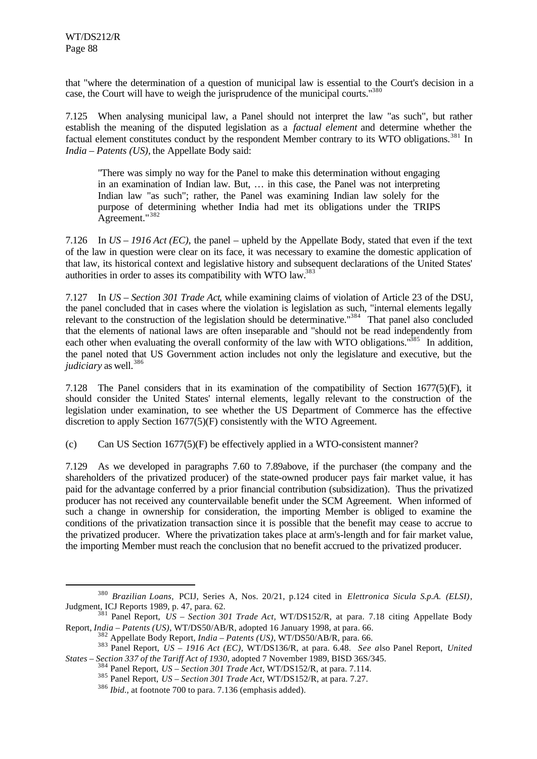that "where the determination of a question of municipal law is essential to the Court's decision in a case, the Court will have to weigh the jurisprudence of the municipal courts."[380]

7.125 When analysing municipal law, a Panel should not interpret the law "as such", but rather establish the meaning of the disputed legislation as a *factual element* and determine whether the factual element constitutes conduct by the respondent Member contrary to its WTO obligations.[381] In *India – Patents (US)*, the Appellate Body said:

> "There was simply no way for the Panel to make this determination without engaging in an examination of Indian law. But, … in this case, the Panel was not interpreting Indian law "as such"; rather, the Panel was examining Indian law solely for the purpose of determining whether India had met its obligations under the TRIPS Agreement."[382]

7.126 In *US – 1916 Act (EC)*, the panel – upheld by the Appellate Body, stated that even if the text of the law in question were clear on its face, it was necessary to examine the domestic application of that law, its historical context and legislative history and subsequent declarations of the United States' authorities in order to asses its compatibility with WTO law.[383]

7.127 In *US – Section 301 Trade Act*, while examining claims of violation of Article 23 of the DSU, the panel concluded that in cases where the violation is legislation as such, "internal elements legally relevant to the construction of the legislation should be determinative."[384] That panel also concluded that the elements of national laws are often inseparable and "should not be read independently from each other when evaluating the overall conformity of the law with WTO obligations."[385] In addition, the panel noted that US Government action includes not only the legislature and executive, but the *judiciary* as well.[386]

7.128 The Panel considers that in its examination of the compatibility of Section 1677(5)(F), it should consider the United States' internal elements, legally relevant to the construction of the legislation under examination, to see whether the US Department of Commerce has the effective discretion to apply Section 1677(5)(F) consistently with the WTO Agreement.

(c) Can US Section 1677(5)(F) be effectively applied in a WTO-consistent manner?

7.129 As we developed in paragraphs 7.60 to 7.89above, if the purchaser (the company and the shareholders of the privatized producer) of the state-owned producer pays fair market value, it has paid for the advantage conferred by a prior financial contribution (subsidization). Thus the privatized producer has not received any countervailable benefit under the SCM Agreement. When informed of such a change in ownership for consideration, the importing Member is obliged to examine the conditions of the privatization transaction since it is possible that the benefit may cease to accrue to the privatized producer. Where the privatization takes place at arm's-length and for fair market value, the importing Member must reach the conclusion that no benefit accrued to the privatized producer.

---

[380] *Brazilian Loans*, PCIJ, Series A, Nos. 20/21, p.124 cited in *Elettronica Sicula S.p.A. (ELSI)*, Judgment, ICJ Reports 1989, p. 47, para. 62.

[381] Panel Report, *US – Section 301 Trade Act*, WT/DS152/R, at para. 7.18 citing Appellate Body Report, *India – Patents (US)*, WT/DS50/AB/R, adopted 16 January 1998, at para. 66.

[382] Appellate Body Report, *India – Patents (US)*, WT/DS50/AB/R, para. 66.

[383] Panel Report, *US – 1916 Act (EC)*, WT/DS136/R, at para. 6.48. *See a*lso Panel Report, *United States – Section 337 of the Tariff Act of 1930*, adopted 7 November 1989, BISD 36S/345.

[384] Panel Report, *US – Section 301 Trade Act*, WT/DS152/R, at para. 7.114.

[385] Panel Report, *US – Section 301 Trade Act*, WT/DS152/R, at para. 7.27.

[386] *Ibid.*, at footnote 700 to para. 7.136 (emphasis added).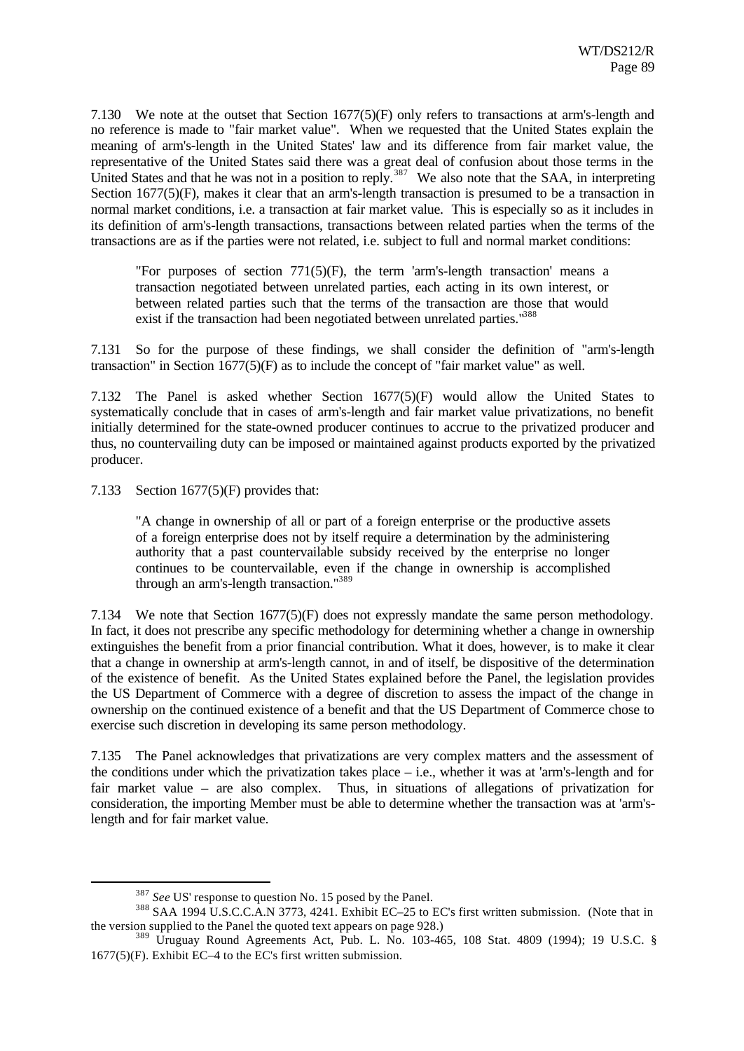7.130 We note at the outset that Section 1677(5)(F) only refers to transactions at arm's-length and no reference is made to "fair market value". When we requested that the United States explain the meaning of arm's-length in the United States' law and its difference from fair market value, the representative of the United States said there was a great deal of confusion about those terms in the United States and that he was not in a position to reply.[387] We also note that the SAA, in interpreting Section 1677(5)(F), makes it clear that an arm's-length transaction is presumed to be a transaction in normal market conditions, i.e. a transaction at fair market value. This is especially so as it includes in its definition of arm's-length transactions, transactions between related parties when the terms of the transactions are as if the parties were not related, i.e. subject to full and normal market conditions:

> "For purposes of section 771(5)(F), the term 'arm's-length transaction' means a transaction negotiated between unrelated parties, each acting in its own interest, or between related parties such that the terms of the transaction are those that would exist if the transaction had been negotiated between unrelated parties."[388]

7.131 So for the purpose of these findings, we shall consider the definition of "arm's-length transaction" in Section 1677(5)(F) as to include the concept of "fair market value" as well.

7.132 The Panel is asked whether Section 1677(5)(F) would allow the United States to systematically conclude that in cases of arm's-length and fair market value privatizations, no benefit initially determined for the state-owned producer continues to accrue to the privatized producer and thus, no countervailing duty can be imposed or maintained against products exported by the privatized producer.

7.133 Section 1677(5)(F) provides that:

> "A change in ownership of all or part of a foreign enterprise or the productive assets of a foreign enterprise does not by itself require a determination by the administering authority that a past countervailable subsidy received by the enterprise no longer continues to be countervailable, even if the change in ownership is accomplished through an arm's-length transaction."[389]

7.134 We note that Section 1677(5)(F) does not expressly mandate the same person methodology. In fact, it does not prescribe any specific methodology for determining whether a change in ownership extinguishes the benefit from a prior financial contribution. What it does, however, is to make it clear that a change in ownership at arm's-length cannot, in and of itself, be dispositive of the determination of the existence of benefit. As the United States explained before the Panel, the legislation provides the US Department of Commerce with a degree of discretion to assess the impact of the change in ownership on the continued existence of a benefit and that the US Department of Commerce chose to exercise such discretion in developing its same person methodology.

7.135 The Panel acknowledges that privatizations are very complex matters and the assessment of the conditions under which the privatization takes place – i.e., whether it was at 'arm's-length and for fair market value – are also complex. Thus, in situations of allegations of privatization for consideration, the importing Member must be able to determine whether the transaction was at 'arm's-length and for fair market value.

---

[387] *See* US' response to question No. 15 posed by the Panel.

[388] SAA 1994 U.S.C.C.A.N 3773, 4241. Exhibit EC–25 to EC's first written submission. (Note that in the version supplied to the Panel the quoted text appears on page 928.)

[389] Uruguay Round Agreements Act, Pub. L. No. 103-465, 108 Stat. 4809 (1994); 19 U.S.C. § 1677(5)(F). Exhibit EC–4 to the EC's first written submission.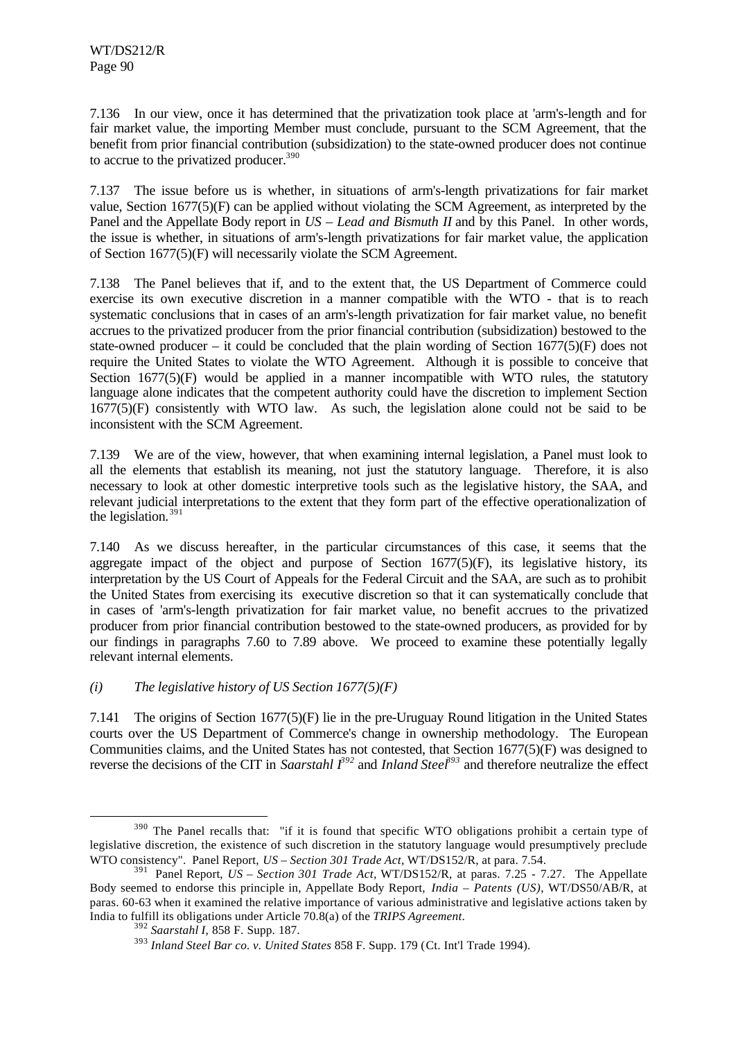7.136 In our view, once it has determined that the privatization took place at 'arm's-length and for fair market value, the importing Member must conclude, pursuant to the SCM Agreement, that the benefit from prior financial contribution (subsidization) to the state-owned producer does not continue to accrue to the privatized producer.[390]

7.137 The issue before us is whether, in situations of arm's-length privatizations for fair market value, Section 1677(5)(F) can be applied without violating the SCM Agreement, as interpreted by the Panel and the Appellate Body report in *US – Lead and Bismuth II* and by this Panel. In other words, the issue is whether, in situations of arm's-length privatizations for fair market value, the application of Section 1677(5)(F) will necessarily violate the SCM Agreement.

7.138 The Panel believes that if, and to the extent that, the US Department of Commerce could exercise its own executive discretion in a manner compatible with the WTO - that is to reach systematic conclusions that in cases of an arm's-length privatization for fair market value, no benefit accrues to the privatized producer from the prior financial contribution (subsidization) bestowed to the state-owned producer – it could be concluded that the plain wording of Section 1677(5)(F) does not require the United States to violate the WTO Agreement. Although it is possible to conceive that Section 1677(5)(F) would be applied in a manner incompatible with WTO rules, the statutory language alone indicates that the competent authority could have the discretion to implement Section 1677(5)(F) consistently with WTO law. As such, the legislation alone could not be said to be inconsistent with the SCM Agreement.

7.139 We are of the view, however, that when examining internal legislation, a Panel must look to all the elements that establish its meaning, not just the statutory language. Therefore, it is also necessary to look at other domestic interpretive tools such as the legislative history, the SAA, and relevant judicial interpretations to the extent that they form part of the effective operationalization of the legislation.[391]

7.140 As we discuss hereafter, in the particular circumstances of this case, it seems that the aggregate impact of the object and purpose of Section 1677(5)(F), its legislative history, its interpretation by the US Court of Appeals for the Federal Circuit and the SAA, are such as to prohibit the United States from exercising its executive discretion so that it can systematically conclude that in cases of 'arm's-length privatization for fair market value, no benefit accrues to the privatized producer from prior financial contribution bestowed to the state-owned producers, as provided for by our findings in paragraphs 7.60 to 7.89 above. We proceed to examine these potentially legally relevant internal elements.

*(i) The legislative history of US Section 1677(5)(F)*

7.141 The origins of Section 1677(5)(F) lie in the pre-Uruguay Round litigation in the United States courts over the US Department of Commerce's change in ownership methodology. The European Communities claims, and the United States has not contested, that Section 1677(5)(F) was designed to reverse the decisions of the CIT in *Saarstahl I*[392] and *Inland Steel*[393] and therefore neutralize the effect

---

[390] The Panel recalls that: "if it is found that specific WTO obligations prohibit a certain type of legislative discretion, the existence of such discretion in the statutory language would presumptively preclude WTO consistency". Panel Report, *US – Section 301 Trade Act*, WT/DS152/R, at para. 7.54.

[391] Panel Report, *US – Section 301 Trade Act*, WT/DS152/R, at paras. 7.25 - 7.27. The Appellate Body seemed to endorse this principle in, Appellate Body Report, *India – Patents (US)*, WT/DS50/AB/R, at paras. 60-63 when it examined the relative importance of various administrative and legislative actions taken by India to fulfill its obligations under Article 70.8(a) of the *TRIPS Agreement*.

[392] *Saarstahl I*, 858 F. Supp. 187.

[393] *Inland Steel Bar co. v. United States* 858 F. Supp. 179 (Ct. Int'l Trade 1994).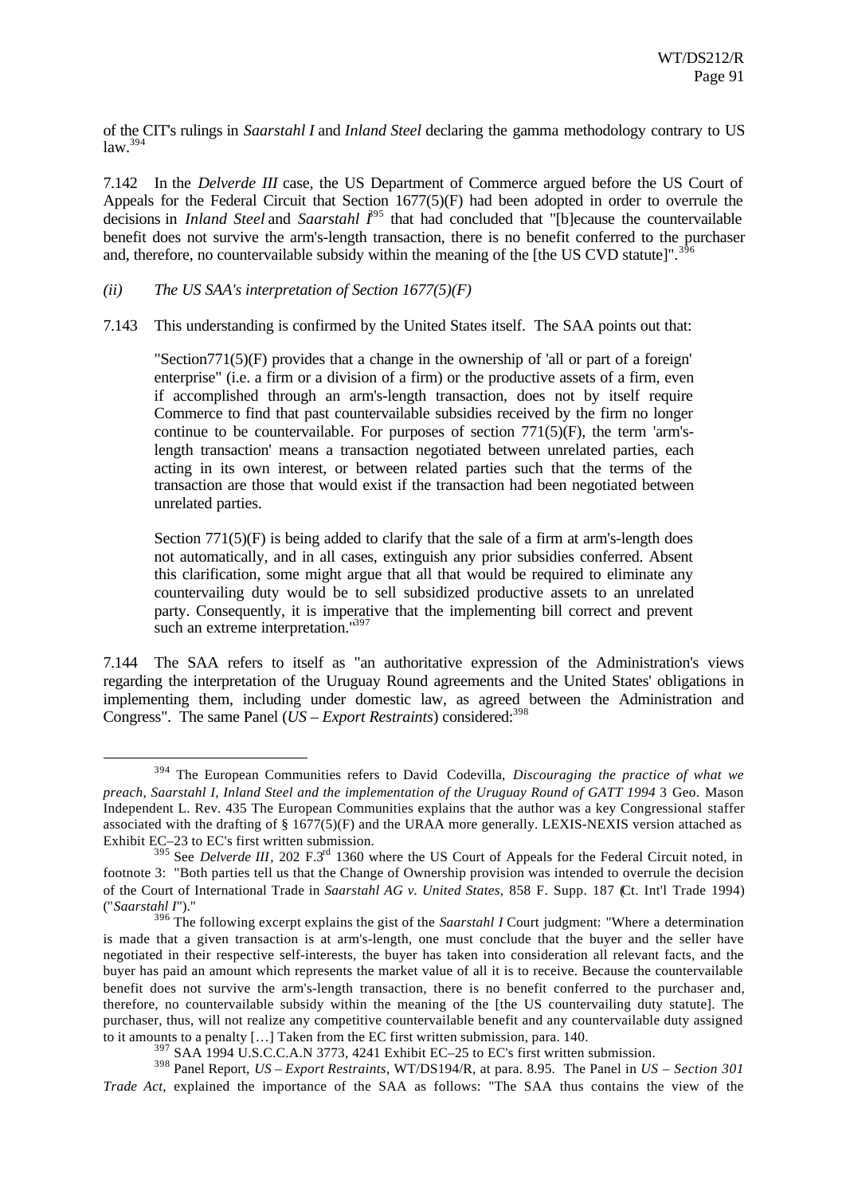of the CIT's rulings in *Saarstahl I* and *Inland Steel* declaring the gamma methodology contrary to US law.[394]

7.142 In the *Delverde III* case, the US Department of Commerce argued before the US Court of Appeals for the Federal Circuit that Section 1677(5)(F) had been adopted in order to overrule the decisions in *Inland Steel* and *Saarstahl I*[395] that had concluded that "[b]ecause the countervailable benefit does not survive the arm's-length transaction, there is no benefit conferred to the purchaser and, therefore, no countervailable subsidy within the meaning of the [the US CVD statute]".[396]

*(ii) The US SAA's interpretation of Section 1677(5)(F)*

7.143 This understanding is confirmed by the United States itself. The SAA points out that:

> "Section771(5)(F) provides that a change in the ownership of 'all or part of a foreign' enterprise" (i.e. a firm or a division of a firm) or the productive assets of a firm, even if accomplished through an arm's-length transaction, does not by itself require Commerce to find that past countervailable subsidies received by the firm no longer continue to be countervailable. For purposes of section 771(5)(F), the term 'arm's-length transaction' means a transaction negotiated between unrelated parties, each acting in its own interest, or between related parties such that the terms of the transaction are those that would exist if the transaction had been negotiated between unrelated parties.
>
> Section 771(5)(F) is being added to clarify that the sale of a firm at arm's-length does not automatically, and in all cases, extinguish any prior subsidies conferred. Absent this clarification, some might argue that all that would be required to eliminate any countervailing duty would be to sell subsidized productive assets to an unrelated party. Consequently, it is imperative that the implementing bill correct and prevent such an extreme interpretation."[397]

7.144 The SAA refers to itself as "an authoritative expression of the Administration's views regarding the interpretation of the Uruguay Round agreements and the United States' obligations in implementing them, including under domestic law, as agreed between the Administration and Congress". The same Panel (*US – Export Restraints*) considered:[398]

---

[394] The European Communities refers to David Codevilla, *Discouraging the practice of what we preach, Saarstahl I, Inland Steel and the implementation of the Uruguay Round of GATT 1994* 3 Geo. Mason Independent L. Rev. 435 The European Communities explains that the author was a key Congressional staffer associated with the drafting of § 1677(5)(F) and the URAA more generally. LEXIS-NEXIS version attached as Exhibit EC–23 to EC's first written submission.

[395] See *Delverde III*, 202 F.3rd 1360 where the US Court of Appeals for the Federal Circuit noted, in footnote 3: "Both parties tell us that the Change of Ownership provision was intended to overrule the decision of the Court of International Trade in *Saarstahl AG v. United States*, 858 F. Supp. 187 (Ct. Int'l Trade 1994) ("*Saarstahl I*")."

[396] The following excerpt explains the gist of the *Saarstahl I* Court judgment: "Where a determination is made that a given transaction is at arm's-length, one must conclude that the buyer and the seller have negotiated in their respective self-interests, the buyer has taken into consideration all relevant facts, and the buyer has paid an amount which represents the market value of all it is to receive. Because the countervailable benefit does not survive the arm's-length transaction, there is no benefit conferred to the purchaser and, therefore, no countervailable subsidy within the meaning of the [the US countervailing duty statute]. The purchaser, thus, will not realize any competitive countervailable benefit and any countervailable duty assigned to it amounts to a penalty […] Taken from the EC first written submission, para. 140.

[397] SAA 1994 U.S.C.C.A.N 3773, 4241 Exhibit EC–25 to EC's first written submission.

[398] Panel Report, *US – Export Restraints*, WT/DS194/R, at para. 8.95. The Panel in *US – Section 301 Trade Act*, explained the importance of the SAA as follows: "The SAA thus contains the view of the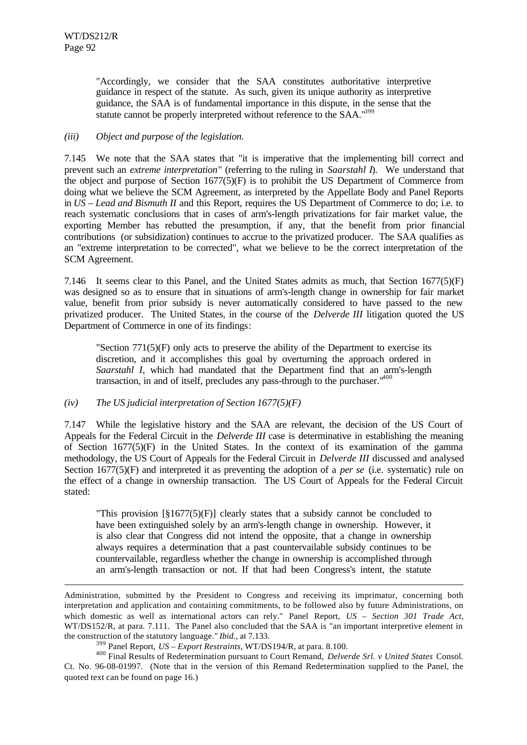"Accordingly, we consider that the SAA constitutes authoritative interpretive guidance in respect of the statute. As such, given its unique authority as interpretive guidance, the SAA is of fundamental importance in this dispute, in the sense that the statute cannot be properly interpreted without reference to the SAA."[399]

*(iii) Object and purpose of the legislation.*

7.145 We note that the SAA states that "it is imperative that the implementing bill correct and prevent such an *extreme interpretation*" (referring to the ruling in *Saarstahl I*). We understand that the object and purpose of Section 1677(5)(F) is to prohibit the US Department of Commerce from doing what we believe the SCM Agreement, as interpreted by the Appellate Body and Panel Reports in *US – Lead and Bismuth II* and this Report, requires the US Department of Commerce to do; i.e. to reach systematic conclusions that in cases of arm's-length privatizations for fair market value, the exporting Member has rebutted the presumption, if any, that the benefit from prior financial contributions (or subsidization) continues to accrue to the privatized producer. The SAA qualifies as an "extreme interpretation to be corrected", what we believe to be the correct interpretation of the SCM Agreement.

7.146 It seems clear to this Panel, and the United States admits as much, that Section 1677(5)(F) was designed so as to ensure that in situations of arm's-length change in ownership for fair market value, benefit from prior subsidy is never automatically considered to have passed to the new privatized producer. The United States, in the course of the *Delverde III* litigation quoted the US Department of Commerce in one of its findings:

"Section 771(5)(F) only acts to preserve the ability of the Department to exercise its discretion, and it accomplishes this goal by overturning the approach ordered in *Saarstahl I*, which had mandated that the Department find that an arm's-length transaction, in and of itself, precludes any pass-through to the purchaser."[400]

*(iv) The US judicial interpretation of Section 1677(5)(F)*

7.147 While the legislative history and the SAA are relevant, the decision of the US Court of Appeals for the Federal Circuit in the *Delverde III* case is determinative in establishing the meaning of Section 1677(5)(F) in the United States. In the context of its examination of the gamma methodology, the US Court of Appeals for the Federal Circuit in *Delverde III* discussed and analysed Section 1677(5)(F) and interpreted it as preventing the adoption of a *per se* (i.e. systematic) rule on the effect of a change in ownership transaction. The US Court of Appeals for the Federal Circuit stated:

"This provision [§1677(5)(F)] clearly states that a subsidy cannot be concluded to have been extinguished solely by an arm's-length change in ownership. However, it is also clear that Congress did not intend the opposite, that a change in ownership always requires a determination that a past countervailable subsidy continues to be countervailable, regardless whether the change in ownership is accomplished through an arm's-length transaction or not. If that had been Congress's intent, the statute

---

Administration, submitted by the President to Congress and receiving its imprimatur, concerning both interpretation and application and containing commitments, to be followed also by future Administrations, on which domestic as well as international actors can rely." Panel Report, *US – Section 301 Trade Act*, WT/DS152/R, at para. 7.111. The Panel also concluded that the SAA is "an important interpretive element in the construction of the statutory language." *Ibid.*, at 7.133.

[399] Panel Report, *US – Export Restraints*, WT/DS194/R, at para. 8.100.

[400] Final Results of Redetermination pursuant to Court Remand, *Delverde Srl. v United States* Consol. Ct. No. 96-08-01997. (Note that in the version of this Remand Redetermination supplied to the Panel, the quoted text can be found on page 16.)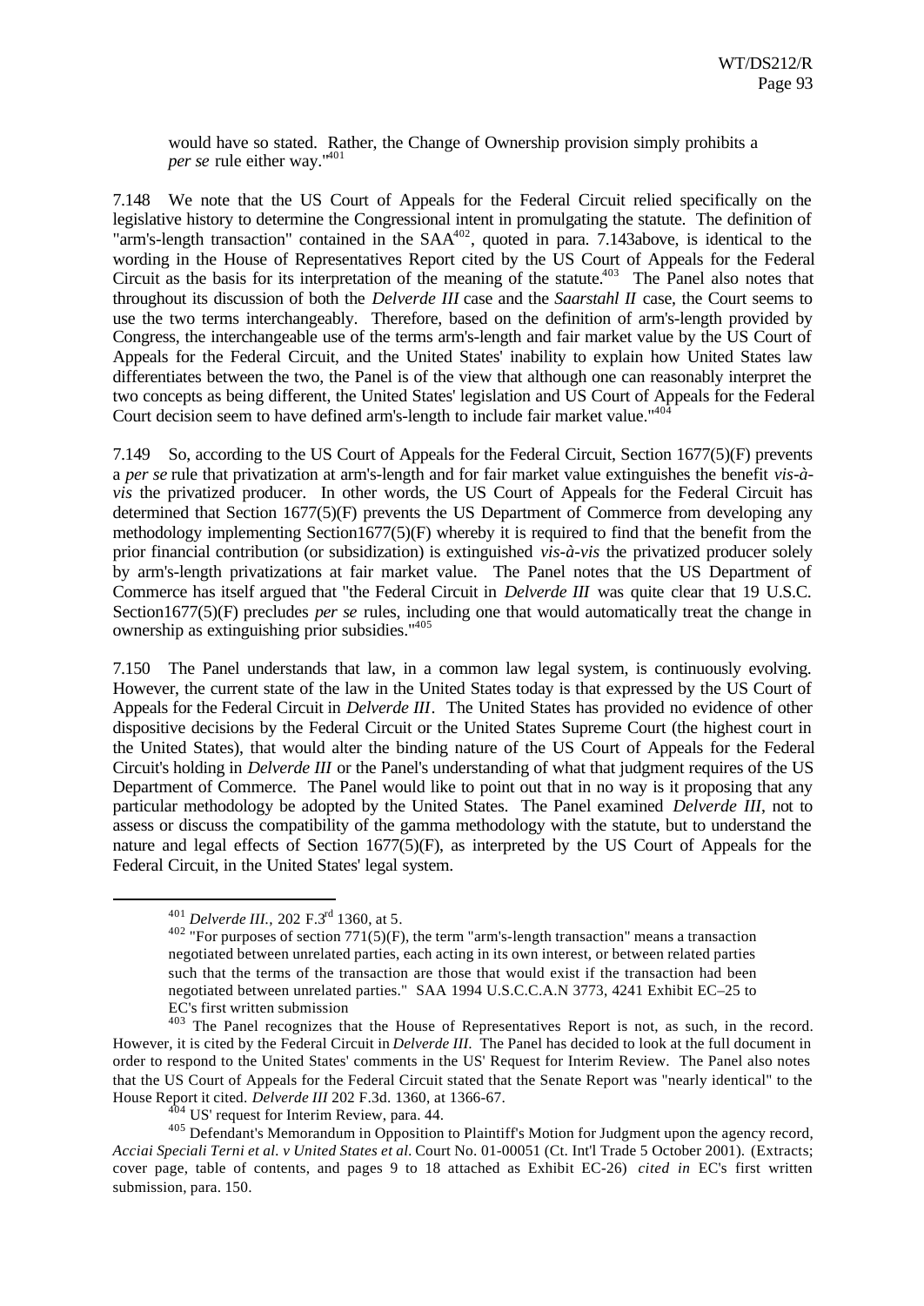would have so stated. Rather, the Change of Ownership provision simply prohibits a *per se* rule either way."[401]

7.148 We note that the US Court of Appeals for the Federal Circuit relied specifically on the legislative history to determine the Congressional intent in promulgating the statute. The definition of "arm's-length transaction" contained in the SAA[402], quoted in para. 7.143above, is identical to the wording in the House of Representatives Report cited by the US Court of Appeals for the Federal Circuit as the basis for its interpretation of the meaning of the statute.[403] The Panel also notes that throughout its discussion of both the *Delverde III* case and the *Saarstahl II* case, the Court seems to use the two terms interchangeably. Therefore, based on the definition of arm's-length provided by Congress, the interchangeable use of the terms arm's-length and fair market value by the US Court of Appeals for the Federal Circuit, and the United States' inability to explain how United States law differentiates between the two, the Panel is of the view that although one can reasonably interpret the two concepts as being different, the United States' legislation and US Court of Appeals for the Federal Court decision seem to have defined arm's-length to include fair market value."[404]

7.149 So, according to the US Court of Appeals for the Federal Circuit, Section 1677(5)(F) prevents a *per se* rule that privatization at arm's-length and for fair market value extinguishes the benefit *vis-à-vis* the privatized producer. In other words, the US Court of Appeals for the Federal Circuit has determined that Section 1677(5)(F) prevents the US Department of Commerce from developing any methodology implementing Section1677(5)(F) whereby it is required to find that the benefit from the prior financial contribution (or subsidization) is extinguished *vis-à-vis* the privatized producer solely by arm's-length privatizations at fair market value. The Panel notes that the US Department of Commerce has itself argued that "the Federal Circuit in *Delverde III* was quite clear that 19 U.S.C. Section1677(5)(F) precludes *per se* rules, including one that would automatically treat the change in ownership as extinguishing prior subsidies."[405]

7.150 The Panel understands that law, in a common law legal system, is continuously evolving. However, the current state of the law in the United States today is that expressed by the US Court of Appeals for the Federal Circuit in *Delverde III*. The United States has provided no evidence of other dispositive decisions by the Federal Circuit or the United States Supreme Court (the highest court in the United States), that would alter the binding nature of the US Court of Appeals for the Federal Circuit's holding in *Delverde III* or the Panel's understanding of what that judgment requires of the US Department of Commerce. The Panel would like to point out that in no way is it proposing that any particular methodology be adopted by the United States. The Panel examined *Delverde III*, not to assess or discuss the compatibility of the gamma methodology with the statute, but to understand the nature and legal effects of Section 1677(5)(F), as interpreted by the US Court of Appeals for the Federal Circuit, in the United States' legal system.

---

[401] *Delverde III.*, 202 F.3rd 1360, at 5.

[402] "For purposes of section 771(5)(F), the term "arm's-length transaction" means a transaction negotiated between unrelated parties, each acting in its own interest, or between related parties such that the terms of the transaction are those that would exist if the transaction had been negotiated between unrelated parties." SAA 1994 U.S.C.C.A.N 3773, 4241 Exhibit EC–25 to EC's first written submission

[403] The Panel recognizes that the House of Representatives Report is not, as such, in the record. However, it is cited by the Federal Circuit in *Delverde III*. The Panel has decided to look at the full document in order to respond to the United States' comments in the US' Request for Interim Review. The Panel also notes that the US Court of Appeals for the Federal Circuit stated that the Senate Report was "nearly identical" to the House Report it cited. *Delverde III* 202 F.3d. 1360, at 1366-67.

[404] US' request for Interim Review, para. 44.

[405] Defendant's Memorandum in Opposition to Plaintiff's Motion for Judgment upon the agency record, *Acciai Speciali Terni et al. v United States et al.* Court No. 01-00051 (Ct. Int'l Trade 5 October 2001). (Extracts; cover page, table of contents, and pages 9 to 18 attached as Exhibit EC-26) *cited in* EC's first written submission, para. 150.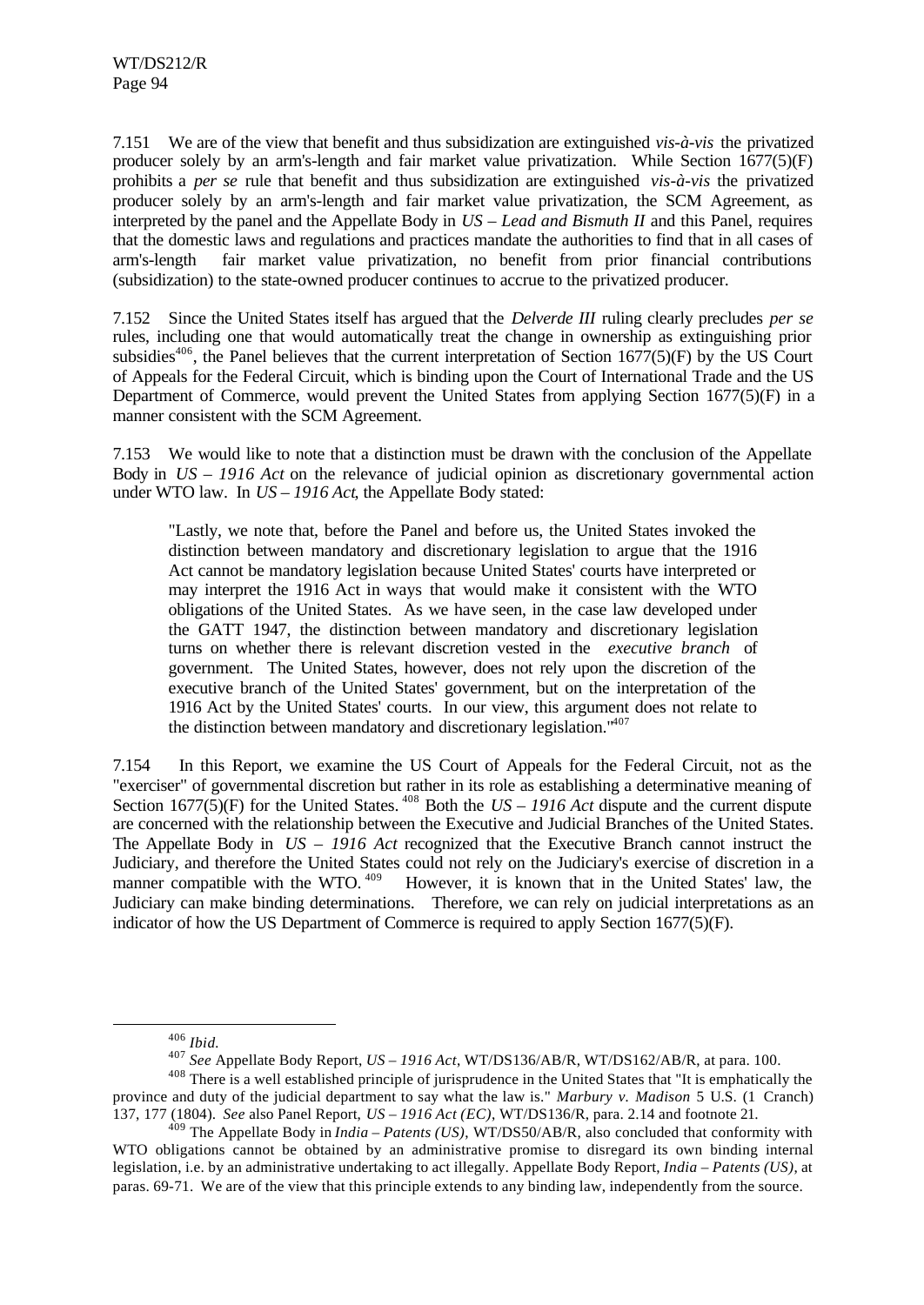7.151 We are of the view that benefit and thus subsidization are extinguished *vis-à-vis* the privatized producer solely by an arm's-length and fair market value privatization. While Section 1677(5)(F) prohibits a *per se* rule that benefit and thus subsidization are extinguished *vis-à-vis* the privatized producer solely by an arm's-length and fair market value privatization, the SCM Agreement, as interpreted by the panel and the Appellate Body in *US – Lead and Bismuth II* and this Panel, requires that the domestic laws and regulations and practices mandate the authorities to find that in all cases of arm's-length fair market value privatization, no benefit from prior financial contributions (subsidization) to the state-owned producer continues to accrue to the privatized producer.

7.152 Since the United States itself has argued that the *Delverde III* ruling clearly precludes *per se* rules, including one that would automatically treat the change in ownership as extinguishing prior subsidies[406], the Panel believes that the current interpretation of Section 1677(5)(F) by the US Court of Appeals for the Federal Circuit, which is binding upon the Court of International Trade and the US Department of Commerce, would prevent the United States from applying Section 1677(5)(F) in a manner consistent with the SCM Agreement.

7.153 We would like to note that a distinction must be drawn with the conclusion of the Appellate Body in *US – 1916 Act* on the relevance of judicial opinion as discretionary governmental action under WTO law. In *US – 1916 Act*, the Appellate Body stated:

> "Lastly, we note that, before the Panel and before us, the United States invoked the distinction between mandatory and discretionary legislation to argue that the 1916 Act cannot be mandatory legislation because United States' courts have interpreted or may interpret the 1916 Act in ways that would make it consistent with the WTO obligations of the United States. As we have seen, in the case law developed under the GATT 1947, the distinction between mandatory and discretionary legislation turns on whether there is relevant discretion vested in the *executive branch* of government. The United States, however, does not rely upon the discretion of the executive branch of the United States' government, but on the interpretation of the 1916 Act by the United States' courts. In our view, this argument does not relate to the distinction between mandatory and discretionary legislation."[407]

7.154 In this Report, we examine the US Court of Appeals for the Federal Circuit, not as the "exerciser" of governmental discretion but rather in its role as establishing a determinative meaning of Section 1677(5)(F) for the United States.[408] Both the *US – 1916 Act* dispute and the current dispute are concerned with the relationship between the Executive and Judicial Branches of the United States. The Appellate Body in *US – 1916 Act* recognized that the Executive Branch cannot instruct the Judiciary, and therefore the United States could not rely on the Judiciary's exercise of discretion in a manner compatible with the WTO.[409] However, it is known that in the United States' law, the Judiciary can make binding determinations. Therefore, we can rely on judicial interpretations as an indicator of how the US Department of Commerce is required to apply Section 1677(5)(F).

---

[406] *Ibid.*

[407] *See* Appellate Body Report, *US – 1916 Act*, WT/DS136/AB/R, WT/DS162/AB/R, at para. 100.

[408] There is a well established principle of jurisprudence in the United States that "It is emphatically the province and duty of the judicial department to say what the law is." *Marbury v. Madison* 5 U.S. (1 Cranch) 137, 177 (1804). *See* also Panel Report, *US – 1916 Act (EC)*, WT/DS136/R, para. 2.14 and footnote 21.

[409] The Appellate Body in *India – Patents (US)*, WT/DS50/AB/R, also concluded that conformity with WTO obligations cannot be obtained by an administrative promise to disregard its own binding internal legislation, i.e. by an administrative undertaking to act illegally. Appellate Body Report, *India – Patents (US)*, at paras. 69-71. We are of the view that this principle extends to any binding law, independently from the source.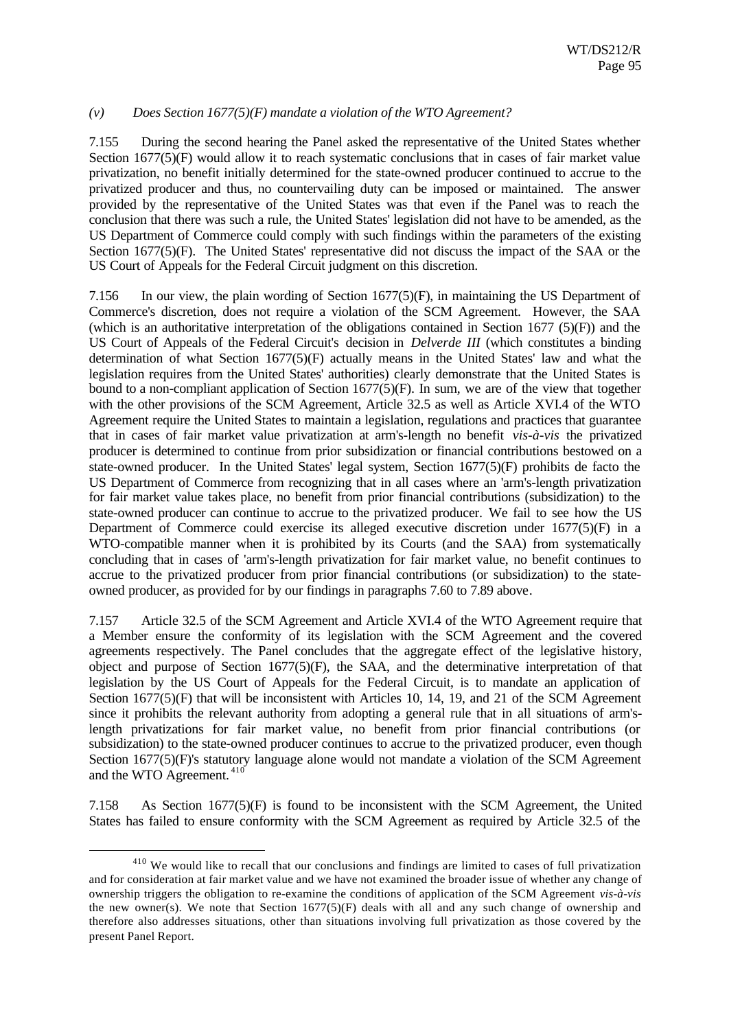*(v) Does Section 1677(5)(F) mandate a violation of the WTO Agreement?*

7.155 During the second hearing the Panel asked the representative of the United States whether Section 1677(5)(F) would allow it to reach systematic conclusions that in cases of fair market value privatization, no benefit initially determined for the state-owned producer continued to accrue to the privatized producer and thus, no countervailing duty can be imposed or maintained. The answer provided by the representative of the United States was that even if the Panel was to reach the conclusion that there was such a rule, the United States' legislation did not have to be amended, as the US Department of Commerce could comply with such findings within the parameters of the existing Section 1677(5)(F). The United States' representative did not discuss the impact of the SAA or the US Court of Appeals for the Federal Circuit judgment on this discretion.

7.156 In our view, the plain wording of Section 1677(5)(F), in maintaining the US Department of Commerce's discretion, does not require a violation of the SCM Agreement. However, the SAA (which is an authoritative interpretation of the obligations contained in Section 1677 (5)(F)) and the US Court of Appeals of the Federal Circuit's decision in *Delverde III* (which constitutes a binding determination of what Section 1677(5)(F) actually means in the United States' law and what the legislation requires from the United States' authorities) clearly demonstrate that the United States is bound to a non-compliant application of Section 1677(5)(F). In sum, we are of the view that together with the other provisions of the SCM Agreement, Article 32.5 as well as Article XVI.4 of the WTO Agreement require the United States to maintain a legislation, regulations and practices that guarantee that in cases of fair market value privatization at arm's-length no benefit *vis-à-vis* the privatized producer is determined to continue from prior subsidization or financial contributions bestowed on a state-owned producer. In the United States' legal system, Section 1677(5)(F) prohibits de facto the US Department of Commerce from recognizing that in all cases where an 'arm's-length privatization for fair market value takes place, no benefit from prior financial contributions (subsidization) to the state-owned producer can continue to accrue to the privatized producer. We fail to see how the US Department of Commerce could exercise its alleged executive discretion under 1677(5)(F) in a WTO-compatible manner when it is prohibited by its Courts (and the SAA) from systematically concluding that in cases of 'arm's-length privatization for fair market value, no benefit continues to accrue to the privatized producer from prior financial contributions (or subsidization) to the state-owned producer, as provided for by our findings in paragraphs 7.60 to 7.89 above.

7.157 Article 32.5 of the SCM Agreement and Article XVI.4 of the WTO Agreement require that a Member ensure the conformity of its legislation with the SCM Agreement and the covered agreements respectively. The Panel concludes that the aggregate effect of the legislative history, object and purpose of Section 1677(5)(F), the SAA, and the determinative interpretation of that legislation by the US Court of Appeals for the Federal Circuit, is to mandate an application of Section 1677(5)(F) that will be inconsistent with Articles 10, 14, 19, and 21 of the SCM Agreement since it prohibits the relevant authority from adopting a general rule that in all situations of arm's-length privatizations for fair market value, no benefit from prior financial contributions (or subsidization) to the state-owned producer continues to accrue to the privatized producer, even though Section 1677(5)(F)'s statutory language alone would not mandate a violation of the SCM Agreement and the WTO Agreement.[410]

7.158 As Section 1677(5)(F) is found to be inconsistent with the SCM Agreement, the United States has failed to ensure conformity with the SCM Agreement as required by Article 32.5 of the

[410] We would like to recall that our conclusions and findings are limited to cases of full privatization and for consideration at fair market value and we have not examined the broader issue of whether any change of ownership triggers the obligation to re-examine the conditions of application of the SCM Agreement *vis-à-vis* the new owner(s). We note that Section 1677(5)(F) deals with all and any such change of ownership and therefore also addresses situations, other than situations involving full privatization as those covered by the present Panel Report.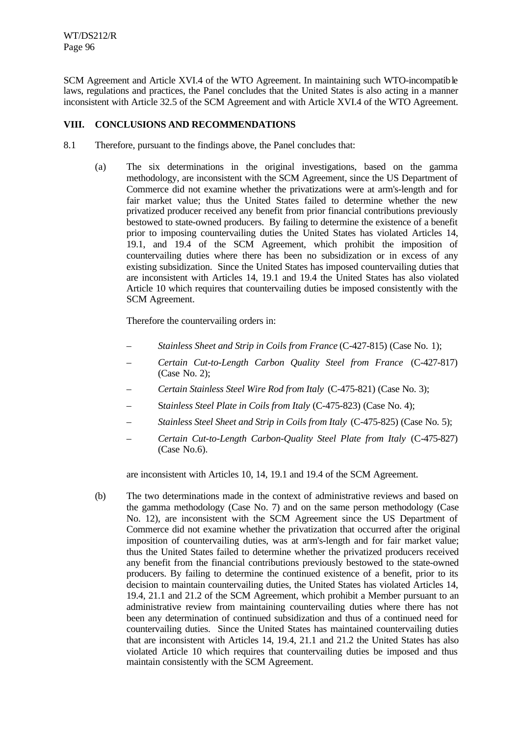SCM Agreement and Article XVI.4 of the WTO Agreement. In maintaining such WTO-incompatible laws, regulations and practices, the Panel concludes that the United States is also acting in a manner inconsistent with Article 32.5 of the SCM Agreement and with Article XVI.4 of the WTO Agreement.

## VIII. CONCLUSIONS AND RECOMMENDATIONS

8.1 Therefore, pursuant to the findings above, the Panel concludes that:

(a) The six determinations in the original investigations, based on the gamma methodology, are inconsistent with the SCM Agreement, since the US Department of Commerce did not examine whether the privatizations were at arm's-length and for fair market value; thus the United States failed to determine whether the new privatized producer received any benefit from prior financial contributions previously bestowed to state-owned producers. By failing to determine the existence of a benefit prior to imposing countervailing duties the United States has violated Articles 14, 19.1, and 19.4 of the SCM Agreement, which prohibit the imposition of countervailing duties where there has been no subsidization or in excess of any existing subsidization. Since the United States has imposed countervailing duties that are inconsistent with Articles 14, 19.1 and 19.4 the United States has also violated Article 10 which requires that countervailing duties be imposed consistently with the SCM Agreement.

Therefore the countervailing orders in:

– *Stainless Sheet and Strip in Coils from France* (C-427-815) (Case No. 1);

– *Certain Cut-to-Length Carbon Quality Steel from France* (C-427-817) (Case No. 2);

– *Certain Stainless Steel Wire Rod from Italy* (C-475-821) (Case No. 3);

– *Stainless Steel Plate in Coils from Italy* (C-475-823) (Case No. 4);

– *Stainless Steel Sheet and Strip in Coils from Italy* (C-475-825) (Case No. 5);

– *Certain Cut-to-Length Carbon-Quality Steel Plate from Italy* (C-475-827) (Case No.6).

are inconsistent with Articles 10, 14, 19.1 and 19.4 of the SCM Agreement.

(b) The two determinations made in the context of administrative reviews and based on the gamma methodology (Case No. 7) and on the same person methodology (Case No. 12), are inconsistent with the SCM Agreement since the US Department of Commerce did not examine whether the privatization that occurred after the original imposition of countervailing duties, was at arm's-length and for fair market value; thus the United States failed to determine whether the privatized producers received any benefit from the financial contributions previously bestowed to the state-owned producers. By failing to determine the continued existence of a benefit, prior to its decision to maintain countervailing duties, the United States has violated Articles 14, 19.4, 21.1 and 21.2 of the SCM Agreement, which prohibit a Member pursuant to an administrative review from maintaining countervailing duties where there has not been any determination of continued subsidization and thus of a continued need for countervailing duties. Since the United States has maintained countervailing duties that are inconsistent with Articles 14, 19.4, 21.1 and 21.2 the United States has also violated Article 10 which requires that countervailing duties be imposed and thus maintain consistently with the SCM Agreement.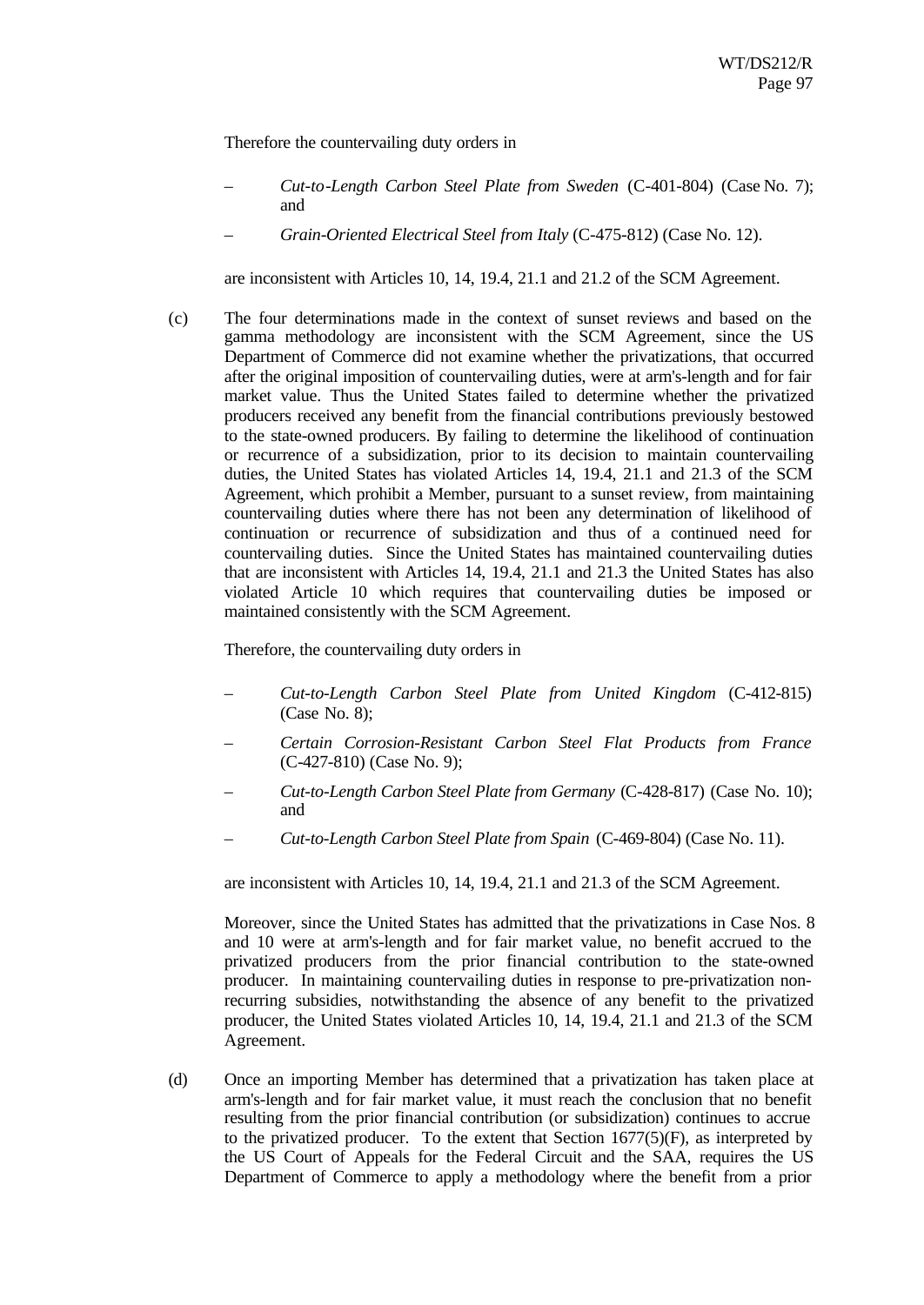Therefore the countervailing duty orders in

– *Cut-to-Length Carbon Steel Plate from Sweden* (C-401-804) (Case No. 7); and

– *Grain-Oriented Electrical Steel from Italy* (C-475-812) (Case No. 12).

are inconsistent with Articles 10, 14, 19.4, 21.1 and 21.2 of the SCM Agreement.

(c) The four determinations made in the context of sunset reviews and based on the gamma methodology are inconsistent with the SCM Agreement, since the US Department of Commerce did not examine whether the privatizations, that occurred after the original imposition of countervailing duties, were at arm's-length and for fair market value. Thus the United States failed to determine whether the privatized producers received any benefit from the financial contributions previously bestowed to the state-owned producers. By failing to determine the likelihood of continuation or recurrence of a subsidization, prior to its decision to maintain countervailing duties, the United States has violated Articles 14, 19.4, 21.1 and 21.3 of the SCM Agreement, which prohibit a Member, pursuant to a sunset review, from maintaining countervailing duties where there has not been any determination of likelihood of continuation or recurrence of subsidization and thus of a continued need for countervailing duties. Since the United States has maintained countervailing duties that are inconsistent with Articles 14, 19.4, 21.1 and 21.3 the United States has also violated Article 10 which requires that countervailing duties be imposed or maintained consistently with the SCM Agreement.

Therefore, the countervailing duty orders in

– *Cut-to-Length Carbon Steel Plate from United Kingdom* (C-412-815) (Case No. 8);

– *Certain Corrosion-Resistant Carbon Steel Flat Products from France* (C-427-810) (Case No. 9);

– *Cut-to-Length Carbon Steel Plate from Germany* (C-428-817) (Case No. 10); and

– *Cut-to-Length Carbon Steel Plate from Spain* (C-469-804) (Case No. 11).

are inconsistent with Articles 10, 14, 19.4, 21.1 and 21.3 of the SCM Agreement.

Moreover, since the United States has admitted that the privatizations in Case Nos. 8 and 10 were at arm's-length and for fair market value, no benefit accrued to the privatized producers from the prior financial contribution to the state-owned producer. In maintaining countervailing duties in response to pre-privatization non-recurring subsidies, notwithstanding the absence of any benefit to the privatized producer, the United States violated Articles 10, 14, 19.4, 21.1 and 21.3 of the SCM Agreement.

(d) Once an importing Member has determined that a privatization has taken place at arm's-length and for fair market value, it must reach the conclusion that no benefit resulting from the prior financial contribution (or subsidization) continues to accrue to the privatized producer. To the extent that Section 1677(5)(F), as interpreted by the US Court of Appeals for the Federal Circuit and the SAA, requires the US Department of Commerce to apply a methodology where the benefit from a prior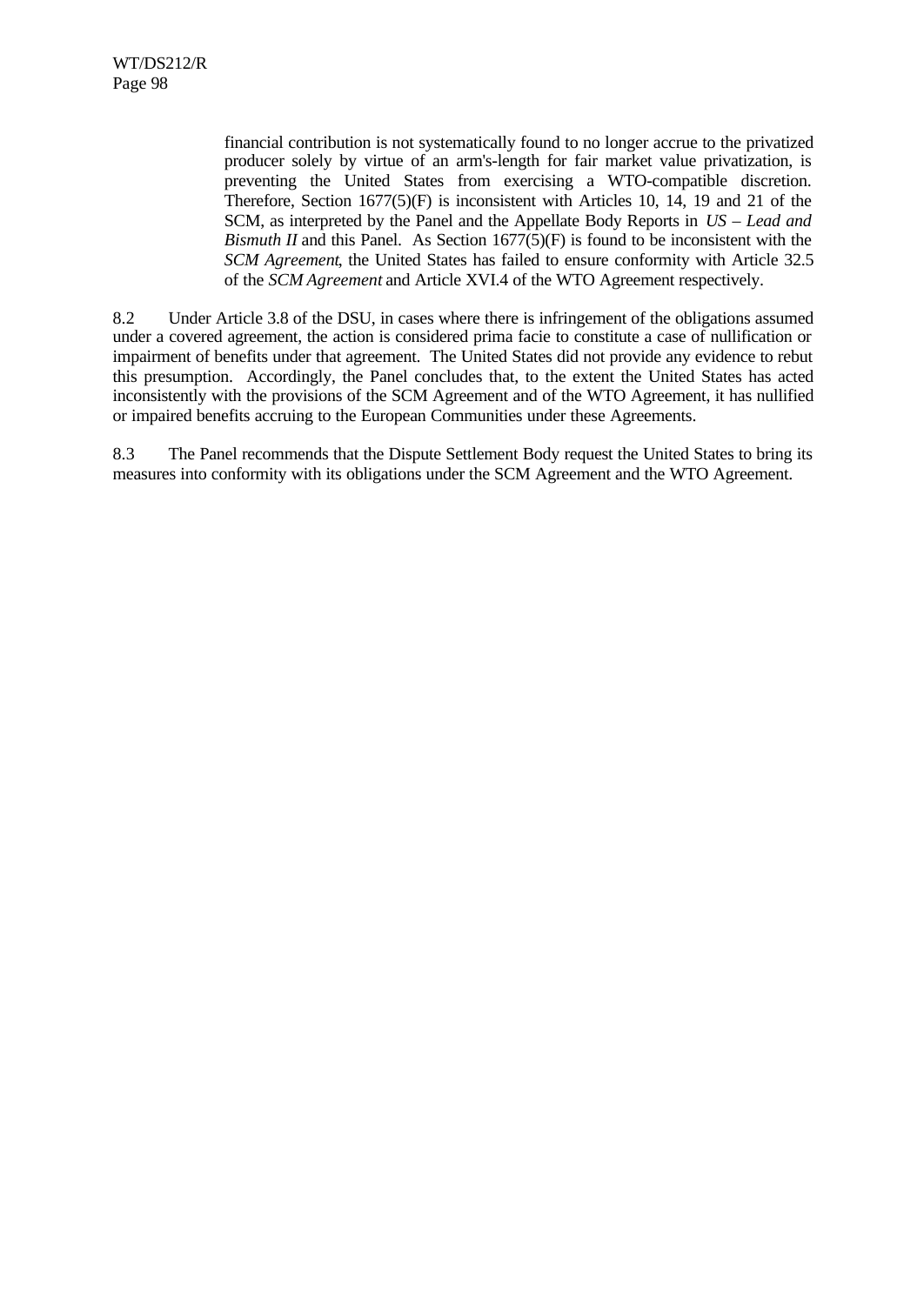financial contribution is not systematically found to no longer accrue to the privatized producer solely by virtue of an arm's-length for fair market value privatization, is preventing the United States from exercising a WTO-compatible discretion. Therefore, Section 1677(5)(F) is inconsistent with Articles 10, 14, 19 and 21 of the SCM, as interpreted by the Panel and the Appellate Body Reports in *US – Lead and Bismuth II* and this Panel. As Section 1677(5)(F) is found to be inconsistent with the *SCM Agreement*, the United States has failed to ensure conformity with Article 32.5 of the *SCM Agreement* and Article XVI.4 of the WTO Agreement respectively.

8.2 Under Article 3.8 of the DSU, in cases where there is infringement of the obligations assumed under a covered agreement, the action is considered prima facie to constitute a case of nullification or impairment of benefits under that agreement. The United States did not provide any evidence to rebut this presumption. Accordingly, the Panel concludes that, to the extent the United States has acted inconsistently with the provisions of the SCM Agreement and of the WTO Agreement, it has nullified or impaired benefits accruing to the European Communities under these Agreements.

8.3 The Panel recommends that the Dispute Settlement Body request the United States to bring its measures into conformity with its obligations under the SCM Agreement and the WTO Agreement.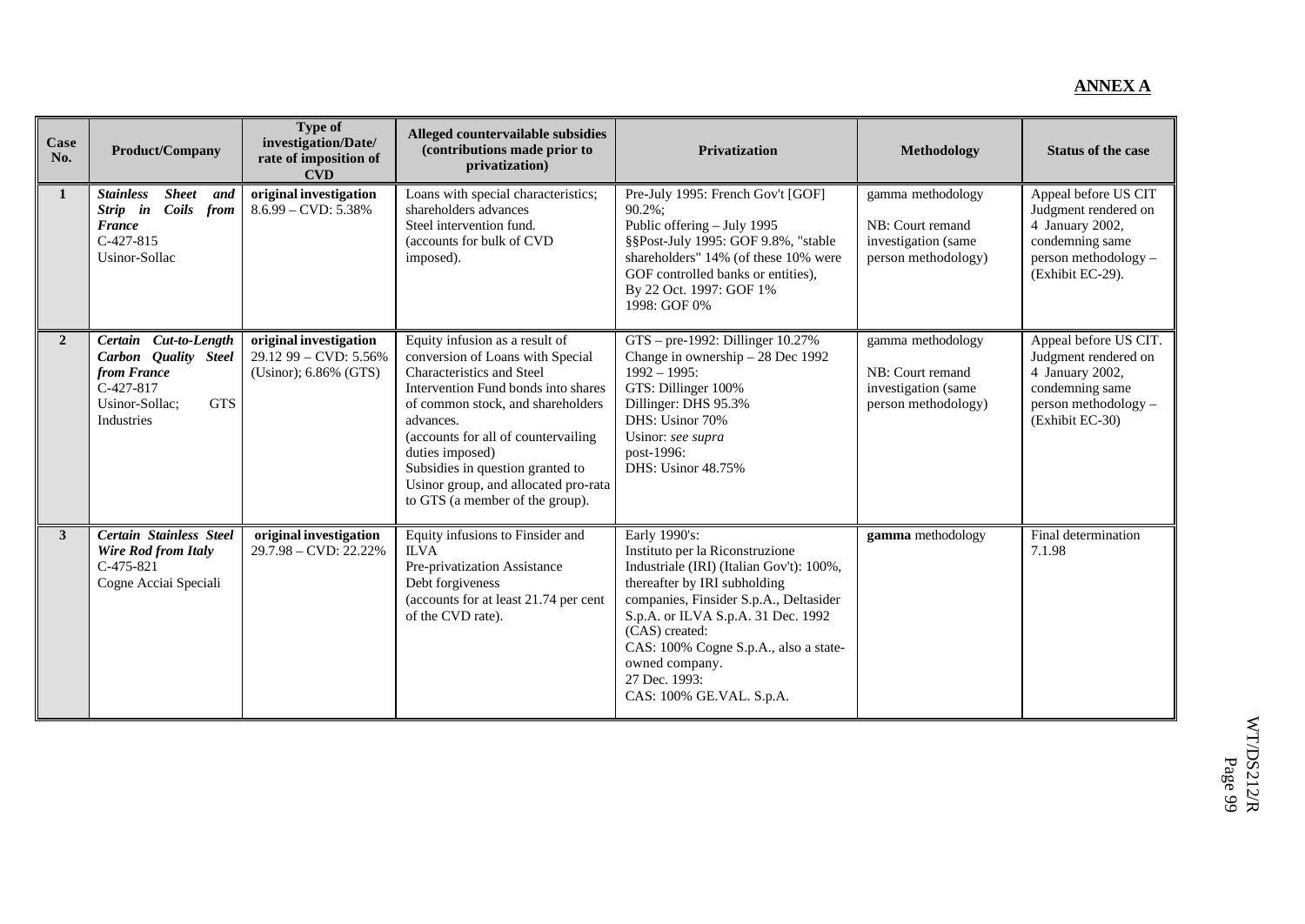## ANNEX A

| Case No. | Product/Company | Type of investigation/Date/ rate of imposition of CVD | Alleged countervailable subsidies (contributions made prior to privatization) | Privatization | Methodology | Status of the case |
|---|---|---|---|---|---|---|
| **1** | ***Stainless Sheet and Strip in Coils from France*** C-427-815 Usinor-Sollac | **original investigation** 8.6.99 – CVD: 5.38% | Loans with special characteristics; shareholders advances Steel intervention fund. (accounts for bulk of CVD imposed). | Pre-July 1995: French Gov't [GOF] 90.2%; Public offering – July 1995 §§Post-July 1995: GOF 9.8%, "stable shareholders" 14% (of these 10% were GOF controlled banks or entities), By 22 Oct. 1997: GOF 1% 1998: GOF 0% | gamma methodology NB: Court remand investigation (same person methodology) | Appeal before US CIT Judgment rendered on 4 January 2002, condemning same person methodology – (Exhibit EC-29). |
| **2** | ***Certain Cut-to-Length Carbon Quality Steel from France*** C-427-817 Usinor-Sollac; GTS Industries | **original investigation** 29.12 99 – CVD: 5.56% (Usinor); 6.86% (GTS) | Equity infusion as a result of conversion of Loans with Special Characteristics and Steel Intervention Fund bonds into shares of common stock, and shareholders advances. (accounts for all of countervailing duties imposed) Subsidies in question granted to Usinor group, and allocated pro-rata to GTS (a member of the group). | GTS – pre-1992: Dillinger 10.27% Change in ownership – 28 Dec 1992 1992 – 1995: GTS: Dillinger 100% Dillinger: DHS 95.3% DHS: Usinor 70% Usinor: *see supra* post-1996: DHS: Usinor 48.75% | gamma methodology NB: Court remand investigation (same person methodology) | Appeal before US CIT. Judgment rendered on 4 January 2002, condemning same person methodology – (Exhibit EC-30) |
| **3** | ***Certain Stainless Steel Wire Rod from Italy*** C-475-821 Cogne Acciai Speciali | **original investigation** 29.7.98 – CVD: 22.22% | Equity infusions to Finsider and ILVA Pre-privatization Assistance Debt forgiveness (accounts for at least 21.74 per cent of the CVD rate). | Early 1990's: Instituto per la Riconstruzione Industriale (IRI) (Italian Gov't): 100%, thereafter by IRI subholding companies, Finsider S.p.A., Deltasider S.p.A. or ILVA S.p.A. 31 Dec. 1992 (CAS) created: CAS: 100% Cogne S.p.A., also a state-owned company. 27 Dec. 1993: CAS: 100% GE.VAL. S.p.A. | **gamma** methodology | Final determination 7.1.98 |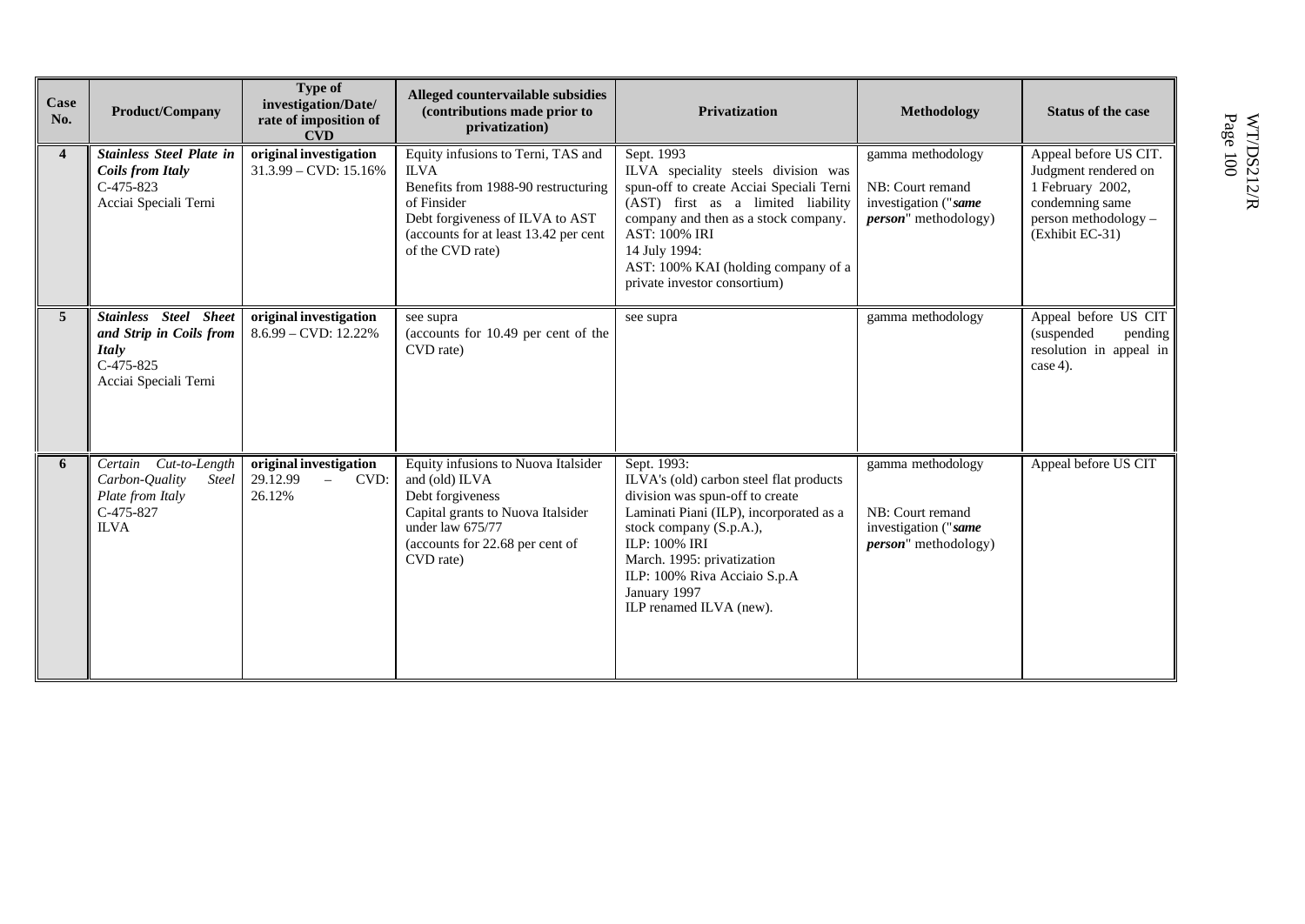| Case No. | Product/Company | Type of investigation/Date/ rate of imposition of CVD | Alleged countervailable subsidies (contributions made prior to privatization) | Privatization | Methodology | Status of the case |
|---|---|---|---|---|---|---|
| **4** | ***Stainless Steel Plate in Coils from Italy*** C-475-823 Acciai Speciali Terni | **original investigation** 31.3.99 – CVD: 15.16% | Equity infusions to Terni, TAS and ILVA Benefits from 1988-90 restructuring of Finsider Debt forgiveness of ILVA to AST (accounts for at least 13.42 per cent of the CVD rate) | Sept. 1993 ILVA speciality steels division was spun-off to create Acciai Speciali Terni (AST) first as a limited liability company and then as a stock company. AST: 100% IRI 14 July 1994: AST: 100% KAI (holding company of a private investor consortium) | gamma methodology NB: Court remand investigation ("***same person***" methodology) | Appeal before US CIT. Judgment rendered on 1 February 2002, condemning same person methodology – (Exhibit EC-31) |
| **5** | ***Stainless Steel Sheet and Strip in Coils from Italy*** C-475-825 Acciai Speciali Terni | **original investigation** 8.6.99 – CVD: 12.22% | see supra (accounts for 10.49 per cent of the CVD rate) | see supra | gamma methodology | Appeal before US CIT (suspended pending resolution in appeal in case 4). |
| **6** | *Certain Cut-to-Length Carbon-Quality Steel Plate from Italy* C-475-827 ILVA | **original investigation** 29.12.99 – CVD: 26.12% | Equity infusions to Nuova Italsider and (old) ILVA Debt forgiveness Capital grants to Nuova Italsider under law 675/77 (accounts for 22.68 per cent of CVD rate) | Sept. 1993: ILVA's (old) carbon steel flat products division was spun-off to create Laminati Piani (ILP), incorporated as a stock company (S.p.A.), ILP: 100% IRI March. 1995: privatization ILP: 100% Riva Acciaio S.p.A January 1997 ILP renamed ILVA (new). | gamma methodology NB: Court remand investigation ("***same person***" methodology) | Appeal before US CIT |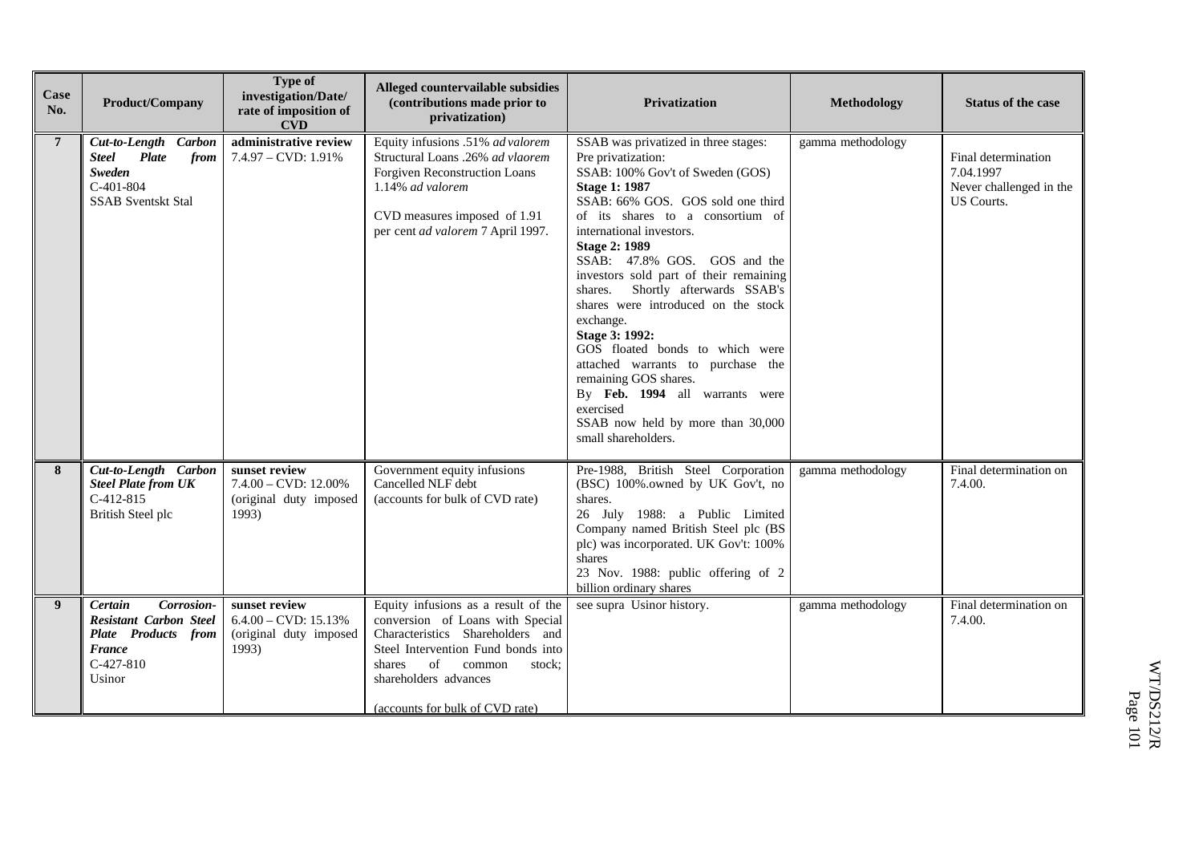| Case No. | Product/Company | Type of investigation/Date/ rate of imposition of CVD | Alleged countervailable subsidies (contributions made prior to privatization) | Privatization | Methodology | Status of the case |
|---|---|---|---|---|---|---|
| **7** | ***Cut-to-Length Carbon Steel Plate from Sweden*** C-401-804 SSAB Sventskt Stal | **administrative review** 7.4.97 – CVD: 1.91% | Equity infusions .51% *ad valorem* Structural Loans .26% *ad vlaorem* Forgiven Reconstruction Loans 1.14% *ad valorem*<br><br>CVD measures imposed of 1.91 per cent *ad valorem* 7 April 1997. | SSAB was privatized in three stages: Pre privatization: SSAB: 100% Gov't of Sweden (GOS)<br>**Stage 1: 1987**<br>SSAB: 66% GOS. GOS sold one third of its shares to a consortium of international investors.<br>**Stage 2: 1989**<br>SSAB: 47.8% GOS. GOS and the investors sold part of their remaining shares. Shortly afterwards SSAB's shares were introduced on the stock exchange.<br>**Stage 3: 1992:**<br>GOS floated bonds to which were attached warrants to purchase the remaining GOS shares.<br>By **Feb. 1994** all warrants were exercised<br>SSAB now held by more than 30,000 small shareholders. | gamma methodology | Final determination 7.04.1997<br>Never challenged in the US Courts. |
| **8** | ***Cut-to-Length Carbon Steel Plate from UK*** C-412-815 British Steel plc | **sunset review** 7.4.00 – CVD: 12.00% (original duty imposed 1993) | Government equity infusions Cancelled NLF debt (accounts for bulk of CVD rate) | Pre-1988, British Steel Corporation (BSC) 100%.owned by UK Gov't, no shares.<br>26 July 1988: a Public Limited Company named British Steel plc (BS plc) was incorporated. UK Gov't: 100% shares<br>23 Nov. 1988: public offering of 2 billion ordinary shares | gamma methodology | Final determination on 7.4.00. |
| **9** | ***Certain Corrosion-Resistant Carbon Steel Plate Products from France*** C-427-810 Usinor | **sunset review** 6.4.00 – CVD: 15.13% (original duty imposed 1993) | Equity infusions as a result of the conversion of Loans with Special Characteristics Shareholders and Steel Intervention Fund bonds into shares of common stock; shareholders advances<br><br>(accounts for bulk of CVD rate) | see supra Usinor history. | gamma methodology | Final determination on 7.4.00. |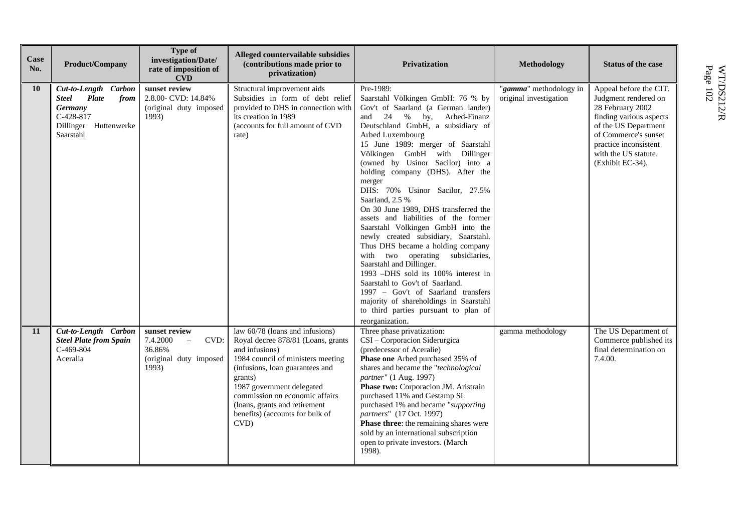| Case No. | Product/Company | Type of investigation/Date/ rate of imposition of CVD | Alleged countervailable subsidies (contributions made prior to privatization) | Privatization | Methodology | Status of the case |
|---|---|---|---|---|---|---|
| **10** | ***Cut-to-Length Carbon Steel Plate from Germany*** C-428-817 Dillinger Huttenwerke Saarstahl | **sunset review** 2.8.00- CVD: 14.84% (original duty imposed 1993) | Structural improvement aids Subsidies in form of debt relief provided to DHS in connection with its creation in 1989 (accounts for full amount of CVD rate) | Pre-1989: Saarstahl Völkingen GmbH: 76 % by Gov't of Saarland (a German lander) and 24 % by, Arbed-Finanz Deutschland GmbH, a subsidiary of Arbed Luxembourg 15 June 1989: merger of Saarstahl Völkingen GmbH with Dillinger (owned by Usinor Sacilor) into a holding company (DHS). After the merger DHS: 70% Usinor Sacilor, 27.5% Saarland, 2.5 % On 30 June 1989, DHS transferred the assets and liabilities of the former Saarstahl Völkingen GmbH into the newly created subsidiary, Saarstahl. Thus DHS became a holding company with two operating subsidiaries, Saarstahl and Dillinger. 1993 –DHS sold its 100% interest in Saarstahl to Gov't of Saarland. 1997 – Gov't of Saarland transfers majority of shareholdings in Saarstahl to third parties pursuant to plan of reorganization. | "***gamma***" methodology in original investigation | Appeal before the CIT. Judgment rendered on 28 February 2002 finding various aspects of the US Department of Commerce's sunset practice inconsistent with the US statute. (Exhibit EC-34). |
| **11** | ***Cut-to-Length Carbon Steel Plate from Spain*** C-469-804 Aceralia | **sunset review** 7.4.2000 – CVD: 36.86% (original duty imposed 1993) | law 60/78 (loans and infusions) Royal decree 878/81 (Loans, grants and infusions) 1984 council of ministers meeting (infusions, loan guarantees and grants) 1987 government delegated commission on economic affairs (loans, grants and retirement benefits) (accounts for bulk of CVD) | Three phase privatization: CSI – Corporacion Siderurgica (predecessor of Aceralie) **Phase one** Arbed purchased 35% of shares and became the "*technological partner*" (1 Aug. 1997) **Phase two:** Corporacion JM. Aristrain purchased 11% and Gestamp SL purchased 1% and became "*supporting partners*" (17 Oct. 1997) **Phase three**: the remaining shares were sold by an international subscription open to private investors. (March 1998). | gamma methodology | The US Department of Commerce published its final determination on 7.4.00. |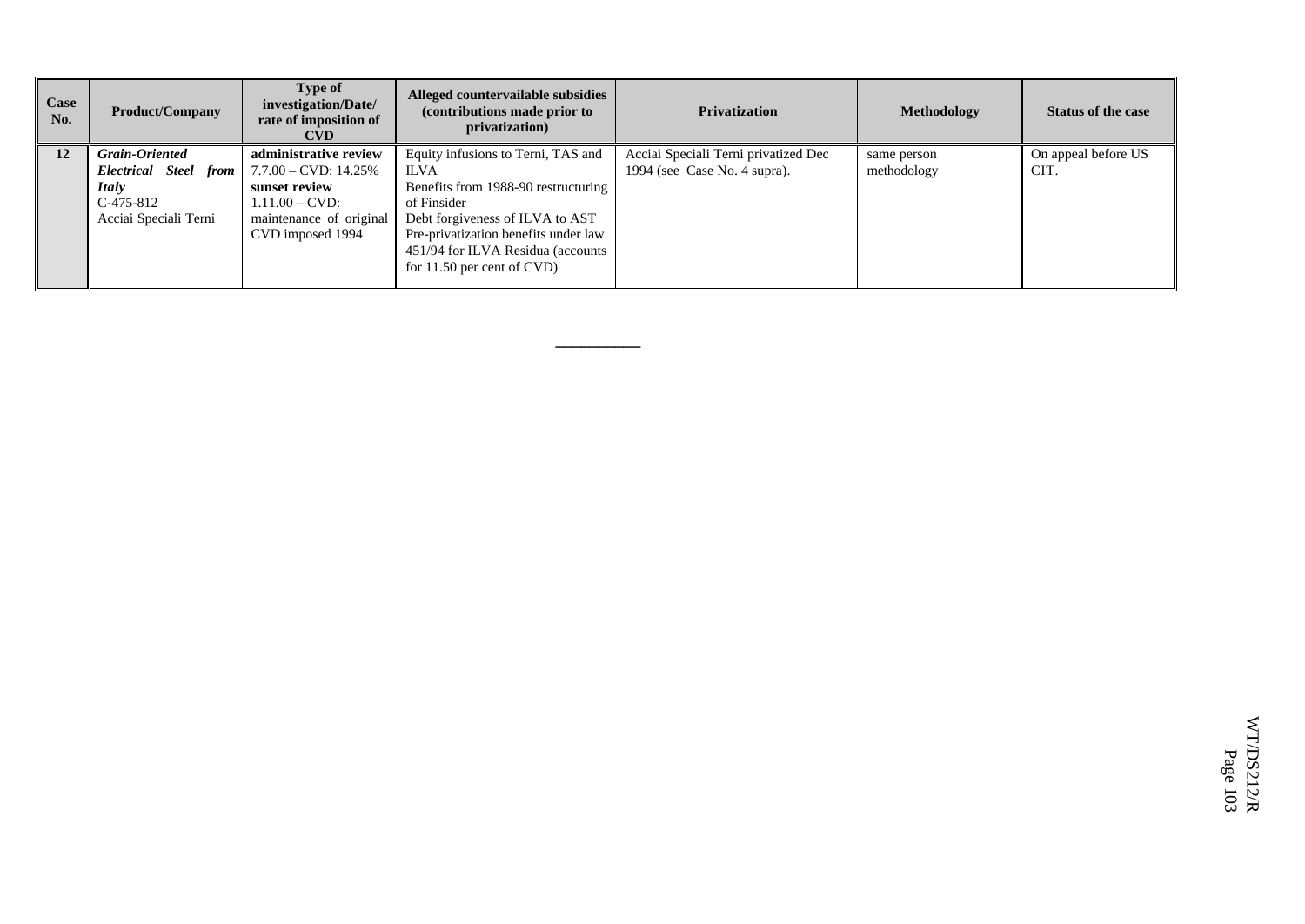| Case No. | Product/Company | Type of investigation/Date/ rate of imposition of CVD | Alleged countervailable subsidies (contributions made prior to privatization) | Privatization | Methodology | Status of the case |
|---|---|---|---|---|---|---|
| 12 | ***Grain-Oriented Electrical Steel from Italy*** C-475-812 Acciai Speciali Terni | **administrative review** 7.7.00 – CVD: 14.25% **sunset review** 1.11.00 – CVD: maintenance of original CVD imposed 1994 | Equity infusions to Terni, TAS and ILVA Benefits from 1988-90 restructuring of Finsider Debt forgiveness of ILVA to AST Pre-privatization benefits under law 451/94 for ILVA Residua (accounts for 11.50 per cent of CVD) | Acciai Speciali Terni privatized Dec 1994 (see Case No. 4 supra). | same person methodology | On appeal before US CIT. |

__________